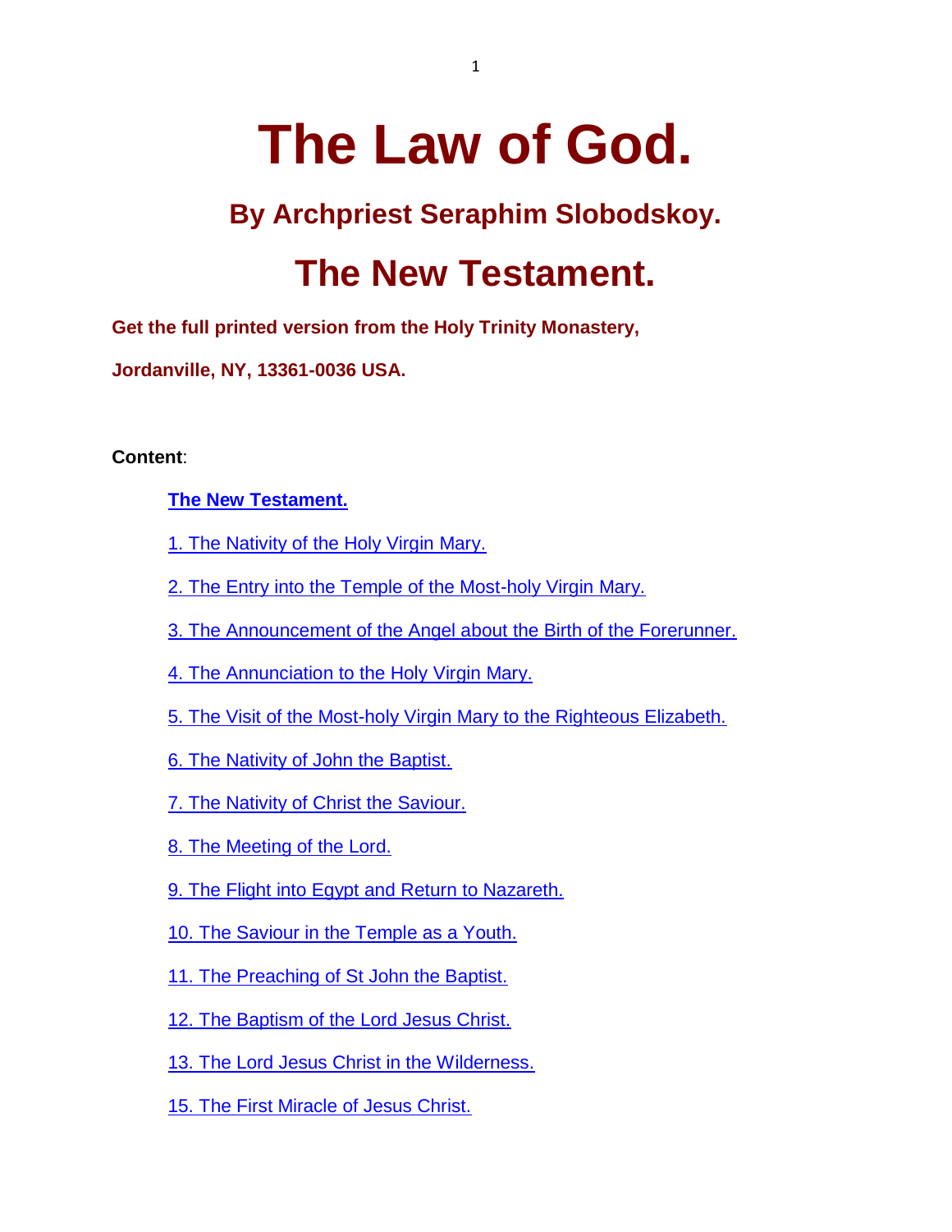# The Law of God.

## By Archpriest Seraphim Slobodskoy.

# The New Testament.

**Get the full printed version from the Holy Trinity Monastery,**

**Jordanville, NY, 13361-0036 USA.**

**Content**:

- **The New Testament.**
- 1. The Nativity of the Holy Virgin Mary.
- 2. The Entry into the Temple of the Most-holy Virgin Mary.
- 3. The Announcement of the Angel about the Birth of the Forerunner.
- 4. The Annunciation to the Holy Virgin Mary.
- 5. The Visit of the Most-holy Virgin Mary to the Righteous Elizabeth.
- 6. The Nativity of John the Baptist.
- 7. The Nativity of Christ the Saviour.
- 8. The Meeting of the Lord.
- 9. The Flight into Egypt and Return to Nazareth.
- 10. The Saviour in the Temple as a Youth.
- 11. The Preaching of St John the Baptist.
- 12. The Baptism of the Lord Jesus Christ.
- 13. The Lord Jesus Christ in the Wilderness.
- 15. The First Miracle of Jesus Christ.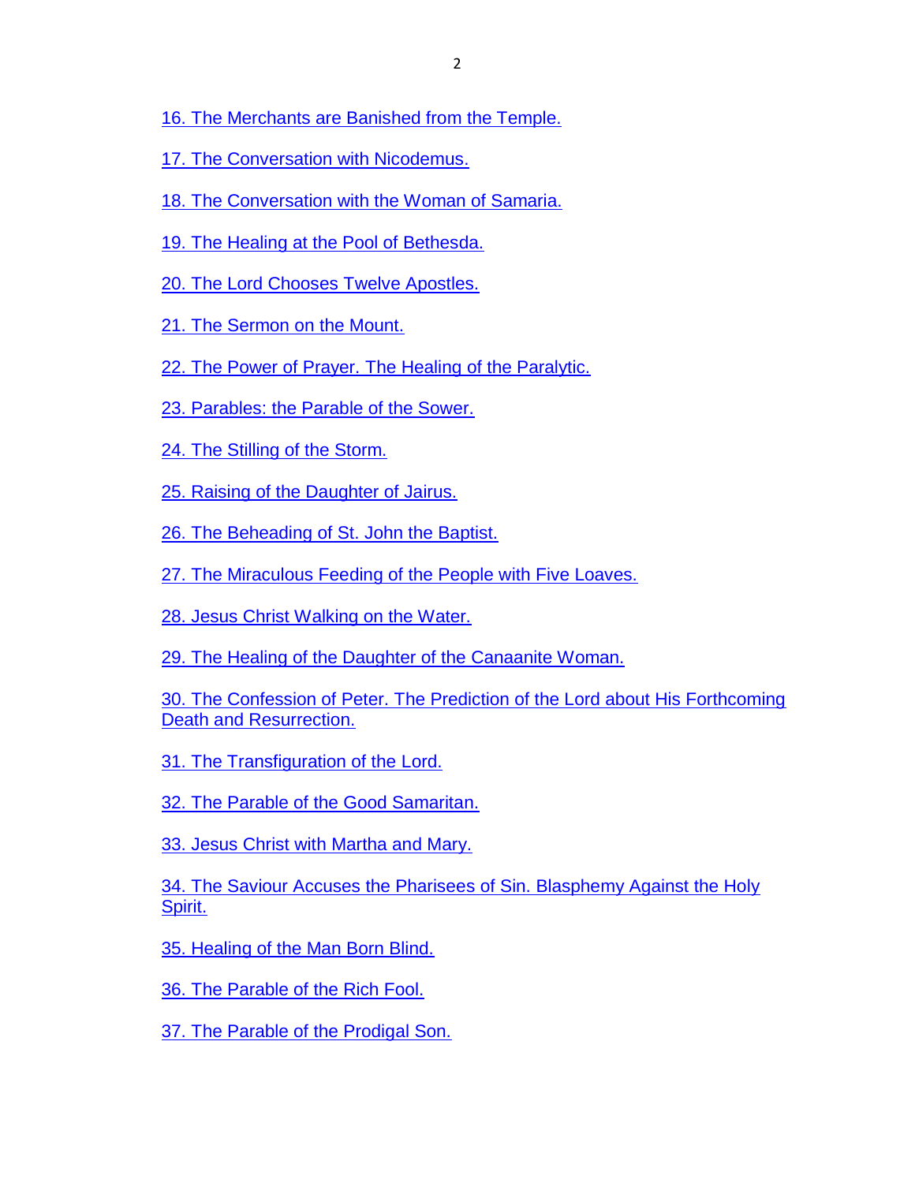16. The Merchants are Banished from the Temple.

17. The Conversation with Nicodemus.

18. The Conversation with the Woman of Samaria.

19. The Healing at the Pool of Bethesda.

20. The Lord Chooses Twelve Apostles.

21. The Sermon on the Mount.

22. The Power of Prayer. The Healing of the Paralytic.

23. Parables: the Parable of the Sower.

24. The Stilling of the Storm.

25. Raising of the Daughter of Jairus.

26. The Beheading of St. John the Baptist.

27. The Miraculous Feeding of the People with Five Loaves.

28. Jesus Christ Walking on the Water.

29. The Healing of the Daughter of the Canaanite Woman.

30. The Confession of Peter. The Prediction of the Lord about His Forthcoming Death and Resurrection.

31. The Transfiguration of the Lord.

32. The Parable of the Good Samaritan.

33. Jesus Christ with Martha and Mary.

34. The Saviour Accuses the Pharisees of Sin. Blasphemy Against the Holy Spirit.

35. Healing of the Man Born Blind.

36. The Parable of the Rich Fool.

37. The Parable of the Prodigal Son.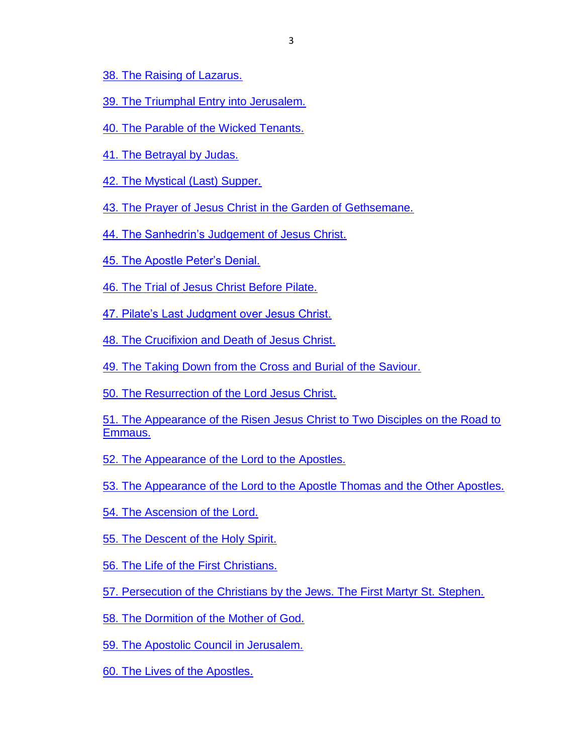38. The Raising of Lazarus.

39. The Triumphal Entry into Jerusalem.

40. The Parable of the Wicked Tenants.

41. The Betrayal by Judas.

42. The Mystical (Last) Supper.

43. The Prayer of Jesus Christ in the Garden of Gethsemane.

44. The Sanhedrin's Judgement of Jesus Christ.

45. The Apostle Peter's Denial.

46. The Trial of Jesus Christ Before Pilate.

47. Pilate's Last Judgment over Jesus Christ.

48. The Crucifixion and Death of Jesus Christ.

49. The Taking Down from the Cross and Burial of the Saviour.

50. The Resurrection of the Lord Jesus Christ.

51. The Appearance of the Risen Jesus Christ to Two Disciples on the Road to Emmaus.

52. The Appearance of the Lord to the Apostles.

53. The Appearance of the Lord to the Apostle Thomas and the Other Apostles.

54. The Ascension of the Lord.

55. The Descent of the Holy Spirit.

56. The Life of the First Christians.

57. Persecution of the Christians by the Jews. The First Martyr St. Stephen.

58. The Dormition of the Mother of God.

59. The Apostolic Council in Jerusalem.

60. The Lives of the Apostles.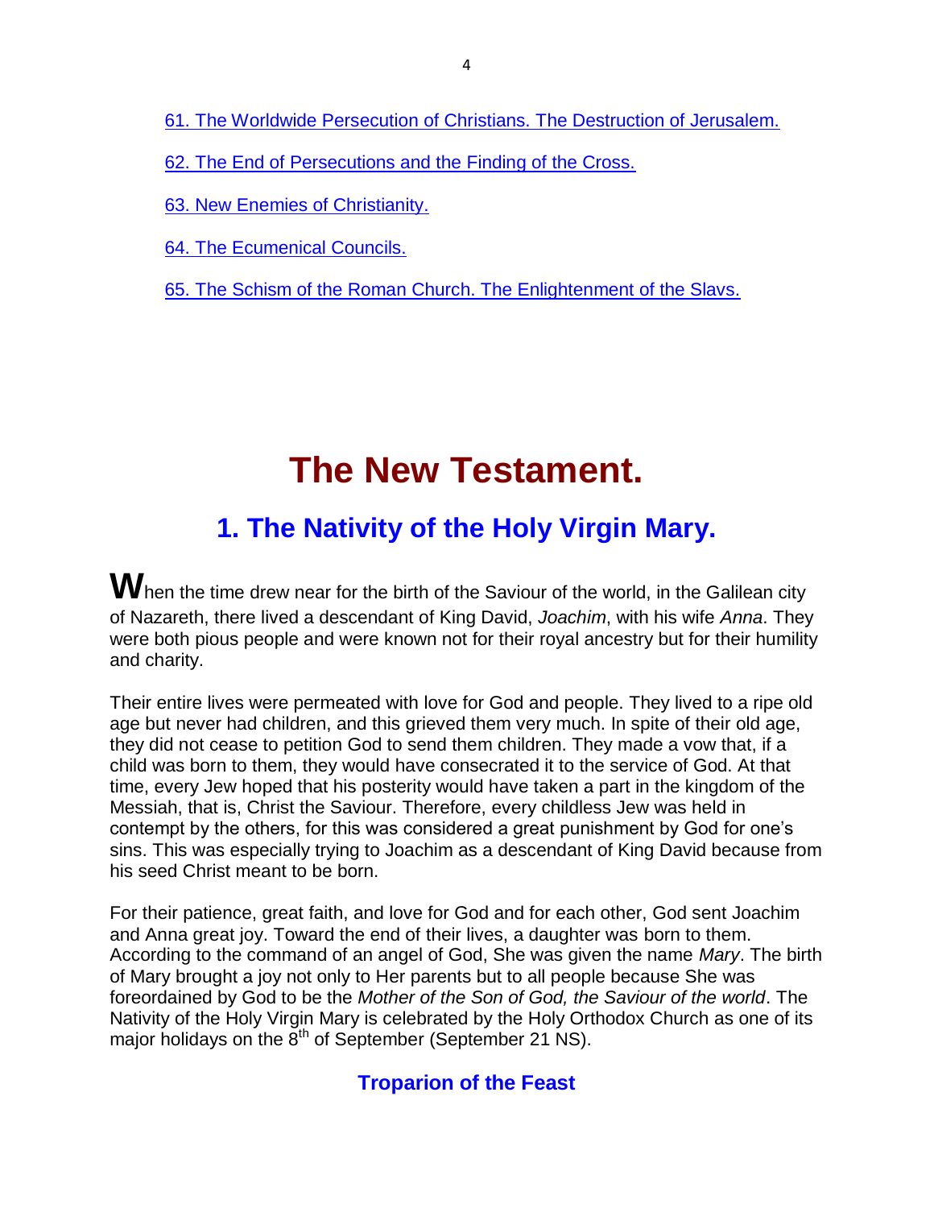[61. The Worldwide Persecution of Christians. The Destruction of Jerusalem.]

[62. The End of Persecutions and the Finding of the Cross.]

[63. New Enemies of Christianity.]

[64. The Ecumenical Councils.]

[65. The Schism of the Roman Church. The Enlightenment of the Slavs.]

# The New Testament.

## 1. The Nativity of the Holy Virgin Mary.

**W**hen the time drew near for the birth of the Saviour of the world, in the Galilean city of Nazareth, there lived a descendant of King David, *Joachim*, with his wife *Anna*. They were both pious people and were known not for their royal ancestry but for their humility and charity.

Their entire lives were permeated with love for God and people. They lived to a ripe old age but never had children, and this grieved them very much. In spite of their old age, they did not cease to petition God to send them children. They made a vow that, if a child was born to them, they would have consecrated it to the service of God. At that time, every Jew hoped that his posterity would have taken a part in the kingdom of the Messiah, that is, Christ the Saviour. Therefore, every childless Jew was held in contempt by the others, for this was considered a great punishment by God for one's sins. This was especially trying to Joachim as a descendant of King David because from his seed Christ meant to be born.

For their patience, great faith, and love for God and for each other, God sent Joachim and Anna great joy. Toward the end of their lives, a daughter was born to them. According to the command of an angel of God, She was given the name *Mary*. The birth of Mary brought a joy not only to Her parents but to all people because She was foreordained by God to be the *Mother of the Son of God, the Saviour of the world*. The Nativity of the Holy Virgin Mary is celebrated by the Holy Orthodox Church as one of its major holidays on the 8th of September (September 21 NS).

### Troparion of the Feast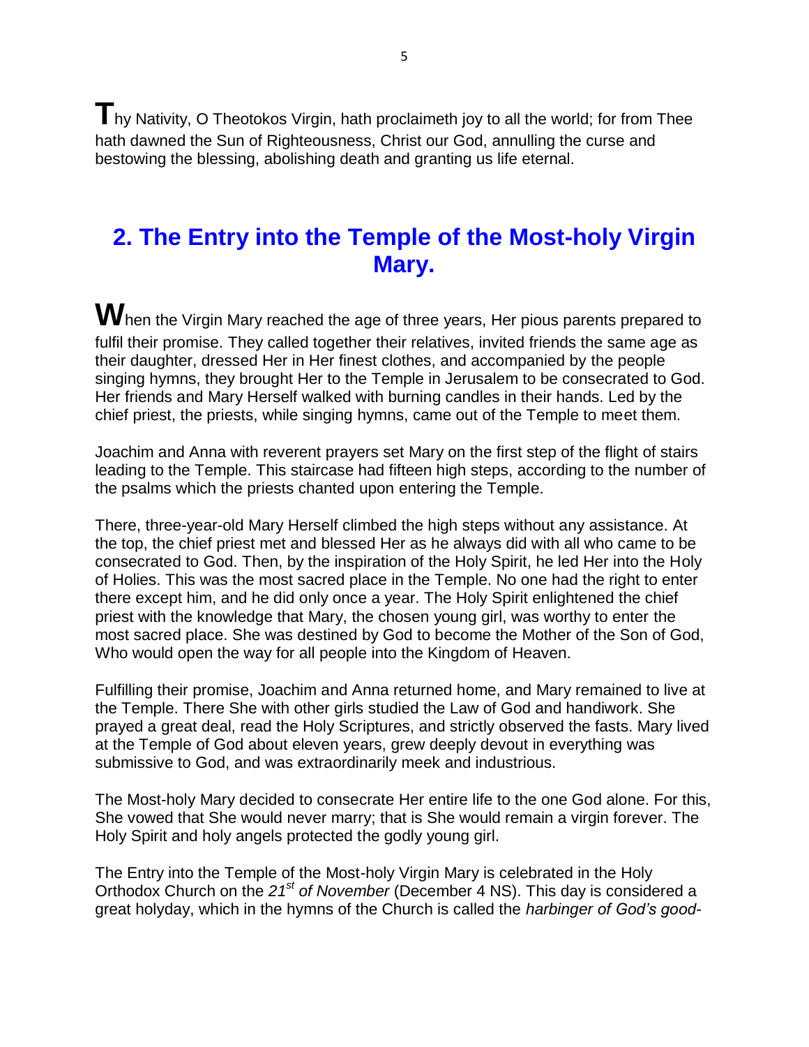Thy Nativity, O Theotokos Virgin, hath proclaimeth joy to all the world; for from Thee hath dawned the Sun of Righteousness, Christ our God, annulling the curse and bestowing the blessing, abolishing death and granting us life eternal.

## 2. The Entry into the Temple of the Most-holy Virgin Mary.

When the Virgin Mary reached the age of three years, Her pious parents prepared to fulfil their promise. They called together their relatives, invited friends the same age as their daughter, dressed Her in Her finest clothes, and accompanied by the people singing hymns, they brought Her to the Temple in Jerusalem to be consecrated to God. Her friends and Mary Herself walked with burning candles in their hands. Led by the chief priest, the priests, while singing hymns, came out of the Temple to meet them.

Joachim and Anna with reverent prayers set Mary on the first step of the flight of stairs leading to the Temple. This staircase had fifteen high steps, according to the number of the psalms which the priests chanted upon entering the Temple.

There, three-year-old Mary Herself climbed the high steps without any assistance. At the top, the chief priest met and blessed Her as he always did with all who came to be consecrated to God. Then, by the inspiration of the Holy Spirit, he led Her into the Holy of Holies. This was the most sacred place in the Temple. No one had the right to enter there except him, and he did only once a year. The Holy Spirit enlightened the chief priest with the knowledge that Mary, the chosen young girl, was worthy to enter the most sacred place. She was destined by God to become the Mother of the Son of God, Who would open the way for all people into the Kingdom of Heaven.

Fulfilling their promise, Joachim and Anna returned home, and Mary remained to live at the Temple. There She with other girls studied the Law of God and handiwork. She prayed a great deal, read the Holy Scriptures, and strictly observed the fasts. Mary lived at the Temple of God about eleven years, grew deeply devout in everything was submissive to God, and was extraordinarily meek and industrious.

The Most-holy Mary decided to consecrate Her entire life to the one God alone. For this, She vowed that She would never marry; that is She would remain a virgin forever. The Holy Spirit and holy angels protected the godly young girl.

The Entry into the Temple of the Most-holy Virgin Mary is celebrated in the Holy Orthodox Church on the *21st of November* (December 4 NS). This day is considered a great holyday, which in the hymns of the Church is called the *harbinger of God's good-*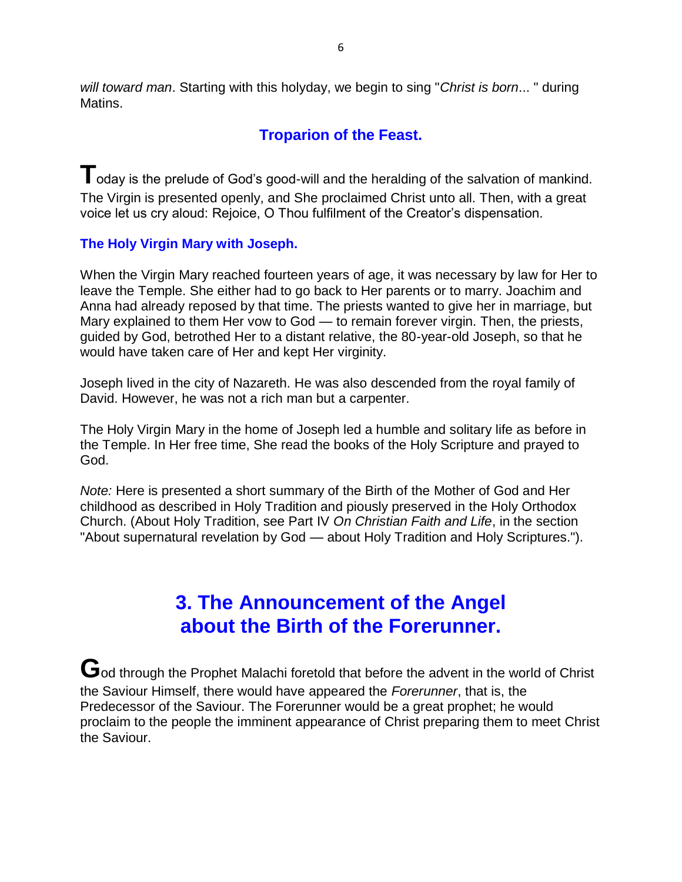*will toward man*. Starting with this holyday, we begin to sing "*Christ is born*... " during Matins.

### Troparion of the Feast.

Today is the prelude of God's good-will and the heralding of the salvation of mankind. The Virgin is presented openly, and She proclaimed Christ unto all. Then, with a great voice let us cry aloud: Rejoice, O Thou fulfilment of the Creator's dispensation.

**The Holy Virgin Mary with Joseph.**

When the Virgin Mary reached fourteen years of age, it was necessary by law for Her to leave the Temple. She either had to go back to Her parents or to marry. Joachim and Anna had already reposed by that time. The priests wanted to give her in marriage, but Mary explained to them Her vow to God — to remain forever virgin. Then, the priests, guided by God, betrothed Her to a distant relative, the 80-year-old Joseph, so that he would have taken care of Her and kept Her virginity.

Joseph lived in the city of Nazareth. He was also descended from the royal family of David. However, he was not a rich man but a carpenter.

The Holy Virgin Mary in the home of Joseph led a humble and solitary life as before in the Temple. In Her free time, She read the books of the Holy Scripture and prayed to God.

*Note:* Here is presented a short summary of the Birth of the Mother of God and Her childhood as described in Holy Tradition and piously preserved in the Holy Orthodox Church. (About Holy Tradition, see Part IV *On Christian Faith and Life*, in the section "About supernatural revelation by God — about Holy Tradition and Holy Scriptures.").

## 3. The Announcement of the Angel about the Birth of the Forerunner.

God through the Prophet Malachi foretold that before the advent in the world of Christ the Saviour Himself, there would have appeared the *Forerunner*, that is, the Predecessor of the Saviour. The Forerunner would be a great prophet; he would proclaim to the people the imminent appearance of Christ preparing them to meet Christ the Saviour.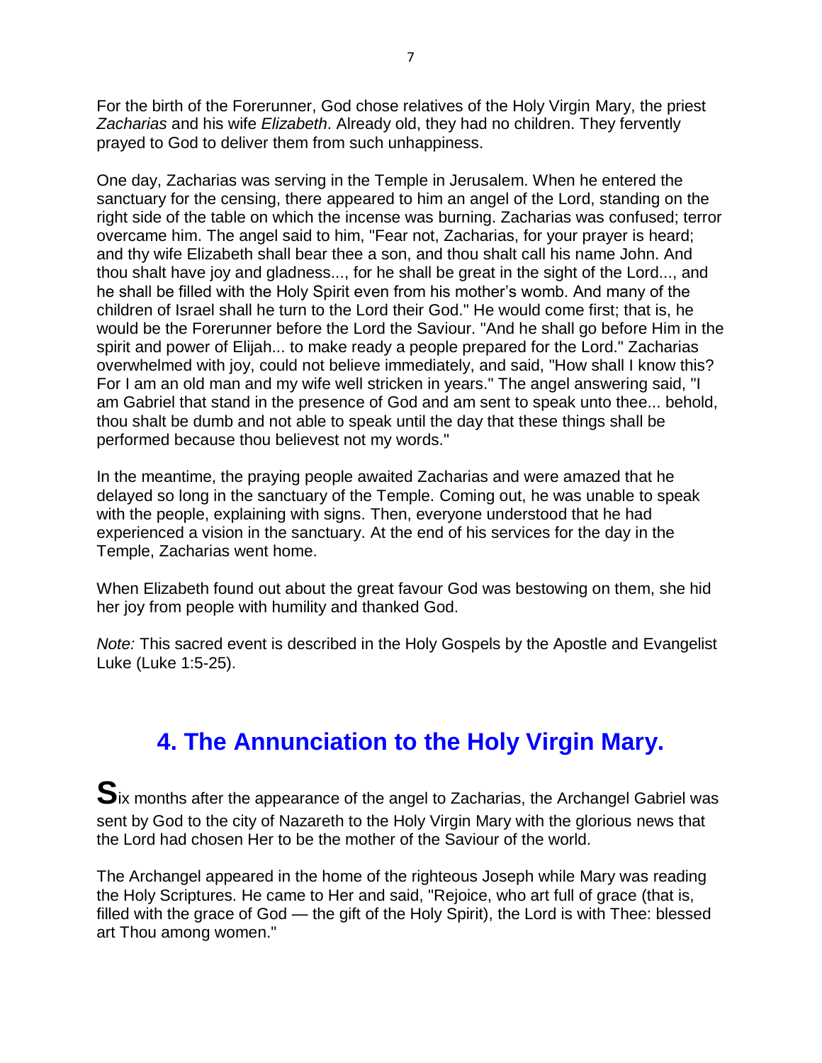For the birth of the Forerunner, God chose relatives of the Holy Virgin Mary, the priest *Zacharias* and his wife *Elizabeth*. Already old, they had no children. They fervently prayed to God to deliver them from such unhappiness.

One day, Zacharias was serving in the Temple in Jerusalem. When he entered the sanctuary for the censing, there appeared to him an angel of the Lord, standing on the right side of the table on which the incense was burning. Zacharias was confused; terror overcame him. The angel said to him, "Fear not, Zacharias, for your prayer is heard; and thy wife Elizabeth shall bear thee a son, and thou shalt call his name John. And thou shalt have joy and gladness..., for he shall be great in the sight of the Lord..., and he shall be filled with the Holy Spirit even from his mother's womb. And many of the children of Israel shall he turn to the Lord their God." He would come first; that is, he would be the Forerunner before the Lord the Saviour. "And he shall go before Him in the spirit and power of Elijah... to make ready a people prepared for the Lord." Zacharias overwhelmed with joy, could not believe immediately, and said, "How shall I know this? For I am an old man and my wife well stricken in years." The angel answering said, "I am Gabriel that stand in the presence of God and am sent to speak unto thee... behold, thou shalt be dumb and not able to speak until the day that these things shall be performed because thou believest not my words."

In the meantime, the praying people awaited Zacharias and were amazed that he delayed so long in the sanctuary of the Temple. Coming out, he was unable to speak with the people, explaining with signs. Then, everyone understood that he had experienced a vision in the sanctuary. At the end of his services for the day in the Temple, Zacharias went home.

When Elizabeth found out about the great favour God was bestowing on them, she hid her joy from people with humility and thanked God.

*Note:* This sacred event is described in the Holy Gospels by the Apostle and Evangelist Luke (Luke 1:5-25).

## 4. The Annunciation to the Holy Virgin Mary.

**S**ix months after the appearance of the angel to Zacharias, the Archangel Gabriel was sent by God to the city of Nazareth to the Holy Virgin Mary with the glorious news that the Lord had chosen Her to be the mother of the Saviour of the world.

The Archangel appeared in the home of the righteous Joseph while Mary was reading the Holy Scriptures. He came to Her and said, "Rejoice, who art full of grace (that is, filled with the grace of God — the gift of the Holy Spirit), the Lord is with Thee: blessed art Thou among women."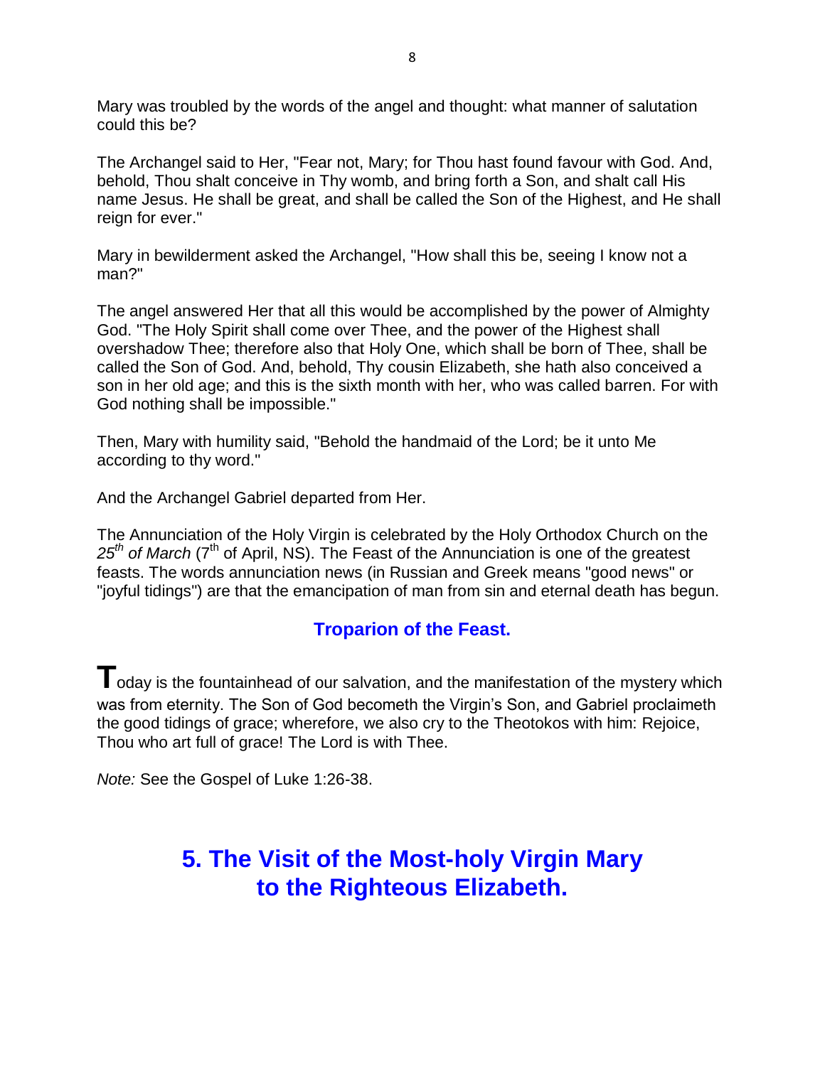Mary was troubled by the words of the angel and thought: what manner of salutation could this be?

The Archangel said to Her, "Fear not, Mary; for Thou hast found favour with God. And, behold, Thou shalt conceive in Thy womb, and bring forth a Son, and shalt call His name Jesus. He shall be great, and shall be called the Son of the Highest, and He shall reign for ever."

Mary in bewilderment asked the Archangel, "How shall this be, seeing I know not a man?"

The angel answered Her that all this would be accomplished by the power of Almighty God. "The Holy Spirit shall come over Thee, and the power of the Highest shall overshadow Thee; therefore also that Holy One, which shall be born of Thee, shall be called the Son of God. And, behold, Thy cousin Elizabeth, she hath also conceived a son in her old age; and this is the sixth month with her, who was called barren. For with God nothing shall be impossible."

Then, Mary with humility said, "Behold the handmaid of the Lord; be it unto Me according to thy word."

And the Archangel Gabriel departed from Her.

The Annunciation of the Holy Virgin is celebrated by the Holy Orthodox Church on the *25th of March* (7th of April, NS). The Feast of the Annunciation is one of the greatest feasts. The words annunciation news (in Russian and Greek means "good news" or "joyful tidings") are that the emancipation of man from sin and eternal death has begun.

### Troparion of the Feast.

**T**oday is the fountainhead of our salvation, and the manifestation of the mystery which was from eternity. The Son of God becometh the Virgin's Son, and Gabriel proclaimeth the good tidings of grace; wherefore, we also cry to the Theotokos with him: Rejoice, Thou who art full of grace! The Lord is with Thee.

*Note:* See the Gospel of Luke 1:26-38.

## 5. The Visit of the Most-holy Virgin Mary to the Righteous Elizabeth.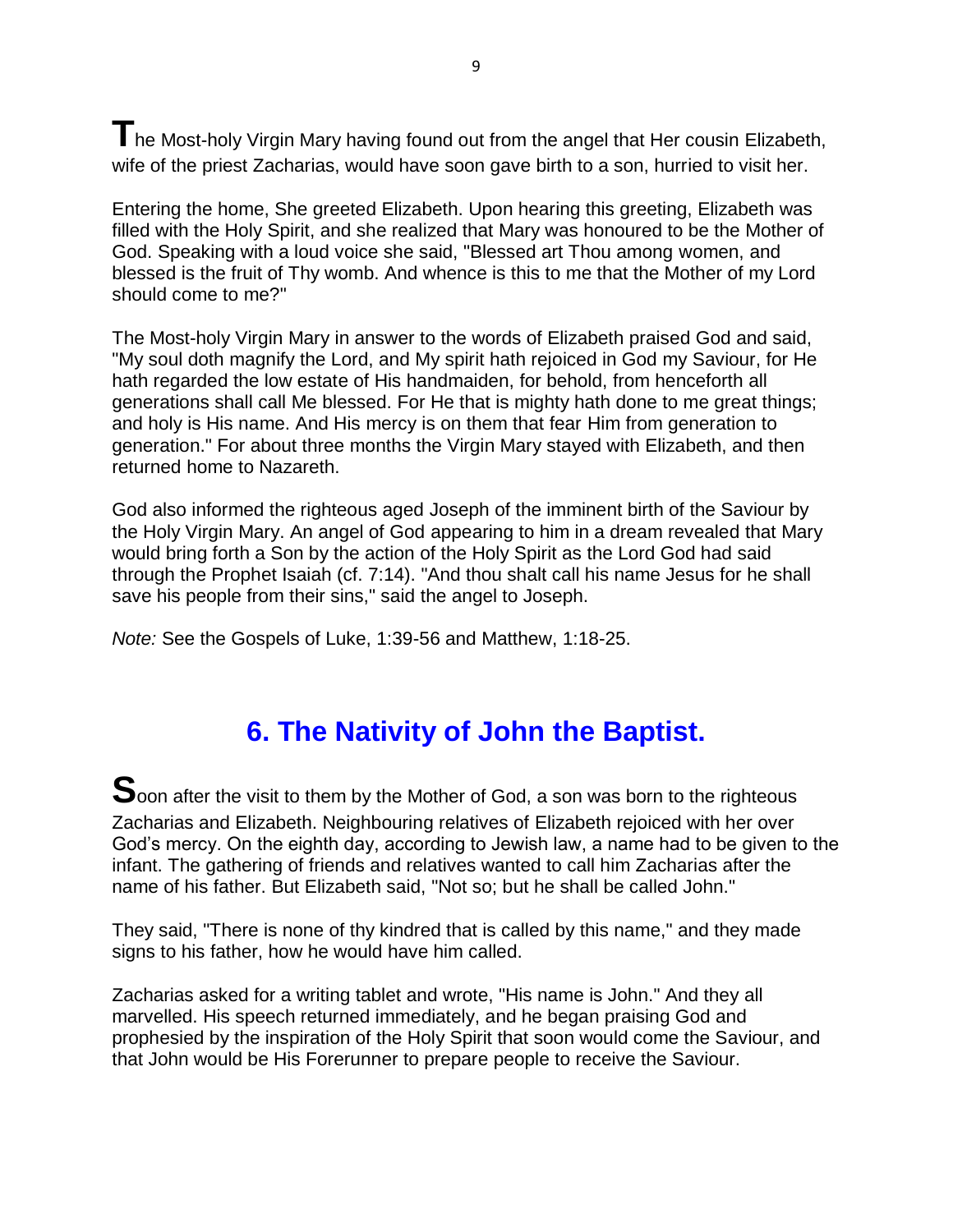The Most-holy Virgin Mary having found out from the angel that Her cousin Elizabeth, wife of the priest Zacharias, would have soon gave birth to a son, hurried to visit her.

Entering the home, She greeted Elizabeth. Upon hearing this greeting, Elizabeth was filled with the Holy Spirit, and she realized that Mary was honoured to be the Mother of God. Speaking with a loud voice she said, "Blessed art Thou among women, and blessed is the fruit of Thy womb. And whence is this to me that the Mother of my Lord should come to me?"

The Most-holy Virgin Mary in answer to the words of Elizabeth praised God and said, "My soul doth magnify the Lord, and My spirit hath rejoiced in God my Saviour, for He hath regarded the low estate of His handmaiden, for behold, from henceforth all generations shall call Me blessed. For He that is mighty hath done to me great things; and holy is His name. And His mercy is on them that fear Him from generation to generation." For about three months the Virgin Mary stayed with Elizabeth, and then returned home to Nazareth.

God also informed the righteous aged Joseph of the imminent birth of the Saviour by the Holy Virgin Mary. An angel of God appearing to him in a dream revealed that Mary would bring forth a Son by the action of the Holy Spirit as the Lord God had said through the Prophet Isaiah (cf. 7:14). "And thou shalt call his name Jesus for he shall save his people from their sins," said the angel to Joseph.

*Note:* See the Gospels of Luke, 1:39-56 and Matthew, 1:18-25.

## 6. The Nativity of John the Baptist.

Soon after the visit to them by the Mother of God, a son was born to the righteous Zacharias and Elizabeth. Neighbouring relatives of Elizabeth rejoiced with her over God's mercy. On the eighth day, according to Jewish law, a name had to be given to the infant. The gathering of friends and relatives wanted to call him Zacharias after the name of his father. But Elizabeth said, "Not so; but he shall be called John."

They said, "There is none of thy kindred that is called by this name," and they made signs to his father, how he would have him called.

Zacharias asked for a writing tablet and wrote, "His name is John." And they all marvelled. His speech returned immediately, and he began praising God and prophesied by the inspiration of the Holy Spirit that soon would come the Saviour, and that John would be His Forerunner to prepare people to receive the Saviour.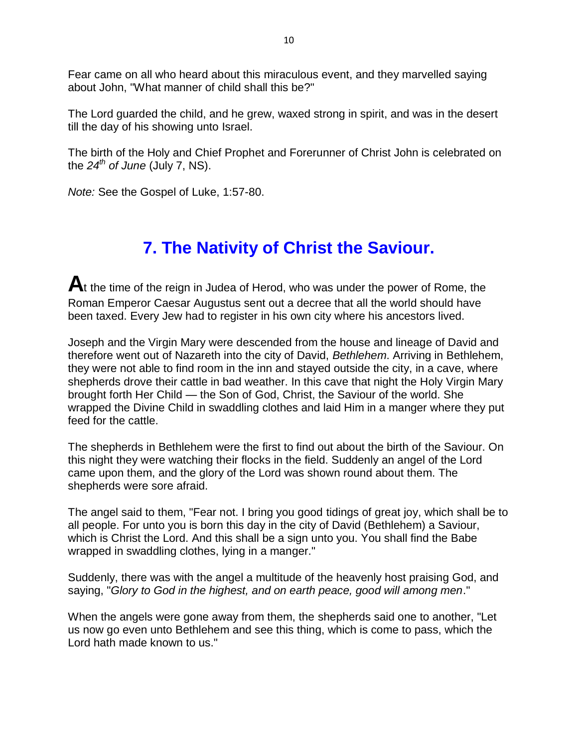Fear came on all who heard about this miraculous event, and they marvelled saying about John, "What manner of child shall this be?"

The Lord guarded the child, and he grew, waxed strong in spirit, and was in the desert till the day of his showing unto Israel.

The birth of the Holy and Chief Prophet and Forerunner of Christ John is celebrated on the *24th of June* (July 7, NS).

*Note:* See the Gospel of Luke, 1:57-80.

## 7. The Nativity of Christ the Saviour.

**A**t the time of the reign in Judea of Herod, who was under the power of Rome, the Roman Emperor Caesar Augustus sent out a decree that all the world should have been taxed. Every Jew had to register in his own city where his ancestors lived.

Joseph and the Virgin Mary were descended from the house and lineage of David and therefore went out of Nazareth into the city of David, *Bethlehem*. Arriving in Bethlehem, they were not able to find room in the inn and stayed outside the city, in a cave, where shepherds drove their cattle in bad weather. In this cave that night the Holy Virgin Mary brought forth Her Child — the Son of God, Christ, the Saviour of the world. She wrapped the Divine Child in swaddling clothes and laid Him in a manger where they put feed for the cattle.

The shepherds in Bethlehem were the first to find out about the birth of the Saviour. On this night they were watching their flocks in the field. Suddenly an angel of the Lord came upon them, and the glory of the Lord was shown round about them. The shepherds were sore afraid.

The angel said to them, "Fear not. I bring you good tidings of great joy, which shall be to all people. For unto you is born this day in the city of David (Bethlehem) a Saviour, which is Christ the Lord. And this shall be a sign unto you. You shall find the Babe wrapped in swaddling clothes, lying in a manger."

Suddenly, there was with the angel a multitude of the heavenly host praising God, and saying, "*Glory to God in the highest, and on earth peace, good will among men*."

When the angels were gone away from them, the shepherds said one to another, "Let us now go even unto Bethlehem and see this thing, which is come to pass, which the Lord hath made known to us."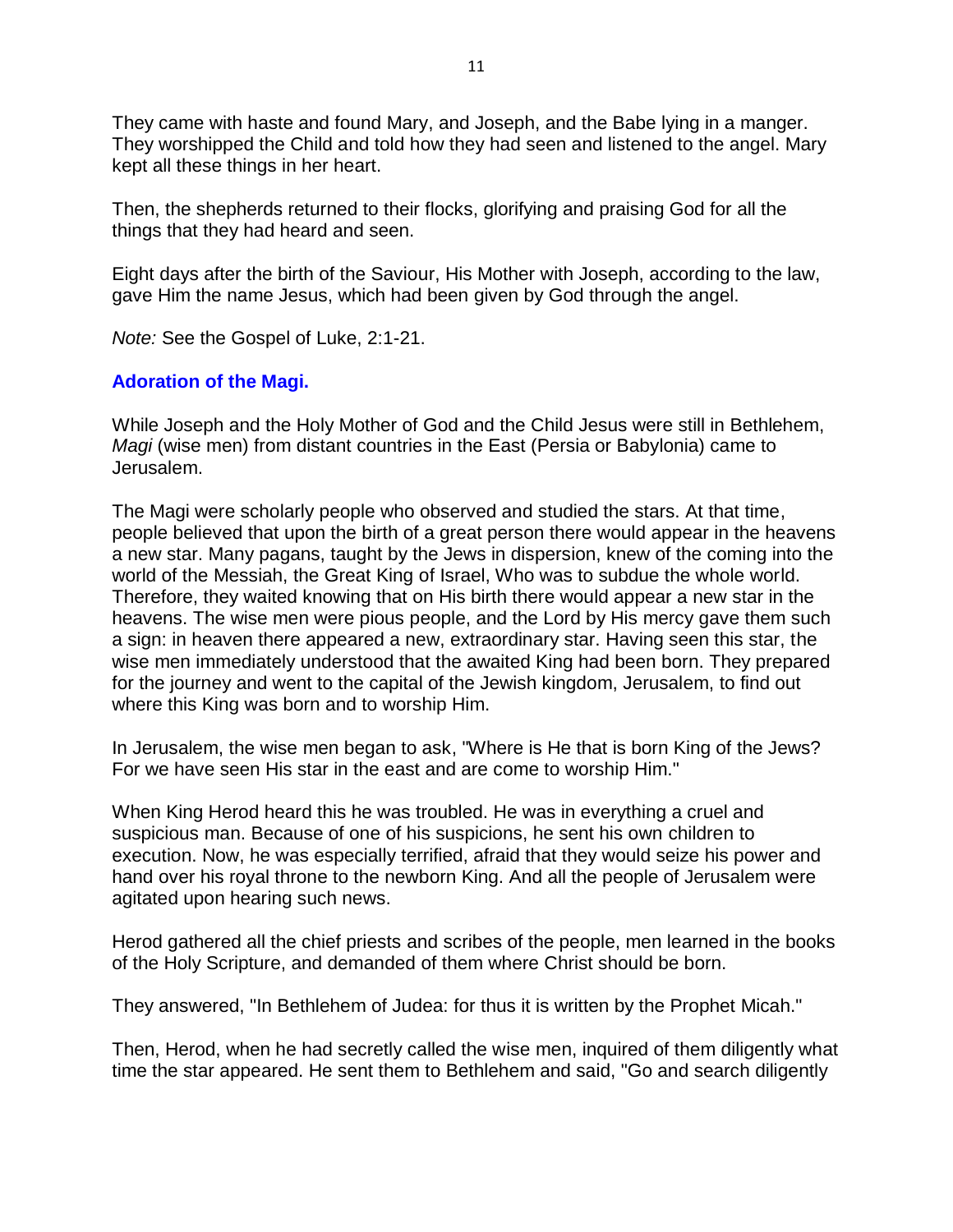They came with haste and found Mary, and Joseph, and the Babe lying in a manger. They worshipped the Child and told how they had seen and listened to the angel. Mary kept all these things in her heart.

Then, the shepherds returned to their flocks, glorifying and praising God for all the things that they had heard and seen.

Eight days after the birth of the Saviour, His Mother with Joseph, according to the law, gave Him the name Jesus, which had been given by God through the angel.

*Note:* See the Gospel of Luke, 2:1-21.

## Adoration of the Magi.

While Joseph and the Holy Mother of God and the Child Jesus were still in Bethlehem, *Magi* (wise men) from distant countries in the East (Persia or Babylonia) came to Jerusalem.

The Magi were scholarly people who observed and studied the stars. At that time, people believed that upon the birth of a great person there would appear in the heavens a new star. Many pagans, taught by the Jews in dispersion, knew of the coming into the world of the Messiah, the Great King of Israel, Who was to subdue the whole world. Therefore, they waited knowing that on His birth there would appear a new star in the heavens. The wise men were pious people, and the Lord by His mercy gave them such a sign: in heaven there appeared a new, extraordinary star. Having seen this star, the wise men immediately understood that the awaited King had been born. They prepared for the journey and went to the capital of the Jewish kingdom, Jerusalem, to find out where this King was born and to worship Him.

In Jerusalem, the wise men began to ask, "Where is He that is born King of the Jews? For we have seen His star in the east and are come to worship Him."

When King Herod heard this he was troubled. He was in everything a cruel and suspicious man. Because of one of his suspicions, he sent his own children to execution. Now, he was especially terrified, afraid that they would seize his power and hand over his royal throne to the newborn King. And all the people of Jerusalem were agitated upon hearing such news.

Herod gathered all the chief priests and scribes of the people, men learned in the books of the Holy Scripture, and demanded of them where Christ should be born.

They answered, "In Bethlehem of Judea: for thus it is written by the Prophet Micah."

Then, Herod, when he had secretly called the wise men, inquired of them diligently what time the star appeared. He sent them to Bethlehem and said, "Go and search diligently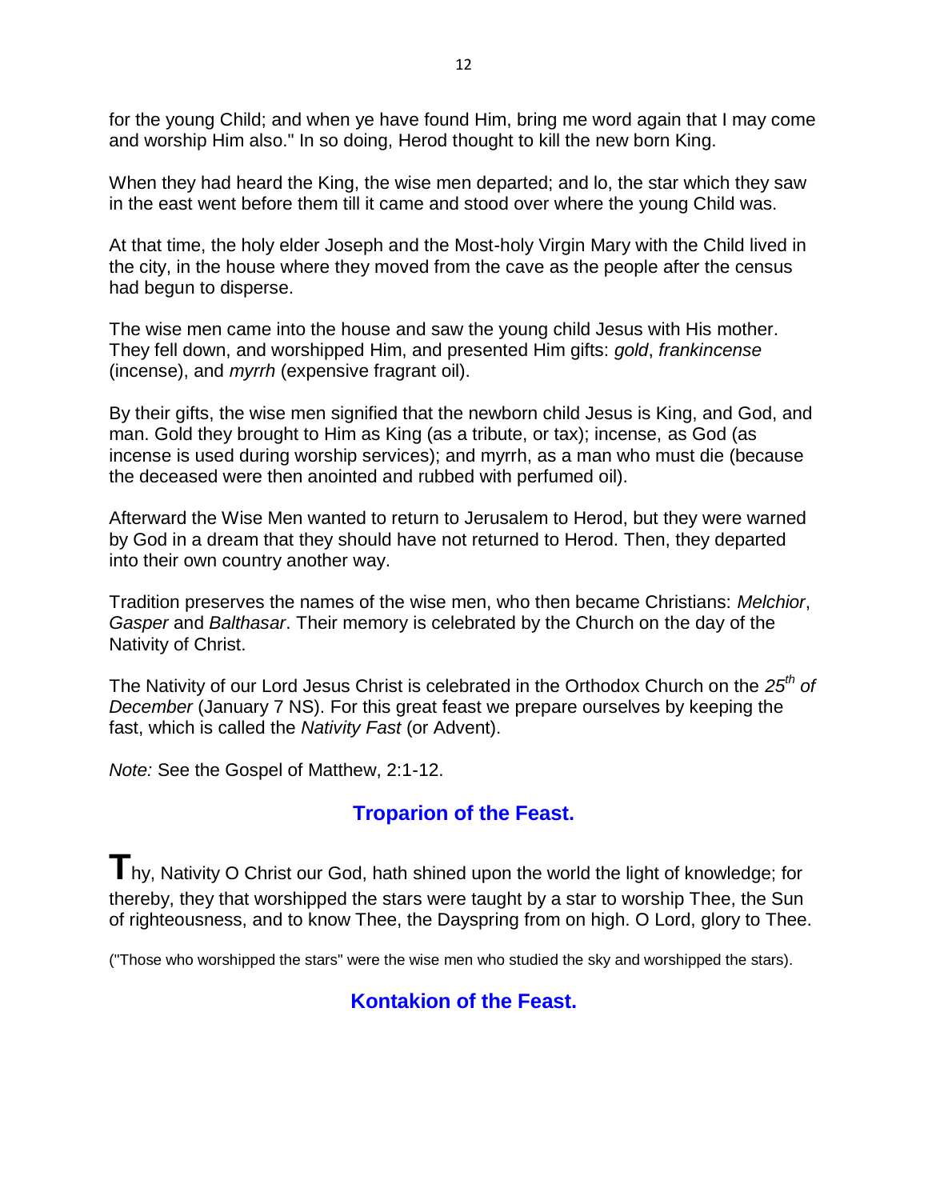for the young Child; and when ye have found Him, bring me word again that I may come and worship Him also." In so doing, Herod thought to kill the new born King.

When they had heard the King, the wise men departed; and lo, the star which they saw in the east went before them till it came and stood over where the young Child was.

At that time, the holy elder Joseph and the Most-holy Virgin Mary with the Child lived in the city, in the house where they moved from the cave as the people after the census had begun to disperse.

The wise men came into the house and saw the young child Jesus with His mother. They fell down, and worshipped Him, and presented Him gifts: *gold*, *frankincense* (incense), and *myrrh* (expensive fragrant oil).

By their gifts, the wise men signified that the newborn child Jesus is King, and God, and man. Gold they brought to Him as King (as a tribute, or tax); incense, as God (as incense is used during worship services); and myrrh, as a man who must die (because the deceased were then anointed and rubbed with perfumed oil).

Afterward the Wise Men wanted to return to Jerusalem to Herod, but they were warned by God in a dream that they should have not returned to Herod. Then, they departed into their own country another way.

Tradition preserves the names of the wise men, who then became Christians: *Melchior*, *Gasper* and *Balthasar*. Their memory is celebrated by the Church on the day of the Nativity of Christ.

The Nativity of our Lord Jesus Christ is celebrated in the Orthodox Church on the *25th of December* (January 7 NS). For this great feast we prepare ourselves by keeping the fast, which is called the *Nativity Fast* (or Advent).

*Note:* See the Gospel of Matthew, 2:1-12.

## Troparion of the Feast.

**T**hy, Nativity O Christ our God, hath shined upon the world the light of knowledge; for thereby, they that worshipped the stars were taught by a star to worship Thee, the Sun of righteousness, and to know Thee, the Dayspring from on high. O Lord, glory to Thee.

("Those who worshipped the stars" were the wise men who studied the sky and worshipped the stars).

## Kontakion of the Feast.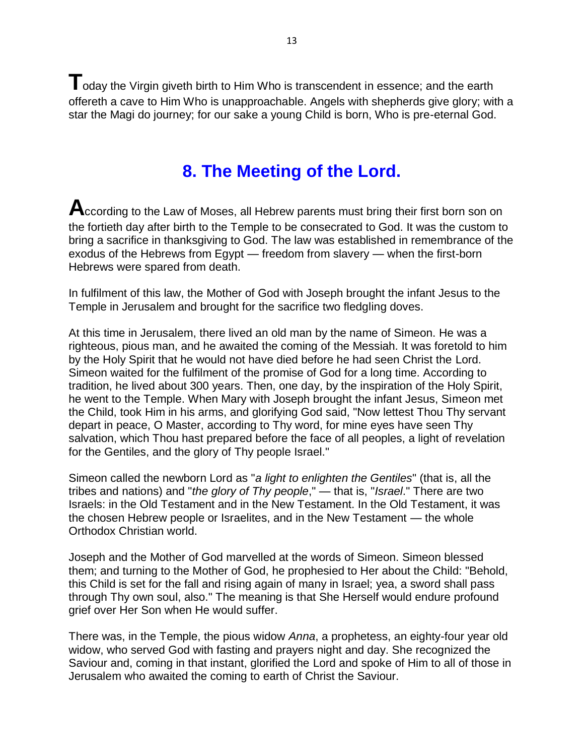Today the Virgin giveth birth to Him Who is transcendent in essence; and the earth offereth a cave to Him Who is unapproachable. Angels with shepherds give glory; with a star the Magi do journey; for our sake a young Child is born, Who is pre-eternal God.

## 8. The Meeting of the Lord.

According to the Law of Moses, all Hebrew parents must bring their first born son on the fortieth day after birth to the Temple to be consecrated to God. It was the custom to bring a sacrifice in thanksgiving to God. The law was established in remembrance of the exodus of the Hebrews from Egypt — freedom from slavery — when the first-born Hebrews were spared from death.

In fulfilment of this law, the Mother of God with Joseph brought the infant Jesus to the Temple in Jerusalem and brought for the sacrifice two fledgling doves.

At this time in Jerusalem, there lived an old man by the name of Simeon. He was a righteous, pious man, and he awaited the coming of the Messiah. It was foretold to him by the Holy Spirit that he would not have died before he had seen Christ the Lord. Simeon waited for the fulfilment of the promise of God for a long time. According to tradition, he lived about 300 years. Then, one day, by the inspiration of the Holy Spirit, he went to the Temple. When Mary with Joseph brought the infant Jesus, Simeon met the Child, took Him in his arms, and glorifying God said, "Now lettest Thou Thy servant depart in peace, O Master, according to Thy word, for mine eyes have seen Thy salvation, which Thou hast prepared before the face of all peoples, a light of revelation for the Gentiles, and the glory of Thy people Israel."

Simeon called the newborn Lord as "*a light to enlighten the Gentiles*" (that is, all the tribes and nations) and "*the glory of Thy people*," — that is, "*Israel*." There are two Israels: in the Old Testament and in the New Testament. In the Old Testament, it was the chosen Hebrew people or Israelites, and in the New Testament — the whole Orthodox Christian world.

Joseph and the Mother of God marvelled at the words of Simeon. Simeon blessed them; and turning to the Mother of God, he prophesied to Her about the Child: "Behold, this Child is set for the fall and rising again of many in Israel; yea, a sword shall pass through Thy own soul, also." The meaning is that She Herself would endure profound grief over Her Son when He would suffer.

There was, in the Temple, the pious widow *Anna*, a prophetess, an eighty-four year old widow, who served God with fasting and prayers night and day. She recognized the Saviour and, coming in that instant, glorified the Lord and spoke of Him to all of those in Jerusalem who awaited the coming to earth of Christ the Saviour.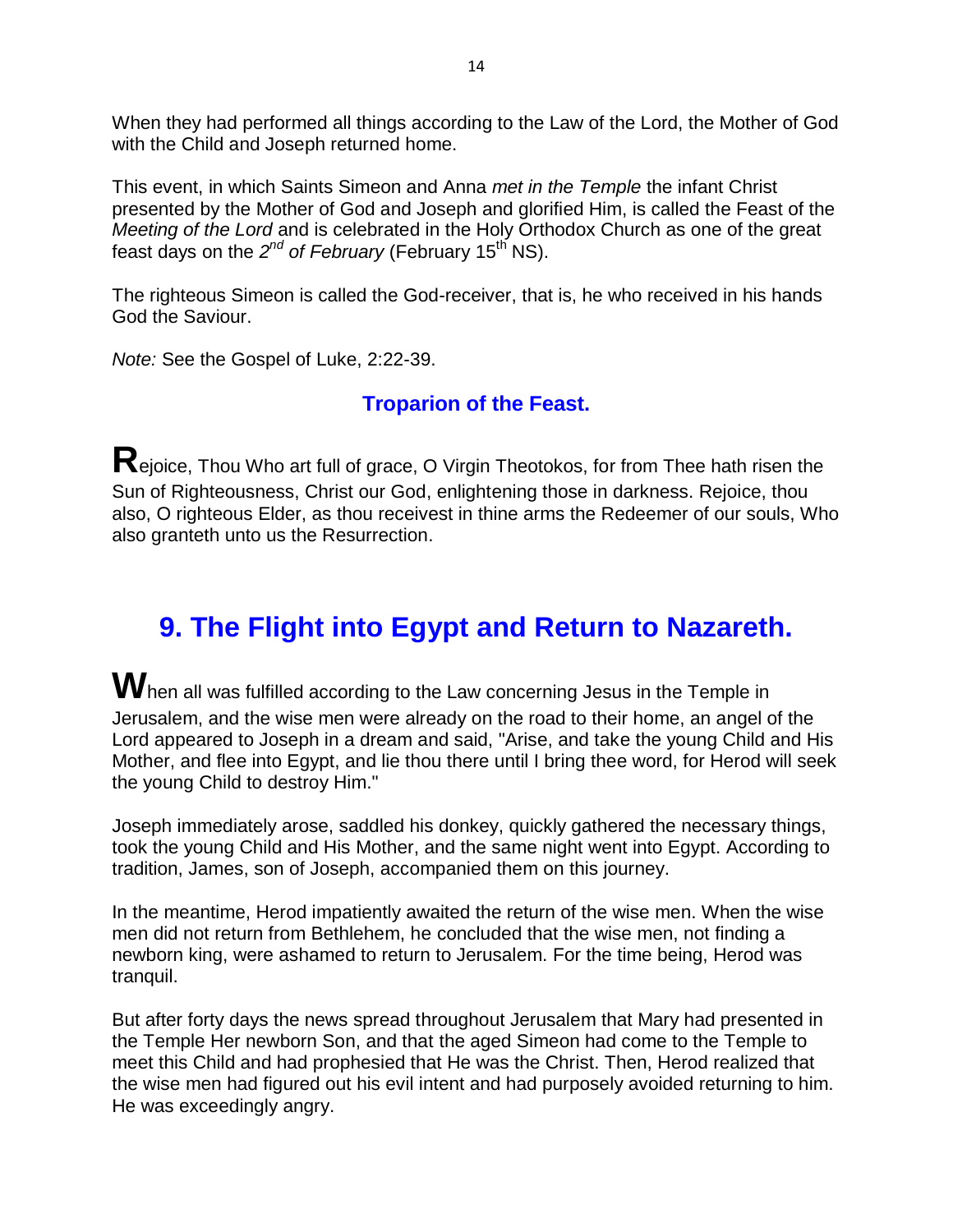When they had performed all things according to the Law of the Lord, the Mother of God with the Child and Joseph returned home.

This event, in which Saints Simeon and Anna *met in the Temple* the infant Christ presented by the Mother of God and Joseph and glorified Him, is called the Feast of the *Meeting of the Lord* and is celebrated in the Holy Orthodox Church as one of the great feast days on the *2nd of February* (February 15th NS).

The righteous Simeon is called the God-receiver, that is, he who received in his hands God the Saviour.

*Note:* See the Gospel of Luke, 2:22-39.

### Troparion of the Feast.

**R**ejoice, Thou Who art full of grace, O Virgin Theotokos, for from Thee hath risen the Sun of Righteousness, Christ our God, enlightening those in darkness. Rejoice, thou also, O righteous Elder, as thou receivest in thine arms the Redeemer of our souls, Who also granteth unto us the Resurrection.

## 9. The Flight into Egypt and Return to Nazareth.

**W**hen all was fulfilled according to the Law concerning Jesus in the Temple in Jerusalem, and the wise men were already on the road to their home, an angel of the Lord appeared to Joseph in a dream and said, "Arise, and take the young Child and His Mother, and flee into Egypt, and lie thou there until I bring thee word, for Herod will seek the young Child to destroy Him."

Joseph immediately arose, saddled his donkey, quickly gathered the necessary things, took the young Child and His Mother, and the same night went into Egypt. According to tradition, James, son of Joseph, accompanied them on this journey.

In the meantime, Herod impatiently awaited the return of the wise men. When the wise men did not return from Bethlehem, he concluded that the wise men, not finding a newborn king, were ashamed to return to Jerusalem. For the time being, Herod was tranquil.

But after forty days the news spread throughout Jerusalem that Mary had presented in the Temple Her newborn Son, and that the aged Simeon had come to the Temple to meet this Child and had prophesied that He was the Christ. Then, Herod realized that the wise men had figured out his evil intent and had purposely avoided returning to him. He was exceedingly angry.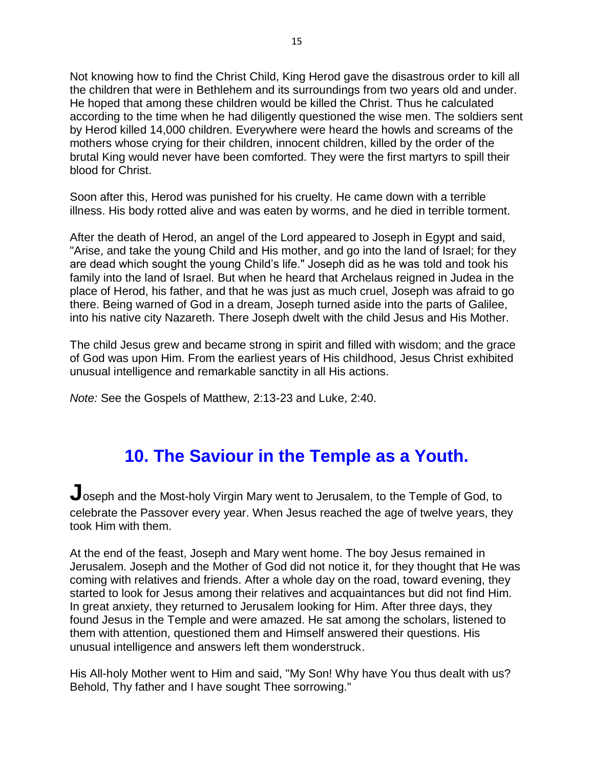Not knowing how to find the Christ Child, King Herod gave the disastrous order to kill all the children that were in Bethlehem and its surroundings from two years old and under. He hoped that among these children would be killed the Christ. Thus he calculated according to the time when he had diligently questioned the wise men. The soldiers sent by Herod killed 14,000 children. Everywhere were heard the howls and screams of the mothers whose crying for their children, innocent children, killed by the order of the brutal King would never have been comforted. They were the first martyrs to spill their blood for Christ.

Soon after this, Herod was punished for his cruelty. He came down with a terrible illness. His body rotted alive and was eaten by worms, and he died in terrible torment.

After the death of Herod, an angel of the Lord appeared to Joseph in Egypt and said, "Arise, and take the young Child and His mother, and go into the land of Israel; for they are dead which sought the young Child's life." Joseph did as he was told and took his family into the land of Israel. But when he heard that Archelaus reigned in Judea in the place of Herod, his father, and that he was just as much cruel, Joseph was afraid to go there. Being warned of God in a dream, Joseph turned aside into the parts of Galilee, into his native city Nazareth. There Joseph dwelt with the child Jesus and His Mother.

The child Jesus grew and became strong in spirit and filled with wisdom; and the grace of God was upon Him. From the earliest years of His childhood, Jesus Christ exhibited unusual intelligence and remarkable sanctity in all His actions.

*Note:* See the Gospels of Matthew, 2:13-23 and Luke, 2:40.

## 10. The Saviour in the Temple as a Youth.

**J**oseph and the Most-holy Virgin Mary went to Jerusalem, to the Temple of God, to celebrate the Passover every year. When Jesus reached the age of twelve years, they took Him with them.

At the end of the feast, Joseph and Mary went home. The boy Jesus remained in Jerusalem. Joseph and the Mother of God did not notice it, for they thought that He was coming with relatives and friends. After a whole day on the road, toward evening, they started to look for Jesus among their relatives and acquaintances but did not find Him. In great anxiety, they returned to Jerusalem looking for Him. After three days, they found Jesus in the Temple and were amazed. He sat among the scholars, listened to them with attention, questioned them and Himself answered their questions. His unusual intelligence and answers left them wonderstruck.

His All-holy Mother went to Him and said, "My Son! Why have You thus dealt with us? Behold, Thy father and I have sought Thee sorrowing."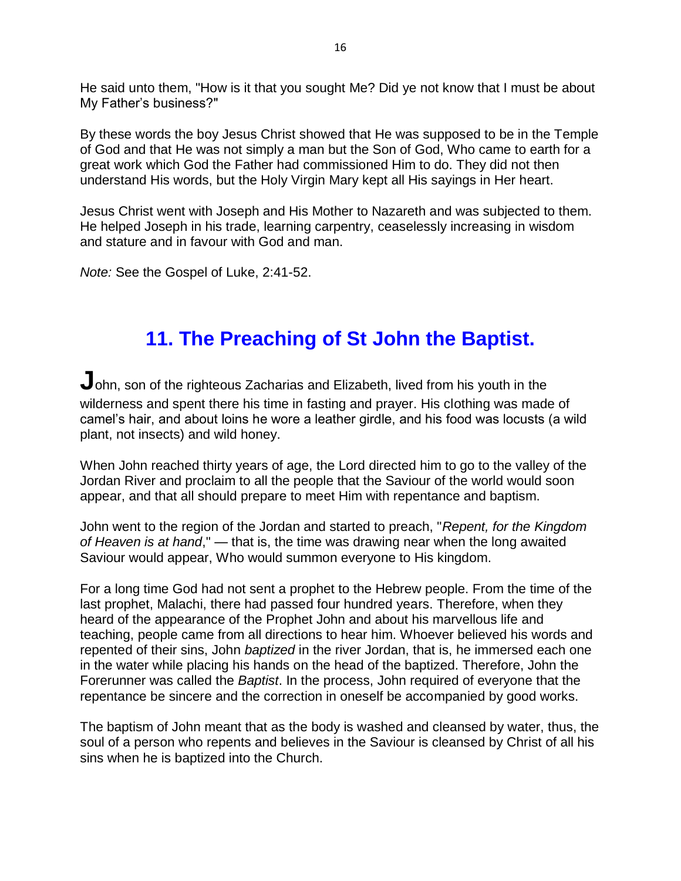He said unto them, "How is it that you sought Me? Did ye not know that I must be about My Father's business?"

By these words the boy Jesus Christ showed that He was supposed to be in the Temple of God and that He was not simply a man but the Son of God, Who came to earth for a great work which God the Father had commissioned Him to do. They did not then understand His words, but the Holy Virgin Mary kept all His sayings in Her heart.

Jesus Christ went with Joseph and His Mother to Nazareth and was subjected to them. He helped Joseph in his trade, learning carpentry, ceaselessly increasing in wisdom and stature and in favour with God and man.

*Note:* See the Gospel of Luke, 2:41-52.

## 11. The Preaching of St John the Baptist.

**J**ohn, son of the righteous Zacharias and Elizabeth, lived from his youth in the wilderness and spent there his time in fasting and prayer. His clothing was made of camel's hair, and about loins he wore a leather girdle, and his food was locusts (a wild plant, not insects) and wild honey.

When John reached thirty years of age, the Lord directed him to go to the valley of the Jordan River and proclaim to all the people that the Saviour of the world would soon appear, and that all should prepare to meet Him with repentance and baptism.

John went to the region of the Jordan and started to preach, "*Repent, for the Kingdom of Heaven is at hand*," — that is, the time was drawing near when the long awaited Saviour would appear, Who would summon everyone to His kingdom.

For a long time God had not sent a prophet to the Hebrew people. From the time of the last prophet, Malachi, there had passed four hundred years. Therefore, when they heard of the appearance of the Prophet John and about his marvellous life and teaching, people came from all directions to hear him. Whoever believed his words and repented of their sins, John *baptized* in the river Jordan, that is, he immersed each one in the water while placing his hands on the head of the baptized. Therefore, John the Forerunner was called the *Baptist*. In the process, John required of everyone that the repentance be sincere and the correction in oneself be accompanied by good works.

The baptism of John meant that as the body is washed and cleansed by water, thus, the soul of a person who repents and believes in the Saviour is cleansed by Christ of all his sins when he is baptized into the Church.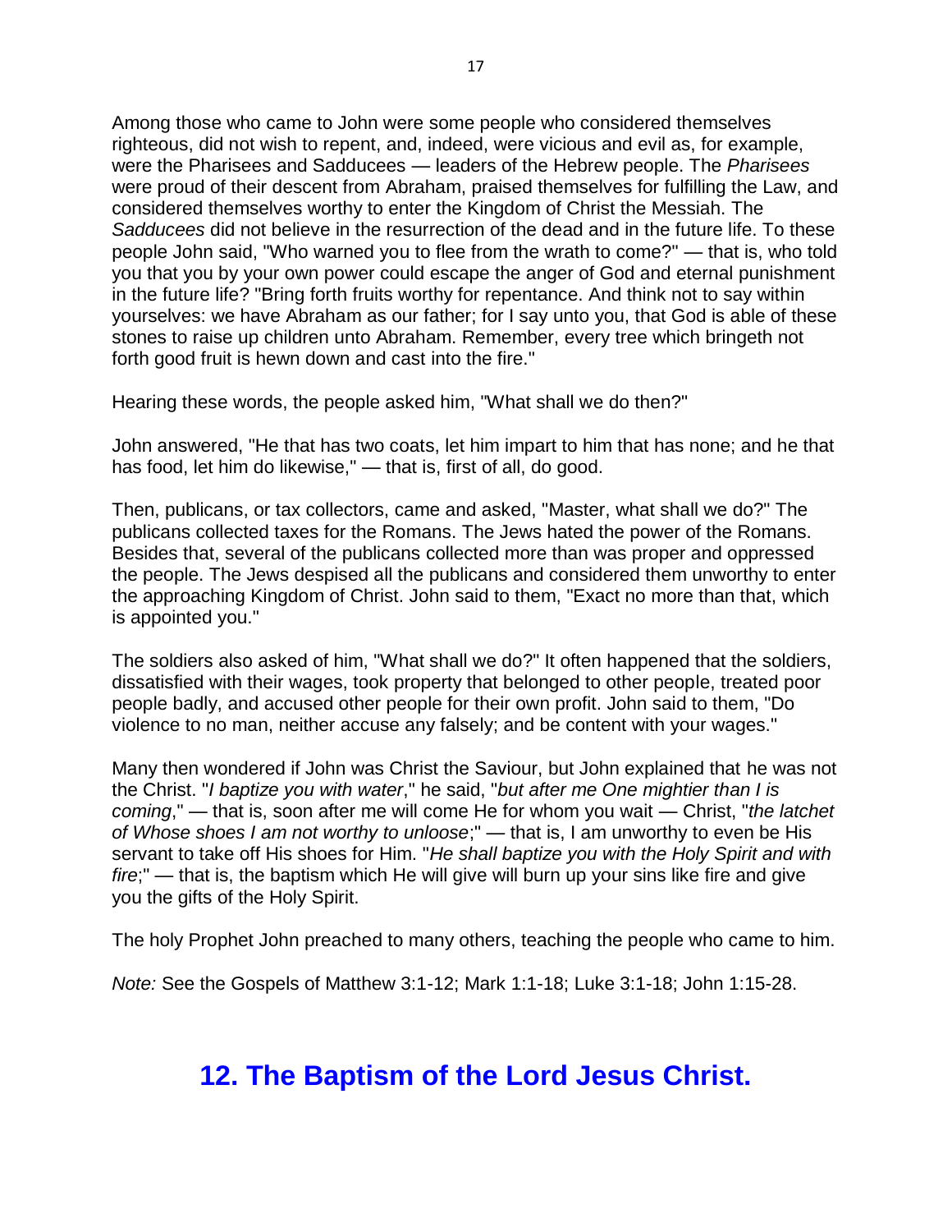Among those who came to John were some people who considered themselves righteous, did not wish to repent, and, indeed, were vicious and evil as, for example, were the Pharisees and Sadducees — leaders of the Hebrew people. The *Pharisees* were proud of their descent from Abraham, praised themselves for fulfilling the Law, and considered themselves worthy to enter the Kingdom of Christ the Messiah. The *Sadducees* did not believe in the resurrection of the dead and in the future life. To these people John said, "Who warned you to flee from the wrath to come?" — that is, who told you that you by your own power could escape the anger of God and eternal punishment in the future life? "Bring forth fruits worthy for repentance. And think not to say within yourselves: we have Abraham as our father; for I say unto you, that God is able of these stones to raise up children unto Abraham. Remember, every tree which bringeth not forth good fruit is hewn down and cast into the fire."

Hearing these words, the people asked him, "What shall we do then?"

John answered, "He that has two coats, let him impart to him that has none; and he that has food, let him do likewise," — that is, first of all, do good.

Then, publicans, or tax collectors, came and asked, "Master, what shall we do?" The publicans collected taxes for the Romans. The Jews hated the power of the Romans. Besides that, several of the publicans collected more than was proper and oppressed the people. The Jews despised all the publicans and considered them unworthy to enter the approaching Kingdom of Christ. John said to them, "Exact no more than that, which is appointed you."

The soldiers also asked of him, "What shall we do?" It often happened that the soldiers, dissatisfied with their wages, took property that belonged to other people, treated poor people badly, and accused other people for their own profit. John said to them, "Do violence to no man, neither accuse any falsely; and be content with your wages."

Many then wondered if John was Christ the Saviour, but John explained that he was not the Christ. "*I baptize you with water*," he said, "*but after me One mightier than I is coming*," — that is, soon after me will come He for whom you wait — Christ, "*the latchet of Whose shoes I am not worthy to unloose*;" — that is, I am unworthy to even be His servant to take off His shoes for Him. "*He shall baptize you with the Holy Spirit and with fire*;" — that is, the baptism which He will give will burn up your sins like fire and give you the gifts of the Holy Spirit.

The holy Prophet John preached to many others, teaching the people who came to him.

*Note:* See the Gospels of Matthew 3:1-12; Mark 1:1-18; Luke 3:1-18; John 1:15-28.

## 12. The Baptism of the Lord Jesus Christ.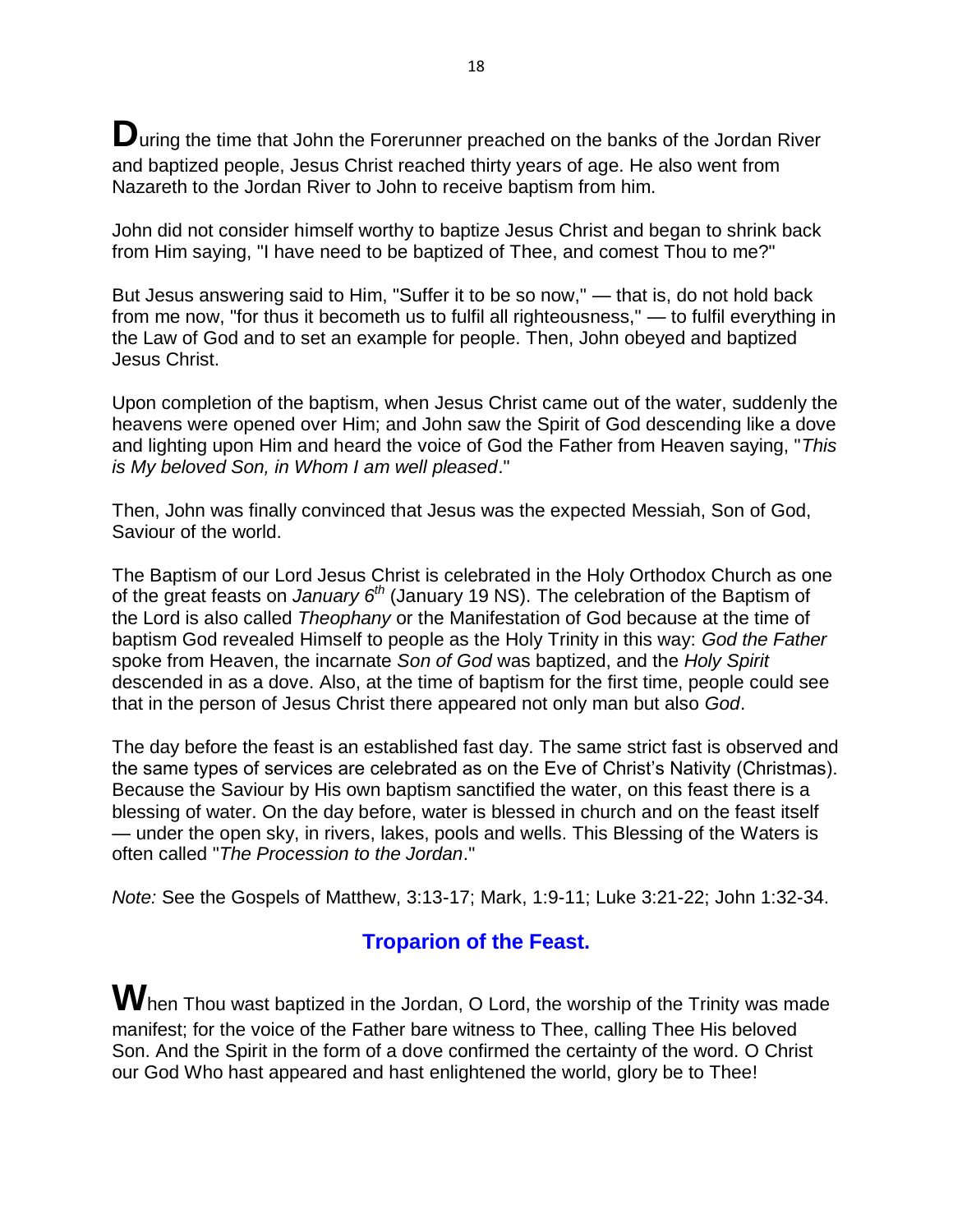**D**uring the time that John the Forerunner preached on the banks of the Jordan River and baptized people, Jesus Christ reached thirty years of age. He also went from Nazareth to the Jordan River to John to receive baptism from him.

John did not consider himself worthy to baptize Jesus Christ and began to shrink back from Him saying, "I have need to be baptized of Thee, and comest Thou to me?"

But Jesus answering said to Him, "Suffer it to be so now," — that is, do not hold back from me now, "for thus it becometh us to fulfil all righteousness," — to fulfil everything in the Law of God and to set an example for people. Then, John obeyed and baptized Jesus Christ.

Upon completion of the baptism, when Jesus Christ came out of the water, suddenly the heavens were opened over Him; and John saw the Spirit of God descending like a dove and lighting upon Him and heard the voice of God the Father from Heaven saying, "*This is My beloved Son, in Whom I am well pleased*."

Then, John was finally convinced that Jesus was the expected Messiah, Son of God, Saviour of the world.

The Baptism of our Lord Jesus Christ is celebrated in the Holy Orthodox Church as one of the great feasts on *January 6th* (January 19 NS). The celebration of the Baptism of the Lord is also called *Theophany* or the Manifestation of God because at the time of baptism God revealed Himself to people as the Holy Trinity in this way: *God the Father* spoke from Heaven, the incarnate *Son of God* was baptized, and the *Holy Spirit* descended in as a dove. Also, at the time of baptism for the first time, people could see that in the person of Jesus Christ there appeared not only man but also *God*.

The day before the feast is an established fast day. The same strict fast is observed and the same types of services are celebrated as on the Eve of Christ's Nativity (Christmas). Because the Saviour by His own baptism sanctified the water, on this feast there is a blessing of water. On the day before, water is blessed in church and on the feast itself — under the open sky, in rivers, lakes, pools and wells. This Blessing of the Waters is often called "*The Procession to the Jordan*."

*Note:* See the Gospels of Matthew, 3:13-17; Mark, 1:9-11; Luke 3:21-22; John 1:32-34.

## Troparion of the Feast.

**W**hen Thou wast baptized in the Jordan, O Lord, the worship of the Trinity was made manifest; for the voice of the Father bare witness to Thee, calling Thee His beloved Son. And the Spirit in the form of a dove confirmed the certainty of the word. O Christ our God Who hast appeared and hast enlightened the world, glory be to Thee!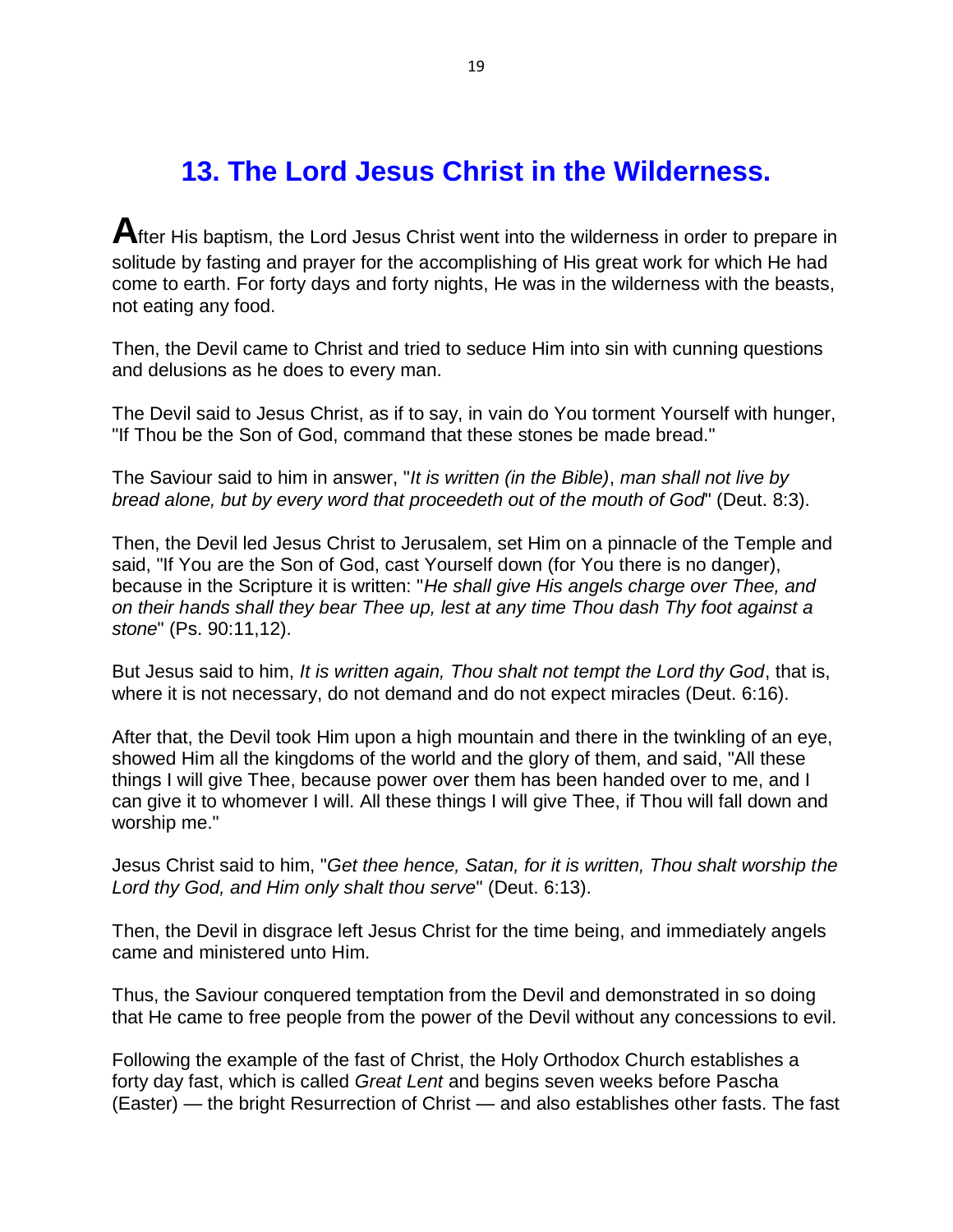## 13. The Lord Jesus Christ in the Wilderness.

**A**fter His baptism, the Lord Jesus Christ went into the wilderness in order to prepare in solitude by fasting and prayer for the accomplishing of His great work for which He had come to earth. For forty days and forty nights, He was in the wilderness with the beasts, not eating any food.

Then, the Devil came to Christ and tried to seduce Him into sin with cunning questions and delusions as he does to every man.

The Devil said to Jesus Christ, as if to say, in vain do You torment Yourself with hunger, "If Thou be the Son of God, command that these stones be made bread."

The Saviour said to him in answer, "*It is written (in the Bible)*, *man shall not live by bread alone, but by every word that proceedeth out of the mouth of God*" (Deut. 8:3).

Then, the Devil led Jesus Christ to Jerusalem, set Him on a pinnacle of the Temple and said, "If You are the Son of God, cast Yourself down (for You there is no danger), because in the Scripture it is written: "*He shall give His angels charge over Thee, and on their hands shall they bear Thee up, lest at any time Thou dash Thy foot against a stone*" (Ps. 90:11,12).

But Jesus said to him, *It is written again, Thou shalt not tempt the Lord thy God*, that is, where it is not necessary, do not demand and do not expect miracles (Deut. 6:16).

After that, the Devil took Him upon a high mountain and there in the twinkling of an eye, showed Him all the kingdoms of the world and the glory of them, and said, "All these things I will give Thee, because power over them has been handed over to me, and I can give it to whomever I will. All these things I will give Thee, if Thou will fall down and worship me."

Jesus Christ said to him, "*Get thee hence, Satan, for it is written, Thou shalt worship the Lord thy God, and Him only shalt thou serve*" (Deut. 6:13).

Then, the Devil in disgrace left Jesus Christ for the time being, and immediately angels came and ministered unto Him.

Thus, the Saviour conquered temptation from the Devil and demonstrated in so doing that He came to free people from the power of the Devil without any concessions to evil.

Following the example of the fast of Christ, the Holy Orthodox Church establishes a forty day fast, which is called *Great Lent* and begins seven weeks before Pascha (Easter) — the bright Resurrection of Christ — and also establishes other fasts. The fast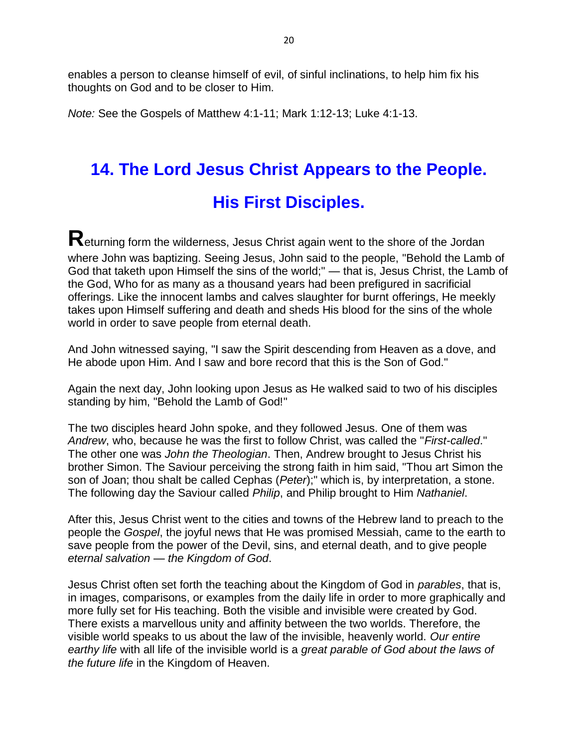enables a person to cleanse himself of evil, of sinful inclinations, to help him fix his thoughts on God and to be closer to Him.

*Note:* See the Gospels of Matthew 4:1-11; Mark 1:12-13; Luke 4:1-13.

## 14. The Lord Jesus Christ Appears to the People. His First Disciples.

**R**eturning form the wilderness, Jesus Christ again went to the shore of the Jordan where John was baptizing. Seeing Jesus, John said to the people, "Behold the Lamb of God that taketh upon Himself the sins of the world;" — that is, Jesus Christ, the Lamb of the God, Who for as many as a thousand years had been prefigured in sacrificial offerings. Like the innocent lambs and calves slaughter for burnt offerings, He meekly takes upon Himself suffering and death and sheds His blood for the sins of the whole world in order to save people from eternal death.

And John witnessed saying, "I saw the Spirit descending from Heaven as a dove, and He abode upon Him. And I saw and bore record that this is the Son of God."

Again the next day, John looking upon Jesus as He walked said to two of his disciples standing by him, "Behold the Lamb of God!"

The two disciples heard John spoke, and they followed Jesus. One of them was *Andrew*, who, because he was the first to follow Christ, was called the "*First-called*." The other one was *John the Theologian*. Then, Andrew brought to Jesus Christ his brother Simon. The Saviour perceiving the strong faith in him said, "Thou art Simon the son of Joan; thou shalt be called Cephas (*Peter*);" which is, by interpretation, a stone. The following day the Saviour called *Philip*, and Philip brought to Him *Nathaniel*.

After this, Jesus Christ went to the cities and towns of the Hebrew land to preach to the people the *Gospel*, the joyful news that He was promised Messiah, came to the earth to save people from the power of the Devil, sins, and eternal death, and to give people *eternal salvation — the Kingdom of God*.

Jesus Christ often set forth the teaching about the Kingdom of God in *parables*, that is, in images, comparisons, or examples from the daily life in order to more graphically and more fully set for His teaching. Both the visible and invisible were created by God. There exists a marvellous unity and affinity between the two worlds. Therefore, the visible world speaks to us about the law of the invisible, heavenly world. *Our entire earthy life* with all life of the invisible world is a *great parable of God about the laws of the future life* in the Kingdom of Heaven.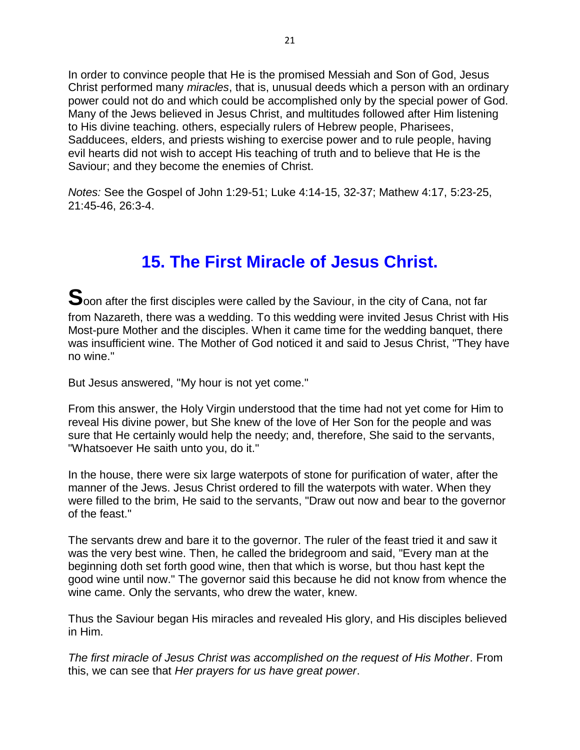In order to convince people that He is the promised Messiah and Son of God, Jesus Christ performed many *miracles*, that is, unusual deeds which a person with an ordinary power could not do and which could be accomplished only by the special power of God. Many of the Jews believed in Jesus Christ, and multitudes followed after Him listening to His divine teaching. others, especially rulers of Hebrew people, Pharisees, Sadducees, elders, and priests wishing to exercise power and to rule people, having evil hearts did not wish to accept His teaching of truth and to believe that He is the Saviour; and they become the enemies of Christ.

*Notes:* See the Gospel of John 1:29-51; Luke 4:14-15, 32-37; Mathew 4:17, 5:23-25, 21:45-46, 26:3-4.

## 15. The First Miracle of Jesus Christ.

**S**oon after the first disciples were called by the Saviour, in the city of Cana, not far from Nazareth, there was a wedding. To this wedding were invited Jesus Christ with His Most-pure Mother and the disciples. When it came time for the wedding banquet, there was insufficient wine. The Mother of God noticed it and said to Jesus Christ, "They have no wine."

But Jesus answered, "My hour is not yet come."

From this answer, the Holy Virgin understood that the time had not yet come for Him to reveal His divine power, but She knew of the love of Her Son for the people and was sure that He certainly would help the needy; and, therefore, She said to the servants, "Whatsoever He saith unto you, do it."

In the house, there were six large waterpots of stone for purification of water, after the manner of the Jews. Jesus Christ ordered to fill the waterpots with water. When they were filled to the brim, He said to the servants, "Draw out now and bear to the governor of the feast."

The servants drew and bare it to the governor. The ruler of the feast tried it and saw it was the very best wine. Then, he called the bridegroom and said, "Every man at the beginning doth set forth good wine, then that which is worse, but thou hast kept the good wine until now." The governor said this because he did not know from whence the wine came. Only the servants, who drew the water, knew.

Thus the Saviour began His miracles and revealed His glory, and His disciples believed in Him.

*The first miracle of Jesus Christ was accomplished on the request of His Mother*. From this, we can see that *Her prayers for us have great power*.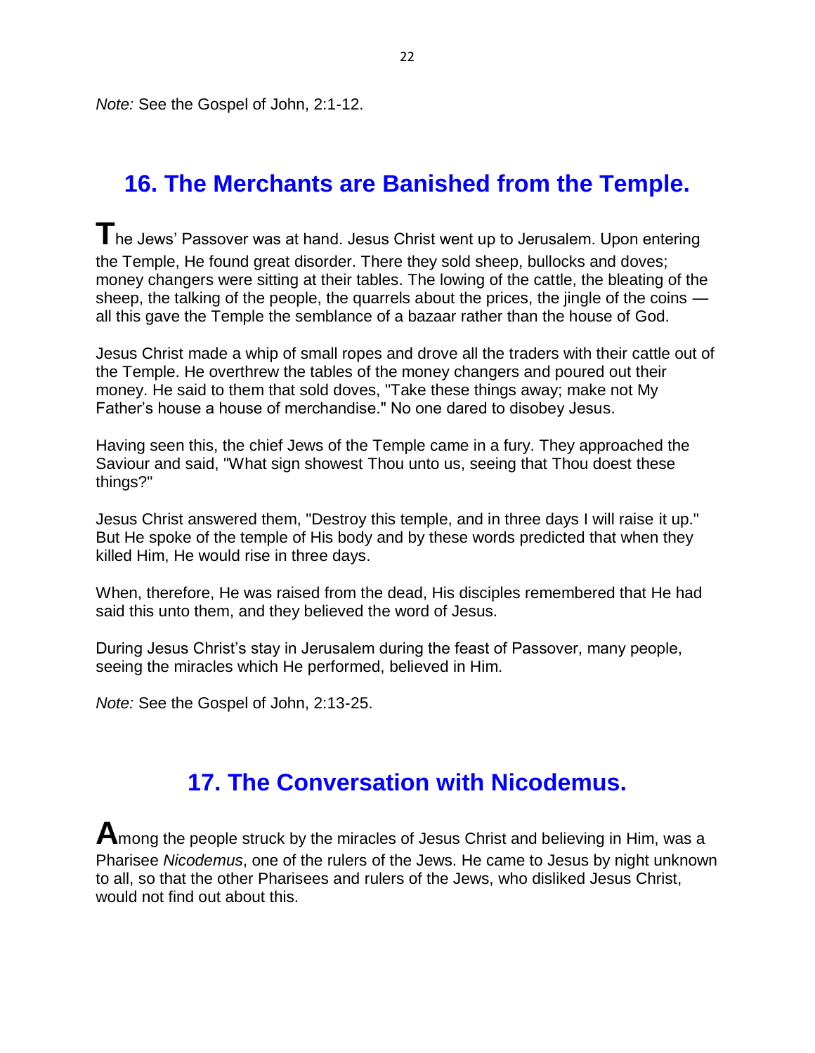*Note:* See the Gospel of John, 2:1-12.

## 16. The Merchants are Banished from the Temple.

**T**he Jews' Passover was at hand. Jesus Christ went up to Jerusalem. Upon entering the Temple, He found great disorder. There they sold sheep, bullocks and doves; money changers were sitting at their tables. The lowing of the cattle, the bleating of the sheep, the talking of the people, the quarrels about the prices, the jingle of the coins — all this gave the Temple the semblance of a bazaar rather than the house of God.

Jesus Christ made a whip of small ropes and drove all the traders with their cattle out of the Temple. He overthrew the tables of the money changers and poured out their money. He said to them that sold doves, "Take these things away; make not My Father's house a house of merchandise." No one dared to disobey Jesus.

Having seen this, the chief Jews of the Temple came in a fury. They approached the Saviour and said, "What sign showest Thou unto us, seeing that Thou doest these things?"

Jesus Christ answered them, "Destroy this temple, and in three days I will raise it up." But He spoke of the temple of His body and by these words predicted that when they killed Him, He would rise in three days.

When, therefore, He was raised from the dead, His disciples remembered that He had said this unto them, and they believed the word of Jesus.

During Jesus Christ's stay in Jerusalem during the feast of Passover, many people, seeing the miracles which He performed, believed in Him.

*Note:* See the Gospel of John, 2:13-25.

## 17. The Conversation with Nicodemus.

**A**mong the people struck by the miracles of Jesus Christ and believing in Him, was a Pharisee *Nicodemus*, one of the rulers of the Jews. He came to Jesus by night unknown to all, so that the other Pharisees and rulers of the Jews, who disliked Jesus Christ, would not find out about this.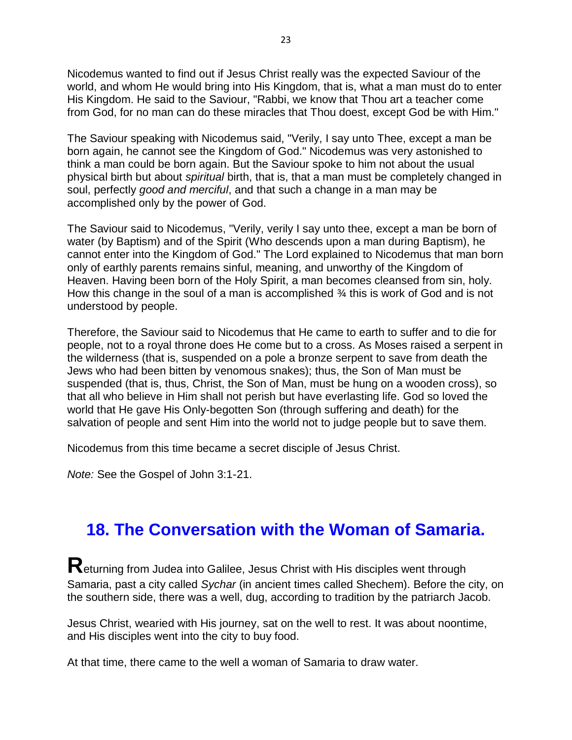Nicodemus wanted to find out if Jesus Christ really was the expected Saviour of the world, and whom He would bring into His Kingdom, that is, what a man must do to enter His Kingdom. He said to the Saviour, "Rabbi, we know that Thou art a teacher come from God, for no man can do these miracles that Thou doest, except God be with Him."

The Saviour speaking with Nicodemus said, "Verily, I say unto Thee, except a man be born again, he cannot see the Kingdom of God." Nicodemus was very astonished to think a man could be born again. But the Saviour spoke to him not about the usual physical birth but about *spiritual* birth, that is, that a man must be completely changed in soul, perfectly *good and merciful*, and that such a change in a man may be accomplished only by the power of God.

The Saviour said to Nicodemus, "Verily, verily I say unto thee, except a man be born of water (by Baptism) and of the Spirit (Who descends upon a man during Baptism), he cannot enter into the Kingdom of God." The Lord explained to Nicodemus that man born only of earthly parents remains sinful, meaning, and unworthy of the Kingdom of Heaven. Having been born of the Holy Spirit, a man becomes cleansed from sin, holy. How this change in the soul of a man is accomplished ¾ this is work of God and is not understood by people.

Therefore, the Saviour said to Nicodemus that He came to earth to suffer and to die for people, not to a royal throne does He come but to a cross. As Moses raised a serpent in the wilderness (that is, suspended on a pole a bronze serpent to save from death the Jews who had been bitten by venomous snakes); thus, the Son of Man must be suspended (that is, thus, Christ, the Son of Man, must be hung on a wooden cross), so that all who believe in Him shall not perish but have everlasting life. God so loved the world that He gave His Only-begotten Son (through suffering and death) for the salvation of people and sent Him into the world not to judge people but to save them.

Nicodemus from this time became a secret disciple of Jesus Christ.

*Note:* See the Gospel of John 3:1-21.

## 18. The Conversation with the Woman of Samaria.

**R**eturning from Judea into Galilee, Jesus Christ with His disciples went through Samaria, past a city called *Sychar* (in ancient times called Shechem). Before the city, on the southern side, there was a well, dug, according to tradition by the patriarch Jacob.

Jesus Christ, wearied with His journey, sat on the well to rest. It was about noontime, and His disciples went into the city to buy food.

At that time, there came to the well a woman of Samaria to draw water.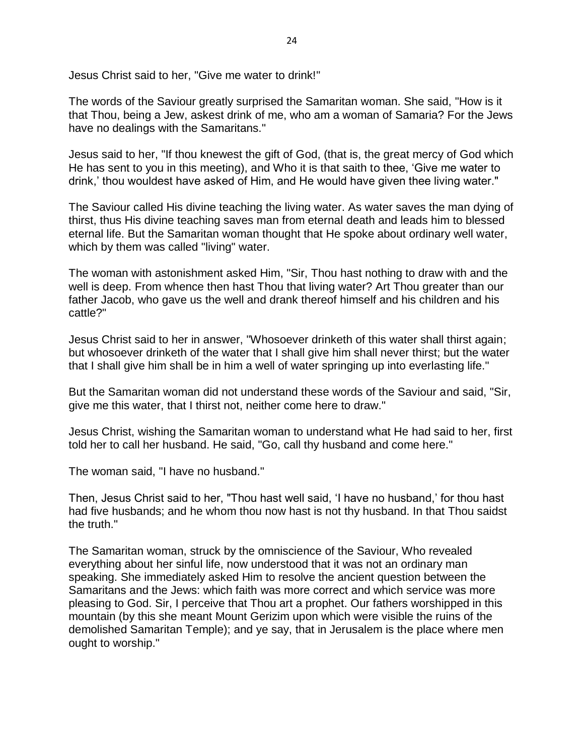Jesus Christ said to her, "Give me water to drink!"

The words of the Saviour greatly surprised the Samaritan woman. She said, "How is it that Thou, being a Jew, askest drink of me, who am a woman of Samaria? For the Jews have no dealings with the Samaritans."

Jesus said to her, "If thou knewest the gift of God, (that is, the great mercy of God which He has sent to you in this meeting), and Who it is that saith to thee, 'Give me water to drink,' thou wouldest have asked of Him, and He would have given thee living water."

The Saviour called His divine teaching the living water. As water saves the man dying of thirst, thus His divine teaching saves man from eternal death and leads him to blessed eternal life. But the Samaritan woman thought that He spoke about ordinary well water, which by them was called "living" water.

The woman with astonishment asked Him, "Sir, Thou hast nothing to draw with and the well is deep. From whence then hast Thou that living water? Art Thou greater than our father Jacob, who gave us the well and drank thereof himself and his children and his cattle?"

Jesus Christ said to her in answer, "Whosoever drinketh of this water shall thirst again; but whosoever drinketh of the water that I shall give him shall never thirst; but the water that I shall give him shall be in him a well of water springing up into everlasting life."

But the Samaritan woman did not understand these words of the Saviour and said, "Sir, give me this water, that I thirst not, neither come here to draw."

Jesus Christ, wishing the Samaritan woman to understand what He had said to her, first told her to call her husband. He said, "Go, call thy husband and come here."

The woman said, "I have no husband."

Then, Jesus Christ said to her, "Thou hast well said, 'I have no husband,' for thou hast had five husbands; and he whom thou now hast is not thy husband. In that Thou saidst the truth."

The Samaritan woman, struck by the omniscience of the Saviour, Who revealed everything about her sinful life, now understood that it was not an ordinary man speaking. She immediately asked Him to resolve the ancient question between the Samaritans and the Jews: which faith was more correct and which service was more pleasing to God. Sir, I perceive that Thou art a prophet. Our fathers worshipped in this mountain (by this she meant Mount Gerizim upon which were visible the ruins of the demolished Samaritan Temple); and ye say, that in Jerusalem is the place where men ought to worship."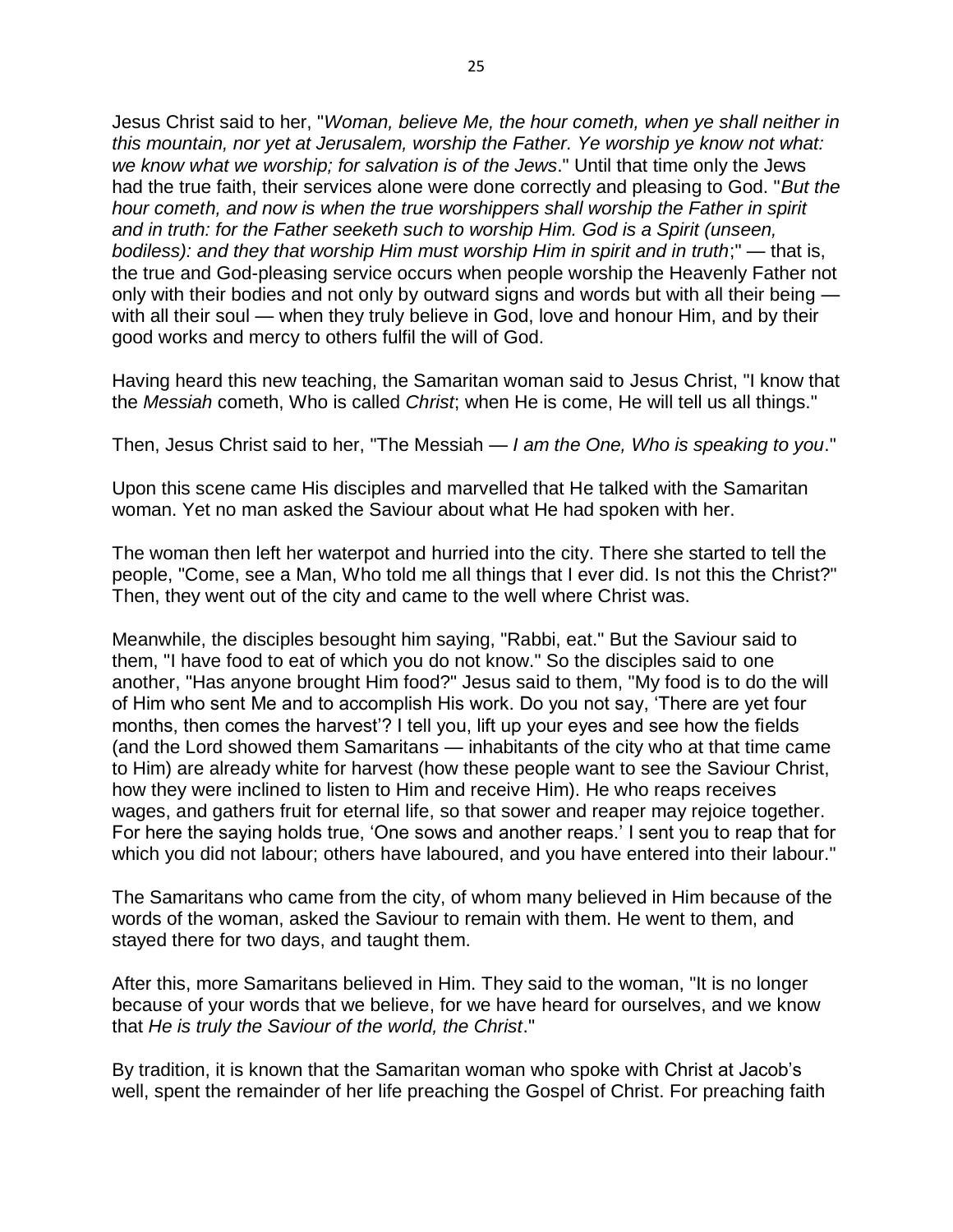Jesus Christ said to her, "*Woman, believe Me, the hour cometh, when ye shall neither in this mountain, nor yet at Jerusalem, worship the Father. Ye worship ye know not what: we know what we worship; for salvation is of the Jews*." Until that time only the Jews had the true faith, their services alone were done correctly and pleasing to God. "*But the hour cometh, and now is when the true worshippers shall worship the Father in spirit and in truth: for the Father seeketh such to worship Him. God is a Spirit (unseen, bodiless): and they that worship Him must worship Him in spirit and in truth*;" — that is, the true and God-pleasing service occurs when people worship the Heavenly Father not only with their bodies and not only by outward signs and words but with all their being — with all their soul — when they truly believe in God, love and honour Him, and by their good works and mercy to others fulfil the will of God.

Having heard this new teaching, the Samaritan woman said to Jesus Christ, "I know that the *Messiah* cometh, Who is called *Christ*; when He is come, He will tell us all things."

Then, Jesus Christ said to her, "The Messiah — *I am the One, Who is speaking to you*."

Upon this scene came His disciples and marvelled that He talked with the Samaritan woman. Yet no man asked the Saviour about what He had spoken with her.

The woman then left her waterpot and hurried into the city. There she started to tell the people, "Come, see a Man, Who told me all things that I ever did. Is not this the Christ?" Then, they went out of the city and came to the well where Christ was.

Meanwhile, the disciples besought him saying, "Rabbi, eat." But the Saviour said to them, "I have food to eat of which you do not know." So the disciples said to one another, "Has anyone brought Him food?" Jesus said to them, "My food is to do the will of Him who sent Me and to accomplish His work. Do you not say, 'There are yet four months, then comes the harvest'? I tell you, lift up your eyes and see how the fields (and the Lord showed them Samaritans — inhabitants of the city who at that time came to Him) are already white for harvest (how these people want to see the Saviour Christ, how they were inclined to listen to Him and receive Him). He who reaps receives wages, and gathers fruit for eternal life, so that sower and reaper may rejoice together. For here the saying holds true, 'One sows and another reaps.' I sent you to reap that for which you did not labour; others have laboured, and you have entered into their labour."

The Samaritans who came from the city, of whom many believed in Him because of the words of the woman, asked the Saviour to remain with them. He went to them, and stayed there for two days, and taught them.

After this, more Samaritans believed in Him. They said to the woman, "It is no longer because of your words that we believe, for we have heard for ourselves, and we know that *He is truly the Saviour of the world, the Christ*."

By tradition, it is known that the Samaritan woman who spoke with Christ at Jacob's well, spent the remainder of her life preaching the Gospel of Christ. For preaching faith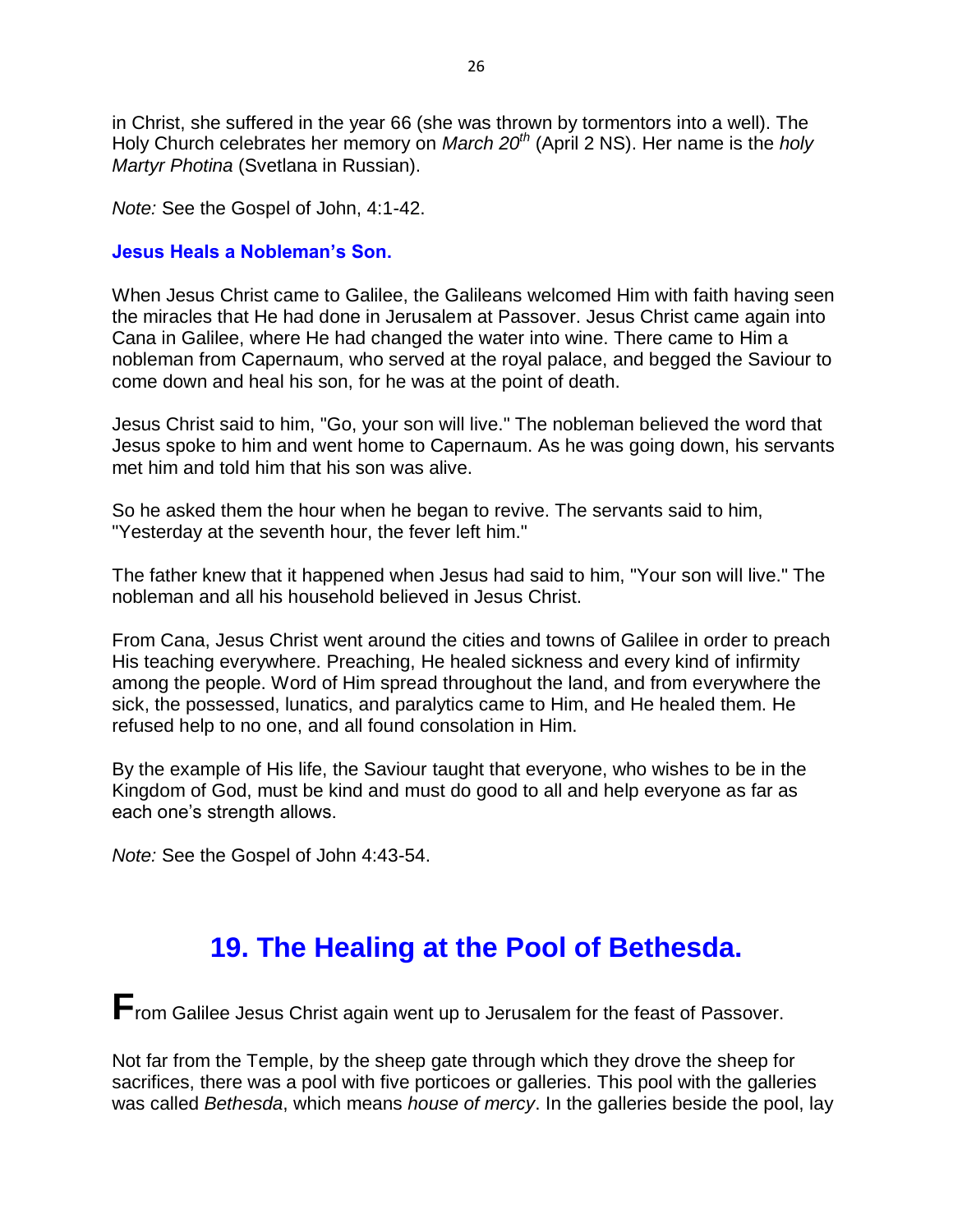in Christ, she suffered in the year 66 (she was thrown by tormentors into a well). The Holy Church celebrates her memory on *March 20th* (April 2 NS). Her name is the *holy Martyr Photina* (Svetlana in Russian).

*Note:* See the Gospel of John, 4:1-42.

### Jesus Heals a Nobleman's Son.

When Jesus Christ came to Galilee, the Galileans welcomed Him with faith having seen the miracles that He had done in Jerusalem at Passover. Jesus Christ came again into Cana in Galilee, where He had changed the water into wine. There came to Him a nobleman from Capernaum, who served at the royal palace, and begged the Saviour to come down and heal his son, for he was at the point of death.

Jesus Christ said to him, "Go, your son will live." The nobleman believed the word that Jesus spoke to him and went home to Capernaum. As he was going down, his servants met him and told him that his son was alive.

So he asked them the hour when he began to revive. The servants said to him, "Yesterday at the seventh hour, the fever left him."

The father knew that it happened when Jesus had said to him, "Your son will live." The nobleman and all his household believed in Jesus Christ.

From Cana, Jesus Christ went around the cities and towns of Galilee in order to preach His teaching everywhere. Preaching, He healed sickness and every kind of infirmity among the people. Word of Him spread throughout the land, and from everywhere the sick, the possessed, lunatics, and paralytics came to Him, and He healed them. He refused help to no one, and all found consolation in Him.

By the example of His life, the Saviour taught that everyone, who wishes to be in the Kingdom of God, must be kind and must do good to all and help everyone as far as each one's strength allows.

*Note:* See the Gospel of John 4:43-54.

## 19. The Healing at the Pool of Bethesda.

From Galilee Jesus Christ again went up to Jerusalem for the feast of Passover.

Not far from the Temple, by the sheep gate through which they drove the sheep for sacrifices, there was a pool with five porticoes or galleries. This pool with the galleries was called *Bethesda*, which means *house of mercy*. In the galleries beside the pool, lay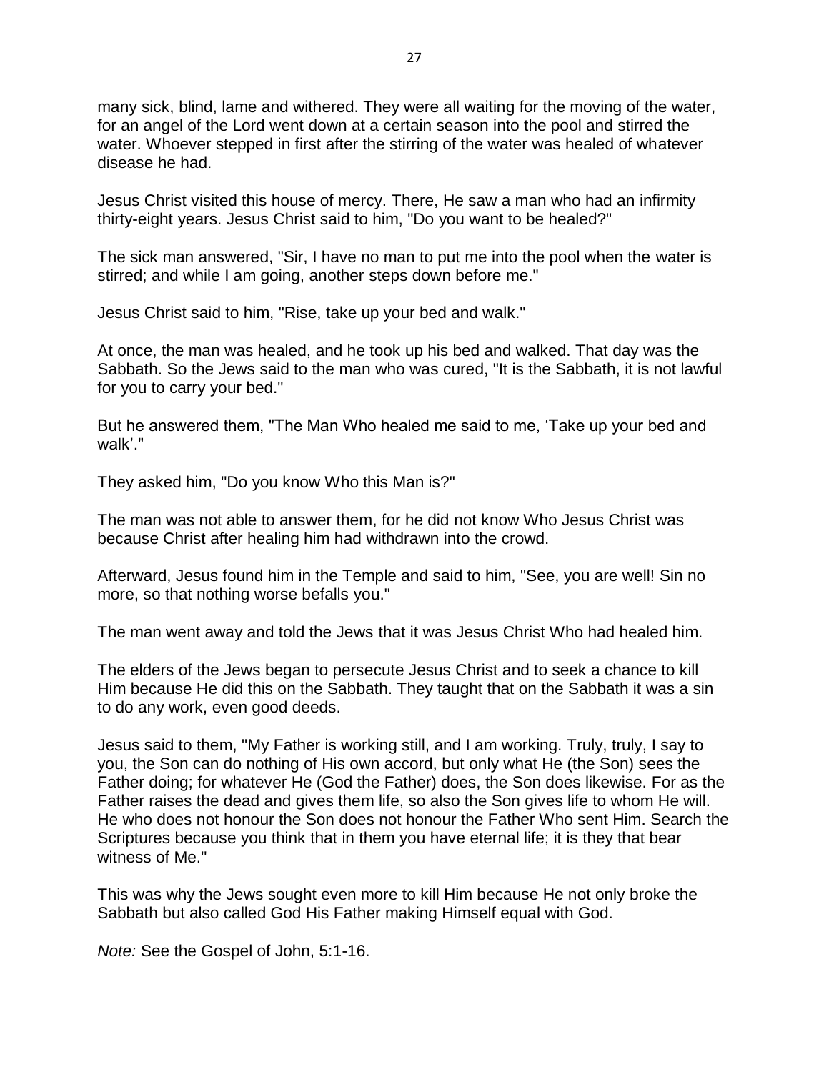many sick, blind, lame and withered. They were all waiting for the moving of the water, for an angel of the Lord went down at a certain season into the pool and stirred the water. Whoever stepped in first after the stirring of the water was healed of whatever disease he had.

Jesus Christ visited this house of mercy. There, He saw a man who had an infirmity thirty-eight years. Jesus Christ said to him, "Do you want to be healed?"

The sick man answered, "Sir, I have no man to put me into the pool when the water is stirred; and while I am going, another steps down before me."

Jesus Christ said to him, "Rise, take up your bed and walk."

At once, the man was healed, and he took up his bed and walked. That day was the Sabbath. So the Jews said to the man who was cured, "It is the Sabbath, it is not lawful for you to carry your bed."

But he answered them, "The Man Who healed me said to me, 'Take up your bed and walk'."

They asked him, "Do you know Who this Man is?"

The man was not able to answer them, for he did not know Who Jesus Christ was because Christ after healing him had withdrawn into the crowd.

Afterward, Jesus found him in the Temple and said to him, "See, you are well! Sin no more, so that nothing worse befalls you."

The man went away and told the Jews that it was Jesus Christ Who had healed him.

The elders of the Jews began to persecute Jesus Christ and to seek a chance to kill Him because He did this on the Sabbath. They taught that on the Sabbath it was a sin to do any work, even good deeds.

Jesus said to them, "My Father is working still, and I am working. Truly, truly, I say to you, the Son can do nothing of His own accord, but only what He (the Son) sees the Father doing; for whatever He (God the Father) does, the Son does likewise. For as the Father raises the dead and gives them life, so also the Son gives life to whom He will. He who does not honour the Son does not honour the Father Who sent Him. Search the Scriptures because you think that in them you have eternal life; it is they that bear witness of Me."

This was why the Jews sought even more to kill Him because He not only broke the Sabbath but also called God His Father making Himself equal with God.

*Note:* See the Gospel of John, 5:1-16.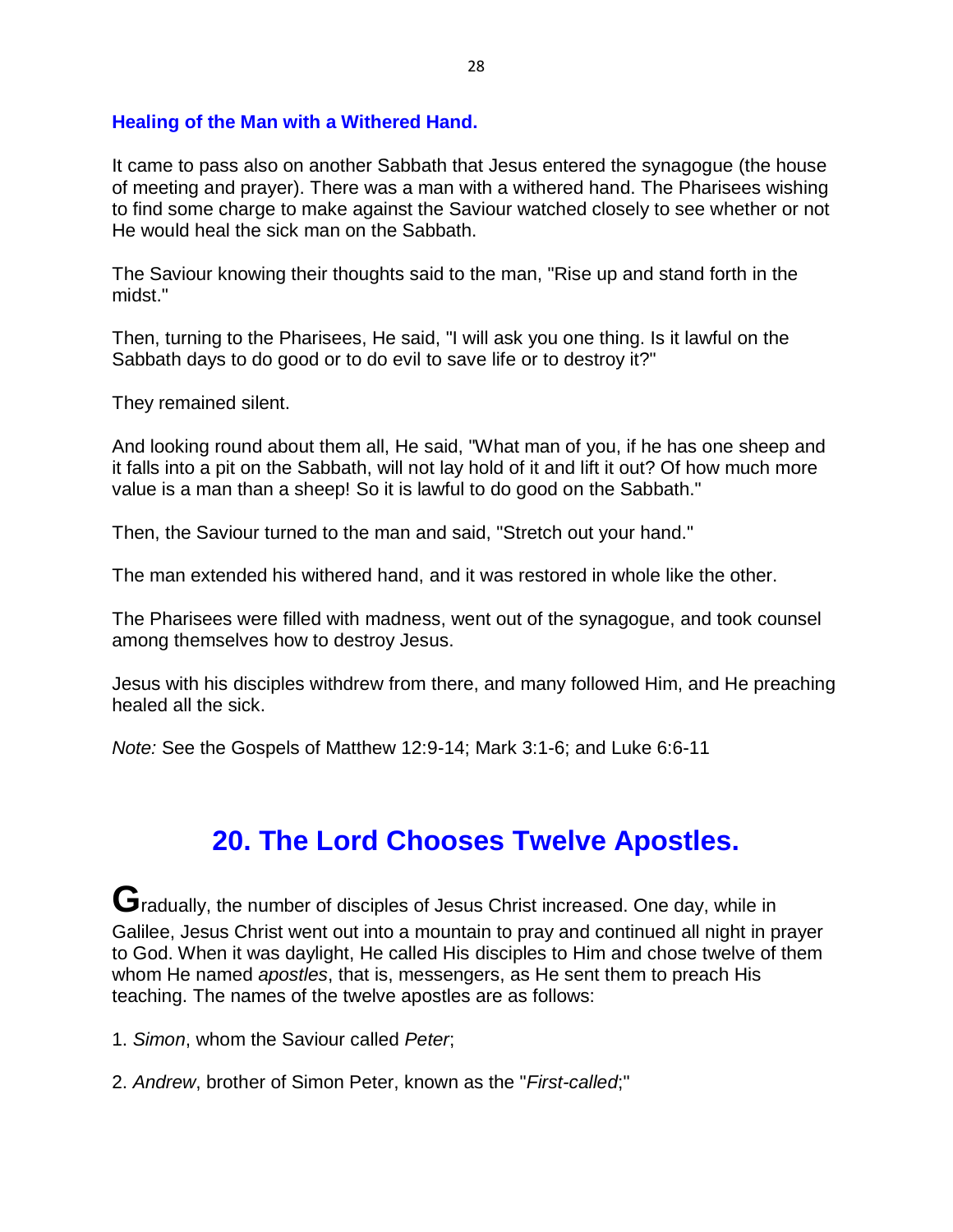### Healing of the Man with a Withered Hand.

It came to pass also on another Sabbath that Jesus entered the synagogue (the house of meeting and prayer). There was a man with a withered hand. The Pharisees wishing to find some charge to make against the Saviour watched closely to see whether or not He would heal the sick man on the Sabbath.

The Saviour knowing their thoughts said to the man, "Rise up and stand forth in the midst."

Then, turning to the Pharisees, He said, "I will ask you one thing. Is it lawful on the Sabbath days to do good or to do evil to save life or to destroy it?"

They remained silent.

And looking round about them all, He said, "What man of you, if he has one sheep and it falls into a pit on the Sabbath, will not lay hold of it and lift it out? Of how much more value is a man than a sheep! So it is lawful to do good on the Sabbath."

Then, the Saviour turned to the man and said, "Stretch out your hand."

The man extended his withered hand, and it was restored in whole like the other.

The Pharisees were filled with madness, went out of the synagogue, and took counsel among themselves how to destroy Jesus.

Jesus with his disciples withdrew from there, and many followed Him, and He preaching healed all the sick.

*Note:* See the Gospels of Matthew 12:9-14; Mark 3:1-6; and Luke 6:6-11

## 20. The Lord Chooses Twelve Apostles.

**G**radually, the number of disciples of Jesus Christ increased. One day, while in Galilee, Jesus Christ went out into a mountain to pray and continued all night in prayer to God. When it was daylight, He called His disciples to Him and chose twelve of them whom He named *apostles*, that is, messengers, as He sent them to preach His teaching. The names of the twelve apostles are as follows:

1. *Simon*, whom the Saviour called *Peter*;

2. *Andrew*, brother of Simon Peter, known as the "*First-called*;"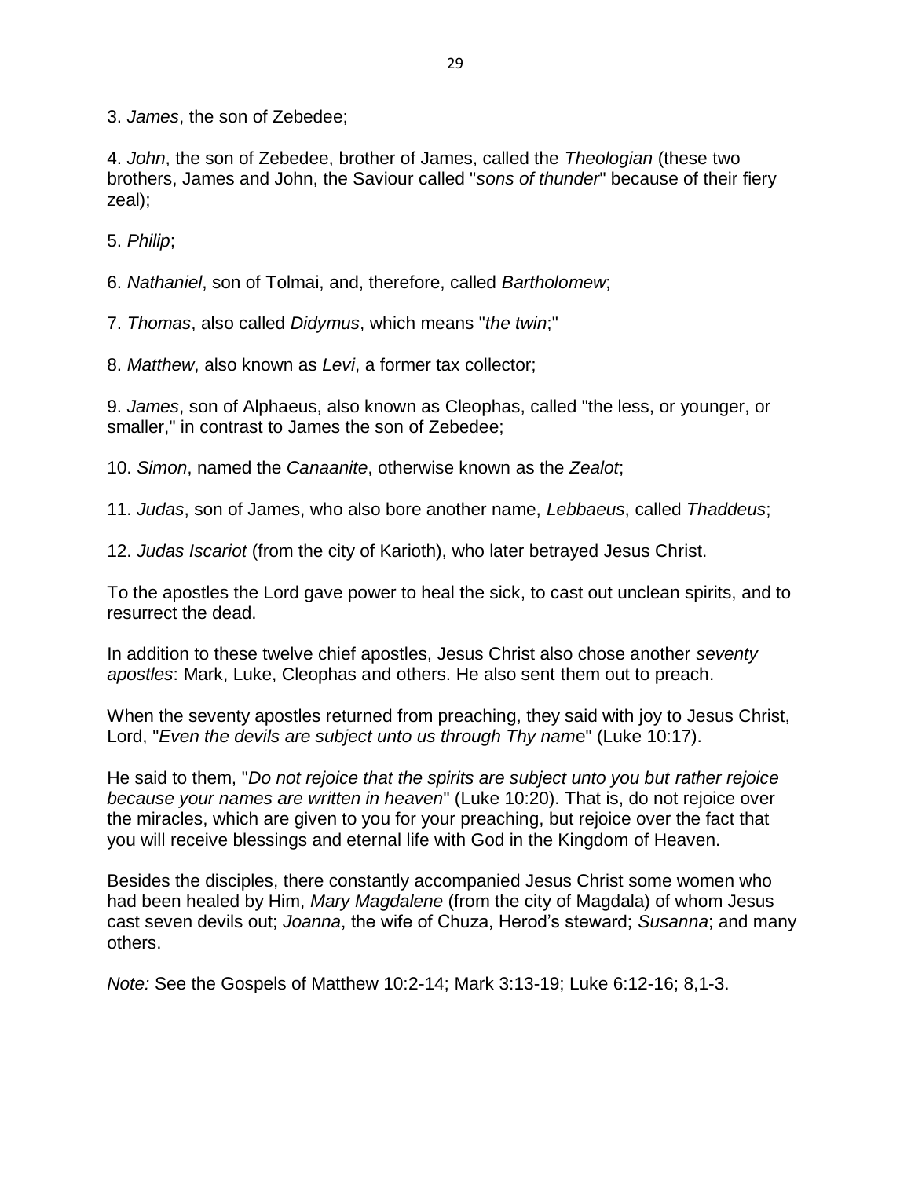3. *James*, the son of Zebedee;

4. *John*, the son of Zebedee, brother of James, called the *Theologian* (these two brothers, James and John, the Saviour called "*sons of thunder*" because of their fiery zeal);

5. *Philip*;

6. *Nathaniel*, son of Tolmai, and, therefore, called *Bartholomew*;

7. *Thomas*, also called *Didymus*, which means "*the twin*;"

8. *Matthew*, also known as *Levi*, a former tax collector;

9. *James*, son of Alphaeus, also known as Cleophas, called "the less, or younger, or smaller," in contrast to James the son of Zebedee;

10. *Simon*, named the *Canaanite*, otherwise known as the *Zealot*;

11. *Judas*, son of James, who also bore another name, *Lebbaeus*, called *Thaddeus*;

12. *Judas Iscariot* (from the city of Karioth), who later betrayed Jesus Christ.

To the apostles the Lord gave power to heal the sick, to cast out unclean spirits, and to resurrect the dead.

In addition to these twelve chief apostles, Jesus Christ also chose another *seventy apostles*: Mark, Luke, Cleophas and others. He also sent them out to preach.

When the seventy apostles returned from preaching, they said with joy to Jesus Christ, Lord, "*Even the devils are subject unto us through Thy name*" (Luke 10:17).

He said to them, "*Do not rejoice that the spirits are subject unto you but rather rejoice because your names are written in heaven*" (Luke 10:20). That is, do not rejoice over the miracles, which are given to you for your preaching, but rejoice over the fact that you will receive blessings and eternal life with God in the Kingdom of Heaven.

Besides the disciples, there constantly accompanied Jesus Christ some women who had been healed by Him, *Mary Magdalene* (from the city of Magdala) of whom Jesus cast seven devils out; *Joanna*, the wife of Chuza, Herod's steward; *Susanna*; and many others.

*Note:* See the Gospels of Matthew 10:2-14; Mark 3:13-19; Luke 6:12-16; 8,1-3.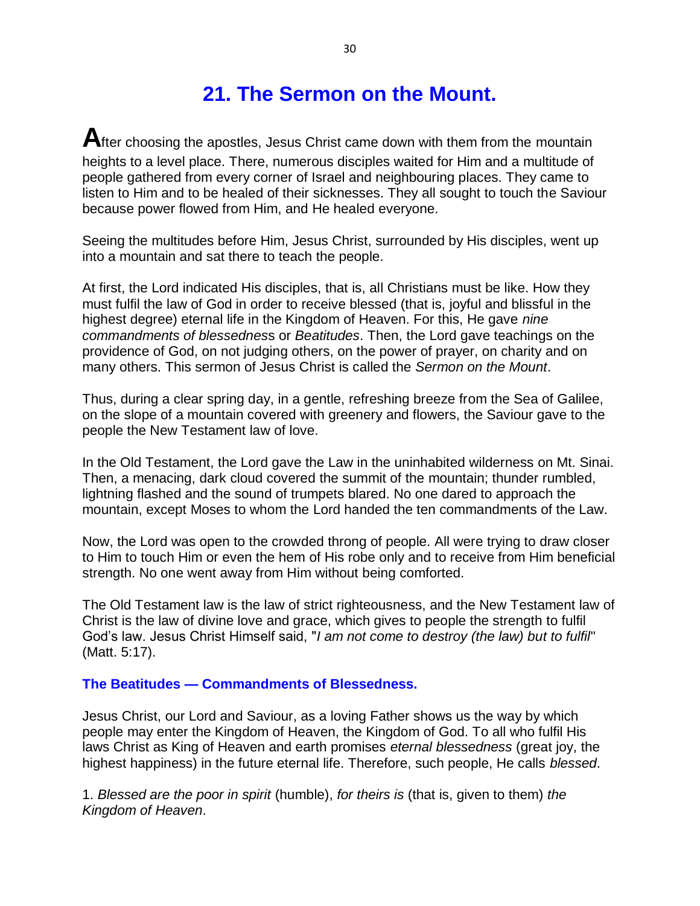# 21. The Sermon on the Mount.

**A**fter choosing the apostles, Jesus Christ came down with them from the mountain heights to a level place. There, numerous disciples waited for Him and a multitude of people gathered from every corner of Israel and neighbouring places. They came to listen to Him and to be healed of their sicknesses. They all sought to touch the Saviour because power flowed from Him, and He healed everyone.

Seeing the multitudes before Him, Jesus Christ, surrounded by His disciples, went up into a mountain and sat there to teach the people.

At first, the Lord indicated His disciples, that is, all Christians must be like. How they must fulfil the law of God in order to receive blessed (that is, joyful and blissful in the highest degree) eternal life in the Kingdom of Heaven. For this, He gave *nine commandments of blessedness* or *Beatitudes*. Then, the Lord gave teachings on the providence of God, on not judging others, on the power of prayer, on charity and on many others. This sermon of Jesus Christ is called the *Sermon on the Mount*.

Thus, during a clear spring day, in a gentle, refreshing breeze from the Sea of Galilee, on the slope of a mountain covered with greenery and flowers, the Saviour gave to the people the New Testament law of love.

In the Old Testament, the Lord gave the Law in the uninhabited wilderness on Mt. Sinai. Then, a menacing, dark cloud covered the summit of the mountain; thunder rumbled, lightning flashed and the sound of trumpets blared. No one dared to approach the mountain, except Moses to whom the Lord handed the ten commandments of the Law.

Now, the Lord was open to the crowded throng of people. All were trying to draw closer to Him to touch Him or even the hem of His robe only and to receive from Him beneficial strength. No one went away from Him without being comforted.

The Old Testament law is the law of strict righteousness, and the New Testament law of Christ is the law of divine love and grace, which gives to people the strength to fulfil God's law. Jesus Christ Himself said, "*I am not come to destroy (the law) but to fulfil*" (Matt. 5:17).

### The Beatitudes — Commandments of Blessedness.

Jesus Christ, our Lord and Saviour, as a loving Father shows us the way by which people may enter the Kingdom of Heaven, the Kingdom of God. To all who fulfil His laws Christ as King of Heaven and earth promises *eternal blessedness* (great joy, the highest happiness) in the future eternal life. Therefore, such people, He calls *blessed*.

1. *Blessed are the poor in spirit* (humble), *for theirs is* (that is, given to them) *the Kingdom of Heaven*.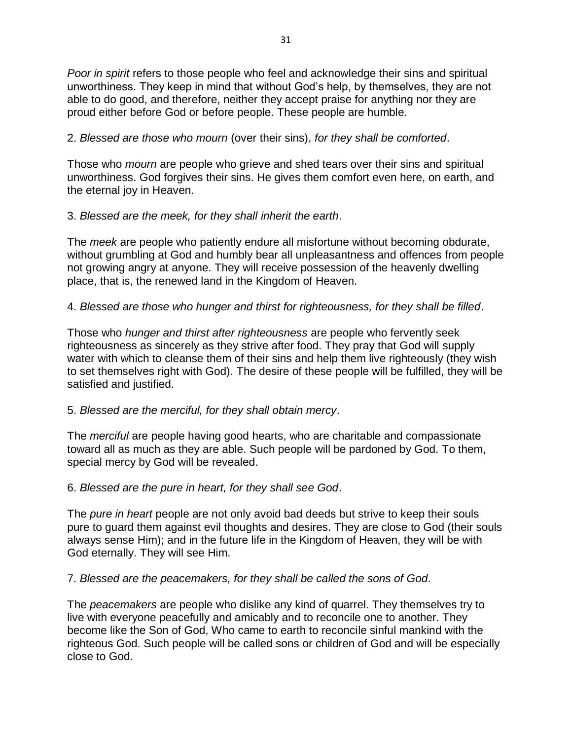*Poor in spirit* refers to those people who feel and acknowledge their sins and spiritual unworthiness. They keep in mind that without God's help, by themselves, they are not able to do good, and therefore, neither they accept praise for anything nor they are proud either before God or before people. These people are humble.

2. *Blessed are those who mourn* (over their sins), *for they shall be comforted*.

Those who *mourn* are people who grieve and shed tears over their sins and spiritual unworthiness. God forgives their sins. He gives them comfort even here, on earth, and the eternal joy in Heaven.

3. *Blessed are the meek, for they shall inherit the earth*.

The *meek* are people who patiently endure all misfortune without becoming obdurate, without grumbling at God and humbly bear all unpleasantness and offences from people not growing angry at anyone. They will receive possession of the heavenly dwelling place, that is, the renewed land in the Kingdom of Heaven.

4. *Blessed are those who hunger and thirst for righteousness, for they shall be filled*.

Those who *hunger and thirst after righteousness* are people who fervently seek righteousness as sincerely as they strive after food. They pray that God will supply water with which to cleanse them of their sins and help them live righteously (they wish to set themselves right with God). The desire of these people will be fulfilled, they will be satisfied and justified.

5. *Blessed are the merciful, for they shall obtain mercy*.

The *merciful* are people having good hearts, who are charitable and compassionate toward all as much as they are able. Such people will be pardoned by God. To them, special mercy by God will be revealed.

6. *Blessed are the pure in heart, for they shall see God*.

The *pure in heart* people are not only avoid bad deeds but strive to keep their souls pure to guard them against evil thoughts and desires. They are close to God (their souls always sense Him); and in the future life in the Kingdom of Heaven, they will be with God eternally. They will see Him.

7. *Blessed are the peacemakers, for they shall be called the sons of God*.

The *peacemakers* are people who dislike any kind of quarrel. They themselves try to live with everyone peacefully and amicably and to reconcile one to another. They become like the Son of God, Who came to earth to reconcile sinful mankind with the righteous God. Such people will be called sons or children of God and will be especially close to God.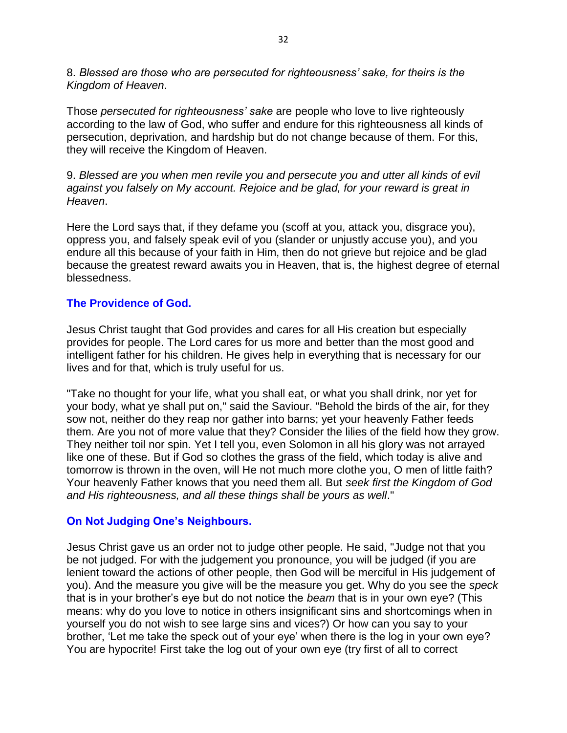8. *Blessed are those who are persecuted for righteousness' sake, for theirs is the Kingdom of Heaven*.

Those *persecuted for righteousness' sake* are people who love to live righteously according to the law of God, who suffer and endure for this righteousness all kinds of persecution, deprivation, and hardship but do not change because of them. For this, they will receive the Kingdom of Heaven.

9. *Blessed are you when men revile you and persecute you and utter all kinds of evil against you falsely on My account. Rejoice and be glad, for your reward is great in Heaven*.

Here the Lord says that, if they defame you (scoff at you, attack you, disgrace you), oppress you, and falsely speak evil of you (slander or unjustly accuse you), and you endure all this because of your faith in Him, then do not grieve but rejoice and be glad because the greatest reward awaits you in Heaven, that is, the highest degree of eternal blessedness.

## The Providence of God.

Jesus Christ taught that God provides and cares for all His creation but especially provides for people. The Lord cares for us more and better than the most good and intelligent father for his children. He gives help in everything that is necessary for our lives and for that, which is truly useful for us.

"Take no thought for your life, what you shall eat, or what you shall drink, nor yet for your body, what ye shall put on," said the Saviour. "Behold the birds of the air, for they sow not, neither do they reap nor gather into barns; yet your heavenly Father feeds them. Are you not of more value that they? Consider the lilies of the field how they grow. They neither toil nor spin. Yet I tell you, even Solomon in all his glory was not arrayed like one of these. But if God so clothes the grass of the field, which today is alive and tomorrow is thrown in the oven, will He not much more clothe you, O men of little faith? Your heavenly Father knows that you need them all. But *seek first the Kingdom of God and His righteousness, and all these things shall be yours as well*."

## On Not Judging One's Neighbours.

Jesus Christ gave us an order not to judge other people. He said, "Judge not that you be not judged. For with the judgement you pronounce, you will be judged (if you are lenient toward the actions of other people, then God will be merciful in His judgement of you). And the measure you give will be the measure you get. Why do you see the *speck* that is in your brother's eye but do not notice the *beam* that is in your own eye? (This means: why do you love to notice in others insignificant sins and shortcomings when in yourself you do not wish to see large sins and vices?) Or how can you say to your brother, 'Let me take the speck out of your eye' when there is the log in your own eye? You are hypocrite! First take the log out of your own eye (try first of all to correct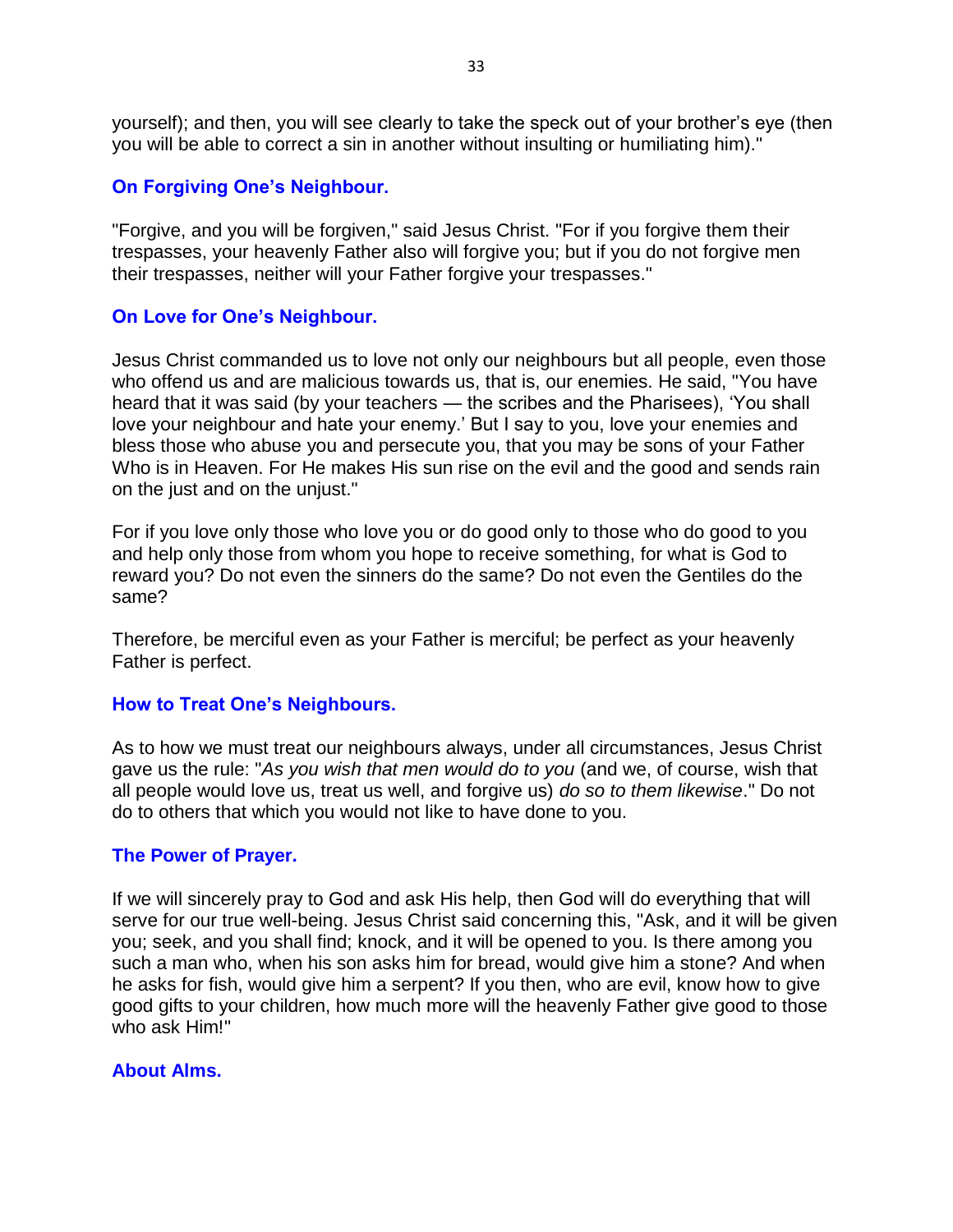yourself); and then, you will see clearly to take the speck out of your brother's eye (then you will be able to correct a sin in another without insulting or humiliating him)."

### On Forgiving One's Neighbour.

"Forgive, and you will be forgiven," said Jesus Christ. "For if you forgive them their trespasses, your heavenly Father also will forgive you; but if you do not forgive men their trespasses, neither will your Father forgive your trespasses."

### On Love for One's Neighbour.

Jesus Christ commanded us to love not only our neighbours but all people, even those who offend us and are malicious towards us, that is, our enemies. He said, "You have heard that it was said (by your teachers — the scribes and the Pharisees), 'You shall love your neighbour and hate your enemy.' But I say to you, love your enemies and bless those who abuse you and persecute you, that you may be sons of your Father Who is in Heaven. For He makes His sun rise on the evil and the good and sends rain on the just and on the unjust."

For if you love only those who love you or do good only to those who do good to you and help only those from whom you hope to receive something, for what is God to reward you? Do not even the sinners do the same? Do not even the Gentiles do the same?

Therefore, be merciful even as your Father is merciful; be perfect as your heavenly Father is perfect.

### How to Treat One's Neighbours.

As to how we must treat our neighbours always, under all circumstances, Jesus Christ gave us the rule: "*As you wish that men would do to you* (and we, of course, wish that all people would love us, treat us well, and forgive us) *do so to them likewise*." Do not do to others that which you would not like to have done to you.

### The Power of Prayer.

If we will sincerely pray to God and ask His help, then God will do everything that will serve for our true well-being. Jesus Christ said concerning this, "Ask, and it will be given you; seek, and you shall find; knock, and it will be opened to you. Is there among you such a man who, when his son asks him for bread, would give him a stone? And when he asks for fish, would give him a serpent? If you then, who are evil, know how to give good gifts to your children, how much more will the heavenly Father give good to those who ask Him!"

### About Alms.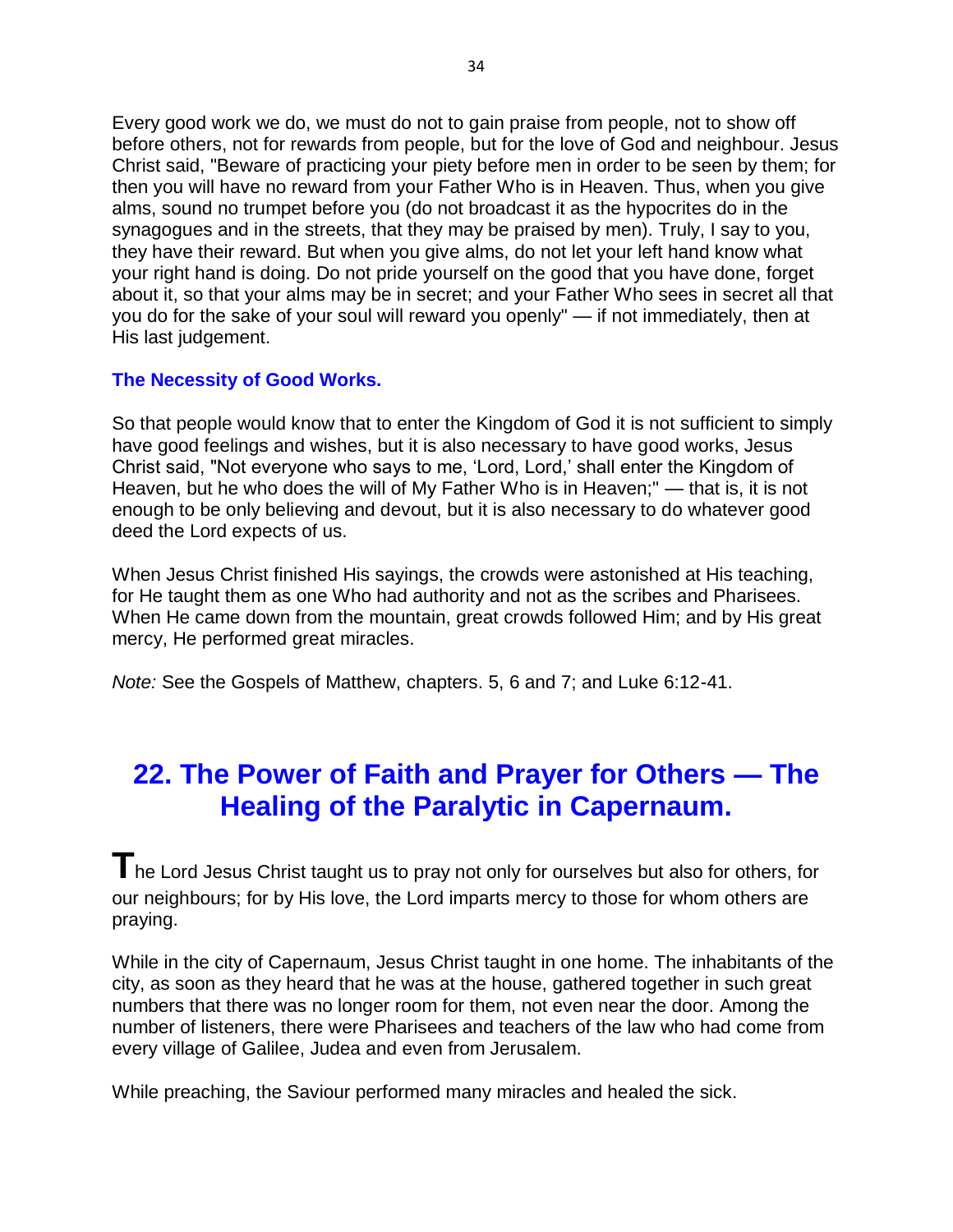Every good work we do, we must do not to gain praise from people, not to show off before others, not for rewards from people, but for the love of God and neighbour. Jesus Christ said, "Beware of practicing your piety before men in order to be seen by them; for then you will have no reward from your Father Who is in Heaven. Thus, when you give alms, sound no trumpet before you (do not broadcast it as the hypocrites do in the synagogues and in the streets, that they may be praised by men). Truly, I say to you, they have their reward. But when you give alms, do not let your left hand know what your right hand is doing. Do not pride yourself on the good that you have done, forget about it, so that your alms may be in secret; and your Father Who sees in secret all that you do for the sake of your soul will reward you openly" — if not immediately, then at His last judgement.

### The Necessity of Good Works.

So that people would know that to enter the Kingdom of God it is not sufficient to simply have good feelings and wishes, but it is also necessary to have good works, Jesus Christ said, "Not everyone who says to me, 'Lord, Lord,' shall enter the Kingdom of Heaven, but he who does the will of My Father Who is in Heaven;" — that is, it is not enough to be only believing and devout, but it is also necessary to do whatever good deed the Lord expects of us.

When Jesus Christ finished His sayings, the crowds were astonished at His teaching, for He taught them as one Who had authority and not as the scribes and Pharisees. When He came down from the mountain, great crowds followed Him; and by His great mercy, He performed great miracles.

*Note:* See the Gospels of Matthew, chapters. 5, 6 and 7; and Luke 6:12-41.

## 22. The Power of Faith and Prayer for Others — The Healing of the Paralytic in Capernaum.

The Lord Jesus Christ taught us to pray not only for ourselves but also for others, for our neighbours; for by His love, the Lord imparts mercy to those for whom others are praying.

While in the city of Capernaum, Jesus Christ taught in one home. The inhabitants of the city, as soon as they heard that he was at the house, gathered together in such great numbers that there was no longer room for them, not even near the door. Among the number of listeners, there were Pharisees and teachers of the law who had come from every village of Galilee, Judea and even from Jerusalem.

While preaching, the Saviour performed many miracles and healed the sick.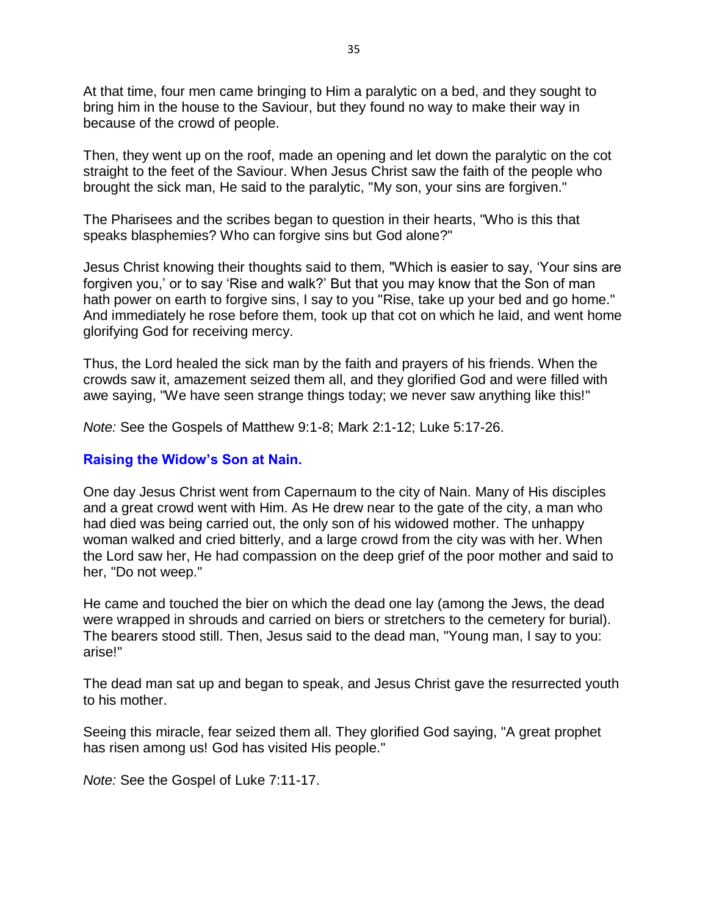At that time, four men came bringing to Him a paralytic on a bed, and they sought to bring him in the house to the Saviour, but they found no way to make their way in because of the crowd of people.

Then, they went up on the roof, made an opening and let down the paralytic on the cot straight to the feet of the Saviour. When Jesus Christ saw the faith of the people who brought the sick man, He said to the paralytic, "My son, your sins are forgiven."

The Pharisees and the scribes began to question in their hearts, "Who is this that speaks blasphemies? Who can forgive sins but God alone?"

Jesus Christ knowing their thoughts said to them, "Which is easier to say, 'Your sins are forgiven you,' or to say 'Rise and walk?' But that you may know that the Son of man hath power on earth to forgive sins, I say to you "Rise, take up your bed and go home." And immediately he rose before them, took up that cot on which he laid, and went home glorifying God for receiving mercy.

Thus, the Lord healed the sick man by the faith and prayers of his friends. When the crowds saw it, amazement seized them all, and they glorified God and were filled with awe saying, "We have seen strange things today; we never saw anything like this!"

*Note:* See the Gospels of Matthew 9:1-8; Mark 2:1-12; Luke 5:17-26.

### Raising the Widow's Son at Nain.

One day Jesus Christ went from Capernaum to the city of Nain. Many of His disciples and a great crowd went with Him. As He drew near to the gate of the city, a man who had died was being carried out, the only son of his widowed mother. The unhappy woman walked and cried bitterly, and a large crowd from the city was with her. When the Lord saw her, He had compassion on the deep grief of the poor mother and said to her, "Do not weep."

He came and touched the bier on which the dead one lay (among the Jews, the dead were wrapped in shrouds and carried on biers or stretchers to the cemetery for burial). The bearers stood still. Then, Jesus said to the dead man, "Young man, I say to you: arise!"

The dead man sat up and began to speak, and Jesus Christ gave the resurrected youth to his mother.

Seeing this miracle, fear seized them all. They glorified God saying, "A great prophet has risen among us! God has visited His people."

*Note:* See the Gospel of Luke 7:11-17.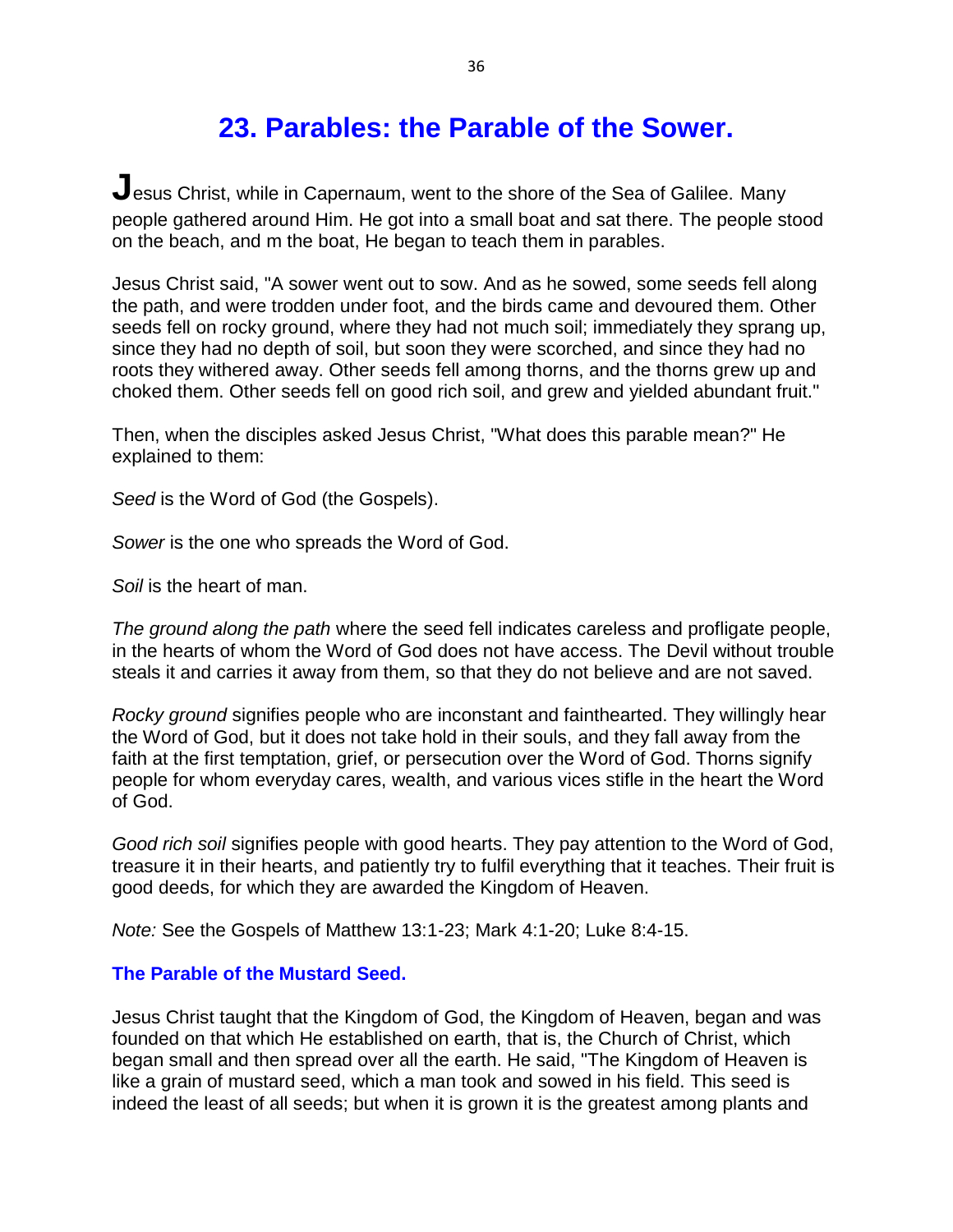# 23. Parables: the Parable of the Sower.

**J**esus Christ, while in Capernaum, went to the shore of the Sea of Galilee. Many people gathered around Him. He got into a small boat and sat there. The people stood on the beach, and m the boat, He began to teach them in parables.

Jesus Christ said, "A sower went out to sow. And as he sowed, some seeds fell along the path, and were trodden under foot, and the birds came and devoured them. Other seeds fell on rocky ground, where they had not much soil; immediately they sprang up, since they had no depth of soil, but soon they were scorched, and since they had no roots they withered away. Other seeds fell among thorns, and the thorns grew up and choked them. Other seeds fell on good rich soil, and grew and yielded abundant fruit."

Then, when the disciples asked Jesus Christ, "What does this parable mean?" He explained to them:

*Seed* is the Word of God (the Gospels).

*Sower* is the one who spreads the Word of God.

*Soil* is the heart of man.

*The ground along the path* where the seed fell indicates careless and profligate people, in the hearts of whom the Word of God does not have access. The Devil without trouble steals it and carries it away from them, so that they do not believe and are not saved.

*Rocky ground* signifies people who are inconstant and fainthearted. They willingly hear the Word of God, but it does not take hold in their souls, and they fall away from the faith at the first temptation, grief, or persecution over the Word of God. Thorns signify people for whom everyday cares, wealth, and various vices stifle in the heart the Word of God.

*Good rich soil* signifies people with good hearts. They pay attention to the Word of God, treasure it in their hearts, and patiently try to fulfil everything that it teaches. Their fruit is good deeds, for which they are awarded the Kingdom of Heaven.

*Note:* See the Gospels of Matthew 13:1-23; Mark 4:1-20; Luke 8:4-15.

### The Parable of the Mustard Seed.

Jesus Christ taught that the Kingdom of God, the Kingdom of Heaven, began and was founded on that which He established on earth, that is, the Church of Christ, which began small and then spread over all the earth. He said, "The Kingdom of Heaven is like a grain of mustard seed, which a man took and sowed in his field. This seed is indeed the least of all seeds; but when it is grown it is the greatest among plants and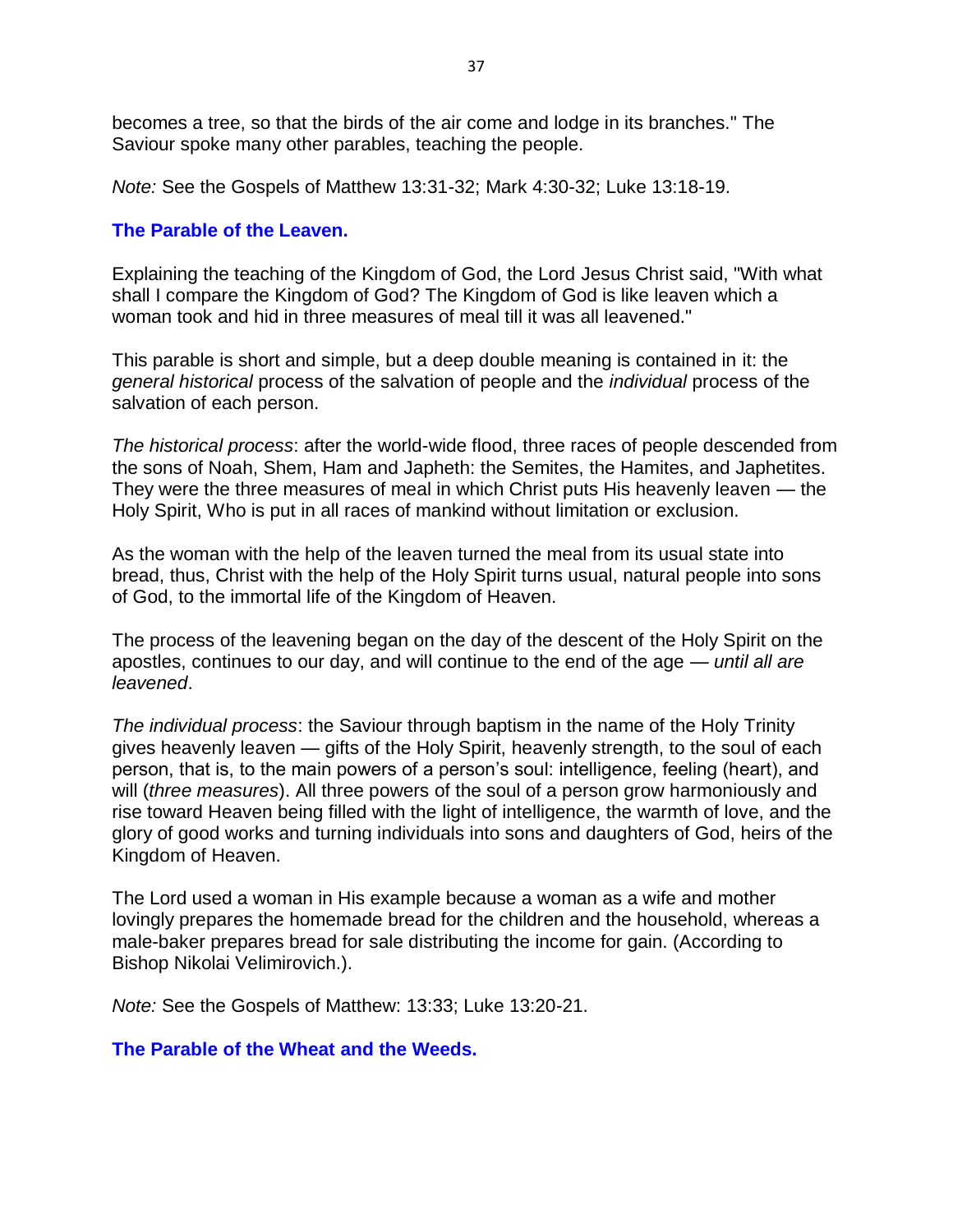becomes a tree, so that the birds of the air come and lodge in its branches." The Saviour spoke many other parables, teaching the people.

*Note:* See the Gospels of Matthew 13:31-32; Mark 4:30-32; Luke 13:18-19.

### The Parable of the Leaven.

Explaining the teaching of the Kingdom of God, the Lord Jesus Christ said, "With what shall I compare the Kingdom of God? The Kingdom of God is like leaven which a woman took and hid in three measures of meal till it was all leavened."

This parable is short and simple, but a deep double meaning is contained in it: the *general historical* process of the salvation of people and the *individual* process of the salvation of each person.

*The historical process*: after the world-wide flood, three races of people descended from the sons of Noah, Shem, Ham and Japheth: the Semites, the Hamites, and Japhetites. They were the three measures of meal in which Christ puts His heavenly leaven — the Holy Spirit, Who is put in all races of mankind without limitation or exclusion.

As the woman with the help of the leaven turned the meal from its usual state into bread, thus, Christ with the help of the Holy Spirit turns usual, natural people into sons of God, to the immortal life of the Kingdom of Heaven.

The process of the leavening began on the day of the descent of the Holy Spirit on the apostles, continues to our day, and will continue to the end of the age — *until all are leavened*.

*The individual process*: the Saviour through baptism in the name of the Holy Trinity gives heavenly leaven — gifts of the Holy Spirit, heavenly strength, to the soul of each person, that is, to the main powers of a person's soul: intelligence, feeling (heart), and will (*three measures*). All three powers of the soul of a person grow harmoniously and rise toward Heaven being filled with the light of intelligence, the warmth of love, and the glory of good works and turning individuals into sons and daughters of God, heirs of the Kingdom of Heaven.

The Lord used a woman in His example because a woman as a wife and mother lovingly prepares the homemade bread for the children and the household, whereas a male-baker prepares bread for sale distributing the income for gain. (According to Bishop Nikolai Velimirovich.).

*Note:* See the Gospels of Matthew: 13:33; Luke 13:20-21.

### The Parable of the Wheat and the Weeds.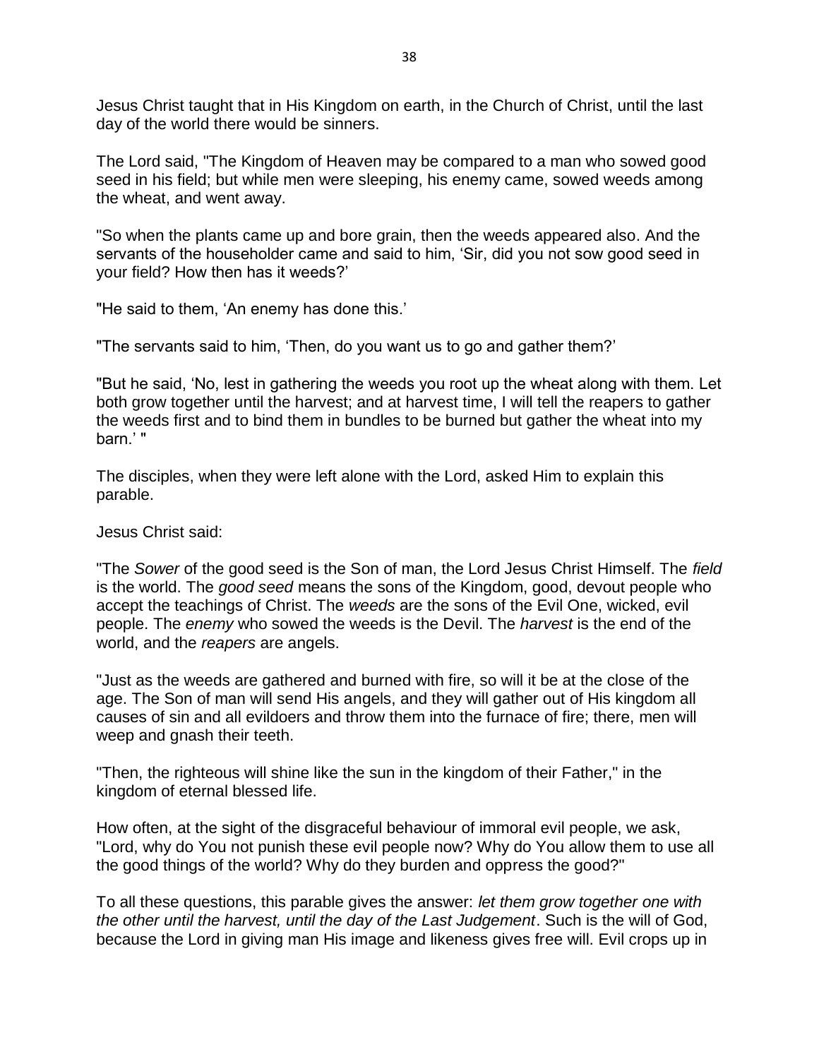Jesus Christ taught that in His Kingdom on earth, in the Church of Christ, until the last day of the world there would be sinners.

The Lord said, "The Kingdom of Heaven may be compared to a man who sowed good seed in his field; but while men were sleeping, his enemy came, sowed weeds among the wheat, and went away.

"So when the plants came up and bore grain, then the weeds appeared also. And the servants of the householder came and said to him, 'Sir, did you not sow good seed in your field? How then has it weeds?'

"He said to them, 'An enemy has done this.'

"The servants said to him, 'Then, do you want us to go and gather them?'

"But he said, 'No, lest in gathering the weeds you root up the wheat along with them. Let both grow together until the harvest; and at harvest time, I will tell the reapers to gather the weeds first and to bind them in bundles to be burned but gather the wheat into my barn.' "

The disciples, when they were left alone with the Lord, asked Him to explain this parable.

Jesus Christ said:

"The *Sower* of the good seed is the Son of man, the Lord Jesus Christ Himself. The *field* is the world. The *good seed* means the sons of the Kingdom, good, devout people who accept the teachings of Christ. The *weeds* are the sons of the Evil One, wicked, evil people. The *enemy* who sowed the weeds is the Devil. The *harvest* is the end of the world, and the *reapers* are angels.

"Just as the weeds are gathered and burned with fire, so will it be at the close of the age. The Son of man will send His angels, and they will gather out of His kingdom all causes of sin and all evildoers and throw them into the furnace of fire; there, men will weep and gnash their teeth.

"Then, the righteous will shine like the sun in the kingdom of their Father," in the kingdom of eternal blessed life.

How often, at the sight of the disgraceful behaviour of immoral evil people, we ask, "Lord, why do You not punish these evil people now? Why do You allow them to use all the good things of the world? Why do they burden and oppress the good?"

To all these questions, this parable gives the answer: *let them grow together one with the other until the harvest, until the day of the Last Judgement*. Such is the will of God, because the Lord in giving man His image and likeness gives free will. Evil crops up in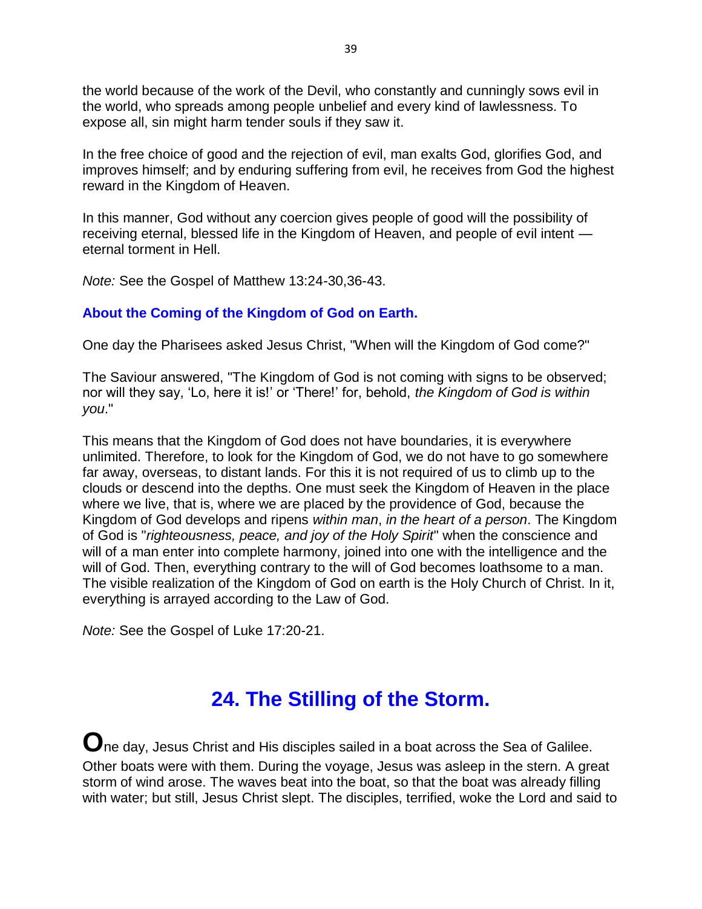the world because of the work of the Devil, who constantly and cunningly sows evil in the world, who spreads among people unbelief and every kind of lawlessness. To expose all, sin might harm tender souls if they saw it.

In the free choice of good and the rejection of evil, man exalts God, glorifies God, and improves himself; and by enduring suffering from evil, he receives from God the highest reward in the Kingdom of Heaven.

In this manner, God without any coercion gives people of good will the possibility of receiving eternal, blessed life in the Kingdom of Heaven, and people of evil intent — eternal torment in Hell.

*Note:* See the Gospel of Matthew 13:24-30,36-43.

### About the Coming of the Kingdom of God on Earth.

One day the Pharisees asked Jesus Christ, "When will the Kingdom of God come?"

The Saviour answered, "The Kingdom of God is not coming with signs to be observed; nor will they say, 'Lo, here it is!' or 'There!' for, behold, *the Kingdom of God is within you*."

This means that the Kingdom of God does not have boundaries, it is everywhere unlimited. Therefore, to look for the Kingdom of God, we do not have to go somewhere far away, overseas, to distant lands. For this it is not required of us to climb up to the clouds or descend into the depths. One must seek the Kingdom of Heaven in the place where we live, that is, where we are placed by the providence of God, because the Kingdom of God develops and ripens *within man*, *in the heart of a person*. The Kingdom of God is "*righteousness, peace, and joy of the Holy Spirit*" when the conscience and will of a man enter into complete harmony, joined into one with the intelligence and the will of God. Then, everything contrary to the will of God becomes loathsome to a man. The visible realization of the Kingdom of God on earth is the Holy Church of Christ. In it, everything is arrayed according to the Law of God.

*Note:* See the Gospel of Luke 17:20-21.

## 24. The Stilling of the Storm.

**O**ne day, Jesus Christ and His disciples sailed in a boat across the Sea of Galilee. Other boats were with them. During the voyage, Jesus was asleep in the stern. A great storm of wind arose. The waves beat into the boat, so that the boat was already filling with water; but still, Jesus Christ slept. The disciples, terrified, woke the Lord and said to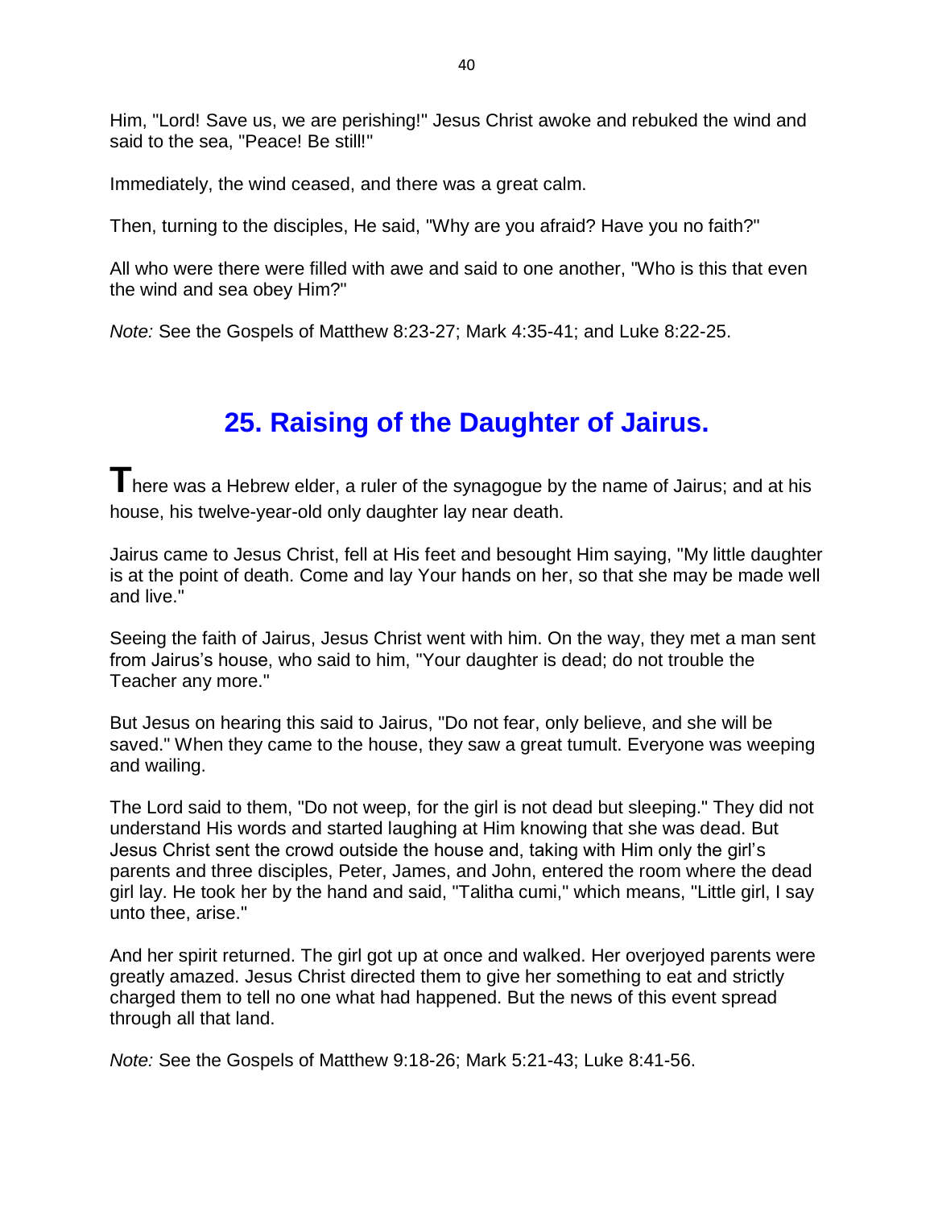Him, "Lord! Save us, we are perishing!" Jesus Christ awoke and rebuked the wind and said to the sea, "Peace! Be still!"

Immediately, the wind ceased, and there was a great calm.

Then, turning to the disciples, He said, "Why are you afraid? Have you no faith?"

All who were there were filled with awe and said to one another, "Who is this that even the wind and sea obey Him?"

*Note:* See the Gospels of Matthew 8:23-27; Mark 4:35-41; and Luke 8:22-25.

## 25. Raising of the Daughter of Jairus.

**T**here was a Hebrew elder, a ruler of the synagogue by the name of Jairus; and at his house, his twelve-year-old only daughter lay near death.

Jairus came to Jesus Christ, fell at His feet and besought Him saying, "My little daughter is at the point of death. Come and lay Your hands on her, so that she may be made well and live."

Seeing the faith of Jairus, Jesus Christ went with him. On the way, they met a man sent from Jairus's house, who said to him, "Your daughter is dead; do not trouble the Teacher any more."

But Jesus on hearing this said to Jairus, "Do not fear, only believe, and she will be saved." When they came to the house, they saw a great tumult. Everyone was weeping and wailing.

The Lord said to them, "Do not weep, for the girl is not dead but sleeping." They did not understand His words and started laughing at Him knowing that she was dead. But Jesus Christ sent the crowd outside the house and, taking with Him only the girl's parents and three disciples, Peter, James, and John, entered the room where the dead girl lay. He took her by the hand and said, "Talitha cumi," which means, "Little girl, I say unto thee, arise."

And her spirit returned. The girl got up at once and walked. Her overjoyed parents were greatly amazed. Jesus Christ directed them to give her something to eat and strictly charged them to tell no one what had happened. But the news of this event spread through all that land.

*Note:* See the Gospels of Matthew 9:18-26; Mark 5:21-43; Luke 8:41-56.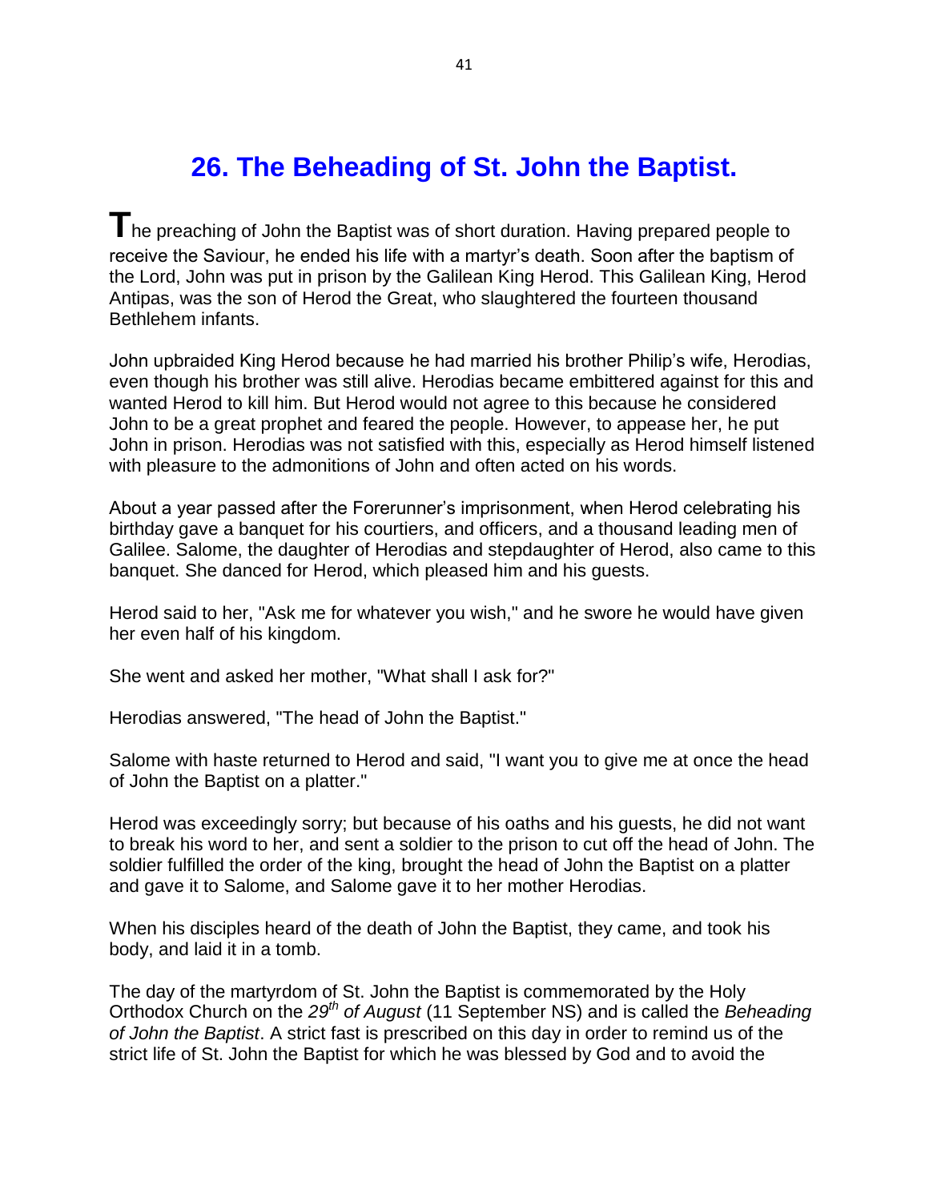# 26. The Beheading of St. John the Baptist.

The preaching of John the Baptist was of short duration. Having prepared people to receive the Saviour, he ended his life with a martyr's death. Soon after the baptism of the Lord, John was put in prison by the Galilean King Herod. This Galilean King, Herod Antipas, was the son of Herod the Great, who slaughtered the fourteen thousand Bethlehem infants.

John upbraided King Herod because he had married his brother Philip's wife, Herodias, even though his brother was still alive. Herodias became embittered against for this and wanted Herod to kill him. But Herod would not agree to this because he considered John to be a great prophet and feared the people. However, to appease her, he put John in prison. Herodias was not satisfied with this, especially as Herod himself listened with pleasure to the admonitions of John and often acted on his words.

About a year passed after the Forerunner's imprisonment, when Herod celebrating his birthday gave a banquet for his courtiers, and officers, and a thousand leading men of Galilee. Salome, the daughter of Herodias and stepdaughter of Herod, also came to this banquet. She danced for Herod, which pleased him and his guests.

Herod said to her, "Ask me for whatever you wish," and he swore he would have given her even half of his kingdom.

She went and asked her mother, "What shall I ask for?"

Herodias answered, "The head of John the Baptist."

Salome with haste returned to Herod and said, "I want you to give me at once the head of John the Baptist on a platter."

Herod was exceedingly sorry; but because of his oaths and his guests, he did not want to break his word to her, and sent a soldier to the prison to cut off the head of John. The soldier fulfilled the order of the king, brought the head of John the Baptist on a platter and gave it to Salome, and Salome gave it to her mother Herodias.

When his disciples heard of the death of John the Baptist, they came, and took his body, and laid it in a tomb.

The day of the martyrdom of St. John the Baptist is commemorated by the Holy Orthodox Church on the *29th of August* (11 September NS) and is called the *Beheading of John the Baptist*. A strict fast is prescribed on this day in order to remind us of the strict life of St. John the Baptist for which he was blessed by God and to avoid the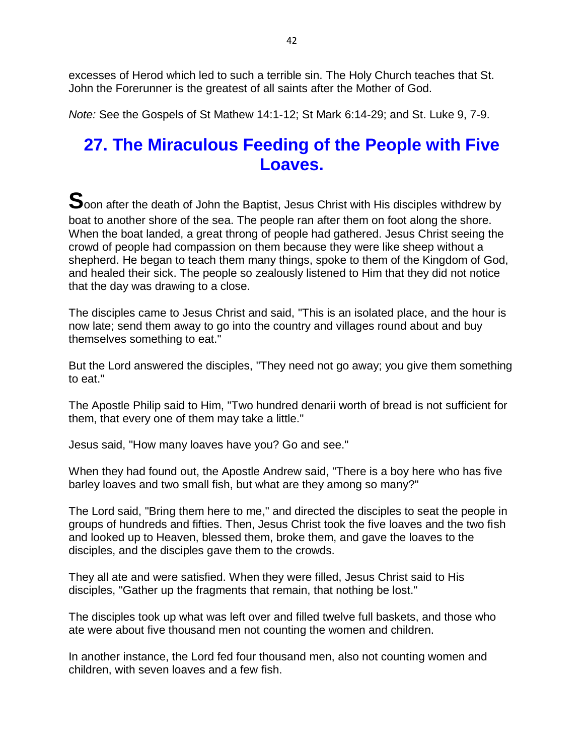excesses of Herod which led to such a terrible sin. The Holy Church teaches that St. John the Forerunner is the greatest of all saints after the Mother of God.

*Note:* See the Gospels of St Mathew 14:1-12; St Mark 6:14-29; and St. Luke 9, 7-9.

## 27. The Miraculous Feeding of the People with Five Loaves.

**S**oon after the death of John the Baptist, Jesus Christ with His disciples withdrew by boat to another shore of the sea. The people ran after them on foot along the shore. When the boat landed, a great throng of people had gathered. Jesus Christ seeing the crowd of people had compassion on them because they were like sheep without a shepherd. He began to teach them many things, spoke to them of the Kingdom of God, and healed their sick. The people so zealously listened to Him that they did not notice that the day was drawing to a close.

The disciples came to Jesus Christ and said, "This is an isolated place, and the hour is now late; send them away to go into the country and villages round about and buy themselves something to eat."

But the Lord answered the disciples, "They need not go away; you give them something to eat."

The Apostle Philip said to Him, "Two hundred denarii worth of bread is not sufficient for them, that every one of them may take a little."

Jesus said, "How many loaves have you? Go and see."

When they had found out, the Apostle Andrew said, "There is a boy here who has five barley loaves and two small fish, but what are they among so many?"

The Lord said, "Bring them here to me," and directed the disciples to seat the people in groups of hundreds and fifties. Then, Jesus Christ took the five loaves and the two fish and looked up to Heaven, blessed them, broke them, and gave the loaves to the disciples, and the disciples gave them to the crowds.

They all ate and were satisfied. When they were filled, Jesus Christ said to His disciples, "Gather up the fragments that remain, that nothing be lost."

The disciples took up what was left over and filled twelve full baskets, and those who ate were about five thousand men not counting the women and children.

In another instance, the Lord fed four thousand men, also not counting women and children, with seven loaves and a few fish.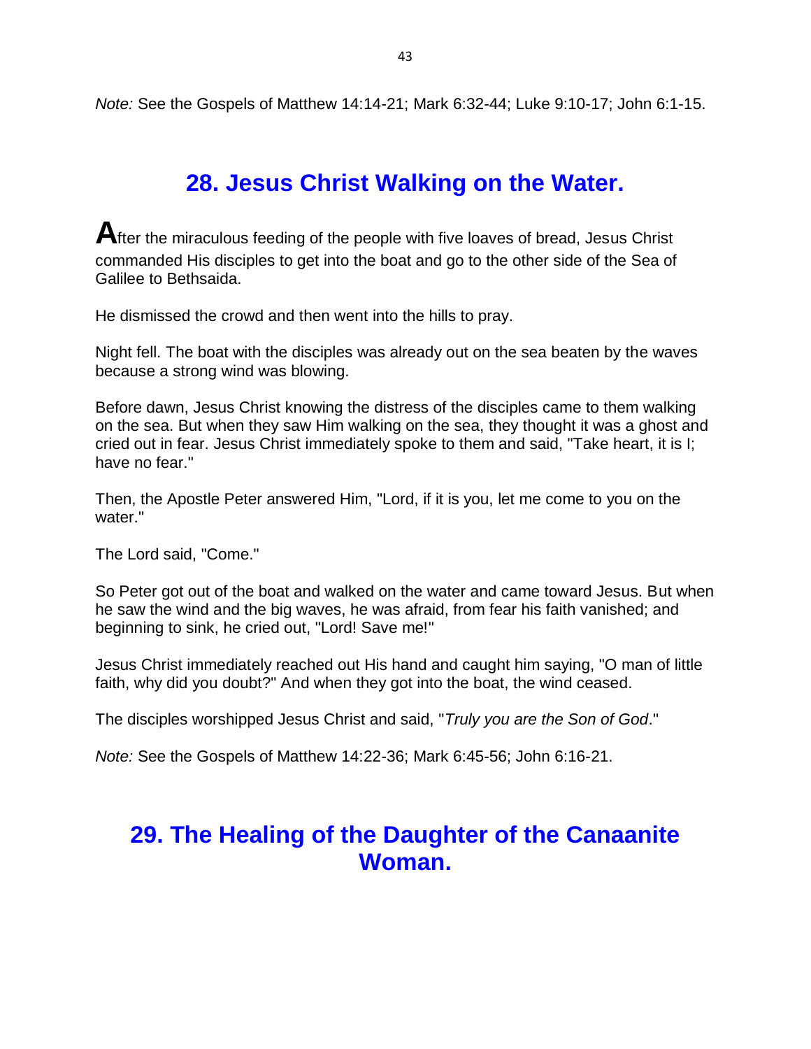*Note:* See the Gospels of Matthew 14:14-21; Mark 6:32-44; Luke 9:10-17; John 6:1-15.

## 28. Jesus Christ Walking on the Water.

**A**fter the miraculous feeding of the people with five loaves of bread, Jesus Christ commanded His disciples to get into the boat and go to the other side of the Sea of Galilee to Bethsaida.

He dismissed the crowd and then went into the hills to pray.

Night fell. The boat with the disciples was already out on the sea beaten by the waves because a strong wind was blowing.

Before dawn, Jesus Christ knowing the distress of the disciples came to them walking on the sea. But when they saw Him walking on the sea, they thought it was a ghost and cried out in fear. Jesus Christ immediately spoke to them and said, "Take heart, it is I; have no fear."

Then, the Apostle Peter answered Him, "Lord, if it is you, let me come to you on the water."

The Lord said, "Come."

So Peter got out of the boat and walked on the water and came toward Jesus. But when he saw the wind and the big waves, he was afraid, from fear his faith vanished; and beginning to sink, he cried out, "Lord! Save me!"

Jesus Christ immediately reached out His hand and caught him saying, "O man of little faith, why did you doubt?" And when they got into the boat, the wind ceased.

The disciples worshipped Jesus Christ and said, "*Truly you are the Son of God*."

*Note:* See the Gospels of Matthew 14:22-36; Mark 6:45-56; John 6:16-21.

## 29. The Healing of the Daughter of the Canaanite Woman.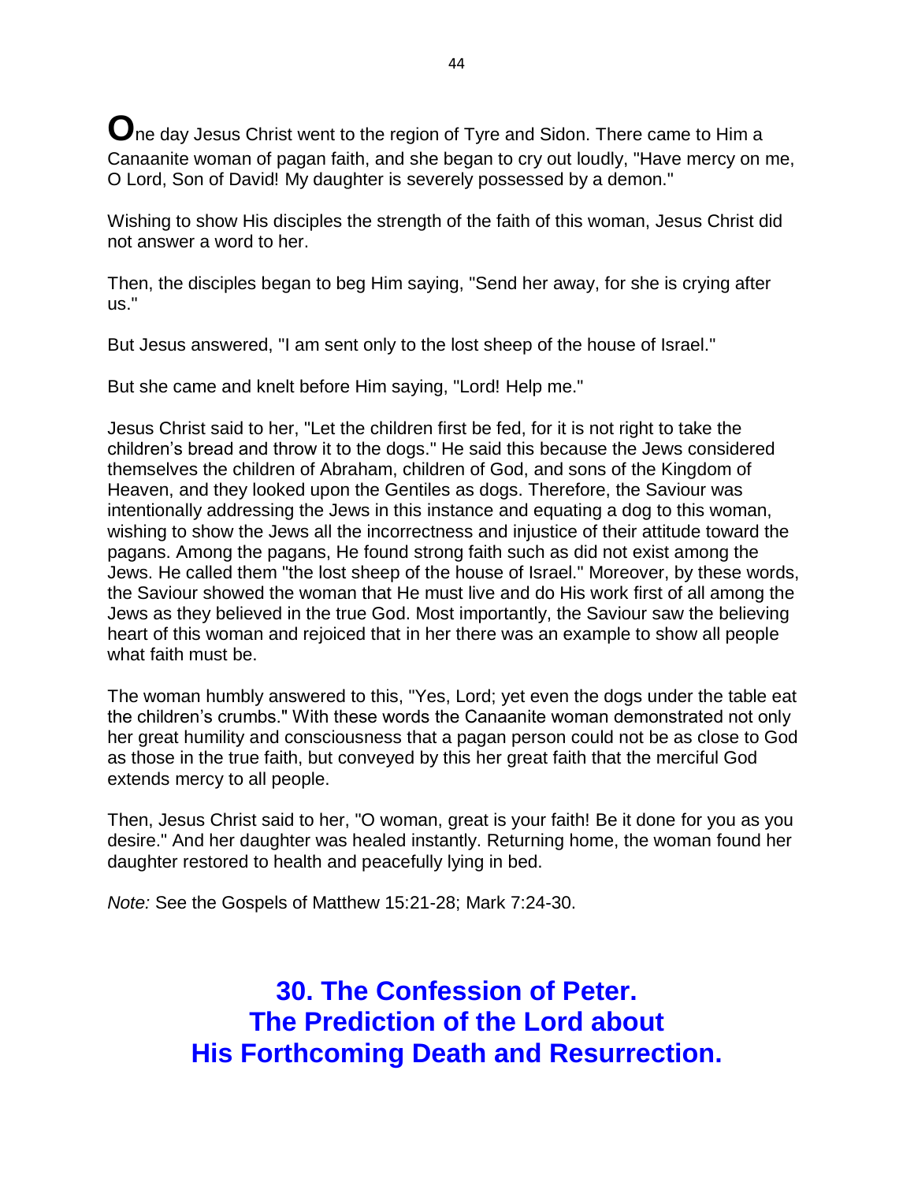**O**ne day Jesus Christ went to the region of Tyre and Sidon. There came to Him a Canaanite woman of pagan faith, and she began to cry out loudly, "Have mercy on me, O Lord, Son of David! My daughter is severely possessed by a demon."

Wishing to show His disciples the strength of the faith of this woman, Jesus Christ did not answer a word to her.

Then, the disciples began to beg Him saying, "Send her away, for she is crying after us."

But Jesus answered, "I am sent only to the lost sheep of the house of Israel."

But she came and knelt before Him saying, "Lord! Help me."

Jesus Christ said to her, "Let the children first be fed, for it is not right to take the children's bread and throw it to the dogs." He said this because the Jews considered themselves the children of Abraham, children of God, and sons of the Kingdom of Heaven, and they looked upon the Gentiles as dogs. Therefore, the Saviour was intentionally addressing the Jews in this instance and equating a dog to this woman, wishing to show the Jews all the incorrectness and injustice of their attitude toward the pagans. Among the pagans, He found strong faith such as did not exist among the Jews. He called them "the lost sheep of the house of Israel." Moreover, by these words, the Saviour showed the woman that He must live and do His work first of all among the Jews as they believed in the true God. Most importantly, the Saviour saw the believing heart of this woman and rejoiced that in her there was an example to show all people what faith must be.

The woman humbly answered to this, "Yes, Lord; yet even the dogs under the table eat the children's crumbs." With these words the Canaanite woman demonstrated not only her great humility and consciousness that a pagan person could not be as close to God as those in the true faith, but conveyed by this her great faith that the merciful God extends mercy to all people.

Then, Jesus Christ said to her, "O woman, great is your faith! Be it done for you as you desire." And her daughter was healed instantly. Returning home, the woman found her daughter restored to health and peacefully lying in bed.

*Note:* See the Gospels of Matthew 15:21-28; Mark 7:24-30.

## 30. The Confession of Peter. The Prediction of the Lord about His Forthcoming Death and Resurrection.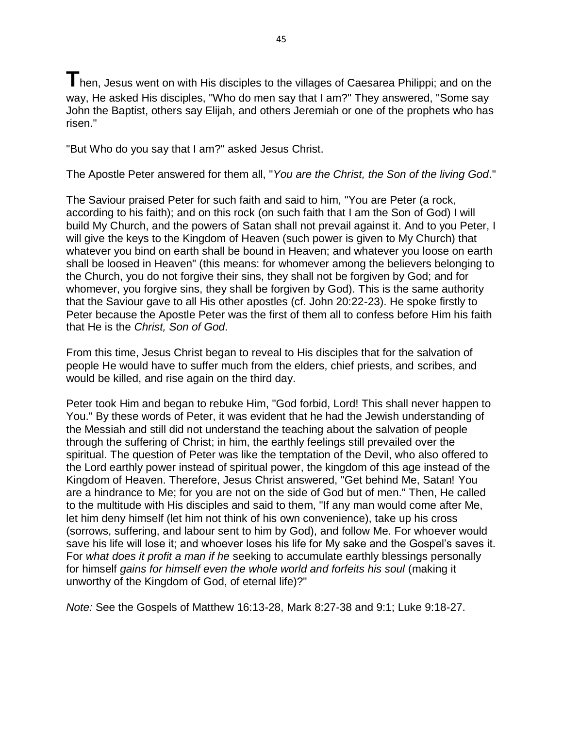**T**hen, Jesus went on with His disciples to the villages of Caesarea Philippi; and on the way, He asked His disciples, "Who do men say that I am?" They answered, "Some say John the Baptist, others say Elijah, and others Jeremiah or one of the prophets who has risen."

"But Who do you say that I am?" asked Jesus Christ.

The Apostle Peter answered for them all, "*You are the Christ, the Son of the living God*."

The Saviour praised Peter for such faith and said to him, "You are Peter (a rock, according to his faith); and on this rock (on such faith that I am the Son of God) I will build My Church, and the powers of Satan shall not prevail against it. And to you Peter, I will give the keys to the Kingdom of Heaven (such power is given to My Church) that whatever you bind on earth shall be bound in Heaven; and whatever you loose on earth shall be loosed in Heaven" (this means: for whomever among the believers belonging to the Church, you do not forgive their sins, they shall not be forgiven by God; and for whomever, you forgive sins, they shall be forgiven by God). This is the same authority that the Saviour gave to all His other apostles (cf. John 20:22-23). He spoke firstly to Peter because the Apostle Peter was the first of them all to confess before Him his faith that He is the *Christ, Son of God*.

From this time, Jesus Christ began to reveal to His disciples that for the salvation of people He would have to suffer much from the elders, chief priests, and scribes, and would be killed, and rise again on the third day.

Peter took Him and began to rebuke Him, "God forbid, Lord! This shall never happen to You." By these words of Peter, it was evident that he had the Jewish understanding of the Messiah and still did not understand the teaching about the salvation of people through the suffering of Christ; in him, the earthly feelings still prevailed over the spiritual. The question of Peter was like the temptation of the Devil, who also offered to the Lord earthly power instead of spiritual power, the kingdom of this age instead of the Kingdom of Heaven. Therefore, Jesus Christ answered, "Get behind Me, Satan! You are a hindrance to Me; for you are not on the side of God but of men." Then, He called to the multitude with His disciples and said to them, "If any man would come after Me, let him deny himself (let him not think of his own convenience), take up his cross (sorrows, suffering, and labour sent to him by God), and follow Me. For whoever would save his life will lose it; and whoever loses his life for My sake and the Gospel's saves it. For *what does it profit a man if he* seeking to accumulate earthly blessings personally for himself *gains for himself even the whole world and forfeits his soul* (making it unworthy of the Kingdom of God, of eternal life)?"

*Note:* See the Gospels of Matthew 16:13-28, Mark 8:27-38 and 9:1; Luke 9:18-27.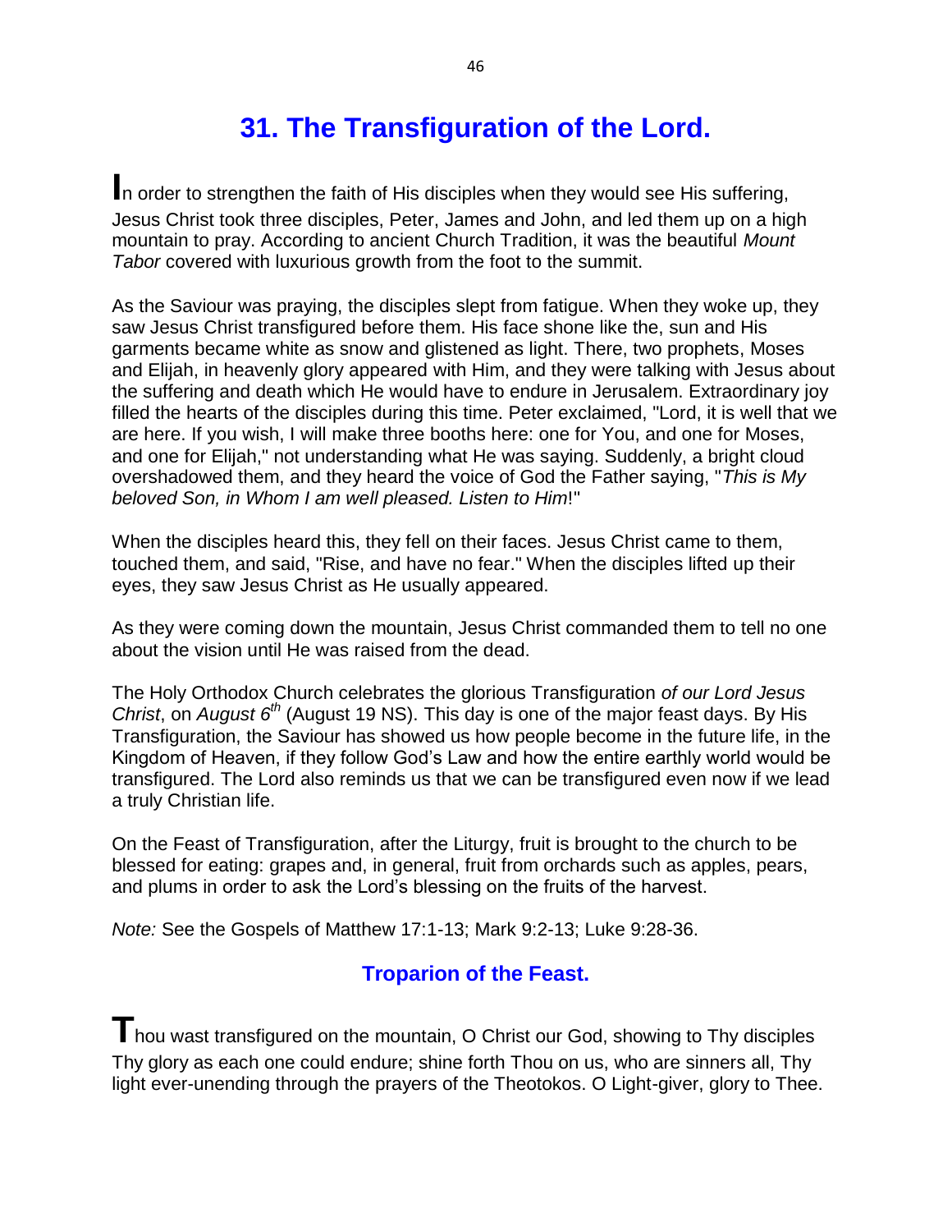# 31. The Transfiguration of the Lord.

**I**n order to strengthen the faith of His disciples when they would see His suffering, Jesus Christ took three disciples, Peter, James and John, and led them up on a high mountain to pray. According to ancient Church Tradition, it was the beautiful *Mount Tabor* covered with luxurious growth from the foot to the summit.

As the Saviour was praying, the disciples slept from fatigue. When they woke up, they saw Jesus Christ transfigured before them. His face shone like the, sun and His garments became white as snow and glistened as light. There, two prophets, Moses and Elijah, in heavenly glory appeared with Him, and they were talking with Jesus about the suffering and death which He would have to endure in Jerusalem. Extraordinary joy filled the hearts of the disciples during this time. Peter exclaimed, "Lord, it is well that we are here. If you wish, I will make three booths here: one for You, and one for Moses, and one for Elijah," not understanding what He was saying. Suddenly, a bright cloud overshadowed them, and they heard the voice of God the Father saying, "*This is My beloved Son, in Whom I am well pleased. Listen to Him*!"

When the disciples heard this, they fell on their faces. Jesus Christ came to them, touched them, and said, "Rise, and have no fear." When the disciples lifted up their eyes, they saw Jesus Christ as He usually appeared.

As they were coming down the mountain, Jesus Christ commanded them to tell no one about the vision until He was raised from the dead.

The Holy Orthodox Church celebrates the glorious Transfiguration *of our Lord Jesus Christ*, on *August 6th* (August 19 NS). This day is one of the major feast days. By His Transfiguration, the Saviour has showed us how people become in the future life, in the Kingdom of Heaven, if they follow God's Law and how the entire earthly world would be transfigured. The Lord also reminds us that we can be transfigured even now if we lead a truly Christian life.

On the Feast of Transfiguration, after the Liturgy, fruit is brought to the church to be blessed for eating: grapes and, in general, fruit from orchards such as apples, pears, and plums in order to ask the Lord's blessing on the fruits of the harvest.

*Note:* See the Gospels of Matthew 17:1-13; Mark 9:2-13; Luke 9:28-36.

## Troparion of the Feast.

**T**hou wast transfigured on the mountain, O Christ our God, showing to Thy disciples Thy glory as each one could endure; shine forth Thou on us, who are sinners all, Thy light ever-unending through the prayers of the Theotokos. O Light-giver, glory to Thee.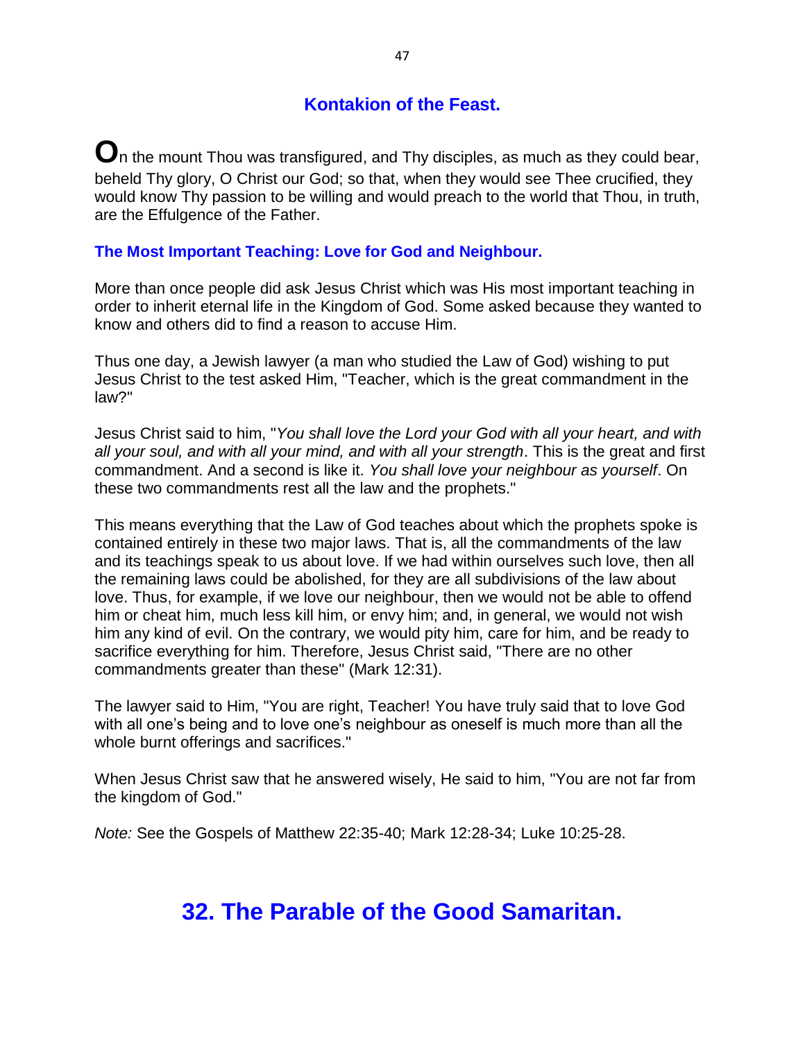### Kontakion of the Feast.

**O**n the mount Thou was transfigured, and Thy disciples, as much as they could bear, beheld Thy glory, O Christ our God; so that, when they would see Thee crucified, they would know Thy passion to be willing and would preach to the world that Thou, in truth, are the Effulgence of the Father.

### The Most Important Teaching: Love for God and Neighbour.

More than once people did ask Jesus Christ which was His most important teaching in order to inherit eternal life in the Kingdom of God. Some asked because they wanted to know and others did to find a reason to accuse Him.

Thus one day, a Jewish lawyer (a man who studied the Law of God) wishing to put Jesus Christ to the test asked Him, "Teacher, which is the great commandment in the law?"

Jesus Christ said to him, "*You shall love the Lord your God with all your heart, and with all your soul, and with all your mind, and with all your strength*. This is the great and first commandment. And a second is like it. *You shall love your neighbour as yourself*. On these two commandments rest all the law and the prophets."

This means everything that the Law of God teaches about which the prophets spoke is contained entirely in these two major laws. That is, all the commandments of the law and its teachings speak to us about love. If we had within ourselves such love, then all the remaining laws could be abolished, for they are all subdivisions of the law about love. Thus, for example, if we love our neighbour, then we would not be able to offend him or cheat him, much less kill him, or envy him; and, in general, we would not wish him any kind of evil. On the contrary, we would pity him, care for him, and be ready to sacrifice everything for him. Therefore, Jesus Christ said, "There are no other commandments greater than these" (Mark 12:31).

The lawyer said to Him, "You are right, Teacher! You have truly said that to love God with all one's being and to love one's neighbour as oneself is much more than all the whole burnt offerings and sacrifices."

When Jesus Christ saw that he answered wisely, He said to him, "You are not far from the kingdom of God."

*Note:* See the Gospels of Matthew 22:35-40; Mark 12:28-34; Luke 10:25-28.

## 32. The Parable of the Good Samaritan.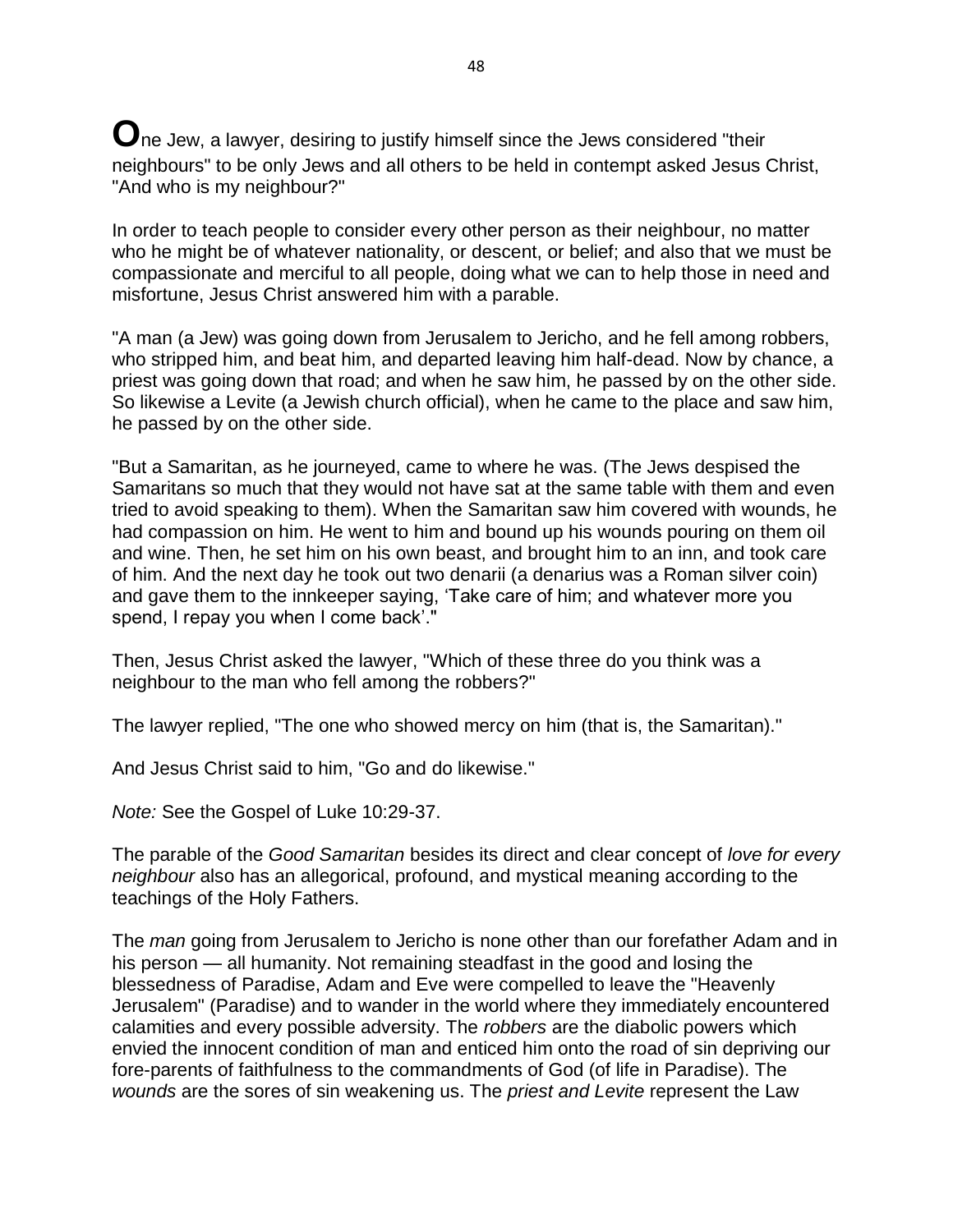**O**ne Jew, a lawyer, desiring to justify himself since the Jews considered "their neighbours" to be only Jews and all others to be held in contempt asked Jesus Christ, "And who is my neighbour?"

In order to teach people to consider every other person as their neighbour, no matter who he might be of whatever nationality, or descent, or belief; and also that we must be compassionate and merciful to all people, doing what we can to help those in need and misfortune, Jesus Christ answered him with a parable.

"A man (a Jew) was going down from Jerusalem to Jericho, and he fell among robbers, who stripped him, and beat him, and departed leaving him half-dead. Now by chance, a priest was going down that road; and when he saw him, he passed by on the other side. So likewise a Levite (a Jewish church official), when he came to the place and saw him, he passed by on the other side.

"But a Samaritan, as he journeyed, came to where he was. (The Jews despised the Samaritans so much that they would not have sat at the same table with them and even tried to avoid speaking to them). When the Samaritan saw him covered with wounds, he had compassion on him. He went to him and bound up his wounds pouring on them oil and wine. Then, he set him on his own beast, and brought him to an inn, and took care of him. And the next day he took out two denarii (a denarius was a Roman silver coin) and gave them to the innkeeper saying, 'Take care of him; and whatever more you spend, I repay you when I come back'."

Then, Jesus Christ asked the lawyer, "Which of these three do you think was a neighbour to the man who fell among the robbers?"

The lawyer replied, "The one who showed mercy on him (that is, the Samaritan)."

And Jesus Christ said to him, "Go and do likewise."

*Note:* See the Gospel of Luke 10:29-37.

The parable of the *Good Samaritan* besides its direct and clear concept of *love for every neighbour* also has an allegorical, profound, and mystical meaning according to the teachings of the Holy Fathers.

The *man* going from Jerusalem to Jericho is none other than our forefather Adam and in his person — all humanity. Not remaining steadfast in the good and losing the blessedness of Paradise, Adam and Eve were compelled to leave the "Heavenly Jerusalem" (Paradise) and to wander in the world where they immediately encountered calamities and every possible adversity. The *robbers* are the diabolic powers which envied the innocent condition of man and enticed him onto the road of sin depriving our fore-parents of faithfulness to the commandments of God (of life in Paradise). The *wounds* are the sores of sin weakening us. The *priest and Levite* represent the Law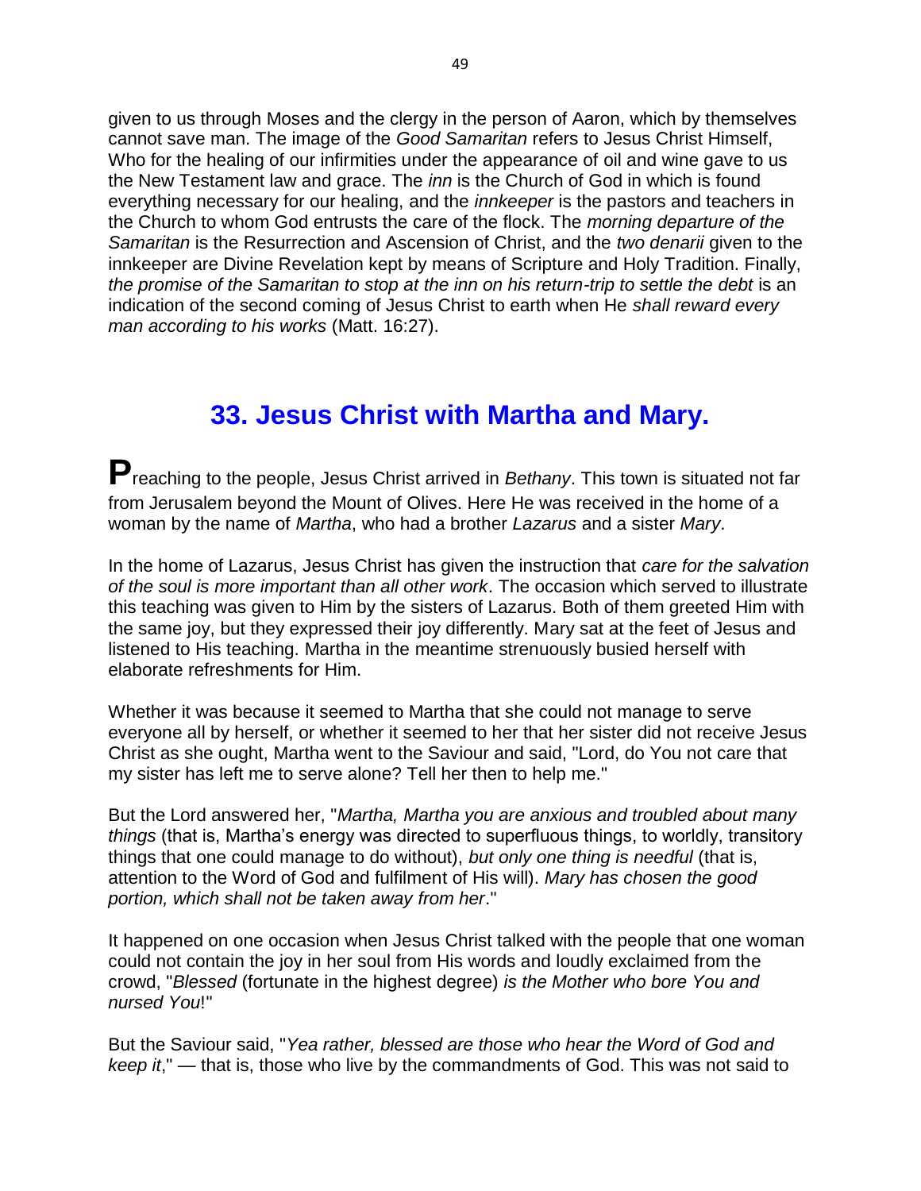given to us through Moses and the clergy in the person of Aaron, which by themselves cannot save man. The image of the *Good Samaritan* refers to Jesus Christ Himself, Who for the healing of our infirmities under the appearance of oil and wine gave to us the New Testament law and grace. The *inn* is the Church of God in which is found everything necessary for our healing, and the *innkeeper* is the pastors and teachers in the Church to whom God entrusts the care of the flock. The *morning departure of the Samaritan* is the Resurrection and Ascension of Christ, and the *two denarii* given to the innkeeper are Divine Revelation kept by means of Scripture and Holy Tradition. Finally, *the promise of the Samaritan to stop at the inn on his return-trip to settle the debt* is an indication of the second coming of Jesus Christ to earth when He *shall reward every man according to his works* (Matt. 16:27).

## 33. Jesus Christ with Martha and Mary.

**P**reaching to the people, Jesus Christ arrived in *Bethany*. This town is situated not far from Jerusalem beyond the Mount of Olives. Here He was received in the home of a woman by the name of *Martha*, who had a brother *Lazarus* and a sister *Mary*.

In the home of Lazarus, Jesus Christ has given the instruction that *care for the salvation of the soul is more important than all other work*. The occasion which served to illustrate this teaching was given to Him by the sisters of Lazarus. Both of them greeted Him with the same joy, but they expressed their joy differently. Mary sat at the feet of Jesus and listened to His teaching. Martha in the meantime strenuously busied herself with elaborate refreshments for Him.

Whether it was because it seemed to Martha that she could not manage to serve everyone all by herself, or whether it seemed to her that her sister did not receive Jesus Christ as she ought, Martha went to the Saviour and said, "Lord, do You not care that my sister has left me to serve alone? Tell her then to help me."

But the Lord answered her, "*Martha, Martha you are anxious and troubled about many things* (that is, Martha's energy was directed to superfluous things, to worldly, transitory things that one could manage to do without), *but only one thing is needful* (that is, attention to the Word of God and fulfilment of His will). *Mary has chosen the good portion, which shall not be taken away from her*."

It happened on one occasion when Jesus Christ talked with the people that one woman could not contain the joy in her soul from His words and loudly exclaimed from the crowd, "*Blessed* (fortunate in the highest degree) *is the Mother who bore You and nursed You*!"

But the Saviour said, "*Yea rather, blessed are those who hear the Word of God and keep it*," — that is, those who live by the commandments of God. This was not said to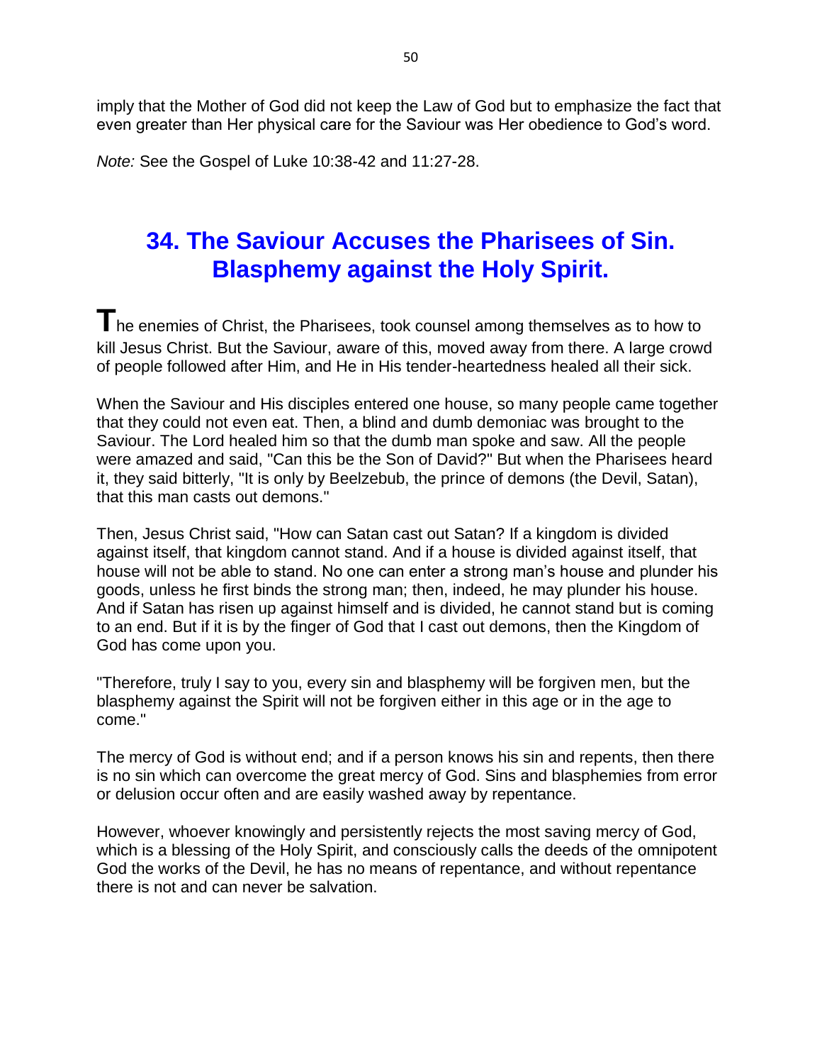imply that the Mother of God did not keep the Law of God but to emphasize the fact that even greater than Her physical care for the Saviour was Her obedience to God's word.

*Note:* See the Gospel of Luke 10:38-42 and 11:27-28.

## 34. The Saviour Accuses the Pharisees of Sin. Blasphemy against the Holy Spirit.

**T**he enemies of Christ, the Pharisees, took counsel among themselves as to how to kill Jesus Christ. But the Saviour, aware of this, moved away from there. A large crowd of people followed after Him, and He in His tender-heartedness healed all their sick.

When the Saviour and His disciples entered one house, so many people came together that they could not even eat. Then, a blind and dumb demoniac was brought to the Saviour. The Lord healed him so that the dumb man spoke and saw. All the people were amazed and said, "Can this be the Son of David?" But when the Pharisees heard it, they said bitterly, "It is only by Beelzebub, the prince of demons (the Devil, Satan), that this man casts out demons."

Then, Jesus Christ said, "How can Satan cast out Satan? If a kingdom is divided against itself, that kingdom cannot stand. And if a house is divided against itself, that house will not be able to stand. No one can enter a strong man's house and plunder his goods, unless he first binds the strong man; then, indeed, he may plunder his house. And if Satan has risen up against himself and is divided, he cannot stand but is coming to an end. But if it is by the finger of God that I cast out demons, then the Kingdom of God has come upon you.

"Therefore, truly I say to you, every sin and blasphemy will be forgiven men, but the blasphemy against the Spirit will not be forgiven either in this age or in the age to come."

The mercy of God is without end; and if a person knows his sin and repents, then there is no sin which can overcome the great mercy of God. Sins and blasphemies from error or delusion occur often and are easily washed away by repentance.

However, whoever knowingly and persistently rejects the most saving mercy of God, which is a blessing of the Holy Spirit, and consciously calls the deeds of the omnipotent God the works of the Devil, he has no means of repentance, and without repentance there is not and can never be salvation.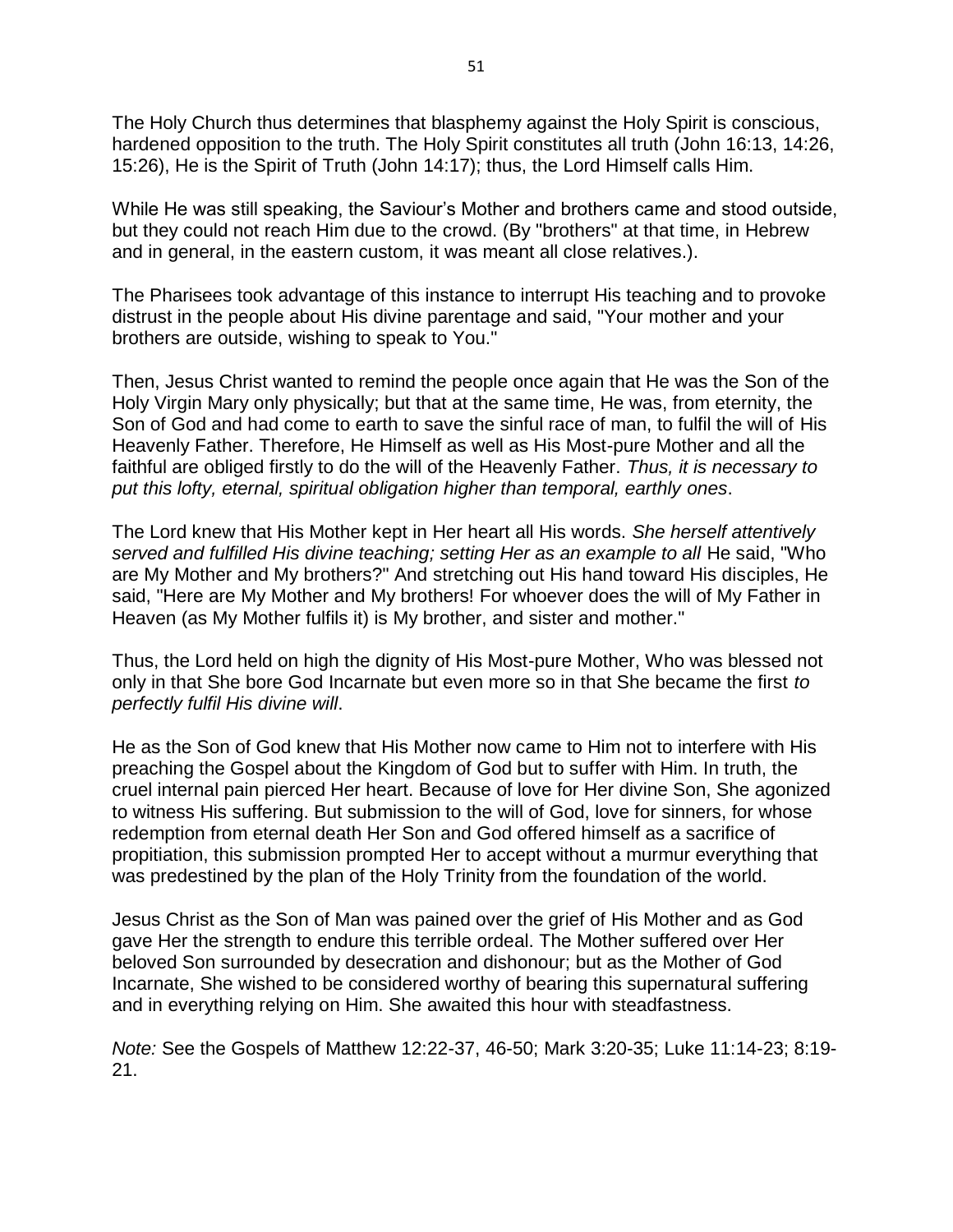The Holy Church thus determines that blasphemy against the Holy Spirit is conscious, hardened opposition to the truth. The Holy Spirit constitutes all truth (John 16:13, 14:26, 15:26), He is the Spirit of Truth (John 14:17); thus, the Lord Himself calls Him.

While He was still speaking, the Saviour's Mother and brothers came and stood outside, but they could not reach Him due to the crowd. (By "brothers" at that time, in Hebrew and in general, in the eastern custom, it was meant all close relatives.).

The Pharisees took advantage of this instance to interrupt His teaching and to provoke distrust in the people about His divine parentage and said, "Your mother and your brothers are outside, wishing to speak to You."

Then, Jesus Christ wanted to remind the people once again that He was the Son of the Holy Virgin Mary only physically; but that at the same time, He was, from eternity, the Son of God and had come to earth to save the sinful race of man, to fulfil the will of His Heavenly Father. Therefore, He Himself as well as His Most-pure Mother and all the faithful are obliged firstly to do the will of the Heavenly Father. *Thus, it is necessary to put this lofty, eternal, spiritual obligation higher than temporal, earthly ones*.

The Lord knew that His Mother kept in Her heart all His words. *She herself attentively served and fulfilled His divine teaching; setting Her as an example to all* He said, "Who are My Mother and My brothers?" And stretching out His hand toward His disciples, He said, "Here are My Mother and My brothers! For whoever does the will of My Father in Heaven (as My Mother fulfils it) is My brother, and sister and mother."

Thus, the Lord held on high the dignity of His Most-pure Mother, Who was blessed not only in that She bore God Incarnate but even more so in that She became the first *to perfectly fulfil His divine will*.

He as the Son of God knew that His Mother now came to Him not to interfere with His preaching the Gospel about the Kingdom of God but to suffer with Him. In truth, the cruel internal pain pierced Her heart. Because of love for Her divine Son, She agonized to witness His suffering. But submission to the will of God, love for sinners, for whose redemption from eternal death Her Son and God offered himself as a sacrifice of propitiation, this submission prompted Her to accept without a murmur everything that was predestined by the plan of the Holy Trinity from the foundation of the world.

Jesus Christ as the Son of Man was pained over the grief of His Mother and as God gave Her the strength to endure this terrible ordeal. The Mother suffered over Her beloved Son surrounded by desecration and dishonour; but as the Mother of God Incarnate, She wished to be considered worthy of bearing this supernatural suffering and in everything relying on Him. She awaited this hour with steadfastness.

*Note:* See the Gospels of Matthew 12:22-37, 46-50; Mark 3:20-35; Luke 11:14-23; 8:19-21.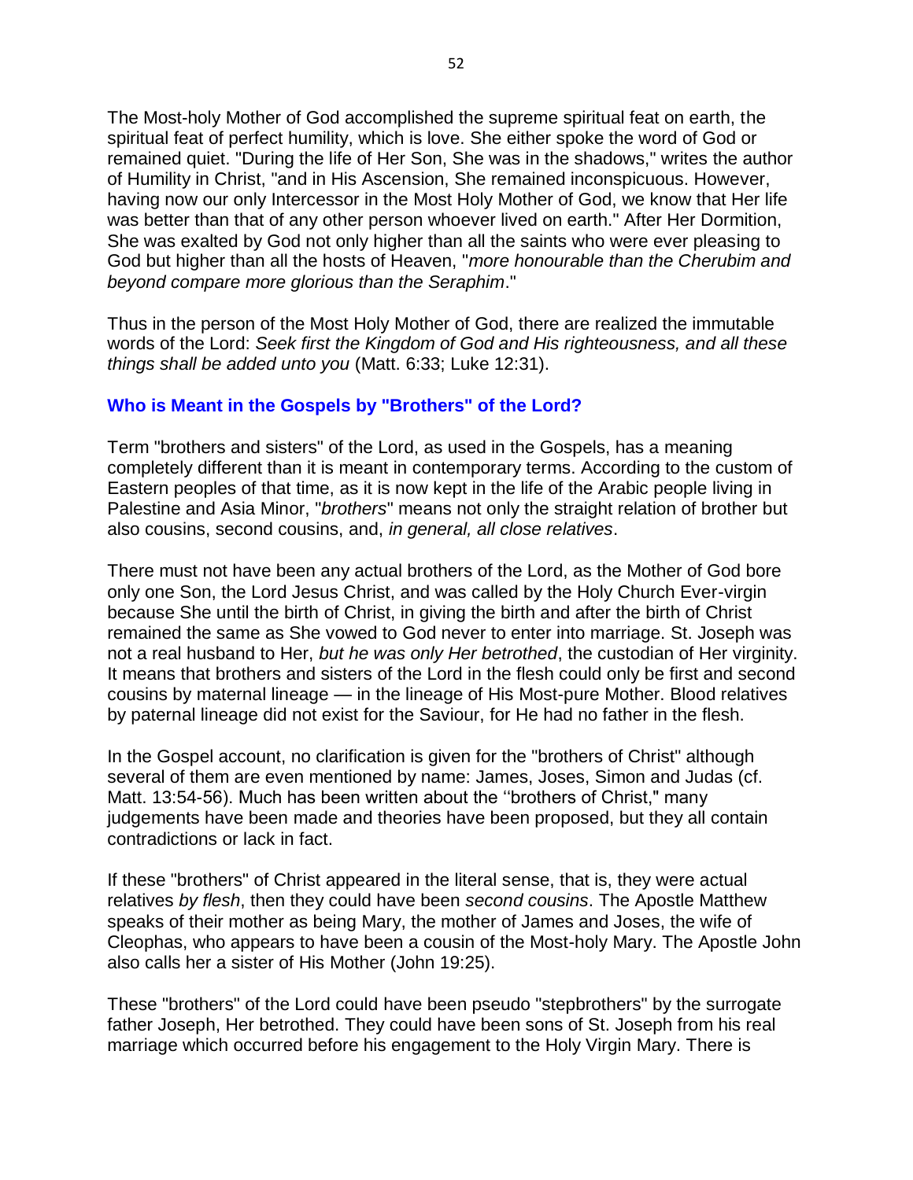The Most-holy Mother of God accomplished the supreme spiritual feat on earth, the spiritual feat of perfect humility, which is love. She either spoke the word of God or remained quiet. "During the life of Her Son, She was in the shadows," writes the author of Humility in Christ, "and in His Ascension, She remained inconspicuous. However, having now our only Intercessor in the Most Holy Mother of God, we know that Her life was better than that of any other person whoever lived on earth." After Her Dormition, She was exalted by God not only higher than all the saints who were ever pleasing to God but higher than all the hosts of Heaven, "*more honourable than the Cherubim and beyond compare more glorious than the Seraphim*."

Thus in the person of the Most Holy Mother of God, there are realized the immutable words of the Lord: *Seek first the Kingdom of God and His righteousness, and all these things shall be added unto you* (Matt. 6:33; Luke 12:31).

## Who is Meant in the Gospels by "Brothers" of the Lord?

Term "brothers and sisters" of the Lord, as used in the Gospels, has a meaning completely different than it is meant in contemporary terms. According to the custom of Eastern peoples of that time, as it is now kept in the life of the Arabic people living in Palestine and Asia Minor, "*brothers*" means not only the straight relation of brother but also cousins, second cousins, and, *in general, all close relatives*.

There must not have been any actual brothers of the Lord, as the Mother of God bore only one Son, the Lord Jesus Christ, and was called by the Holy Church Ever-virgin because She until the birth of Christ, in giving the birth and after the birth of Christ remained the same as She vowed to God never to enter into marriage. St. Joseph was not a real husband to Her, *but he was only Her betrothed*, the custodian of Her virginity. It means that brothers and sisters of the Lord in the flesh could only be first and second cousins by maternal lineage — in the lineage of His Most-pure Mother. Blood relatives by paternal lineage did not exist for the Saviour, for He had no father in the flesh.

In the Gospel account, no clarification is given for the "brothers of Christ" although several of them are even mentioned by name: James, Joses, Simon and Judas (cf. Matt. 13:54-56). Much has been written about the "brothers of Christ," many judgements have been made and theories have been proposed, but they all contain contradictions or lack in fact.

If these "brothers" of Christ appeared in the literal sense, that is, they were actual relatives *by flesh*, then they could have been *second cousins*. The Apostle Matthew speaks of their mother as being Mary, the mother of James and Joses, the wife of Cleophas, who appears to have been a cousin of the Most-holy Mary. The Apostle John also calls her a sister of His Mother (John 19:25).

These "brothers" of the Lord could have been pseudo "stepbrothers" by the surrogate father Joseph, Her betrothed. They could have been sons of St. Joseph from his real marriage which occurred before his engagement to the Holy Virgin Mary. There is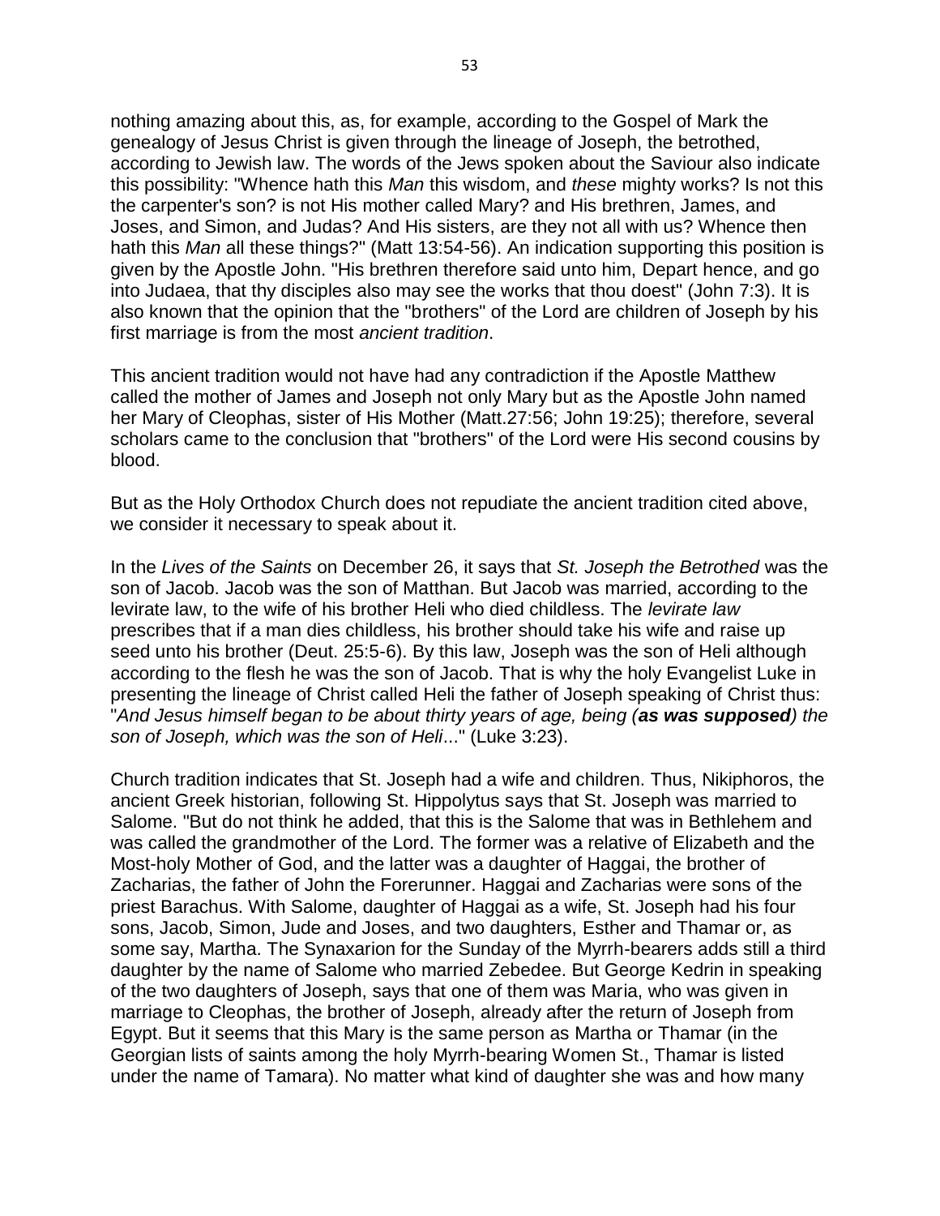nothing amazing about this, as, for example, according to the Gospel of Mark the genealogy of Jesus Christ is given through the lineage of Joseph, the betrothed, according to Jewish law. The words of the Jews spoken about the Saviour also indicate this possibility: "Whence hath this *Man* this wisdom, and *these* mighty works? Is not this the carpenter's son? is not His mother called Mary? and His brethren, James, and Joses, and Simon, and Judas? And His sisters, are they not all with us? Whence then hath this *Man* all these things?" (Matt 13:54-56). An indication supporting this position is given by the Apostle John. "His brethren therefore said unto him, Depart hence, and go into Judaea, that thy disciples also may see the works that thou doest" (John 7:3). It is also known that the opinion that the "brothers" of the Lord are children of Joseph by his first marriage is from the most *ancient tradition*.

This ancient tradition would not have had any contradiction if the Apostle Matthew called the mother of James and Joseph not only Mary but as the Apostle John named her Mary of Cleophas, sister of His Mother (Matt.27:56; John 19:25); therefore, several scholars came to the conclusion that "brothers" of the Lord were His second cousins by blood.

But as the Holy Orthodox Church does not repudiate the ancient tradition cited above, we consider it necessary to speak about it.

In the *Lives of the Saints* on December 26, it says that *St. Joseph the Betrothed* was the son of Jacob. Jacob was the son of Matthan. But Jacob was married, according to the levirate law, to the wife of his brother Heli who died childless. The *levirate law* prescribes that if a man dies childless, his brother should take his wife and raise up seed unto his brother (Deut. 25:5-6). By this law, Joseph was the son of Heli although according to the flesh he was the son of Jacob. That is why the holy Evangelist Luke in presenting the lineage of Christ called Heli the father of Joseph speaking of Christ thus: "*And Jesus himself began to be about thirty years of age, being (**as was supposed**) the son of Joseph, which was the son of Heli*..." (Luke 3:23).

Church tradition indicates that St. Joseph had a wife and children. Thus, Nikiphoros, the ancient Greek historian, following St. Hippolytus says that St. Joseph was married to Salome. "But do not think he added, that this is the Salome that was in Bethlehem and was called the grandmother of the Lord. The former was a relative of Elizabeth and the Most-holy Mother of God, and the latter was a daughter of Haggai, the brother of Zacharias, the father of John the Forerunner. Haggai and Zacharias were sons of the priest Barachus. With Salome, daughter of Haggai as a wife, St. Joseph had his four sons, Jacob, Simon, Jude and Joses, and two daughters, Esther and Thamar or, as some say, Martha. The Synaxarion for the Sunday of the Myrrh-bearers adds still a third daughter by the name of Salome who married Zebedee. But George Kedrin in speaking of the two daughters of Joseph, says that one of them was Maria, who was given in marriage to Cleophas, the brother of Joseph, already after the return of Joseph from Egypt. But it seems that this Mary is the same person as Martha or Thamar (in the Georgian lists of saints among the holy Myrrh-bearing Women St., Thamar is listed under the name of Tamara). No matter what kind of daughter she was and how many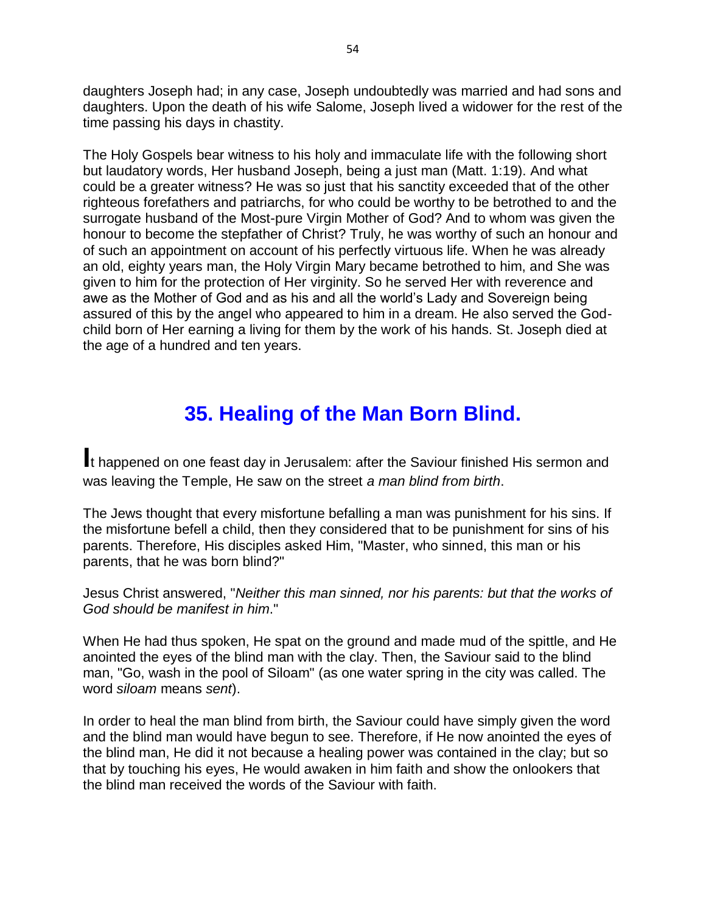daughters Joseph had; in any case, Joseph undoubtedly was married and had sons and daughters. Upon the death of his wife Salome, Joseph lived a widower for the rest of the time passing his days in chastity.

The Holy Gospels bear witness to his holy and immaculate life with the following short but laudatory words, Her husband Joseph, being a just man (Matt. 1:19). And what could be a greater witness? He was so just that his sanctity exceeded that of the other righteous forefathers and patriarchs, for who could be worthy to be betrothed to and the surrogate husband of the Most-pure Virgin Mother of God? And to whom was given the honour to become the stepfather of Christ? Truly, he was worthy of such an honour and of such an appointment on account of his perfectly virtuous life. When he was already an old, eighty years man, the Holy Virgin Mary became betrothed to him, and She was given to him for the protection of Her virginity. So he served Her with reverence and awe as the Mother of God and as his and all the world's Lady and Sovereign being assured of this by the angel who appeared to him in a dream. He also served the God-child born of Her earning a living for them by the work of his hands. St. Joseph died at the age of a hundred and ten years.

## 35. Healing of the Man Born Blind.

It happened on one feast day in Jerusalem: after the Saviour finished His sermon and was leaving the Temple, He saw on the street *a man blind from birth*.

The Jews thought that every misfortune befalling a man was punishment for his sins. If the misfortune befell a child, then they considered that to be punishment for sins of his parents. Therefore, His disciples asked Him, "Master, who sinned, this man or his parents, that he was born blind?"

Jesus Christ answered, "*Neither this man sinned, nor his parents: but that the works of God should be manifest in him*."

When He had thus spoken, He spat on the ground and made mud of the spittle, and He anointed the eyes of the blind man with the clay. Then, the Saviour said to the blind man, "Go, wash in the pool of Siloam" (as one water spring in the city was called. The word *siloam* means *sent*).

In order to heal the man blind from birth, the Saviour could have simply given the word and the blind man would have begun to see. Therefore, if He now anointed the eyes of the blind man, He did it not because a healing power was contained in the clay; but so that by touching his eyes, He would awaken in him faith and show the onlookers that the blind man received the words of the Saviour with faith.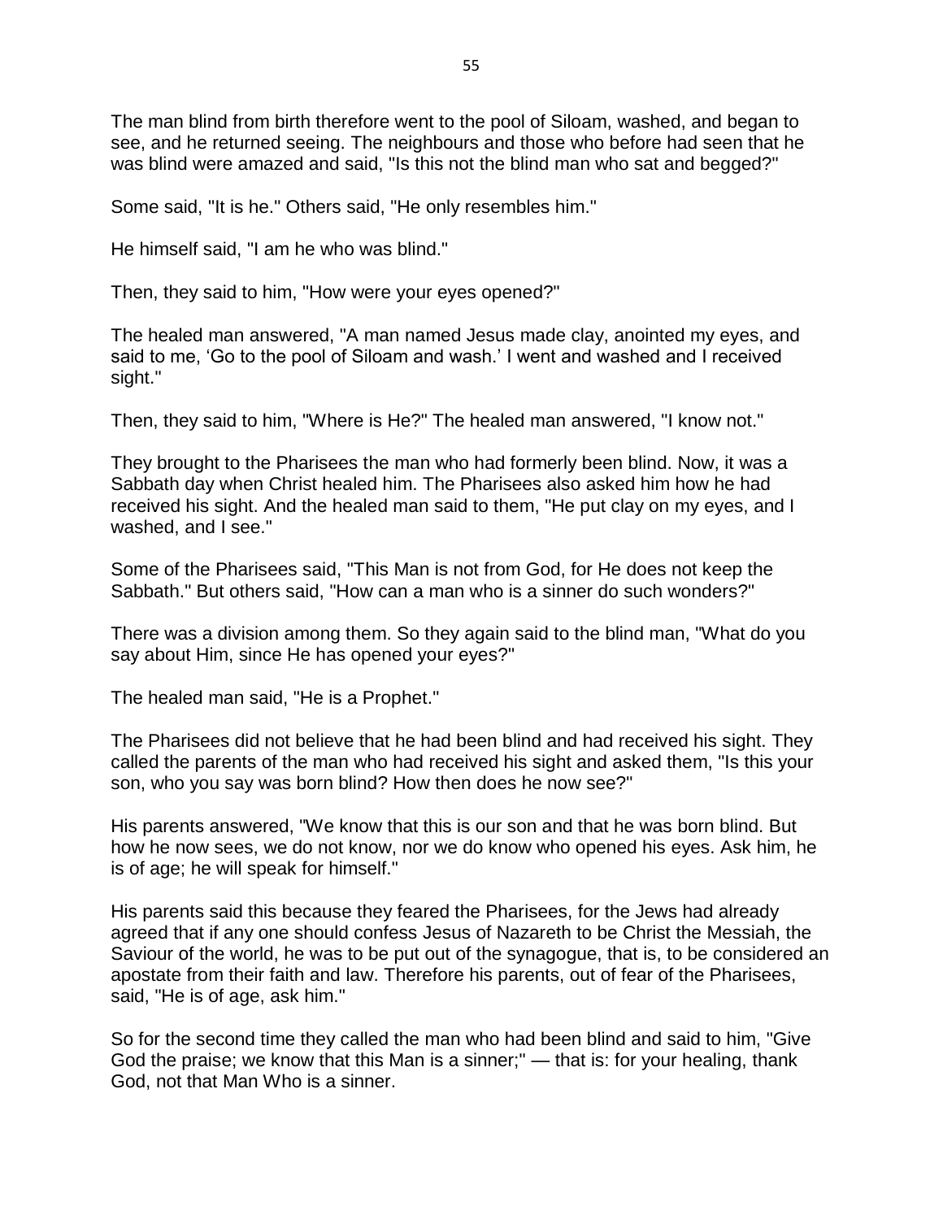The man blind from birth therefore went to the pool of Siloam, washed, and began to see, and he returned seeing. The neighbours and those who before had seen that he was blind were amazed and said, "Is this not the blind man who sat and begged?"

Some said, "It is he." Others said, "He only resembles him."

He himself said, "I am he who was blind."

Then, they said to him, "How were your eyes opened?"

The healed man answered, "A man named Jesus made clay, anointed my eyes, and said to me, 'Go to the pool of Siloam and wash.' I went and washed and I received sight."

Then, they said to him, "Where is He?" The healed man answered, "I know not."

They brought to the Pharisees the man who had formerly been blind. Now, it was a Sabbath day when Christ healed him. The Pharisees also asked him how he had received his sight. And the healed man said to them, "He put clay on my eyes, and I washed, and I see."

Some of the Pharisees said, "This Man is not from God, for He does not keep the Sabbath." But others said, "How can a man who is a sinner do such wonders?"

There was a division among them. So they again said to the blind man, "What do you say about Him, since He has opened your eyes?"

The healed man said, "He is a Prophet."

The Pharisees did not believe that he had been blind and had received his sight. They called the parents of the man who had received his sight and asked them, "Is this your son, who you say was born blind? How then does he now see?"

His parents answered, "We know that this is our son and that he was born blind. But how he now sees, we do not know, nor we do know who opened his eyes. Ask him, he is of age; he will speak for himself."

His parents said this because they feared the Pharisees, for the Jews had already agreed that if any one should confess Jesus of Nazareth to be Christ the Messiah, the Saviour of the world, he was to be put out of the synagogue, that is, to be considered an apostate from their faith and law. Therefore his parents, out of fear of the Pharisees, said, "He is of age, ask him."

So for the second time they called the man who had been blind and said to him, "Give God the praise; we know that this Man is a sinner;" — that is: for your healing, thank God, not that Man Who is a sinner.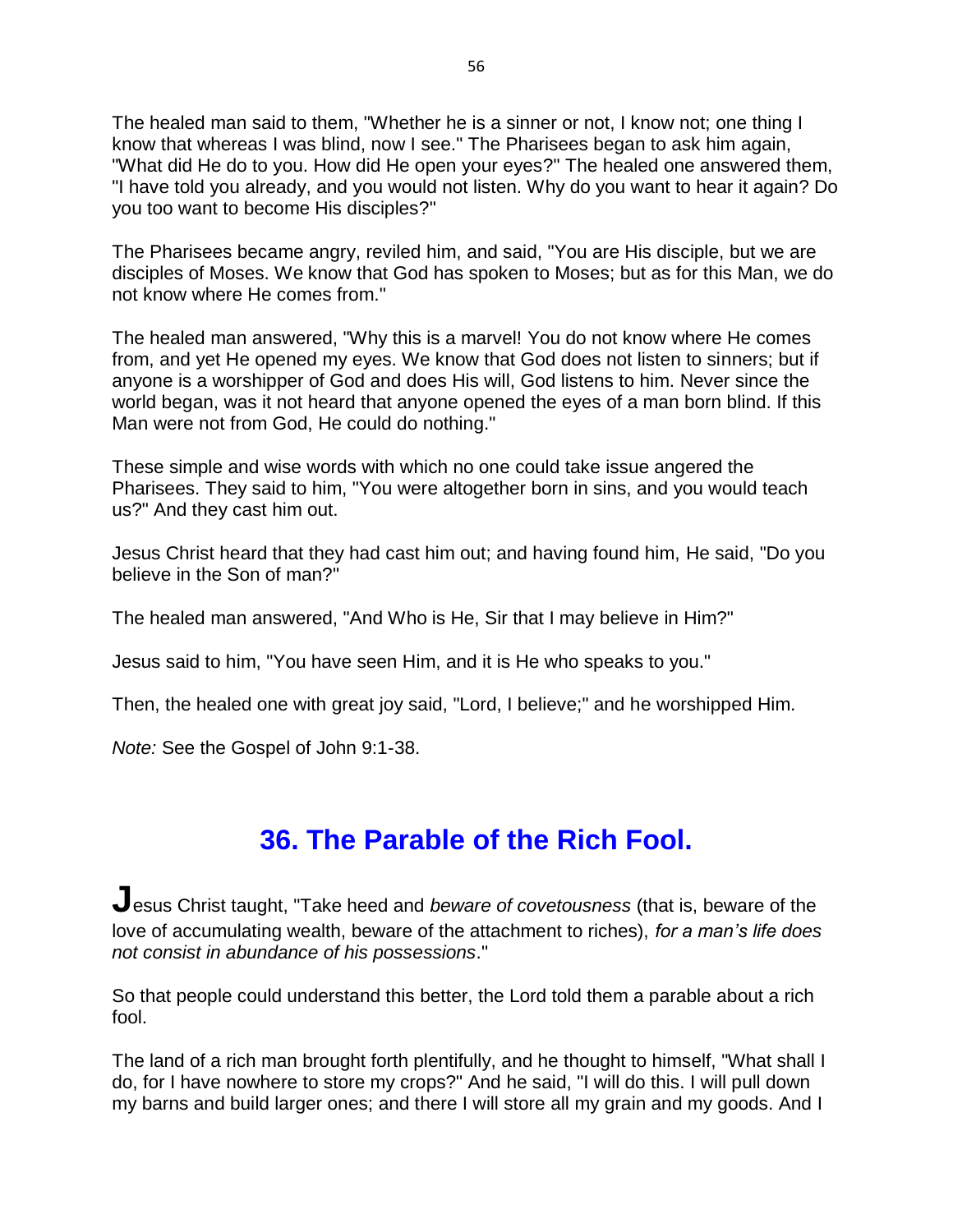The healed man said to them, "Whether he is a sinner or not, I know not; one thing I know that whereas I was blind, now I see." The Pharisees began to ask him again, "What did He do to you. How did He open your eyes?" The healed one answered them, "I have told you already, and you would not listen. Why do you want to hear it again? Do you too want to become His disciples?"

The Pharisees became angry, reviled him, and said, "You are His disciple, but we are disciples of Moses. We know that God has spoken to Moses; but as for this Man, we do not know where He comes from."

The healed man answered, "Why this is a marvel! You do not know where He comes from, and yet He opened my eyes. We know that God does not listen to sinners; but if anyone is a worshipper of God and does His will, God listens to him. Never since the world began, was it not heard that anyone opened the eyes of a man born blind. If this Man were not from God, He could do nothing."

These simple and wise words with which no one could take issue angered the Pharisees. They said to him, "You were altogether born in sins, and you would teach us?" And they cast him out.

Jesus Christ heard that they had cast him out; and having found him, He said, "Do you believe in the Son of man?"

The healed man answered, "And Who is He, Sir that I may believe in Him?"

Jesus said to him, "You have seen Him, and it is He who speaks to you."

Then, the healed one with great joy said, "Lord, I believe;" and he worshipped Him.

*Note:* See the Gospel of John 9:1-38.

## 36. The Parable of the Rich Fool.

**J**esus Christ taught, "Take heed and *beware of covetousness* (that is, beware of the love of accumulating wealth, beware of the attachment to riches), *for a man's life does not consist in abundance of his possessions*."

So that people could understand this better, the Lord told them a parable about a rich fool.

The land of a rich man brought forth plentifully, and he thought to himself, "What shall I do, for I have nowhere to store my crops?" And he said, "I will do this. I will pull down my barns and build larger ones; and there I will store all my grain and my goods. And I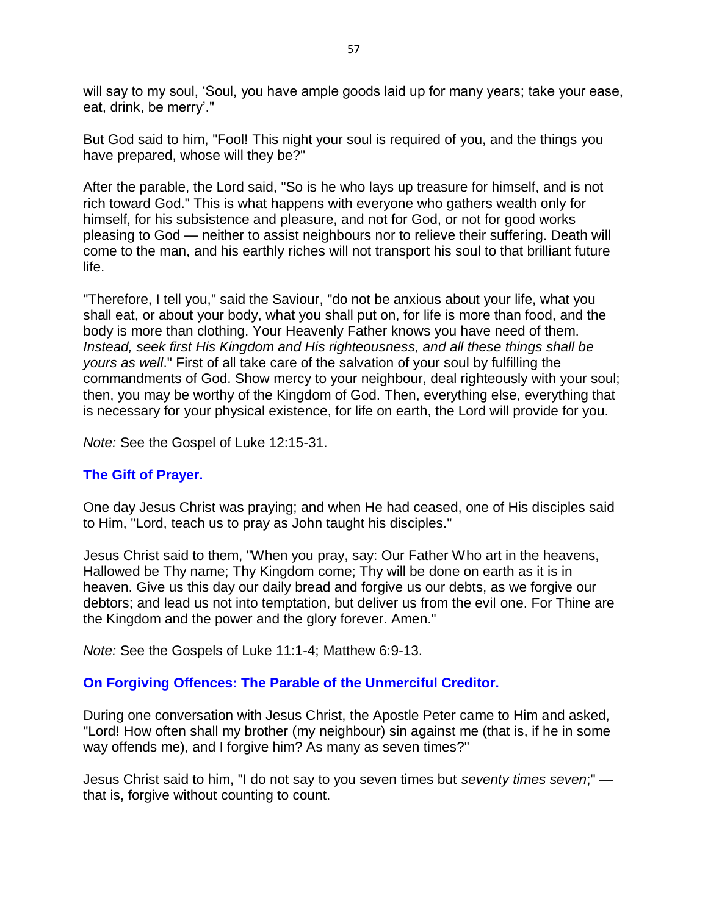will say to my soul, 'Soul, you have ample goods laid up for many years; take your ease, eat, drink, be merry'."

But God said to him, "Fool! This night your soul is required of you, and the things you have prepared, whose will they be?"

After the parable, the Lord said, "So is he who lays up treasure for himself, and is not rich toward God." This is what happens with everyone who gathers wealth only for himself, for his subsistence and pleasure, and not for God, or not for good works pleasing to God — neither to assist neighbours nor to relieve their suffering. Death will come to the man, and his earthly riches will not transport his soul to that brilliant future life.

"Therefore, I tell you," said the Saviour, "do not be anxious about your life, what you shall eat, or about your body, what you shall put on, for life is more than food, and the body is more than clothing. Your Heavenly Father knows you have need of them. *Instead, seek first His Kingdom and His righteousness, and all these things shall be yours as well*." First of all take care of the salvation of your soul by fulfilling the commandments of God. Show mercy to your neighbour, deal righteously with your soul; then, you may be worthy of the Kingdom of God. Then, everything else, everything that is necessary for your physical existence, for life on earth, the Lord will provide for you.

*Note:* See the Gospel of Luke 12:15-31.

## The Gift of Prayer.

One day Jesus Christ was praying; and when He had ceased, one of His disciples said to Him, "Lord, teach us to pray as John taught his disciples."

Jesus Christ said to them, "When you pray, say: Our Father Who art in the heavens, Hallowed be Thy name; Thy Kingdom come; Thy will be done on earth as it is in heaven. Give us this day our daily bread and forgive us our debts, as we forgive our debtors; and lead us not into temptation, but deliver us from the evil one. For Thine are the Kingdom and the power and the glory forever. Amen."

*Note:* See the Gospels of Luke 11:1-4; Matthew 6:9-13.

## On Forgiving Offences: The Parable of the Unmerciful Creditor.

During one conversation with Jesus Christ, the Apostle Peter came to Him and asked, "Lord! How often shall my brother (my neighbour) sin against me (that is, if he in some way offends me), and I forgive him? As many as seven times?"

Jesus Christ said to him, "I do not say to you seven times but *seventy times seven*;" — that is, forgive without counting to count.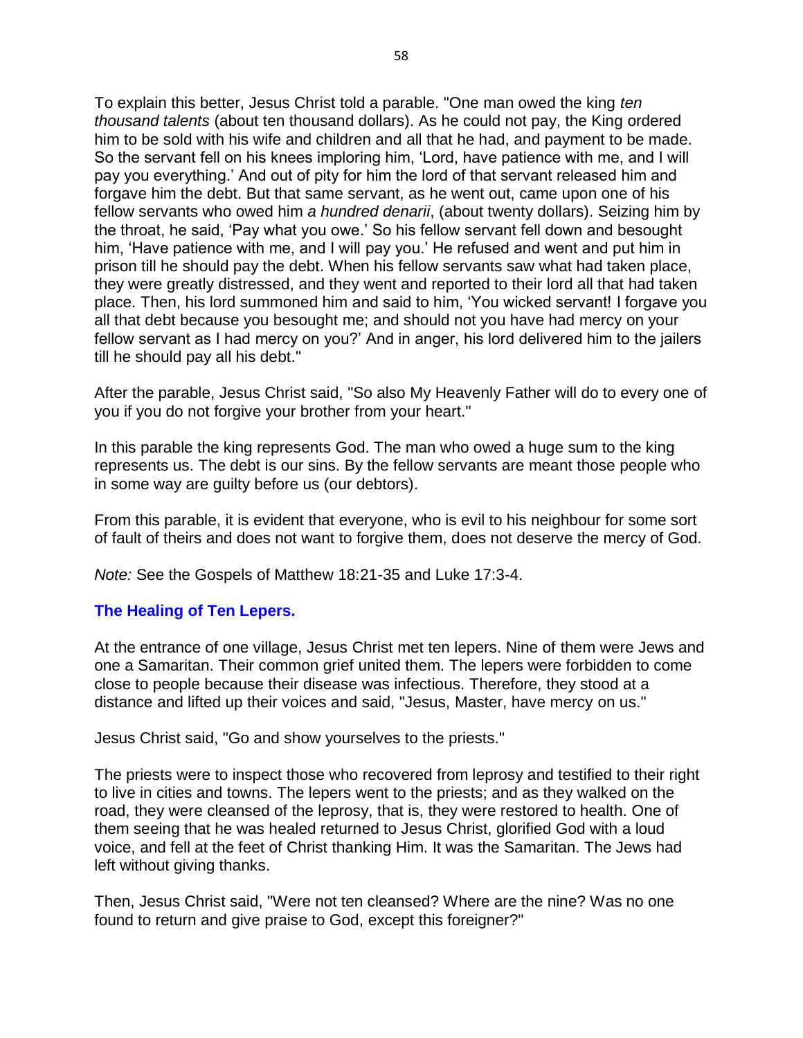To explain this better, Jesus Christ told a parable. "One man owed the king *ten thousand talents* (about ten thousand dollars). As he could not pay, the King ordered him to be sold with his wife and children and all that he had, and payment to be made. So the servant fell on his knees imploring him, 'Lord, have patience with me, and I will pay you everything.' And out of pity for him the lord of that servant released him and forgave him the debt. But that same servant, as he went out, came upon one of his fellow servants who owed him *a hundred denarii*, (about twenty dollars). Seizing him by the throat, he said, 'Pay what you owe.' So his fellow servant fell down and besought him, 'Have patience with me, and I will pay you.' He refused and went and put him in prison till he should pay the debt. When his fellow servants saw what had taken place, they were greatly distressed, and they went and reported to their lord all that had taken place. Then, his lord summoned him and said to him, 'You wicked servant! I forgave you all that debt because you besought me; and should not you have had mercy on your fellow servant as I had mercy on you?' And in anger, his lord delivered him to the jailers till he should pay all his debt."

After the parable, Jesus Christ said, "So also My Heavenly Father will do to every one of you if you do not forgive your brother from your heart."

In this parable the king represents God. The man who owed a huge sum to the king represents us. The debt is our sins. By the fellow servants are meant those people who in some way are guilty before us (our debtors).

From this parable, it is evident that everyone, who is evil to his neighbour for some sort of fault of theirs and does not want to forgive them, does not deserve the mercy of God.

*Note:* See the Gospels of Matthew 18:21-35 and Luke 17:3-4.

## The Healing of Ten Lepers.

At the entrance of one village, Jesus Christ met ten lepers. Nine of them were Jews and one a Samaritan. Their common grief united them. The lepers were forbidden to come close to people because their disease was infectious. Therefore, they stood at a distance and lifted up their voices and said, "Jesus, Master, have mercy on us."

Jesus Christ said, "Go and show yourselves to the priests."

The priests were to inspect those who recovered from leprosy and testified to their right to live in cities and towns. The lepers went to the priests; and as they walked on the road, they were cleansed of the leprosy, that is, they were restored to health. One of them seeing that he was healed returned to Jesus Christ, glorified God with a loud voice, and fell at the feet of Christ thanking Him. It was the Samaritan. The Jews had left without giving thanks.

Then, Jesus Christ said, "Were not ten cleansed? Where are the nine? Was no one found to return and give praise to God, except this foreigner?"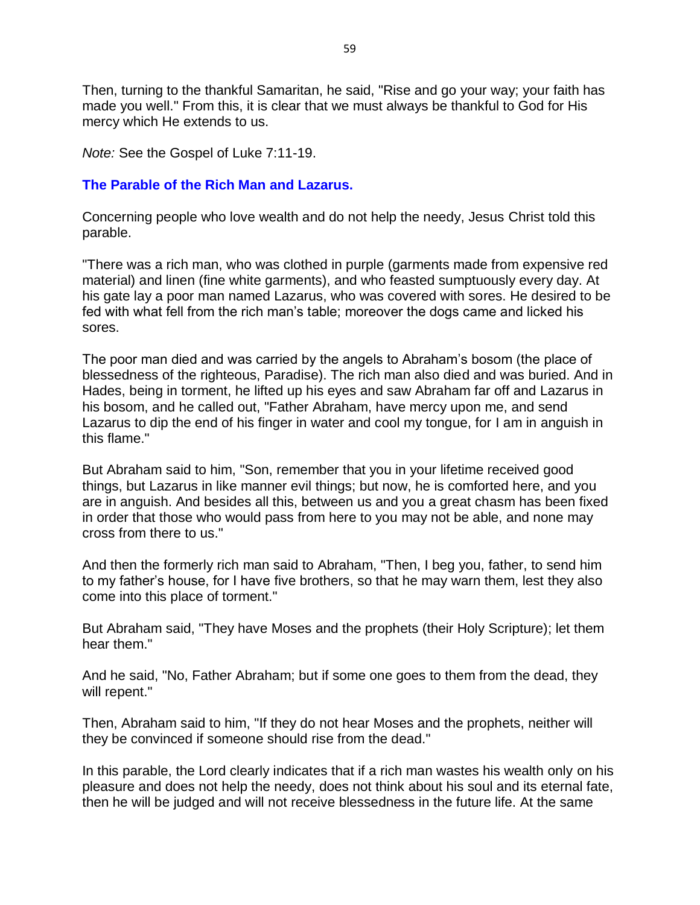Then, turning to the thankful Samaritan, he said, "Rise and go your way; your faith has made you well." From this, it is clear that we must always be thankful to God for His mercy which He extends to us.

*Note:* See the Gospel of Luke 7:11-19.

### The Parable of the Rich Man and Lazarus.

Concerning people who love wealth and do not help the needy, Jesus Christ told this parable.

"There was a rich man, who was clothed in purple (garments made from expensive red material) and linen (fine white garments), and who feasted sumptuously every day. At his gate lay a poor man named Lazarus, who was covered with sores. He desired to be fed with what fell from the rich man's table; moreover the dogs came and licked his sores.

The poor man died and was carried by the angels to Abraham's bosom (the place of blessedness of the righteous, Paradise). The rich man also died and was buried. And in Hades, being in torment, he lifted up his eyes and saw Abraham far off and Lazarus in his bosom, and he called out, "Father Abraham, have mercy upon me, and send Lazarus to dip the end of his finger in water and cool my tongue, for I am in anguish in this flame."

But Abraham said to him, "Son, remember that you in your lifetime received good things, but Lazarus in like manner evil things; but now, he is comforted here, and you are in anguish. And besides all this, between us and you a great chasm has been fixed in order that those who would pass from here to you may not be able, and none may cross from there to us."

And then the formerly rich man said to Abraham, "Then, I beg you, father, to send him to my father's house, for I have five brothers, so that he may warn them, lest they also come into this place of torment."

But Abraham said, "They have Moses and the prophets (their Holy Scripture); let them hear them."

And he said, "No, Father Abraham; but if some one goes to them from the dead, they will repent."

Then, Abraham said to him, "If they do not hear Moses and the prophets, neither will they be convinced if someone should rise from the dead."

In this parable, the Lord clearly indicates that if a rich man wastes his wealth only on his pleasure and does not help the needy, does not think about his soul and its eternal fate, then he will be judged and will not receive blessedness in the future life. At the same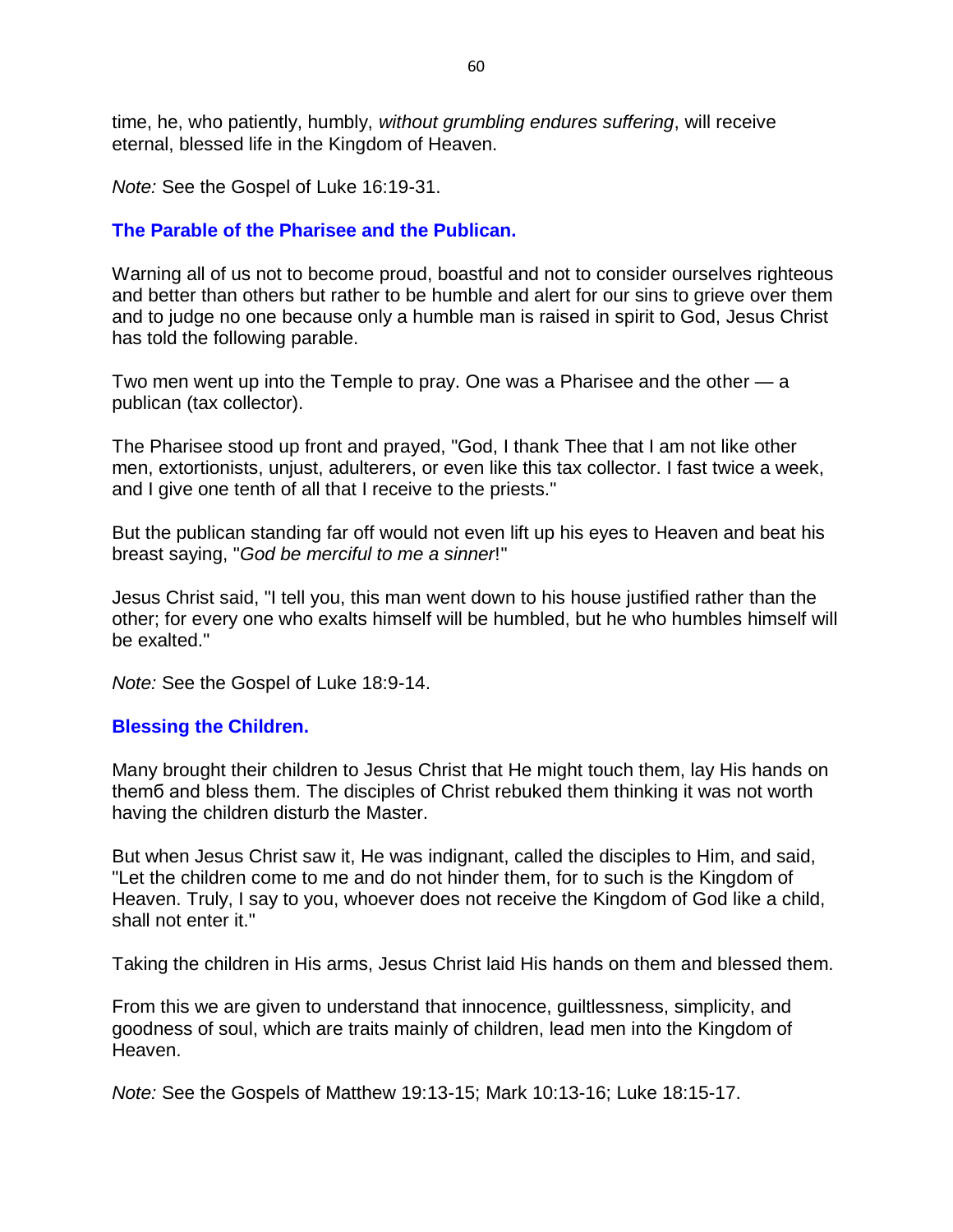time, he, who patiently, humbly, *without grumbling endures suffering*, will receive eternal, blessed life in the Kingdom of Heaven.

*Note:* See the Gospel of Luke 16:19-31.

## The Parable of the Pharisee and the Publican.

Warning all of us not to become proud, boastful and not to consider ourselves righteous and better than others but rather to be humble and alert for our sins to grieve over them and to judge no one because only a humble man is raised in spirit to God, Jesus Christ has told the following parable.

Two men went up into the Temple to pray. One was a Pharisee and the other — a publican (tax collector).

The Pharisee stood up front and prayed, "God, I thank Thee that I am not like other men, extortionists, unjust, adulterers, or even like this tax collector. I fast twice a week, and I give one tenth of all that I receive to the priests."

But the publican standing far off would not even lift up his eyes to Heaven and beat his breast saying, "*God be merciful to me a sinner*!"

Jesus Christ said, "I tell you, this man went down to his house justified rather than the other; for every one who exalts himself will be humbled, but he who humbles himself will be exalted."

*Note:* See the Gospel of Luke 18:9-14.

## Blessing the Children.

Many brought their children to Jesus Christ that He might touch them, lay His hands on themб and bless them. The disciples of Christ rebuked them thinking it was not worth having the children disturb the Master.

But when Jesus Christ saw it, He was indignant, called the disciples to Him, and said, "Let the children come to me and do not hinder them, for to such is the Kingdom of Heaven. Truly, I say to you, whoever does not receive the Kingdom of God like a child, shall not enter it."

Taking the children in His arms, Jesus Christ laid His hands on them and blessed them.

From this we are given to understand that innocence, guiltlessness, simplicity, and goodness of soul, which are traits mainly of children, lead men into the Kingdom of Heaven.

*Note:* See the Gospels of Matthew 19:13-15; Mark 10:13-16; Luke 18:15-17.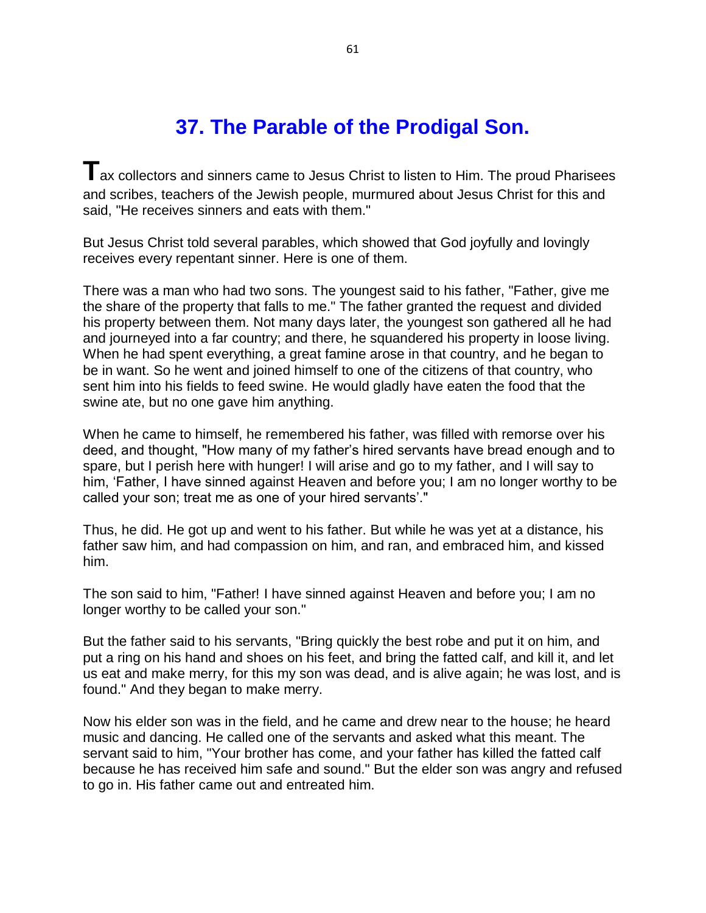# 37. The Parable of the Prodigal Son.

**T**ax collectors and sinners came to Jesus Christ to listen to Him. The proud Pharisees and scribes, teachers of the Jewish people, murmured about Jesus Christ for this and said, "He receives sinners and eats with them."

But Jesus Christ told several parables, which showed that God joyfully and lovingly receives every repentant sinner. Here is one of them.

There was a man who had two sons. The youngest said to his father, "Father, give me the share of the property that falls to me." The father granted the request and divided his property between them. Not many days later, the youngest son gathered all he had and journeyed into a far country; and there, he squandered his property in loose living. When he had spent everything, a great famine arose in that country, and he began to be in want. So he went and joined himself to one of the citizens of that country, who sent him into his fields to feed swine. He would gladly have eaten the food that the swine ate, but no one gave him anything.

When he came to himself, he remembered his father, was filled with remorse over his deed, and thought, "How many of my father's hired servants have bread enough and to spare, but I perish here with hunger! I will arise and go to my father, and I will say to him, 'Father, I have sinned against Heaven and before you; I am no longer worthy to be called your son; treat me as one of your hired servants'."

Thus, he did. He got up and went to his father. But while he was yet at a distance, his father saw him, and had compassion on him, and ran, and embraced him, and kissed him.

The son said to him, "Father! I have sinned against Heaven and before you; I am no longer worthy to be called your son."

But the father said to his servants, "Bring quickly the best robe and put it on him, and put a ring on his hand and shoes on his feet, and bring the fatted calf, and kill it, and let us eat and make merry, for this my son was dead, and is alive again; he was lost, and is found." And they began to make merry.

Now his elder son was in the field, and he came and drew near to the house; he heard music and dancing. He called one of the servants and asked what this meant. The servant said to him, "Your brother has come, and your father has killed the fatted calf because he has received him safe and sound." But the elder son was angry and refused to go in. His father came out and entreated him.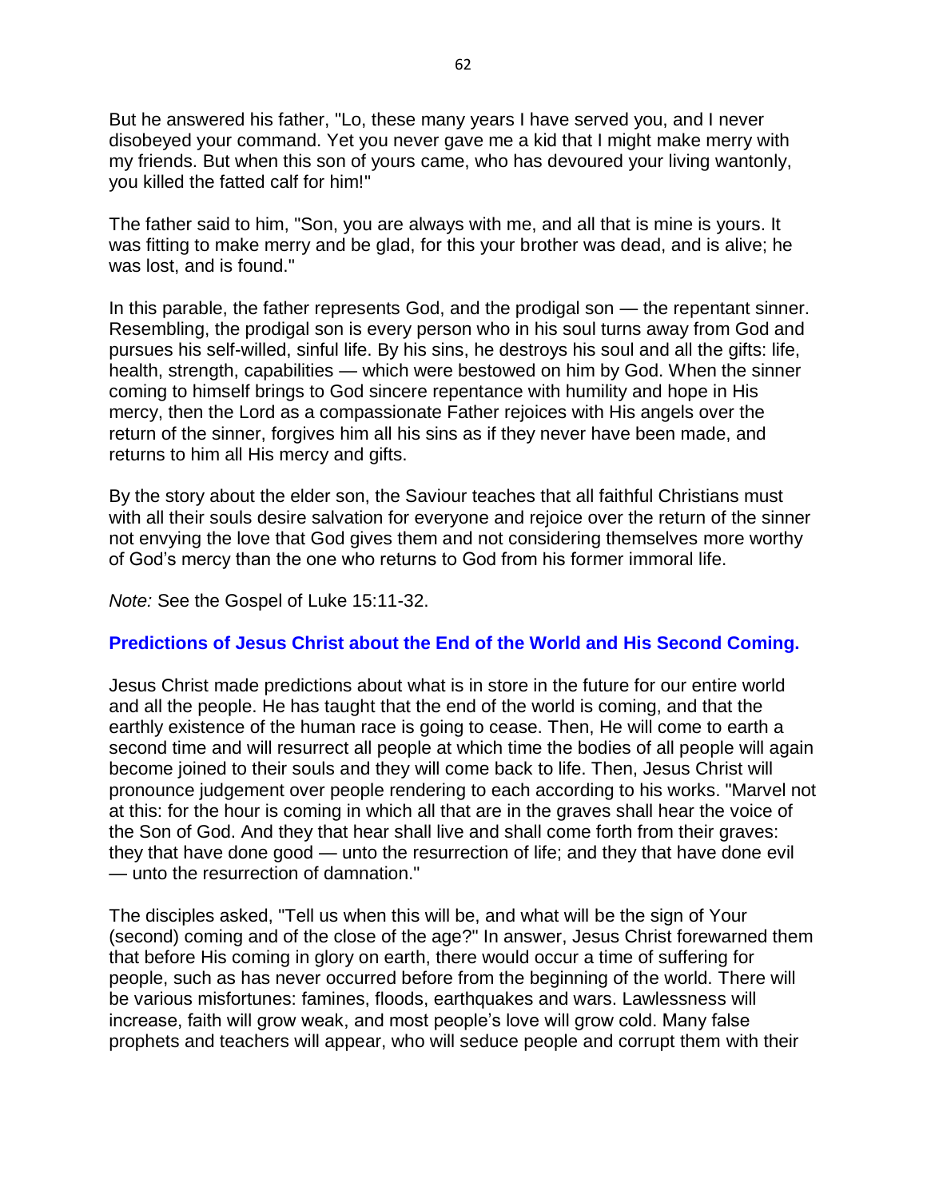But he answered his father, "Lo, these many years I have served you, and I never disobeyed your command. Yet you never gave me a kid that I might make merry with my friends. But when this son of yours came, who has devoured your living wantonly, you killed the fatted calf for him!"

The father said to him, "Son, you are always with me, and all that is mine is yours. It was fitting to make merry and be glad, for this your brother was dead, and is alive; he was lost, and is found."

In this parable, the father represents God, and the prodigal son — the repentant sinner. Resembling, the prodigal son is every person who in his soul turns away from God and pursues his self-willed, sinful life. By his sins, he destroys his soul and all the gifts: life, health, strength, capabilities — which were bestowed on him by God. When the sinner coming to himself brings to God sincere repentance with humility and hope in His mercy, then the Lord as a compassionate Father rejoices with His angels over the return of the sinner, forgives him all his sins as if they never have been made, and returns to him all His mercy and gifts.

By the story about the elder son, the Saviour teaches that all faithful Christians must with all their souls desire salvation for everyone and rejoice over the return of the sinner not envying the love that God gives them and not considering themselves more worthy of God's mercy than the one who returns to God from his former immoral life.

*Note:* See the Gospel of Luke 15:11-32.

## Predictions of Jesus Christ about the End of the World and His Second Coming.

Jesus Christ made predictions about what is in store in the future for our entire world and all the people. He has taught that the end of the world is coming, and that the earthly existence of the human race is going to cease. Then, He will come to earth a second time and will resurrect all people at which time the bodies of all people will again become joined to their souls and they will come back to life. Then, Jesus Christ will pronounce judgement over people rendering to each according to his works. "Marvel not at this: for the hour is coming in which all that are in the graves shall hear the voice of the Son of God. And they that hear shall live and shall come forth from their graves: they that have done good — unto the resurrection of life; and they that have done evil — unto the resurrection of damnation."

The disciples asked, "Tell us when this will be, and what will be the sign of Your (second) coming and of the close of the age?" In answer, Jesus Christ forewarned them that before His coming in glory on earth, there would occur a time of suffering for people, such as has never occurred before from the beginning of the world. There will be various misfortunes: famines, floods, earthquakes and wars. Lawlessness will increase, faith will grow weak, and most people's love will grow cold. Many false prophets and teachers will appear, who will seduce people and corrupt them with their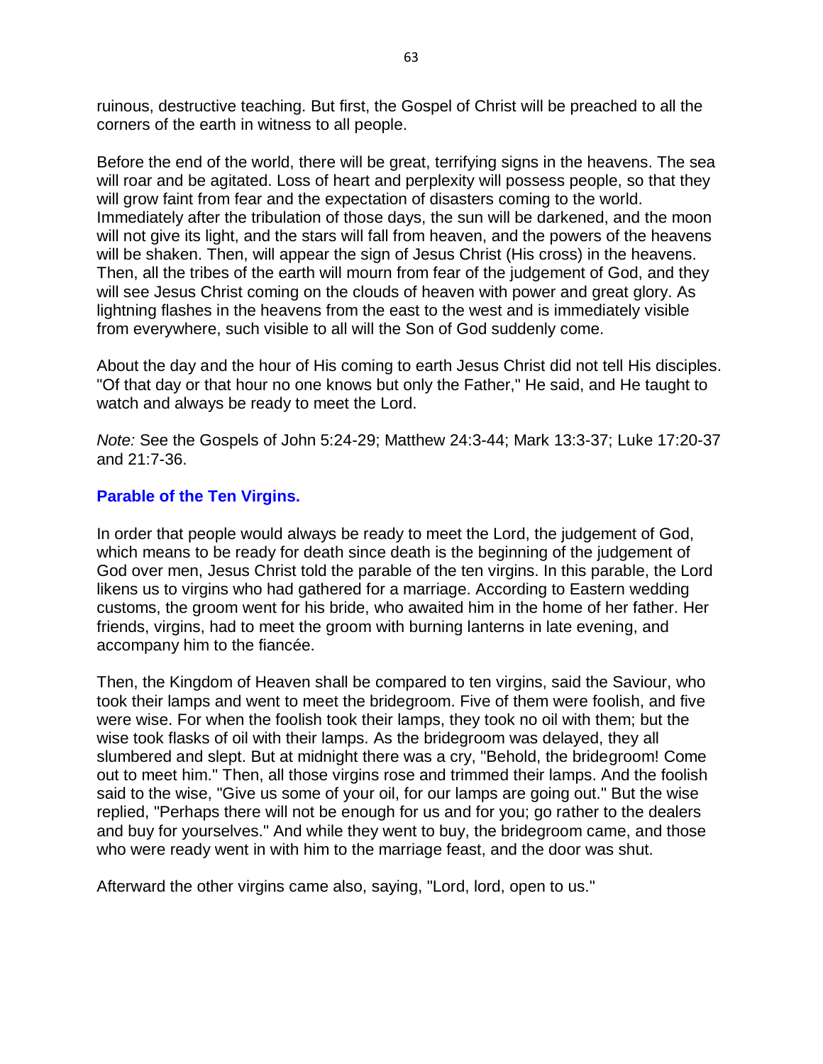ruinous, destructive teaching. But first, the Gospel of Christ will be preached to all the corners of the earth in witness to all people.

Before the end of the world, there will be great, terrifying signs in the heavens. The sea will roar and be agitated. Loss of heart and perplexity will possess people, so that they will grow faint from fear and the expectation of disasters coming to the world. Immediately after the tribulation of those days, the sun will be darkened, and the moon will not give its light, and the stars will fall from heaven, and the powers of the heavens will be shaken. Then, will appear the sign of Jesus Christ (His cross) in the heavens. Then, all the tribes of the earth will mourn from fear of the judgement of God, and they will see Jesus Christ coming on the clouds of heaven with power and great glory. As lightning flashes in the heavens from the east to the west and is immediately visible from everywhere, such visible to all will the Son of God suddenly come.

About the day and the hour of His coming to earth Jesus Christ did not tell His disciples. "Of that day or that hour no one knows but only the Father," He said, and He taught to watch and always be ready to meet the Lord.

*Note:* See the Gospels of John 5:24-29; Matthew 24:3-44; Mark 13:3-37; Luke 17:20-37 and 21:7-36.

## Parable of the Ten Virgins.

In order that people would always be ready to meet the Lord, the judgement of God, which means to be ready for death since death is the beginning of the judgement of God over men, Jesus Christ told the parable of the ten virgins. In this parable, the Lord likens us to virgins who had gathered for a marriage. According to Eastern wedding customs, the groom went for his bride, who awaited him in the home of her father. Her friends, virgins, had to meet the groom with burning lanterns in late evening, and accompany him to the fiancée.

Then, the Kingdom of Heaven shall be compared to ten virgins, said the Saviour, who took their lamps and went to meet the bridegroom. Five of them were foolish, and five were wise. For when the foolish took their lamps, they took no oil with them; but the wise took flasks of oil with their lamps. As the bridegroom was delayed, they all slumbered and slept. But at midnight there was a cry, "Behold, the bridegroom! Come out to meet him." Then, all those virgins rose and trimmed their lamps. And the foolish said to the wise, "Give us some of your oil, for our lamps are going out." But the wise replied, "Perhaps there will not be enough for us and for you; go rather to the dealers and buy for yourselves." And while they went to buy, the bridegroom came, and those who were ready went in with him to the marriage feast, and the door was shut.

Afterward the other virgins came also, saying, "Lord, lord, open to us."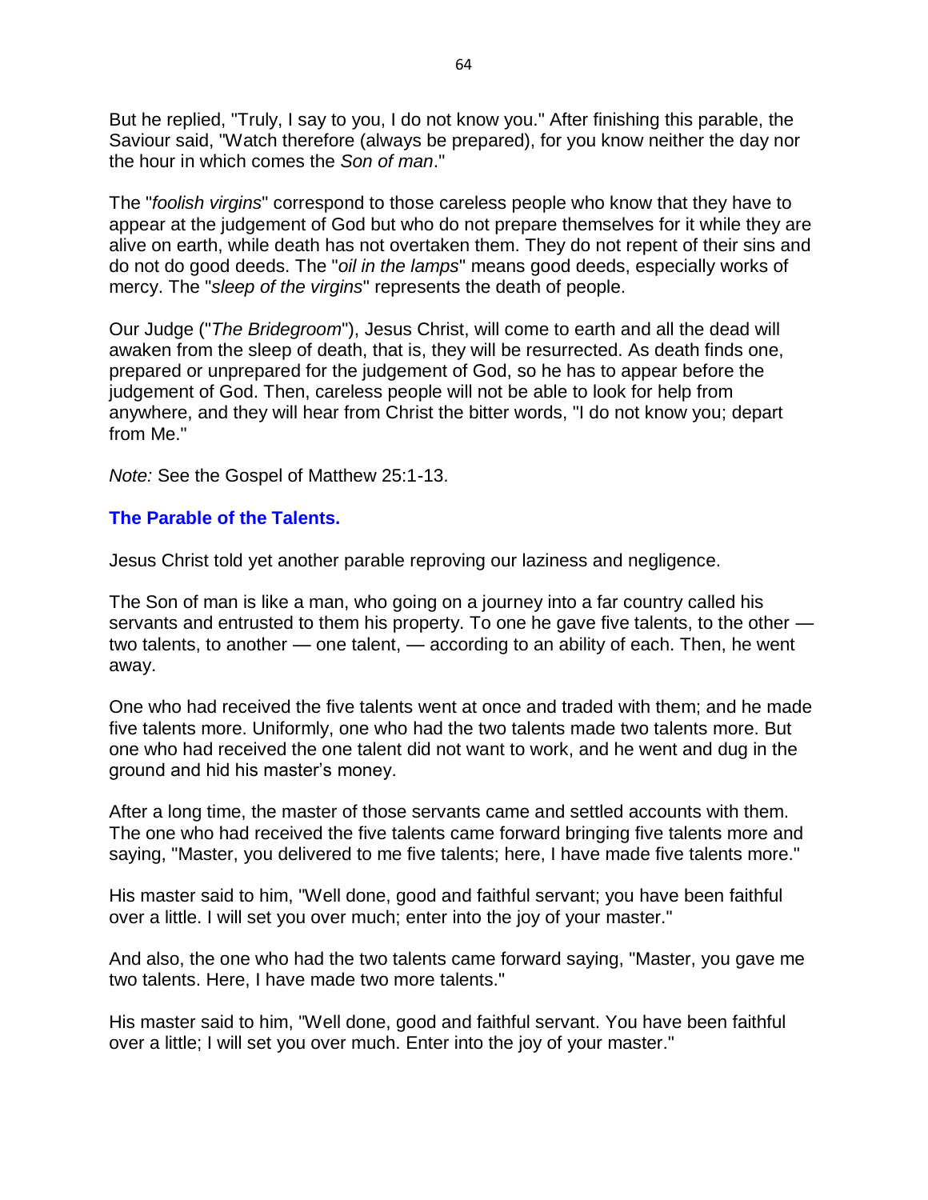But he replied, "Truly, I say to you, I do not know you." After finishing this parable, the Saviour said, "Watch therefore (always be prepared), for you know neither the day nor the hour in which comes the *Son of man*."

The "*foolish virgins*" correspond to those careless people who know that they have to appear at the judgement of God but who do not prepare themselves for it while they are alive on earth, while death has not overtaken them. They do not repent of their sins and do not do good deeds. The "*oil in the lamps*" means good deeds, especially works of mercy. The "*sleep of the virgins*" represents the death of people.

Our Judge ("*The Bridegroom*"), Jesus Christ, will come to earth and all the dead will awaken from the sleep of death, that is, they will be resurrected. As death finds one, prepared or unprepared for the judgement of God, so he has to appear before the judgement of God. Then, careless people will not be able to look for help from anywhere, and they will hear from Christ the bitter words, "I do not know you; depart from Me."

*Note:* See the Gospel of Matthew 25:1-13.

### The Parable of the Talents.

Jesus Christ told yet another parable reproving our laziness and negligence.

The Son of man is like a man, who going on a journey into a far country called his servants and entrusted to them his property. To one he gave five talents, to the other — two talents, to another — one talent, — according to an ability of each. Then, he went away.

One who had received the five talents went at once and traded with them; and he made five talents more. Uniformly, one who had the two talents made two talents more. But one who had received the one talent did not want to work, and he went and dug in the ground and hid his master's money.

After a long time, the master of those servants came and settled accounts with them. The one who had received the five talents came forward bringing five talents more and saying, "Master, you delivered to me five talents; here, I have made five talents more."

His master said to him, "Well done, good and faithful servant; you have been faithful over a little. I will set you over much; enter into the joy of your master."

And also, the one who had the two talents came forward saying, "Master, you gave me two talents. Here, I have made two more talents."

His master said to him, "Well done, good and faithful servant. You have been faithful over a little; I will set you over much. Enter into the joy of your master."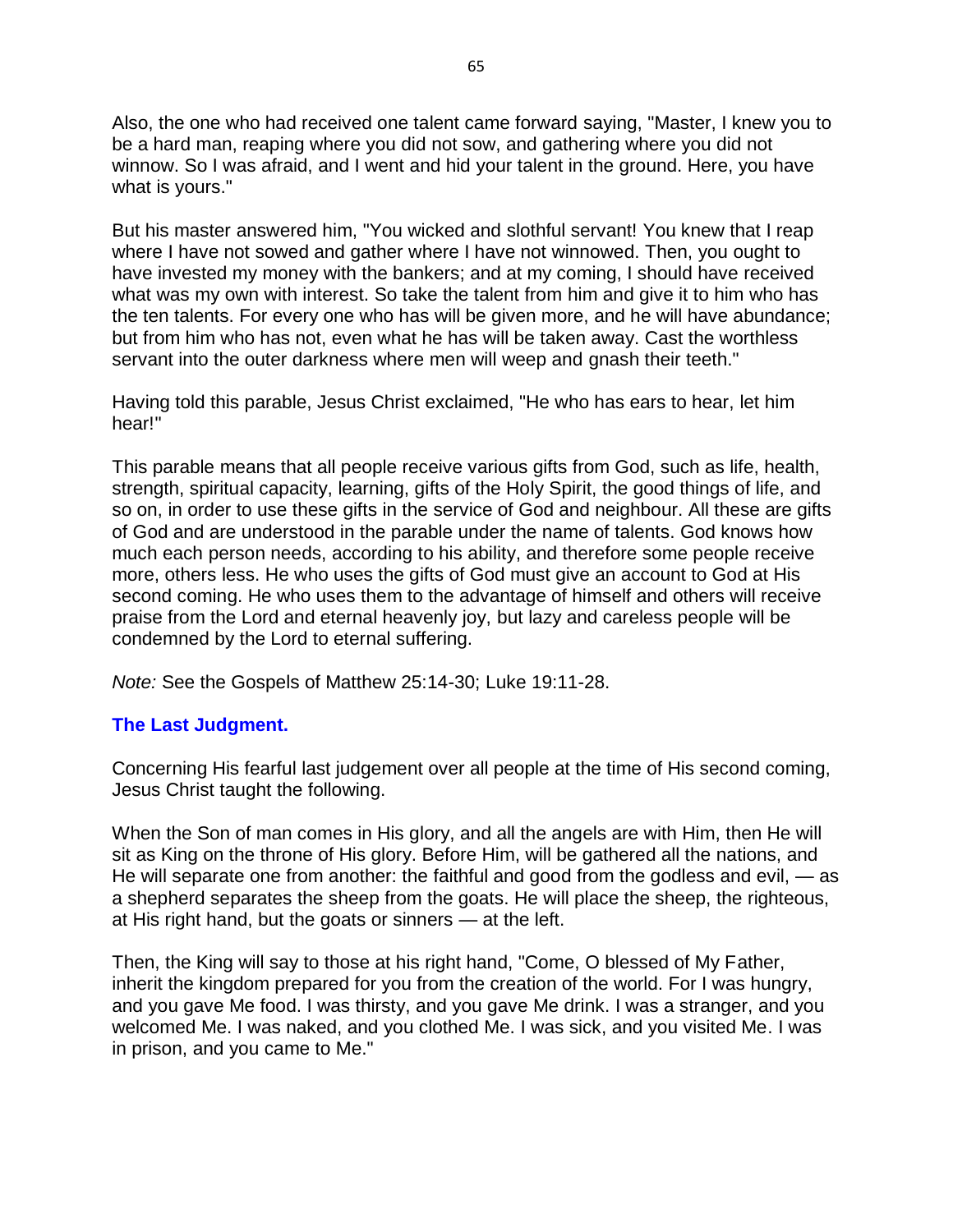Also, the one who had received one talent came forward saying, "Master, I knew you to be a hard man, reaping where you did not sow, and gathering where you did not winnow. So I was afraid, and I went and hid your talent in the ground. Here, you have what is yours."

But his master answered him, "You wicked and slothful servant! You knew that I reap where I have not sowed and gather where I have not winnowed. Then, you ought to have invested my money with the bankers; and at my coming, I should have received what was my own with interest. So take the talent from him and give it to him who has the ten talents. For every one who has will be given more, and he will have abundance; but from him who has not, even what he has will be taken away. Cast the worthless servant into the outer darkness where men will weep and gnash their teeth."

Having told this parable, Jesus Christ exclaimed, "He who has ears to hear, let him hear!"

This parable means that all people receive various gifts from God, such as life, health, strength, spiritual capacity, learning, gifts of the Holy Spirit, the good things of life, and so on, in order to use these gifts in the service of God and neighbour. All these are gifts of God and are understood in the parable under the name of talents. God knows how much each person needs, according to his ability, and therefore some people receive more, others less. He who uses the gifts of God must give an account to God at His second coming. He who uses them to the advantage of himself and others will receive praise from the Lord and eternal heavenly joy, but lazy and careless people will be condemned by the Lord to eternal suffering.

*Note:* See the Gospels of Matthew 25:14-30; Luke 19:11-28.

### The Last Judgment.

Concerning His fearful last judgement over all people at the time of His second coming, Jesus Christ taught the following.

When the Son of man comes in His glory, and all the angels are with Him, then He will sit as King on the throne of His glory. Before Him, will be gathered all the nations, and He will separate one from another: the faithful and good from the godless and evil, — as a shepherd separates the sheep from the goats. He will place the sheep, the righteous, at His right hand, but the goats or sinners — at the left.

Then, the King will say to those at his right hand, "Come, O blessed of My Father, inherit the kingdom prepared for you from the creation of the world. For I was hungry, and you gave Me food. I was thirsty, and you gave Me drink. I was a stranger, and you welcomed Me. I was naked, and you clothed Me. I was sick, and you visited Me. I was in prison, and you came to Me."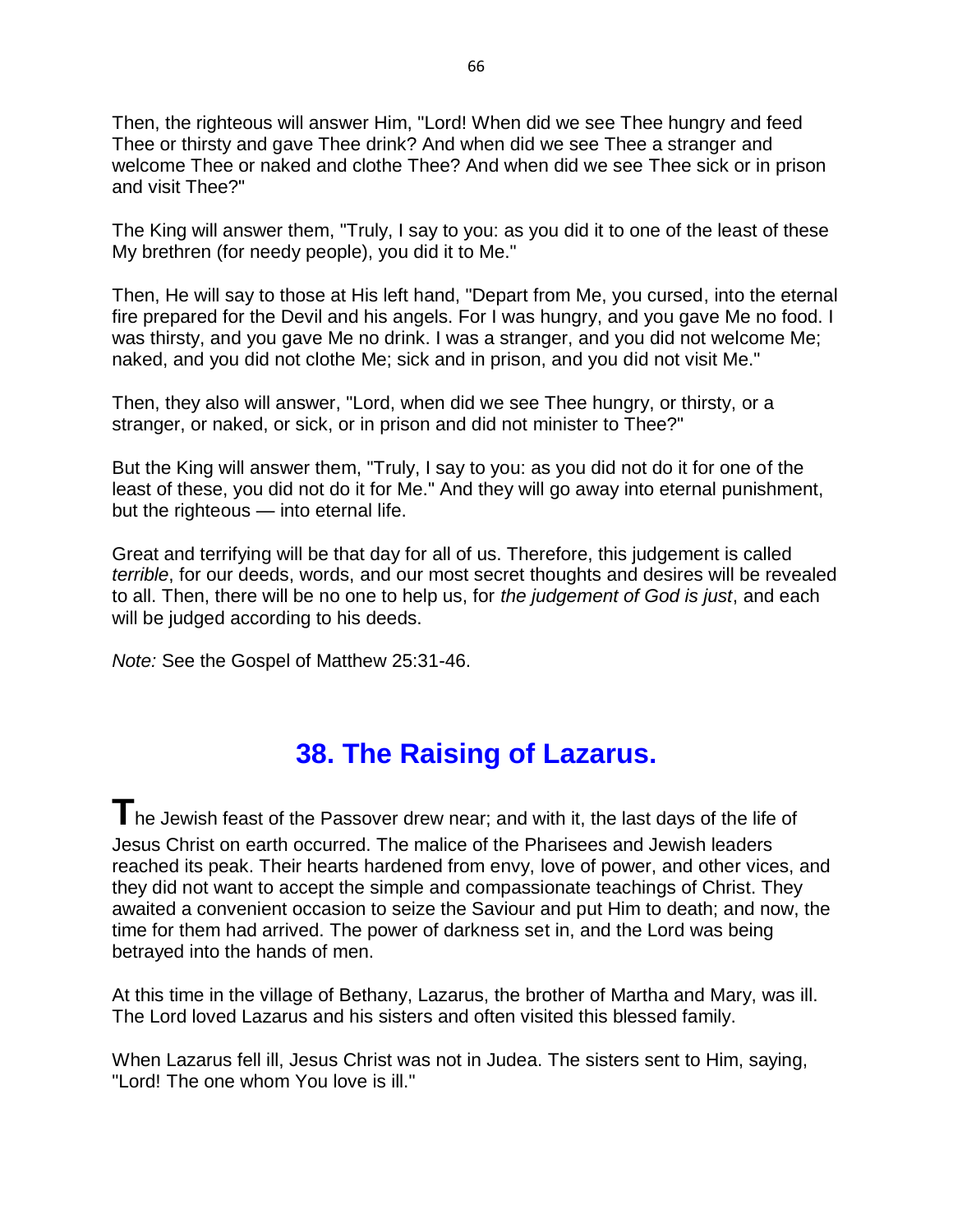Then, the righteous will answer Him, "Lord! When did we see Thee hungry and feed Thee or thirsty and gave Thee drink? And when did we see Thee a stranger and welcome Thee or naked and clothe Thee? And when did we see Thee sick or in prison and visit Thee?"

The King will answer them, "Truly, I say to you: as you did it to one of the least of these My brethren (for needy people), you did it to Me."

Then, He will say to those at His left hand, "Depart from Me, you cursed, into the eternal fire prepared for the Devil and his angels. For I was hungry, and you gave Me no food. I was thirsty, and you gave Me no drink. I was a stranger, and you did not welcome Me; naked, and you did not clothe Me; sick and in prison, and you did not visit Me."

Then, they also will answer, "Lord, when did we see Thee hungry, or thirsty, or a stranger, or naked, or sick, or in prison and did not minister to Thee?"

But the King will answer them, "Truly, I say to you: as you did not do it for one of the least of these, you did not do it for Me." And they will go away into eternal punishment, but the righteous — into eternal life.

Great and terrifying will be that day for all of us. Therefore, this judgement is called *terrible*, for our deeds, words, and our most secret thoughts and desires will be revealed to all. Then, there will be no one to help us, for *the judgement of God is just*, and each will be judged according to his deeds.

*Note:* See the Gospel of Matthew 25:31-46.

## 38. The Raising of Lazarus.

**T**he Jewish feast of the Passover drew near; and with it, the last days of the life of Jesus Christ on earth occurred. The malice of the Pharisees and Jewish leaders reached its peak. Their hearts hardened from envy, love of power, and other vices, and they did not want to accept the simple and compassionate teachings of Christ. They awaited a convenient occasion to seize the Saviour and put Him to death; and now, the time for them had arrived. The power of darkness set in, and the Lord was being betrayed into the hands of men.

At this time in the village of Bethany, Lazarus, the brother of Martha and Mary, was ill. The Lord loved Lazarus and his sisters and often visited this blessed family.

When Lazarus fell ill, Jesus Christ was not in Judea. The sisters sent to Him, saying, "Lord! The one whom You love is ill."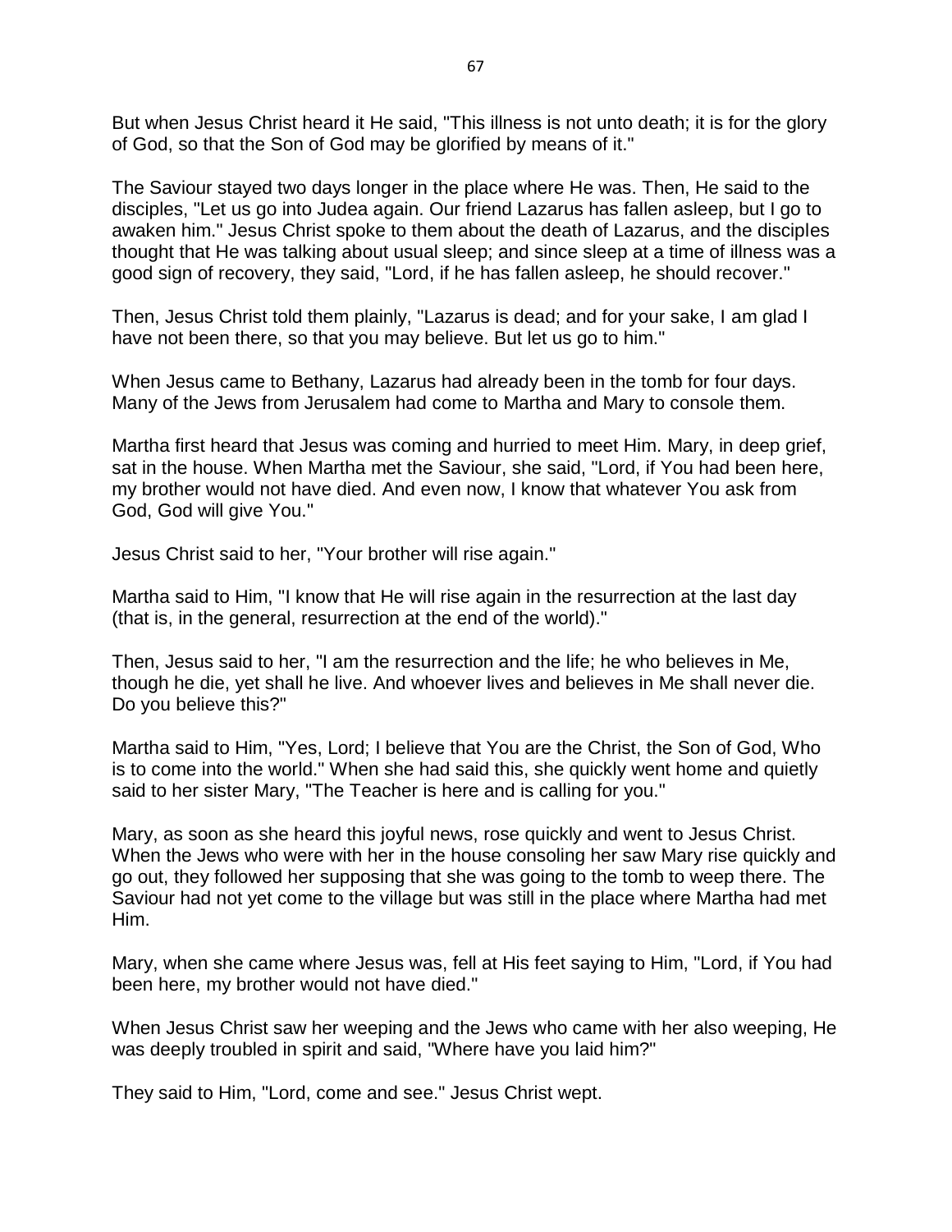But when Jesus Christ heard it He said, "This illness is not unto death; it is for the glory of God, so that the Son of God may be glorified by means of it."

The Saviour stayed two days longer in the place where He was. Then, He said to the disciples, "Let us go into Judea again. Our friend Lazarus has fallen asleep, but I go to awaken him." Jesus Christ spoke to them about the death of Lazarus, and the disciples thought that He was talking about usual sleep; and since sleep at a time of illness was a good sign of recovery, they said, "Lord, if he has fallen asleep, he should recover."

Then, Jesus Christ told them plainly, "Lazarus is dead; and for your sake, I am glad I have not been there, so that you may believe. But let us go to him."

When Jesus came to Bethany, Lazarus had already been in the tomb for four days. Many of the Jews from Jerusalem had come to Martha and Mary to console them.

Martha first heard that Jesus was coming and hurried to meet Him. Mary, in deep grief, sat in the house. When Martha met the Saviour, she said, "Lord, if You had been here, my brother would not have died. And even now, I know that whatever You ask from God, God will give You."

Jesus Christ said to her, "Your brother will rise again."

Martha said to Him, "I know that He will rise again in the resurrection at the last day (that is, in the general, resurrection at the end of the world)."

Then, Jesus said to her, "I am the resurrection and the life; he who believes in Me, though he die, yet shall he live. And whoever lives and believes in Me shall never die. Do you believe this?"

Martha said to Him, "Yes, Lord; I believe that You are the Christ, the Son of God, Who is to come into the world." When she had said this, she quickly went home and quietly said to her sister Mary, "The Teacher is here and is calling for you."

Mary, as soon as she heard this joyful news, rose quickly and went to Jesus Christ. When the Jews who were with her in the house consoling her saw Mary rise quickly and go out, they followed her supposing that she was going to the tomb to weep there. The Saviour had not yet come to the village but was still in the place where Martha had met Him.

Mary, when she came where Jesus was, fell at His feet saying to Him, "Lord, if You had been here, my brother would not have died."

When Jesus Christ saw her weeping and the Jews who came with her also weeping, He was deeply troubled in spirit and said, "Where have you laid him?"

They said to Him, "Lord, come and see." Jesus Christ wept.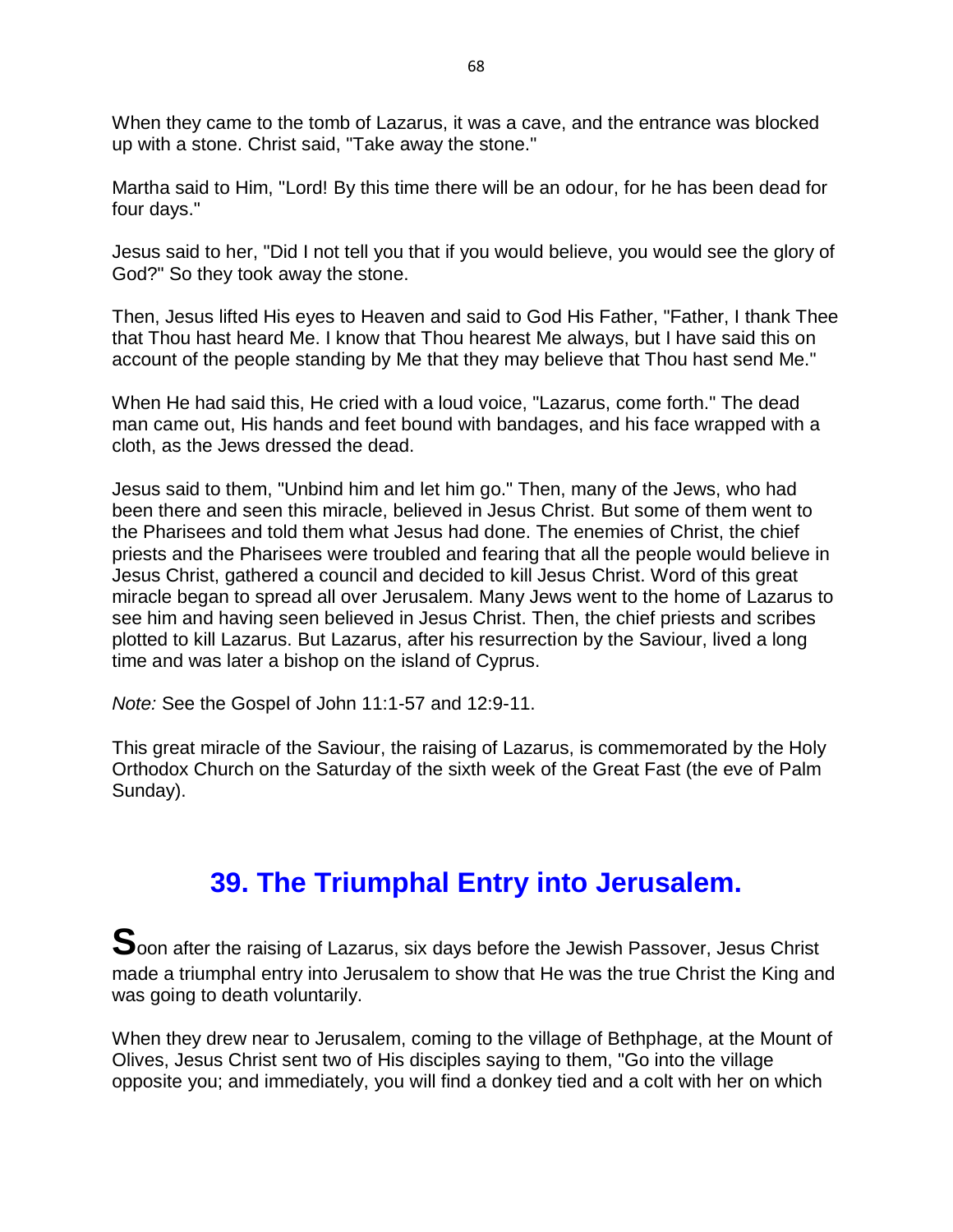When they came to the tomb of Lazarus, it was a cave, and the entrance was blocked up with a stone. Christ said, "Take away the stone."

Martha said to Him, "Lord! By this time there will be an odour, for he has been dead for four days."

Jesus said to her, "Did I not tell you that if you would believe, you would see the glory of God?" So they took away the stone.

Then, Jesus lifted His eyes to Heaven and said to God His Father, "Father, I thank Thee that Thou hast heard Me. I know that Thou hearest Me always, but I have said this on account of the people standing by Me that they may believe that Thou hast send Me."

When He had said this, He cried with a loud voice, "Lazarus, come forth." The dead man came out, His hands and feet bound with bandages, and his face wrapped with a cloth, as the Jews dressed the dead.

Jesus said to them, "Unbind him and let him go." Then, many of the Jews, who had been there and seen this miracle, believed in Jesus Christ. But some of them went to the Pharisees and told them what Jesus had done. The enemies of Christ, the chief priests and the Pharisees were troubled and fearing that all the people would believe in Jesus Christ, gathered a council and decided to kill Jesus Christ. Word of this great miracle began to spread all over Jerusalem. Many Jews went to the home of Lazarus to see him and having seen believed in Jesus Christ. Then, the chief priests and scribes plotted to kill Lazarus. But Lazarus, after his resurrection by the Saviour, lived a long time and was later a bishop on the island of Cyprus.

*Note:* See the Gospel of John 11:1-57 and 12:9-11.

This great miracle of the Saviour, the raising of Lazarus, is commemorated by the Holy Orthodox Church on the Saturday of the sixth week of the Great Fast (the eve of Palm Sunday).

## 39. The Triumphal Entry into Jerusalem.

**S**oon after the raising of Lazarus, six days before the Jewish Passover, Jesus Christ made a triumphal entry into Jerusalem to show that He was the true Christ the King and was going to death voluntarily.

When they drew near to Jerusalem, coming to the village of Bethphage, at the Mount of Olives, Jesus Christ sent two of His disciples saying to them, "Go into the village opposite you; and immediately, you will find a donkey tied and a colt with her on which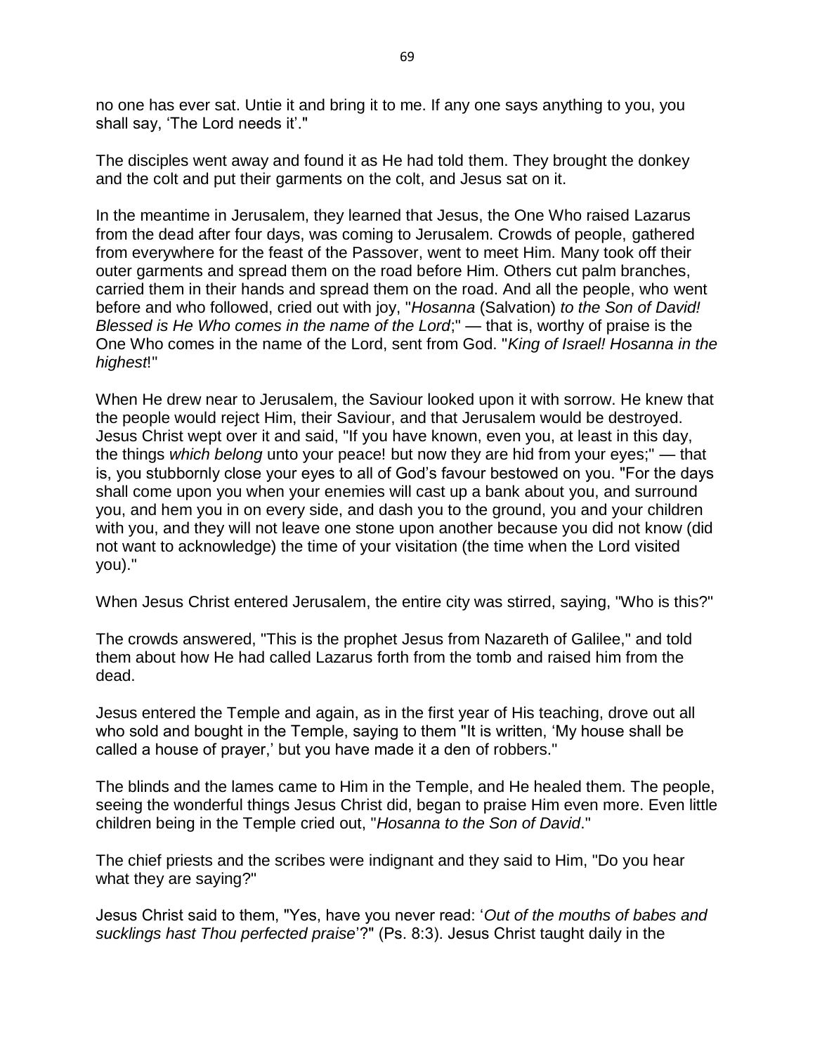no one has ever sat. Untie it and bring it to me. If any one says anything to you, you shall say, 'The Lord needs it'."

The disciples went away and found it as He had told them. They brought the donkey and the colt and put their garments on the colt, and Jesus sat on it.

In the meantime in Jerusalem, they learned that Jesus, the One Who raised Lazarus from the dead after four days, was coming to Jerusalem. Crowds of people, gathered from everywhere for the feast of the Passover, went to meet Him. Many took off their outer garments and spread them on the road before Him. Others cut palm branches, carried them in their hands and spread them on the road. And all the people, who went before and who followed, cried out with joy, "*Hosanna* (Salvation) *to the Son of David! Blessed is He Who comes in the name of the Lord*;" — that is, worthy of praise is the One Who comes in the name of the Lord, sent from God. "*King of Israel! Hosanna in the highest*!"

When He drew near to Jerusalem, the Saviour looked upon it with sorrow. He knew that the people would reject Him, their Saviour, and that Jerusalem would be destroyed. Jesus Christ wept over it and said, "If you have known, even you, at least in this day, the things *which belong* unto your peace! but now they are hid from your eyes;" — that is, you stubbornly close your eyes to all of God's favour bestowed on you. "For the days shall come upon you when your enemies will cast up a bank about you, and surround you, and hem you in on every side, and dash you to the ground, you and your children with you, and they will not leave one stone upon another because you did not know (did not want to acknowledge) the time of your visitation (the time when the Lord visited you)."

When Jesus Christ entered Jerusalem, the entire city was stirred, saying, "Who is this?"

The crowds answered, "This is the prophet Jesus from Nazareth of Galilee," and told them about how He had called Lazarus forth from the tomb and raised him from the dead.

Jesus entered the Temple and again, as in the first year of His teaching, drove out all who sold and bought in the Temple, saying to them "It is written, 'My house shall be called a house of prayer,' but you have made it a den of robbers."

The blinds and the lames came to Him in the Temple, and He healed them. The people, seeing the wonderful things Jesus Christ did, began to praise Him even more. Even little children being in the Temple cried out, "*Hosanna to the Son of David*."

The chief priests and the scribes were indignant and they said to Him, "Do you hear what they are saying?"

Jesus Christ said to them, "Yes, have you never read: '*Out of the mouths of babes and sucklings hast Thou perfected praise*'?" (Ps. 8:3). Jesus Christ taught daily in the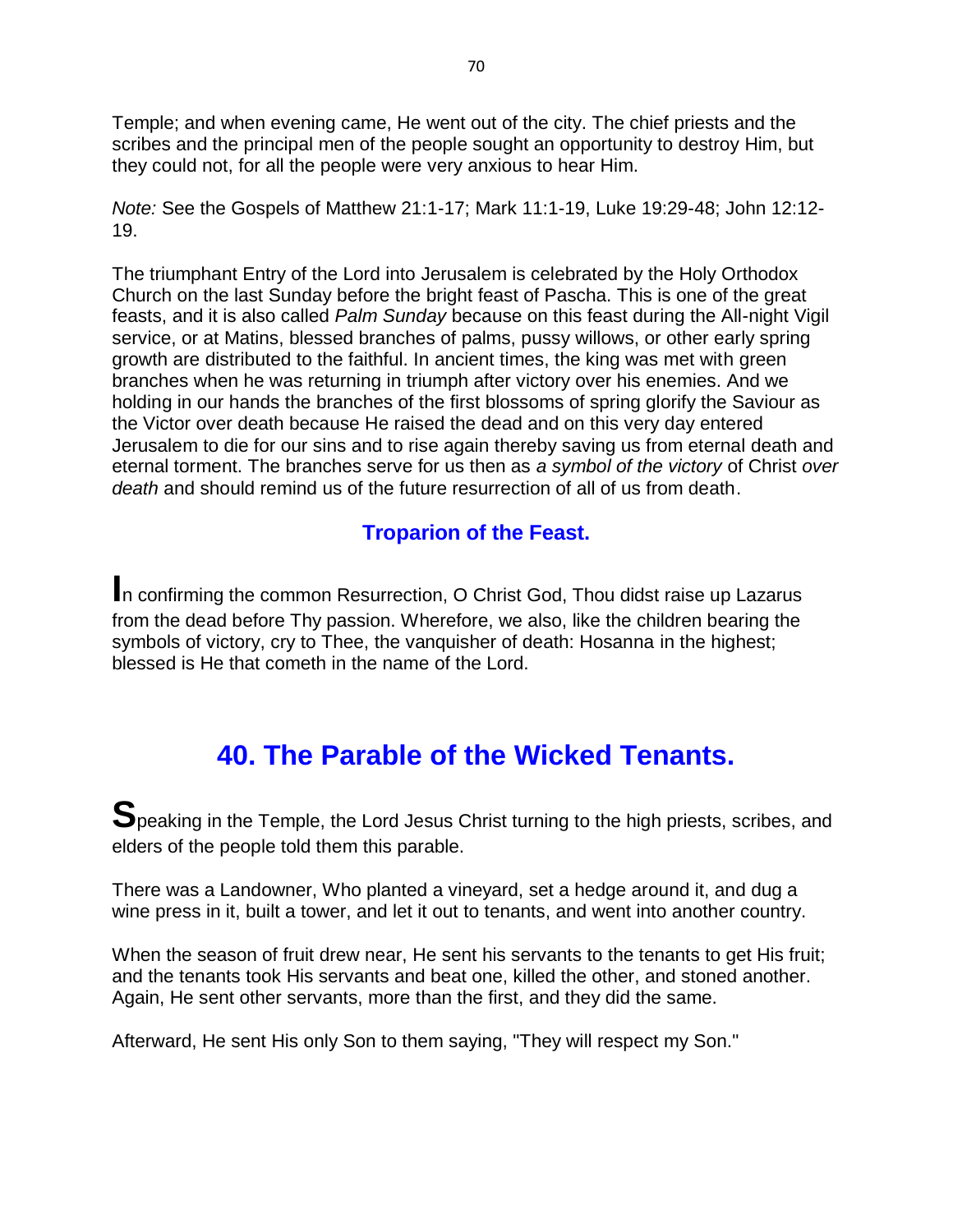Temple; and when evening came, He went out of the city. The chief priests and the scribes and the principal men of the people sought an opportunity to destroy Him, but they could not, for all the people were very anxious to hear Him.

*Note:* See the Gospels of Matthew 21:1-17; Mark 11:1-19, Luke 19:29-48; John 12:12-19.

The triumphant Entry of the Lord into Jerusalem is celebrated by the Holy Orthodox Church on the last Sunday before the bright feast of Pascha. This is one of the great feasts, and it is also called *Palm Sunday* because on this feast during the All-night Vigil service, or at Matins, blessed branches of palms, pussy willows, or other early spring growth are distributed to the faithful. In ancient times, the king was met with green branches when he was returning in triumph after victory over his enemies. And we holding in our hands the branches of the first blossoms of spring glorify the Saviour as the Victor over death because He raised the dead and on this very day entered Jerusalem to die for our sins and to rise again thereby saving us from eternal death and eternal torment. The branches serve for us then as *a symbol of the victory* of Christ *over death* and should remind us of the future resurrection of all of us from death.

### Troparion of the Feast.

In confirming the common Resurrection, O Christ God, Thou didst raise up Lazarus from the dead before Thy passion. Wherefore, we also, like the children bearing the symbols of victory, cry to Thee, the vanquisher of death: Hosanna in the highest; blessed is He that cometh in the name of the Lord.

## 40. The Parable of the Wicked Tenants.

Speaking in the Temple, the Lord Jesus Christ turning to the high priests, scribes, and elders of the people told them this parable.

There was a Landowner, Who planted a vineyard, set a hedge around it, and dug a wine press in it, built a tower, and let it out to tenants, and went into another country.

When the season of fruit drew near, He sent his servants to the tenants to get His fruit; and the tenants took His servants and beat one, killed the other, and stoned another. Again, He sent other servants, more than the first, and they did the same.

Afterward, He sent His only Son to them saying, "They will respect my Son."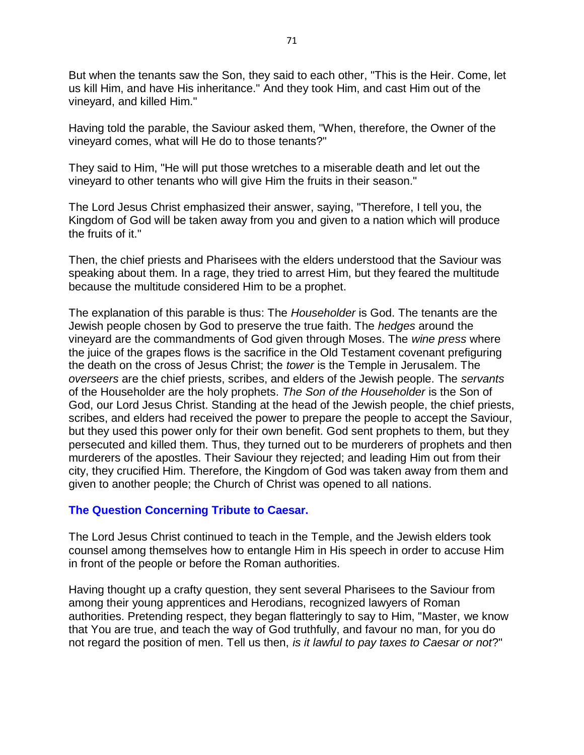But when the tenants saw the Son, they said to each other, "This is the Heir. Come, let us kill Him, and have His inheritance." And they took Him, and cast Him out of the vineyard, and killed Him."

Having told the parable, the Saviour asked them, "When, therefore, the Owner of the vineyard comes, what will He do to those tenants?"

They said to Him, "He will put those wretches to a miserable death and let out the vineyard to other tenants who will give Him the fruits in their season."

The Lord Jesus Christ emphasized their answer, saying, "Therefore, I tell you, the Kingdom of God will be taken away from you and given to a nation which will produce the fruits of it."

Then, the chief priests and Pharisees with the elders understood that the Saviour was speaking about them. In a rage, they tried to arrest Him, but they feared the multitude because the multitude considered Him to be a prophet.

The explanation of this parable is thus: The *Householder* is God. The tenants are the Jewish people chosen by God to preserve the true faith. The *hedges* around the vineyard are the commandments of God given through Moses. The *wine press* where the juice of the grapes flows is the sacrifice in the Old Testament covenant prefiguring the death on the cross of Jesus Christ; the *tower* is the Temple in Jerusalem. The *overseers* are the chief priests, scribes, and elders of the Jewish people. The *servants* of the Householder are the holy prophets. *The Son of the Householder* is the Son of God, our Lord Jesus Christ. Standing at the head of the Jewish people, the chief priests, scribes, and elders had received the power to prepare the people to accept the Saviour, but they used this power only for their own benefit. God sent prophets to them, but they persecuted and killed them. Thus, they turned out to be murderers of prophets and then murderers of the apostles. Their Saviour they rejected; and leading Him out from their city, they crucified Him. Therefore, the Kingdom of God was taken away from them and given to another people; the Church of Christ was opened to all nations.

### The Question Concerning Tribute to Caesar.

The Lord Jesus Christ continued to teach in the Temple, and the Jewish elders took counsel among themselves how to entangle Him in His speech in order to accuse Him in front of the people or before the Roman authorities.

Having thought up a crafty question, they sent several Pharisees to the Saviour from among their young apprentices and Herodians, recognized lawyers of Roman authorities. Pretending respect, they began flatteringly to say to Him, "Master, we know that You are true, and teach the way of God truthfully, and favour no man, for you do not regard the position of men. Tell us then, *is it lawful to pay taxes to Caesar or not*?"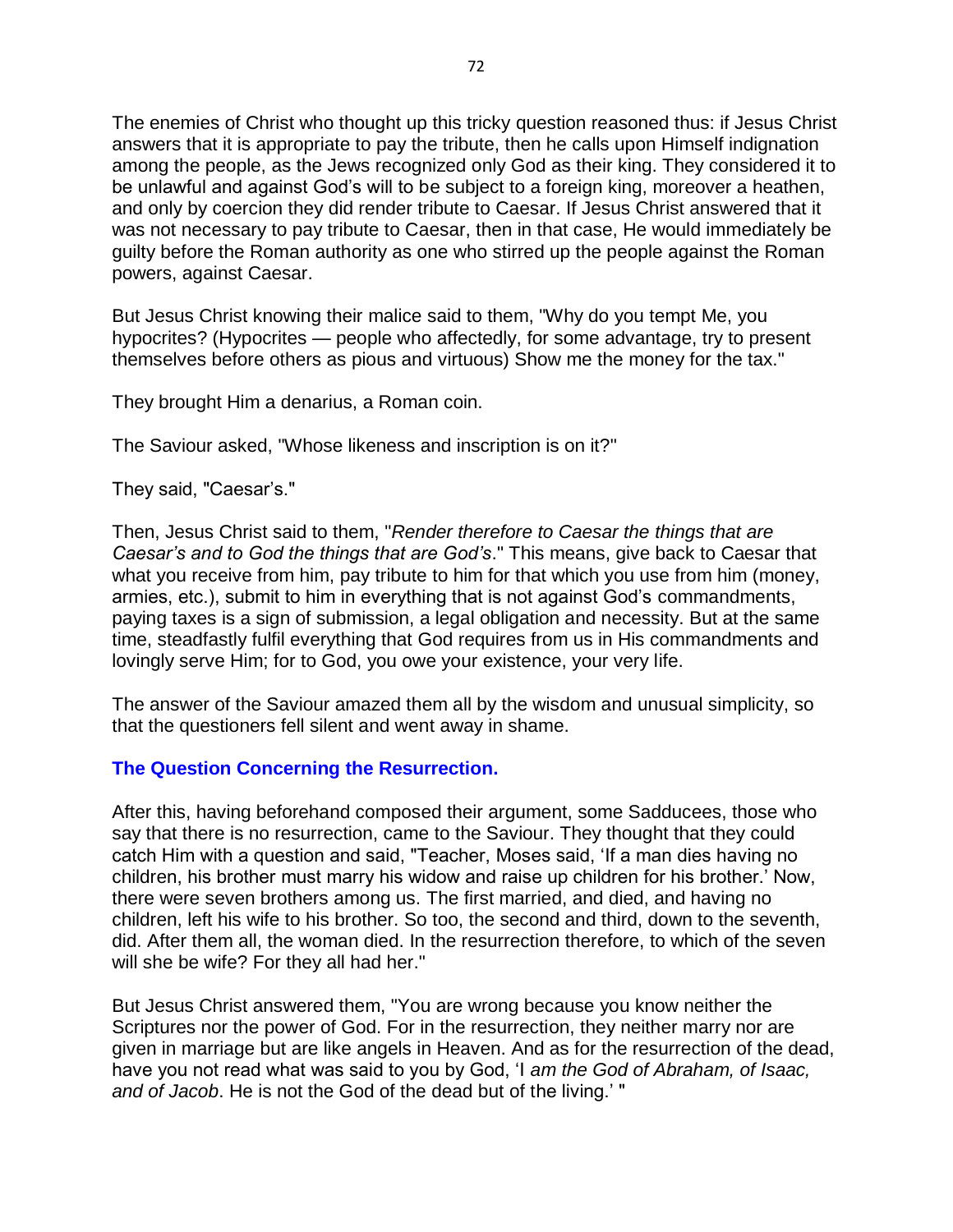The enemies of Christ who thought up this tricky question reasoned thus: if Jesus Christ answers that it is appropriate to pay the tribute, then he calls upon Himself indignation among the people, as the Jews recognized only God as their king. They considered it to be unlawful and against God's will to be subject to a foreign king, moreover a heathen, and only by coercion they did render tribute to Caesar. If Jesus Christ answered that it was not necessary to pay tribute to Caesar, then in that case, He would immediately be guilty before the Roman authority as one who stirred up the people against the Roman powers, against Caesar.

But Jesus Christ knowing their malice said to them, "Why do you tempt Me, you hypocrites? (Hypocrites — people who affectedly, for some advantage, try to present themselves before others as pious and virtuous) Show me the money for the tax."

They brought Him a denarius, a Roman coin.

The Saviour asked, "Whose likeness and inscription is on it?"

They said, "Caesar's."

Then, Jesus Christ said to them, "*Render therefore to Caesar the things that are Caesar's and to God the things that are God's*." This means, give back to Caesar that what you receive from him, pay tribute to him for that which you use from him (money, armies, etc.), submit to him in everything that is not against God's commandments, paying taxes is a sign of submission, a legal obligation and necessity. But at the same time, steadfastly fulfil everything that God requires from us in His commandments and lovingly serve Him; for to God, you owe your existence, your very life.

The answer of the Saviour amazed them all by the wisdom and unusual simplicity, so that the questioners fell silent and went away in shame.

### The Question Concerning the Resurrection.

After this, having beforehand composed their argument, some Sadducees, those who say that there is no resurrection, came to the Saviour. They thought that they could catch Him with a question and said, "Teacher, Moses said, 'If a man dies having no children, his brother must marry his widow and raise up children for his brother.' Now, there were seven brothers among us. The first married, and died, and having no children, left his wife to his brother. So too, the second and third, down to the seventh, did. After them all, the woman died. In the resurrection therefore, to which of the seven will she be wife? For they all had her."

But Jesus Christ answered them, "You are wrong because you know neither the Scriptures nor the power of God. For in the resurrection, they neither marry nor are given in marriage but are like angels in Heaven. And as for the resurrection of the dead, have you not read what was said to you by God, 'I *am the God of Abraham, of Isaac, and of Jacob*. He is not the God of the dead but of the living.' "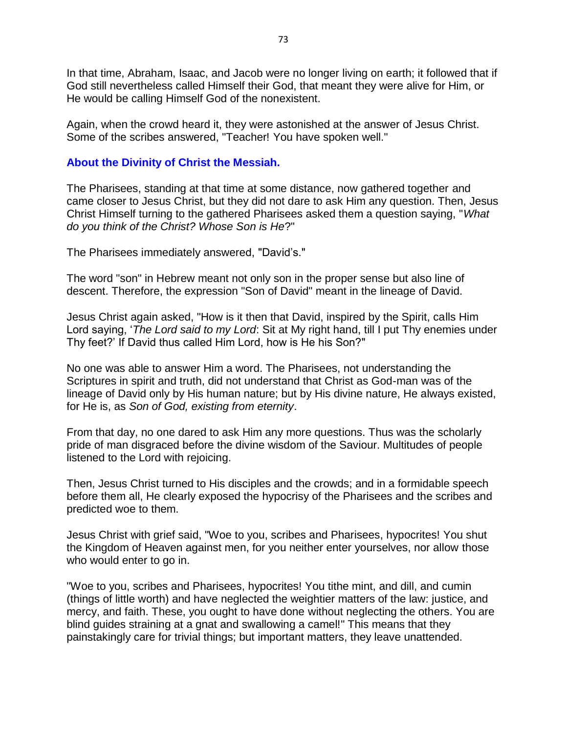In that time, Abraham, Isaac, and Jacob were no longer living on earth; it followed that if God still nevertheless called Himself their God, that meant they were alive for Him, or He would be calling Himself God of the nonexistent.

Again, when the crowd heard it, they were astonished at the answer of Jesus Christ. Some of the scribes answered, "Teacher! You have spoken well."

## About the Divinity of Christ the Messiah.

The Pharisees, standing at that time at some distance, now gathered together and came closer to Jesus Christ, but they did not dare to ask Him any question. Then, Jesus Christ Himself turning to the gathered Pharisees asked them a question saying, "*What do you think of the Christ? Whose Son is He*?"

The Pharisees immediately answered, "David's."

The word "son" in Hebrew meant not only son in the proper sense but also line of descent. Therefore, the expression "Son of David" meant in the lineage of David.

Jesus Christ again asked, "How is it then that David, inspired by the Spirit, calls Him Lord saying, '*The Lord said to my Lord*: Sit at My right hand, till I put Thy enemies under Thy feet?' If David thus called Him Lord, how is He his Son?"

No one was able to answer Him a word. The Pharisees, not understanding the Scriptures in spirit and truth, did not understand that Christ as God-man was of the lineage of David only by His human nature; but by His divine nature, He always existed, for He is, as *Son of God, existing from eternity*.

From that day, no one dared to ask Him any more questions. Thus was the scholarly pride of man disgraced before the divine wisdom of the Saviour. Multitudes of people listened to the Lord with rejoicing.

Then, Jesus Christ turned to His disciples and the crowds; and in a formidable speech before them all, He clearly exposed the hypocrisy of the Pharisees and the scribes and predicted woe to them.

Jesus Christ with grief said, "Woe to you, scribes and Pharisees, hypocrites! You shut the Kingdom of Heaven against men, for you neither enter yourselves, nor allow those who would enter to go in.

"Woe to you, scribes and Pharisees, hypocrites! You tithe mint, and dill, and cumin (things of little worth) and have neglected the weightier matters of the law: justice, and mercy, and faith. These, you ought to have done without neglecting the others. You are blind guides straining at a gnat and swallowing a camel!" This means that they painstakingly care for trivial things; but important matters, they leave unattended.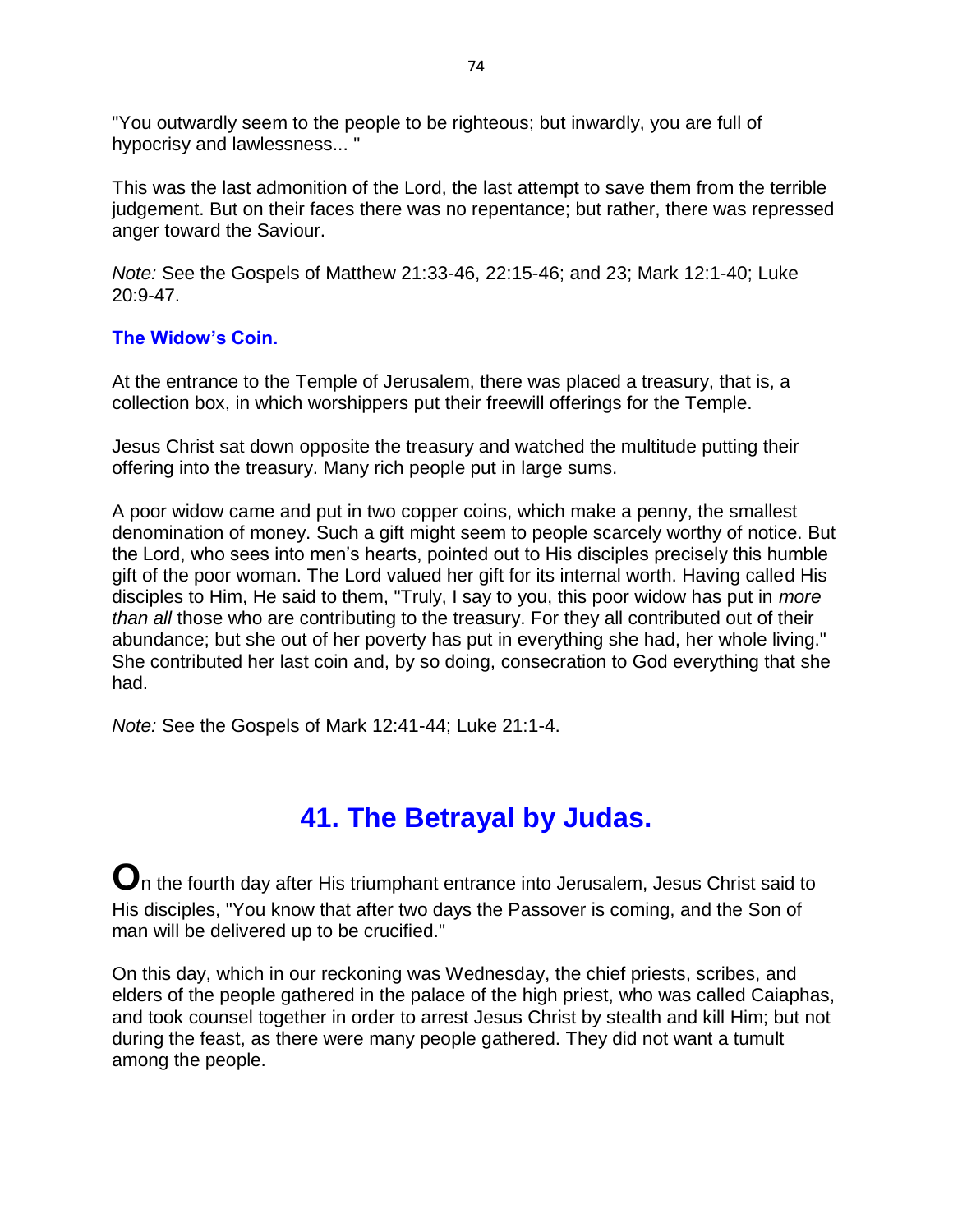"You outwardly seem to the people to be righteous; but inwardly, you are full of hypocrisy and lawlessness... "

This was the last admonition of the Lord, the last attempt to save them from the terrible judgement. But on their faces there was no repentance; but rather, there was repressed anger toward the Saviour.

*Note:* See the Gospels of Matthew 21:33-46, 22:15-46; and 23; Mark 12:1-40; Luke 20:9-47.

### The Widow's Coin.

At the entrance to the Temple of Jerusalem, there was placed a treasury, that is, a collection box, in which worshippers put their freewill offerings for the Temple.

Jesus Christ sat down opposite the treasury and watched the multitude putting their offering into the treasury. Many rich people put in large sums.

A poor widow came and put in two copper coins, which make a penny, the smallest denomination of money. Such a gift might seem to people scarcely worthy of notice. But the Lord, who sees into men's hearts, pointed out to His disciples precisely this humble gift of the poor woman. The Lord valued her gift for its internal worth. Having called His disciples to Him, He said to them, "Truly, I say to you, this poor widow has put in *more than all* those who are contributing to the treasury. For they all contributed out of their abundance; but she out of her poverty has put in everything she had, her whole living." She contributed her last coin and, by so doing, consecration to God everything that she had.

*Note:* See the Gospels of Mark 12:41-44; Luke 21:1-4.

## 41. The Betrayal by Judas.

**O**n the fourth day after His triumphant entrance into Jerusalem, Jesus Christ said to His disciples, "You know that after two days the Passover is coming, and the Son of man will be delivered up to be crucified."

On this day, which in our reckoning was Wednesday, the chief priests, scribes, and elders of the people gathered in the palace of the high priest, who was called Caiaphas, and took counsel together in order to arrest Jesus Christ by stealth and kill Him; but not during the feast, as there were many people gathered. They did not want a tumult among the people.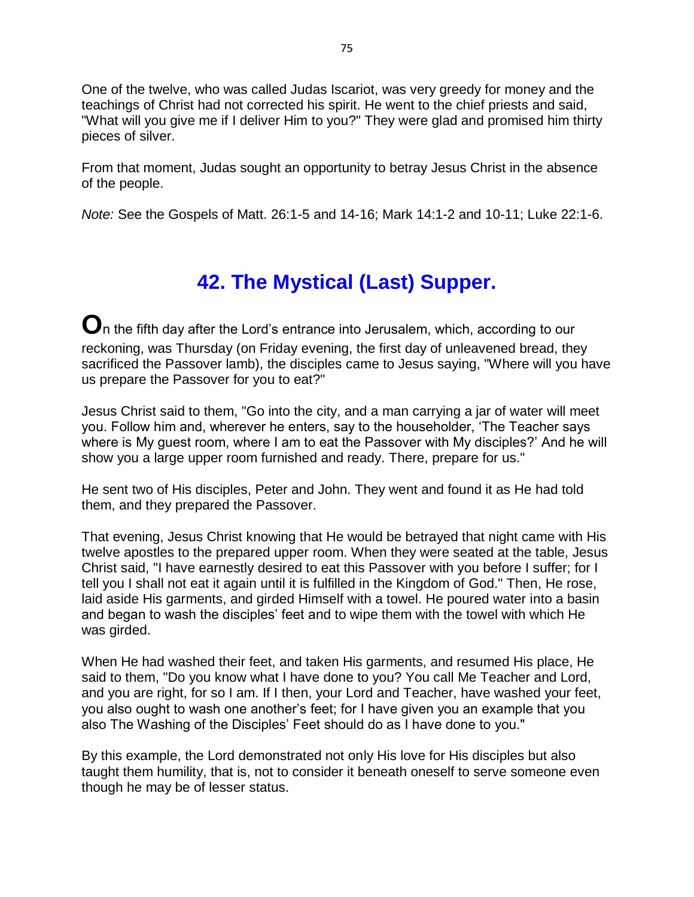One of the twelve, who was called Judas Iscariot, was very greedy for money and the teachings of Christ had not corrected his spirit. He went to the chief priests and said, "What will you give me if I deliver Him to you?" They were glad and promised him thirty pieces of silver.

From that moment, Judas sought an opportunity to betray Jesus Christ in the absence of the people.

*Note:* See the Gospels of Matt. 26:1-5 and 14-16; Mark 14:1-2 and 10-11; Luke 22:1-6.

## 42. The Mystical (Last) Supper.

**O**n the fifth day after the Lord's entrance into Jerusalem, which, according to our reckoning, was Thursday (on Friday evening, the first day of unleavened bread, they sacrificed the Passover lamb), the disciples came to Jesus saying, "Where will you have us prepare the Passover for you to eat?"

Jesus Christ said to them, "Go into the city, and a man carrying a jar of water will meet you. Follow him and, wherever he enters, say to the householder, 'The Teacher says where is My guest room, where I am to eat the Passover with My disciples?' And he will show you a large upper room furnished and ready. There, prepare for us."

He sent two of His disciples, Peter and John. They went and found it as He had told them, and they prepared the Passover.

That evening, Jesus Christ knowing that He would be betrayed that night came with His twelve apostles to the prepared upper room. When they were seated at the table, Jesus Christ said, "I have earnestly desired to eat this Passover with you before I suffer; for I tell you I shall not eat it again until it is fulfilled in the Kingdom of God." Then, He rose, laid aside His garments, and girded Himself with a towel. He poured water into a basin and began to wash the disciples' feet and to wipe them with the towel with which He was girded.

When He had washed their feet, and taken His garments, and resumed His place, He said to them, "Do you know what I have done to you? You call Me Teacher and Lord, and you are right, for so I am. If I then, your Lord and Teacher, have washed your feet, you also ought to wash one another's feet; for I have given you an example that you also The Washing of the Disciples' Feet should do as I have done to you."

By this example, the Lord demonstrated not only His love for His disciples but also taught them humility, that is, not to consider it beneath oneself to serve someone even though he may be of lesser status.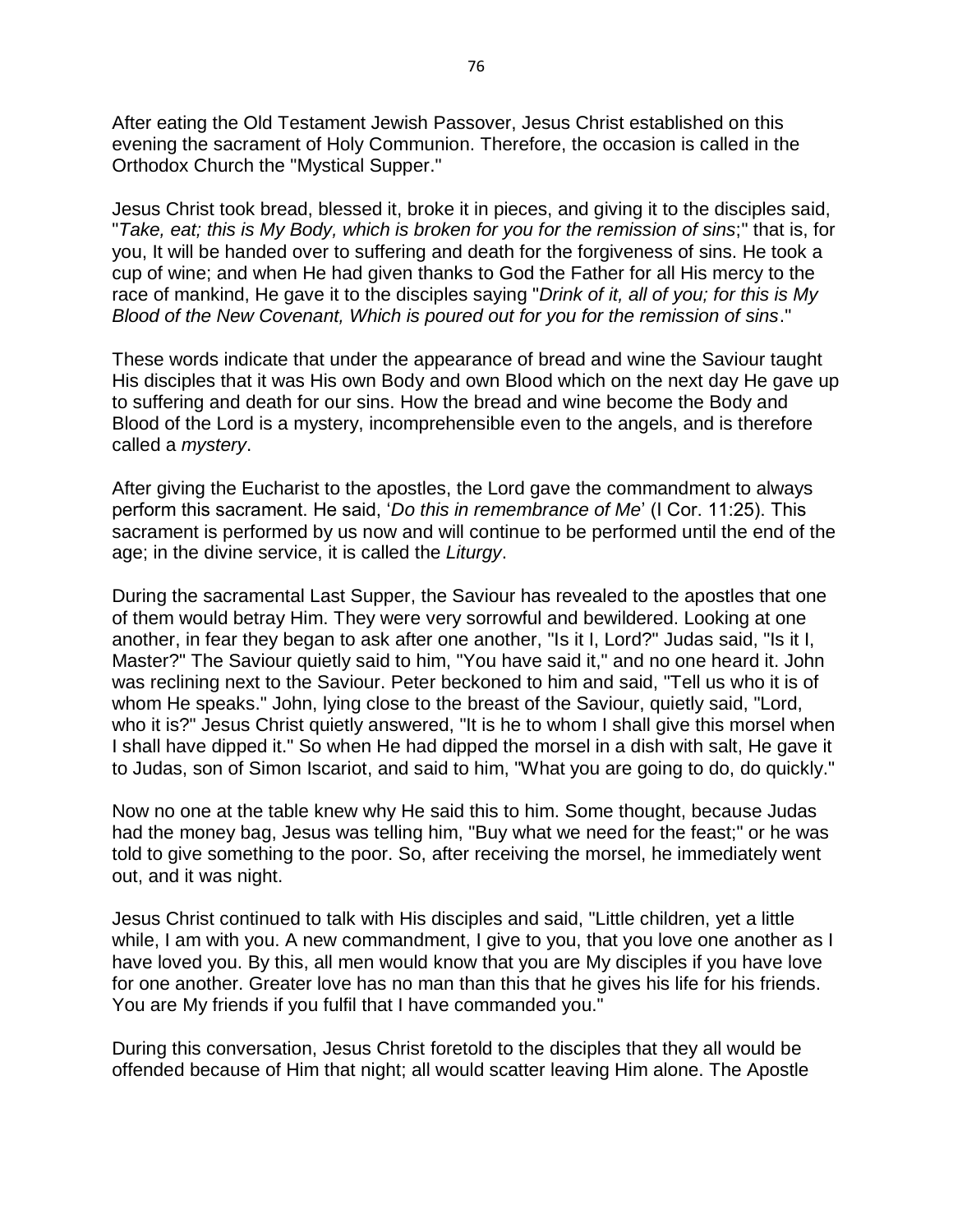After eating the Old Testament Jewish Passover, Jesus Christ established on this evening the sacrament of Holy Communion. Therefore, the occasion is called in the Orthodox Church the "Mystical Supper."

Jesus Christ took bread, blessed it, broke it in pieces, and giving it to the disciples said, "*Take, eat; this is My Body, which is broken for you for the remission of sins*;" that is, for you, It will be handed over to suffering and death for the forgiveness of sins. He took a cup of wine; and when He had given thanks to God the Father for all His mercy to the race of mankind, He gave it to the disciples saying "*Drink of it, all of you; for this is My Blood of the New Covenant, Which is poured out for you for the remission of sins*."

These words indicate that under the appearance of bread and wine the Saviour taught His disciples that it was His own Body and own Blood which on the next day He gave up to suffering and death for our sins. How the bread and wine become the Body and Blood of the Lord is a mystery, incomprehensible even to the angels, and is therefore called a *mystery*.

After giving the Eucharist to the apostles, the Lord gave the commandment to always perform this sacrament. He said, '*Do this in remembrance of Me*' (I Cor. 11:25). This sacrament is performed by us now and will continue to be performed until the end of the age; in the divine service, it is called the *Liturgy*.

During the sacramental Last Supper, the Saviour has revealed to the apostles that one of them would betray Him. They were very sorrowful and bewildered. Looking at one another, in fear they began to ask after one another, "Is it I, Lord?" Judas said, "Is it I, Master?" The Saviour quietly said to him, "You have said it," and no one heard it. John was reclining next to the Saviour. Peter beckoned to him and said, "Tell us who it is of whom He speaks." John, lying close to the breast of the Saviour, quietly said, "Lord, who it is?" Jesus Christ quietly answered, "It is he to whom I shall give this morsel when I shall have dipped it." So when He had dipped the morsel in a dish with salt, He gave it to Judas, son of Simon Iscariot, and said to him, "What you are going to do, do quickly."

Now no one at the table knew why He said this to him. Some thought, because Judas had the money bag, Jesus was telling him, "Buy what we need for the feast;" or he was told to give something to the poor. So, after receiving the morsel, he immediately went out, and it was night.

Jesus Christ continued to talk with His disciples and said, "Little children, yet a little while, I am with you. A new commandment, I give to you, that you love one another as I have loved you. By this, all men would know that you are My disciples if you have love for one another. Greater love has no man than this that he gives his life for his friends. You are My friends if you fulfil that I have commanded you."

During this conversation, Jesus Christ foretold to the disciples that they all would be offended because of Him that night; all would scatter leaving Him alone. The Apostle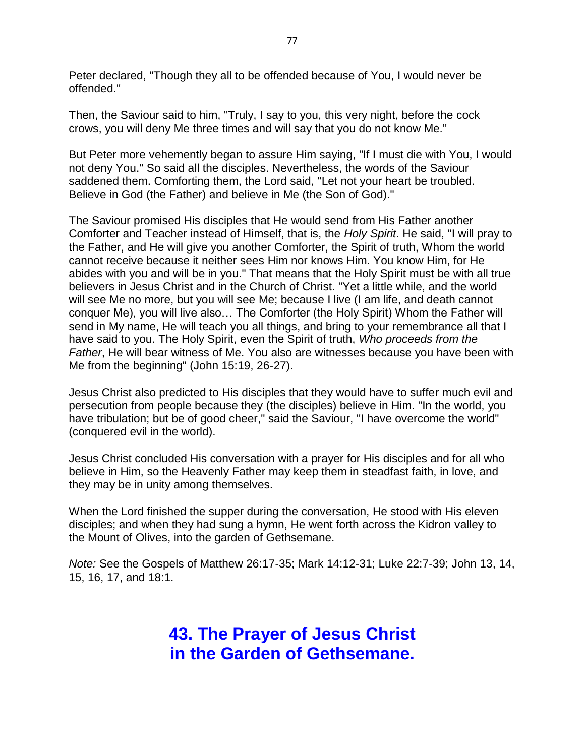Peter declared, "Though they all to be offended because of You, I would never be offended."

Then, the Saviour said to him, "Truly, I say to you, this very night, before the cock crows, you will deny Me three times and will say that you do not know Me."

But Peter more vehemently began to assure Him saying, "If I must die with You, I would not deny You." So said all the disciples. Nevertheless, the words of the Saviour saddened them. Comforting them, the Lord said, "Let not your heart be troubled. Believe in God (the Father) and believe in Me (the Son of God)."

The Saviour promised His disciples that He would send from His Father another Comforter and Teacher instead of Himself, that is, the *Holy Spirit*. He said, "I will pray to the Father, and He will give you another Comforter, the Spirit of truth, Whom the world cannot receive because it neither sees Him nor knows Him. You know Him, for He abides with you and will be in you." That means that the Holy Spirit must be with all true believers in Jesus Christ and in the Church of Christ. "Yet a little while, and the world will see Me no more, but you will see Me; because I live (I am life, and death cannot conquer Me), you will live also… The Comforter (the Holy Spirit) Whom the Father will send in My name, He will teach you all things, and bring to your remembrance all that I have said to you. The Holy Spirit, even the Spirit of truth, *Who proceeds from the Father*, He will bear witness of Me. You also are witnesses because you have been with Me from the beginning" (John 15:19, 26-27).

Jesus Christ also predicted to His disciples that they would have to suffer much evil and persecution from people because they (the disciples) believe in Him. "In the world, you have tribulation; but be of good cheer," said the Saviour, "I have overcome the world" (conquered evil in the world).

Jesus Christ concluded His conversation with a prayer for His disciples and for all who believe in Him, so the Heavenly Father may keep them in steadfast faith, in love, and they may be in unity among themselves.

When the Lord finished the supper during the conversation, He stood with His eleven disciples; and when they had sung a hymn, He went forth across the Kidron valley to the Mount of Olives, into the garden of Gethsemane.

*Note:* See the Gospels of Matthew 26:17-35; Mark 14:12-31; Luke 22:7-39; John 13, 14, 15, 16, 17, and 18:1.

## 43. The Prayer of Jesus Christ in the Garden of Gethsemane.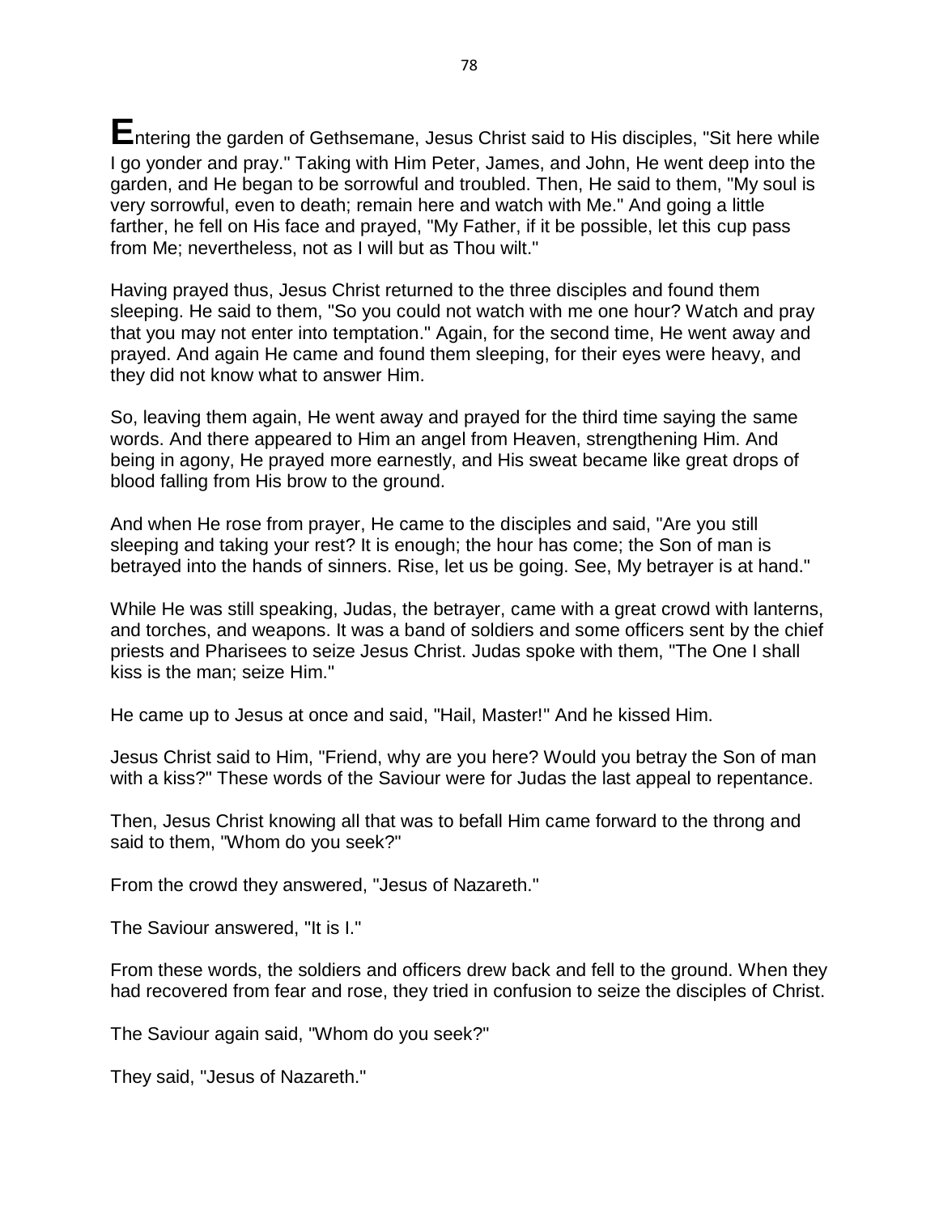Entering the garden of Gethsemane, Jesus Christ said to His disciples, "Sit here while I go yonder and pray." Taking with Him Peter, James, and John, He went deep into the garden, and He began to be sorrowful and troubled. Then, He said to them, "My soul is very sorrowful, even to death; remain here and watch with Me." And going a little farther, he fell on His face and prayed, "My Father, if it be possible, let this cup pass from Me; nevertheless, not as I will but as Thou wilt."

Having prayed thus, Jesus Christ returned to the three disciples and found them sleeping. He said to them, "So you could not watch with me one hour? Watch and pray that you may not enter into temptation." Again, for the second time, He went away and prayed. And again He came and found them sleeping, for their eyes were heavy, and they did not know what to answer Him.

So, leaving them again, He went away and prayed for the third time saying the same words. And there appeared to Him an angel from Heaven, strengthening Him. And being in agony, He prayed more earnestly, and His sweat became like great drops of blood falling from His brow to the ground.

And when He rose from prayer, He came to the disciples and said, "Are you still sleeping and taking your rest? It is enough; the hour has come; the Son of man is betrayed into the hands of sinners. Rise, let us be going. See, My betrayer is at hand."

While He was still speaking, Judas, the betrayer, came with a great crowd with lanterns, and torches, and weapons. It was a band of soldiers and some officers sent by the chief priests and Pharisees to seize Jesus Christ. Judas spoke with them, "The One I shall kiss is the man; seize Him."

He came up to Jesus at once and said, "Hail, Master!" And he kissed Him.

Jesus Christ said to Him, "Friend, why are you here? Would you betray the Son of man with a kiss?" These words of the Saviour were for Judas the last appeal to repentance.

Then, Jesus Christ knowing all that was to befall Him came forward to the throng and said to them, "Whom do you seek?"

From the crowd they answered, "Jesus of Nazareth."

The Saviour answered, "It is I."

From these words, the soldiers and officers drew back and fell to the ground. When they had recovered from fear and rose, they tried in confusion to seize the disciples of Christ.

The Saviour again said, "Whom do you seek?"

They said, "Jesus of Nazareth."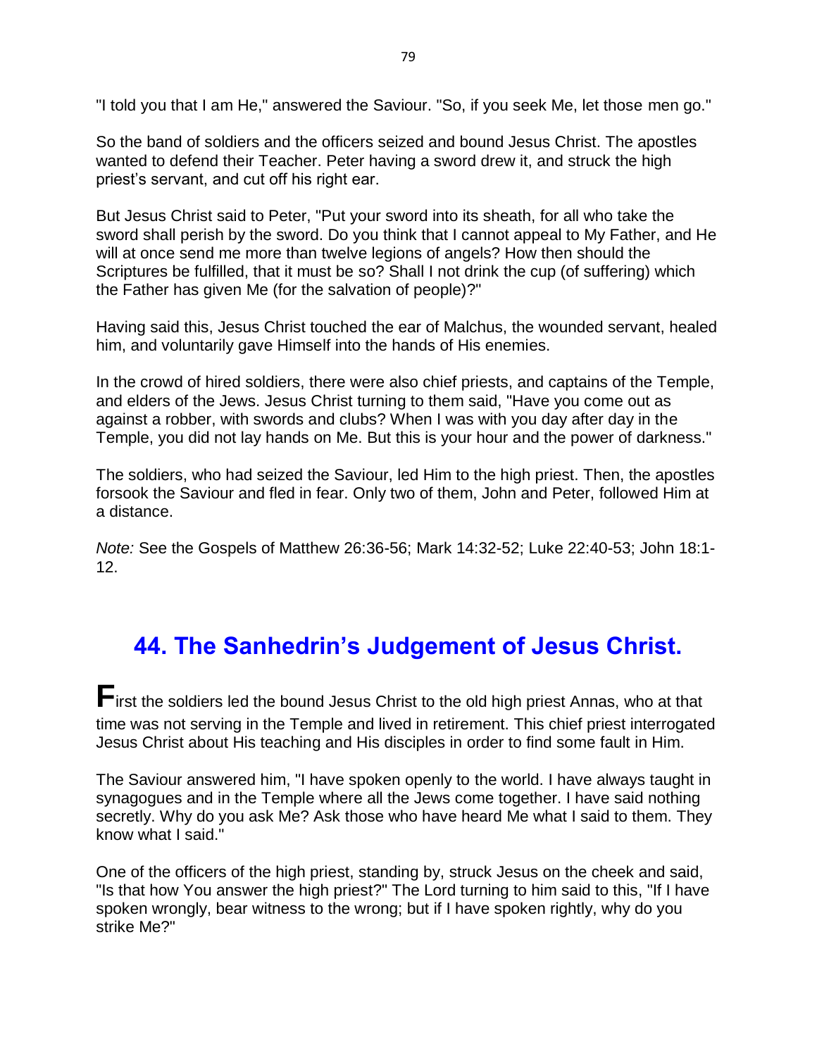"I told you that I am He," answered the Saviour. "So, if you seek Me, let those men go."

So the band of soldiers and the officers seized and bound Jesus Christ. The apostles wanted to defend their Teacher. Peter having a sword drew it, and struck the high priest's servant, and cut off his right ear.

But Jesus Christ said to Peter, "Put your sword into its sheath, for all who take the sword shall perish by the sword. Do you think that I cannot appeal to My Father, and He will at once send me more than twelve legions of angels? How then should the Scriptures be fulfilled, that it must be so? Shall I not drink the cup (of suffering) which the Father has given Me (for the salvation of people)?"

Having said this, Jesus Christ touched the ear of Malchus, the wounded servant, healed him, and voluntarily gave Himself into the hands of His enemies.

In the crowd of hired soldiers, there were also chief priests, and captains of the Temple, and elders of the Jews. Jesus Christ turning to them said, "Have you come out as against a robber, with swords and clubs? When I was with you day after day in the Temple, you did not lay hands on Me. But this is your hour and the power of darkness."

The soldiers, who had seized the Saviour, led Him to the high priest. Then, the apostles forsook the Saviour and fled in fear. Only two of them, John and Peter, followed Him at a distance.

*Note:* See the Gospels of Matthew 26:36-56; Mark 14:32-52; Luke 22:40-53; John 18:1-12.

## 44. The Sanhedrin's Judgement of Jesus Christ.

**F**irst the soldiers led the bound Jesus Christ to the old high priest Annas, who at that time was not serving in the Temple and lived in retirement. This chief priest interrogated Jesus Christ about His teaching and His disciples in order to find some fault in Him.

The Saviour answered him, "I have spoken openly to the world. I have always taught in synagogues and in the Temple where all the Jews come together. I have said nothing secretly. Why do you ask Me? Ask those who have heard Me what I said to them. They know what I said."

One of the officers of the high priest, standing by, struck Jesus on the cheek and said, "Is that how You answer the high priest?" The Lord turning to him said to this, "If I have spoken wrongly, bear witness to the wrong; but if I have spoken rightly, why do you strike Me?"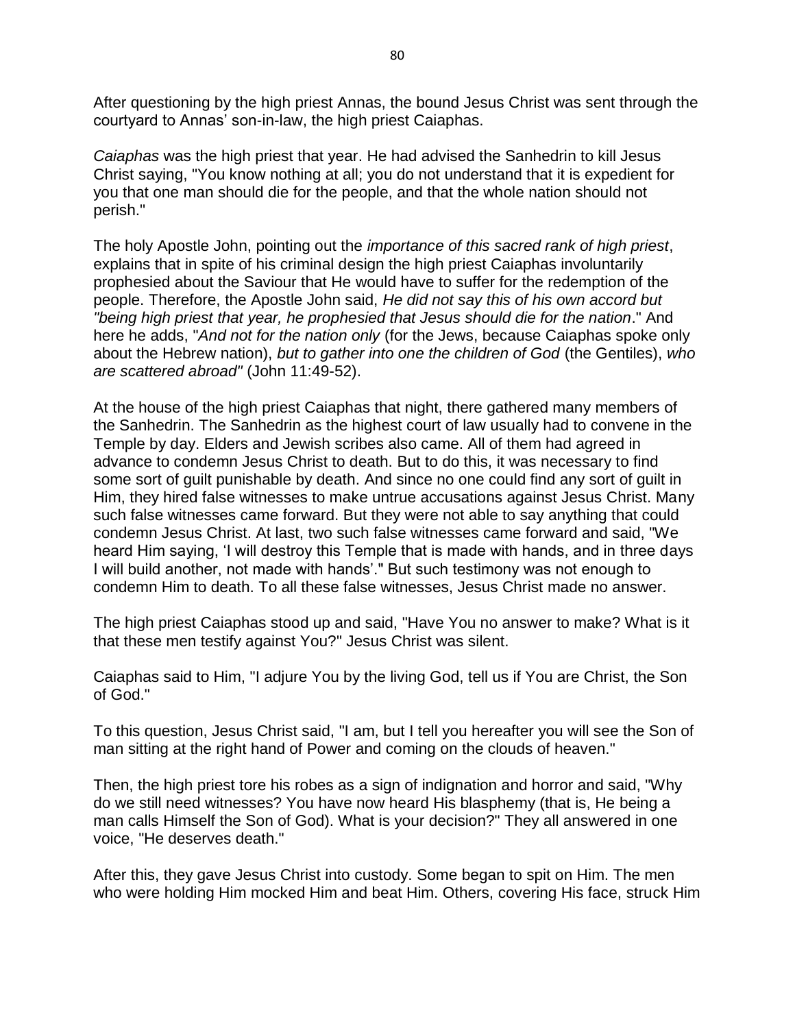After questioning by the high priest Annas, the bound Jesus Christ was sent through the courtyard to Annas' son-in-law, the high priest Caiaphas.

*Caiaphas* was the high priest that year. He had advised the Sanhedrin to kill Jesus Christ saying, "You know nothing at all; you do not understand that it is expedient for you that one man should die for the people, and that the whole nation should not perish."

The holy Apostle John, pointing out the *importance of this sacred rank of high priest*, explains that in spite of his criminal design the high priest Caiaphas involuntarily prophesied about the Saviour that He would have to suffer for the redemption of the people. Therefore, the Apostle John said, *He did not say this of his own accord but "being high priest that year, he prophesied that Jesus should die for the nation*." And here he adds, "*And not for the nation only* (for the Jews, because Caiaphas spoke only about the Hebrew nation), *but to gather into one the children of God* (the Gentiles), *who are scattered abroad"* (John 11:49-52).

At the house of the high priest Caiaphas that night, there gathered many members of the Sanhedrin. The Sanhedrin as the highest court of law usually had to convene in the Temple by day. Elders and Jewish scribes also came. All of them had agreed in advance to condemn Jesus Christ to death. But to do this, it was necessary to find some sort of guilt punishable by death. And since no one could find any sort of guilt in Him, they hired false witnesses to make untrue accusations against Jesus Christ. Many such false witnesses came forward. But they were not able to say anything that could condemn Jesus Christ. At last, two such false witnesses came forward and said, "We heard Him saying, 'I will destroy this Temple that is made with hands, and in three days I will build another, not made with hands'." But such testimony was not enough to condemn Him to death. To all these false witnesses, Jesus Christ made no answer.

The high priest Caiaphas stood up and said, "Have You no answer to make? What is it that these men testify against You?" Jesus Christ was silent.

Caiaphas said to Him, "I adjure You by the living God, tell us if You are Christ, the Son of God."

To this question, Jesus Christ said, "I am, but I tell you hereafter you will see the Son of man sitting at the right hand of Power and coming on the clouds of heaven."

Then, the high priest tore his robes as a sign of indignation and horror and said, "Why do we still need witnesses? You have now heard His blasphemy (that is, He being a man calls Himself the Son of God). What is your decision?" They all answered in one voice, "He deserves death."

After this, they gave Jesus Christ into custody. Some began to spit on Him. The men who were holding Him mocked Him and beat Him. Others, covering His face, struck Him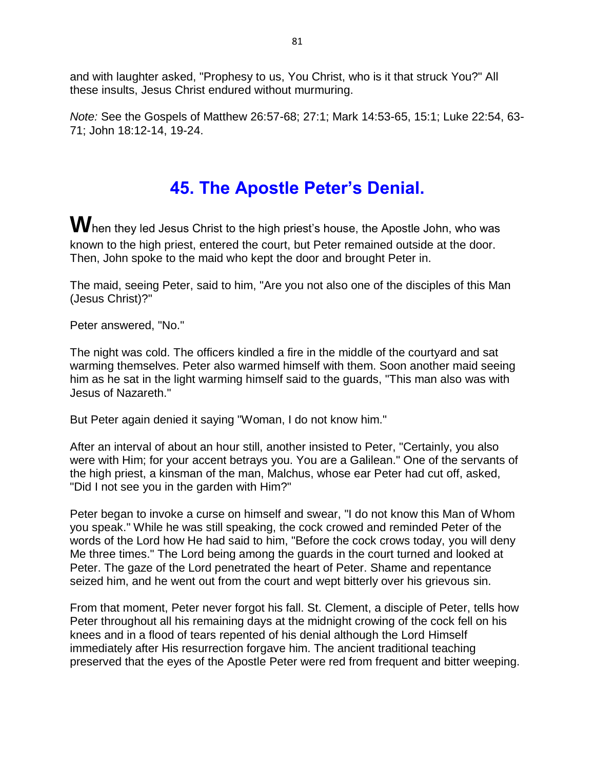and with laughter asked, "Prophesy to us, You Christ, who is it that struck You?" All these insults, Jesus Christ endured without murmuring.

*Note:* See the Gospels of Matthew 26:57-68; 27:1; Mark 14:53-65, 15:1; Luke 22:54, 63-71; John 18:12-14, 19-24.

## 45. The Apostle Peter's Denial.

When they led Jesus Christ to the high priest's house, the Apostle John, who was known to the high priest, entered the court, but Peter remained outside at the door. Then, John spoke to the maid who kept the door and brought Peter in.

The maid, seeing Peter, said to him, "Are you not also one of the disciples of this Man (Jesus Christ)?"

Peter answered, "No."

The night was cold. The officers kindled a fire in the middle of the courtyard and sat warming themselves. Peter also warmed himself with them. Soon another maid seeing him as he sat in the light warming himself said to the guards, "This man also was with Jesus of Nazareth."

But Peter again denied it saying "Woman, I do not know him."

After an interval of about an hour still, another insisted to Peter, "Certainly, you also were with Him; for your accent betrays you. You are a Galilean." One of the servants of the high priest, a kinsman of the man, Malchus, whose ear Peter had cut off, asked, "Did I not see you in the garden with Him?"

Peter began to invoke a curse on himself and swear, "I do not know this Man of Whom you speak." While he was still speaking, the cock crowed and reminded Peter of the words of the Lord how He had said to him, "Before the cock crows today, you will deny Me three times." The Lord being among the guards in the court turned and looked at Peter. The gaze of the Lord penetrated the heart of Peter. Shame and repentance seized him, and he went out from the court and wept bitterly over his grievous sin.

From that moment, Peter never forgot his fall. St. Clement, a disciple of Peter, tells how Peter throughout all his remaining days at the midnight crowing of the cock fell on his knees and in a flood of tears repented of his denial although the Lord Himself immediately after His resurrection forgave him. The ancient traditional teaching preserved that the eyes of the Apostle Peter were red from frequent and bitter weeping.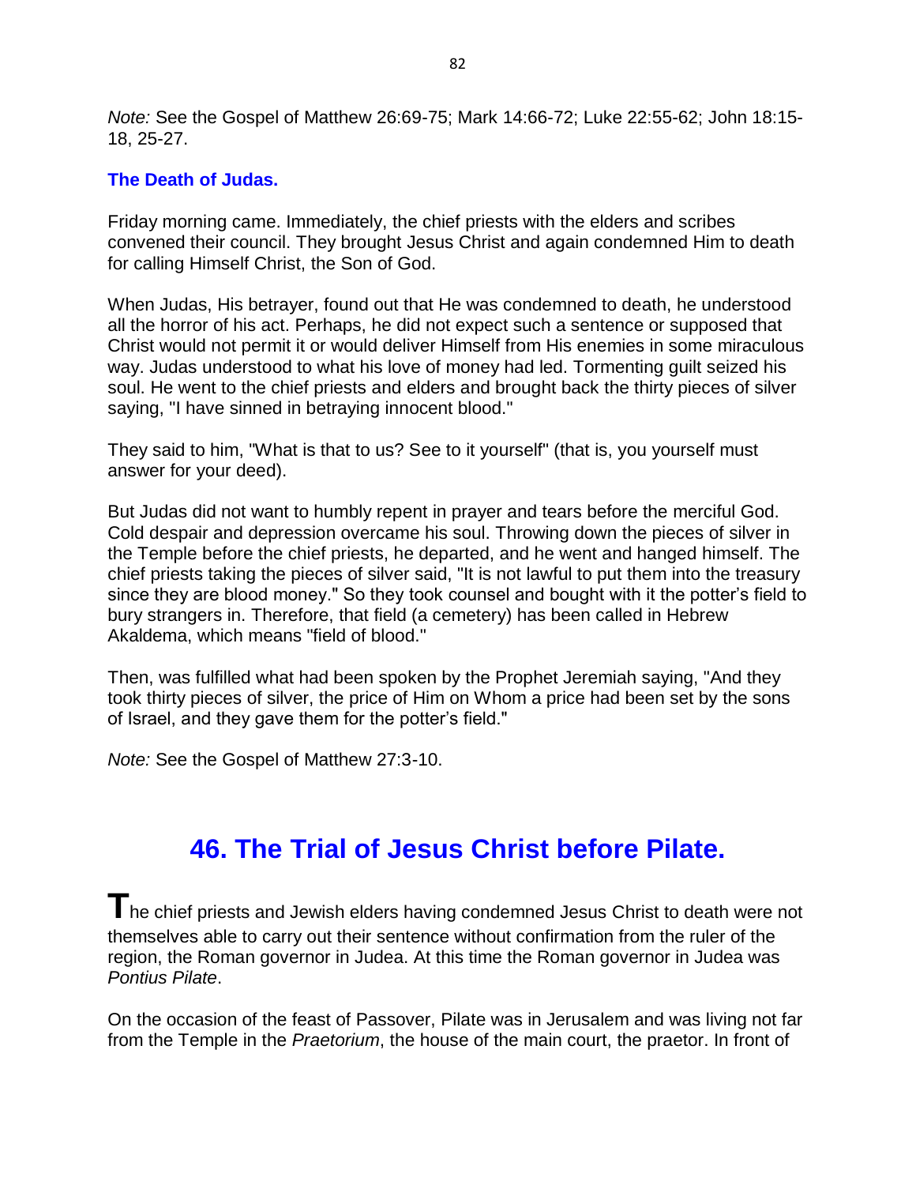*Note:* See the Gospel of Matthew 26:69-75; Mark 14:66-72; Luke 22:55-62; John 18:15-18, 25-27.

### The Death of Judas.

Friday morning came. Immediately, the chief priests with the elders and scribes convened their council. They brought Jesus Christ and again condemned Him to death for calling Himself Christ, the Son of God.

When Judas, His betrayer, found out that He was condemned to death, he understood all the horror of his act. Perhaps, he did not expect such a sentence or supposed that Christ would not permit it or would deliver Himself from His enemies in some miraculous way. Judas understood to what his love of money had led. Tormenting guilt seized his soul. He went to the chief priests and elders and brought back the thirty pieces of silver saying, "I have sinned in betraying innocent blood."

They said to him, "What is that to us? See to it yourself" (that is, you yourself must answer for your deed).

But Judas did not want to humbly repent in prayer and tears before the merciful God. Cold despair and depression overcame his soul. Throwing down the pieces of silver in the Temple before the chief priests, he departed, and he went and hanged himself. The chief priests taking the pieces of silver said, "It is not lawful to put them into the treasury since they are blood money." So they took counsel and bought with it the potter's field to bury strangers in. Therefore, that field (a cemetery) has been called in Hebrew Akaldema, which means "field of blood."

Then, was fulfilled what had been spoken by the Prophet Jeremiah saying, "And they took thirty pieces of silver, the price of Him on Whom a price had been set by the sons of Israel, and they gave them for the potter's field."

*Note:* See the Gospel of Matthew 27:3-10.

## 46. The Trial of Jesus Christ before Pilate.

**T**he chief priests and Jewish elders having condemned Jesus Christ to death were not themselves able to carry out their sentence without confirmation from the ruler of the region, the Roman governor in Judea. At this time the Roman governor in Judea was *Pontius Pilate*.

On the occasion of the feast of Passover, Pilate was in Jerusalem and was living not far from the Temple in the *Praetorium*, the house of the main court, the praetor. In front of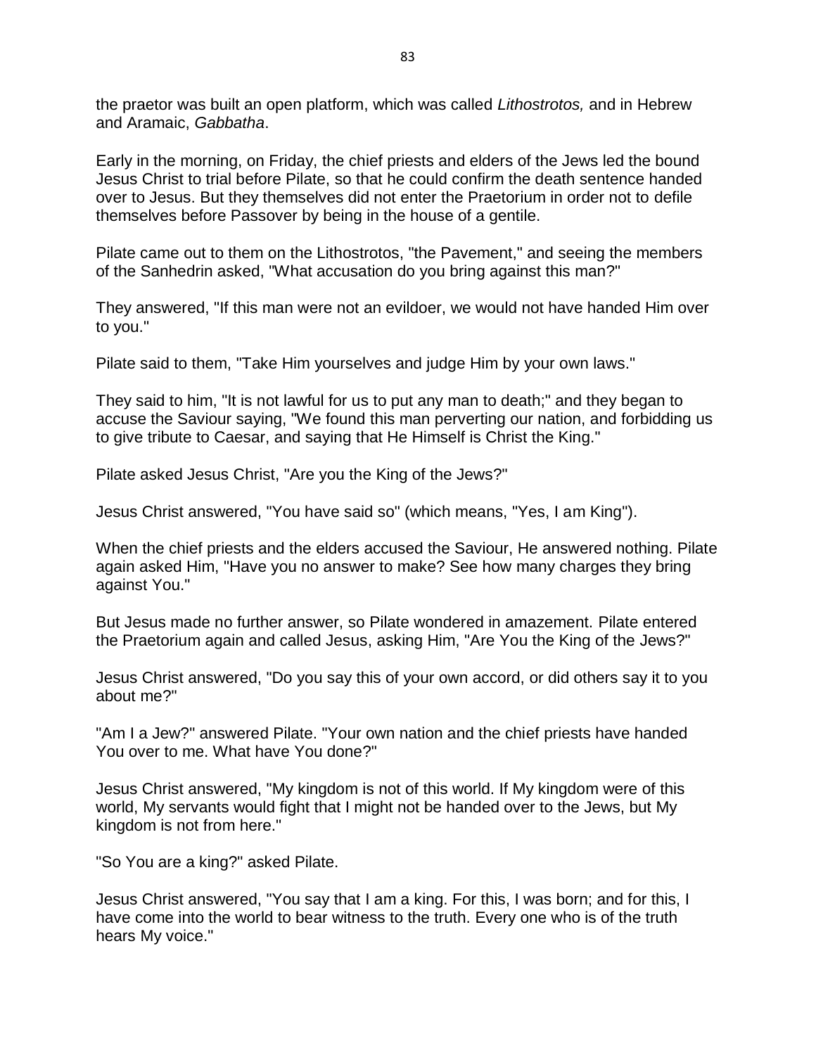the praetor was built an open platform, which was called *Lithostrotos,* and in Hebrew and Aramaic, *Gabbatha*.

Early in the morning, on Friday, the chief priests and elders of the Jews led the bound Jesus Christ to trial before Pilate, so that he could confirm the death sentence handed over to Jesus. But they themselves did not enter the Praetorium in order not to defile themselves before Passover by being in the house of a gentile.

Pilate came out to them on the Lithostrotos, "the Pavement," and seeing the members of the Sanhedrin asked, "What accusation do you bring against this man?"

They answered, "If this man were not an evildoer, we would not have handed Him over to you."

Pilate said to them, "Take Him yourselves and judge Him by your own laws."

They said to him, "It is not lawful for us to put any man to death;" and they began to accuse the Saviour saying, "We found this man perverting our nation, and forbidding us to give tribute to Caesar, and saying that He Himself is Christ the King."

Pilate asked Jesus Christ, "Are you the King of the Jews?"

Jesus Christ answered, "You have said so" (which means, "Yes, I am King").

When the chief priests and the elders accused the Saviour, He answered nothing. Pilate again asked Him, "Have you no answer to make? See how many charges they bring against You."

But Jesus made no further answer, so Pilate wondered in amazement. Pilate entered the Praetorium again and called Jesus, asking Him, "Are You the King of the Jews?"

Jesus Christ answered, "Do you say this of your own accord, or did others say it to you about me?"

"Am I a Jew?" answered Pilate. "Your own nation and the chief priests have handed You over to me. What have You done?"

Jesus Christ answered, "My kingdom is not of this world. If My kingdom were of this world, My servants would fight that I might not be handed over to the Jews, but My kingdom is not from here."

"So You are a king?" asked Pilate.

Jesus Christ answered, "You say that I am a king. For this, I was born; and for this, I have come into the world to bear witness to the truth. Every one who is of the truth hears My voice."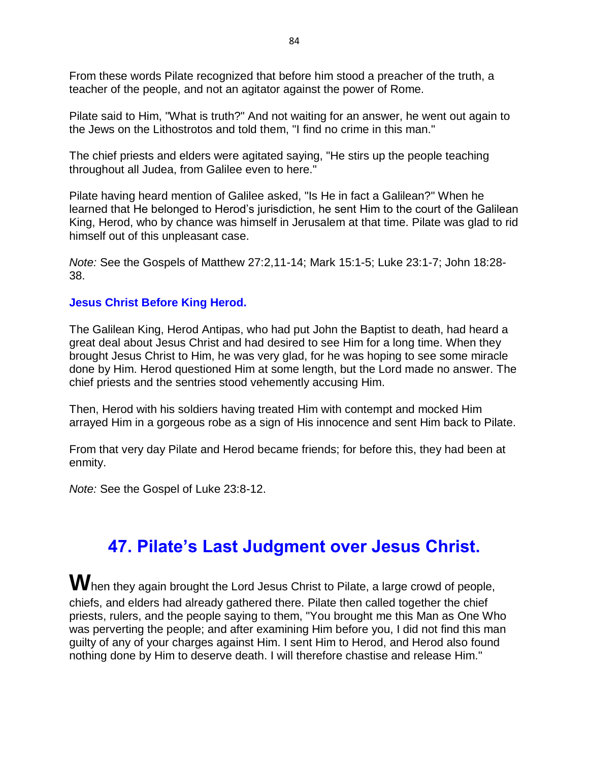From these words Pilate recognized that before him stood a preacher of the truth, a teacher of the people, and not an agitator against the power of Rome.

Pilate said to Him, "What is truth?" And not waiting for an answer, he went out again to the Jews on the Lithostrotos and told them, "I find no crime in this man."

The chief priests and elders were agitated saying, "He stirs up the people teaching throughout all Judea, from Galilee even to here."

Pilate having heard mention of Galilee asked, "Is He in fact a Galilean?" When he learned that He belonged to Herod's jurisdiction, he sent Him to the court of the Galilean King, Herod, who by chance was himself in Jerusalem at that time. Pilate was glad to rid himself out of this unpleasant case.

*Note:* See the Gospels of Matthew 27:2,11-14; Mark 15:1-5; Luke 23:1-7; John 18:28-38.

### Jesus Christ Before King Herod.

The Galilean King, Herod Antipas, who had put John the Baptist to death, had heard a great deal about Jesus Christ and had desired to see Him for a long time. When they brought Jesus Christ to Him, he was very glad, for he was hoping to see some miracle done by Him. Herod questioned Him at some length, but the Lord made no answer. The chief priests and the sentries stood vehemently accusing Him.

Then, Herod with his soldiers having treated Him with contempt and mocked Him arrayed Him in a gorgeous robe as a sign of His innocence and sent Him back to Pilate.

From that very day Pilate and Herod became friends; for before this, they had been at enmity.

*Note:* See the Gospel of Luke 23:8-12.

## 47. Pilate's Last Judgment over Jesus Christ.

**W**hen they again brought the Lord Jesus Christ to Pilate, a large crowd of people, chiefs, and elders had already gathered there. Pilate then called together the chief priests, rulers, and the people saying to them, "You brought me this Man as One Who was perverting the people; and after examining Him before you, I did not find this man guilty of any of your charges against Him. I sent Him to Herod, and Herod also found nothing done by Him to deserve death. I will therefore chastise and release Him."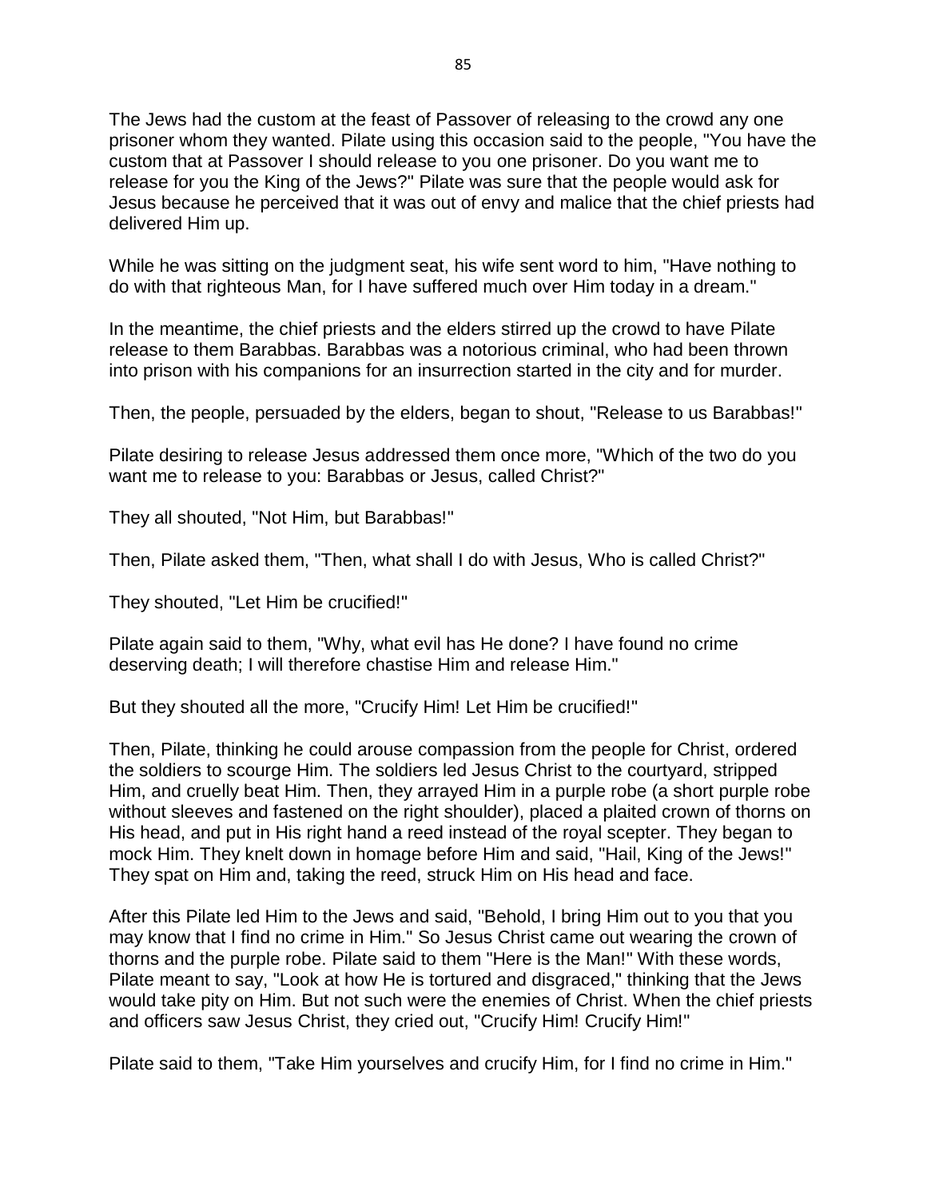The Jews had the custom at the feast of Passover of releasing to the crowd any one prisoner whom they wanted. Pilate using this occasion said to the people, "You have the custom that at Passover I should release to you one prisoner. Do you want me to release for you the King of the Jews?" Pilate was sure that the people would ask for Jesus because he perceived that it was out of envy and malice that the chief priests had delivered Him up.

While he was sitting on the judgment seat, his wife sent word to him, "Have nothing to do with that righteous Man, for I have suffered much over Him today in a dream."

In the meantime, the chief priests and the elders stirred up the crowd to have Pilate release to them Barabbas. Barabbas was a notorious criminal, who had been thrown into prison with his companions for an insurrection started in the city and for murder.

Then, the people, persuaded by the elders, began to shout, "Release to us Barabbas!"

Pilate desiring to release Jesus addressed them once more, "Which of the two do you want me to release to you: Barabbas or Jesus, called Christ?"

They all shouted, "Not Him, but Barabbas!"

Then, Pilate asked them, "Then, what shall I do with Jesus, Who is called Christ?"

They shouted, "Let Him be crucified!"

Pilate again said to them, "Why, what evil has He done? I have found no crime deserving death; I will therefore chastise Him and release Him."

But they shouted all the more, "Crucify Him! Let Him be crucified!"

Then, Pilate, thinking he could arouse compassion from the people for Christ, ordered the soldiers to scourge Him. The soldiers led Jesus Christ to the courtyard, stripped Him, and cruelly beat Him. Then, they arrayed Him in a purple robe (a short purple robe without sleeves and fastened on the right shoulder), placed a plaited crown of thorns on His head, and put in His right hand a reed instead of the royal scepter. They began to mock Him. They knelt down in homage before Him and said, "Hail, King of the Jews!" They spat on Him and, taking the reed, struck Him on His head and face.

After this Pilate led Him to the Jews and said, "Behold, I bring Him out to you that you may know that I find no crime in Him." So Jesus Christ came out wearing the crown of thorns and the purple robe. Pilate said to them "Here is the Man!" With these words, Pilate meant to say, "Look at how He is tortured and disgraced," thinking that the Jews would take pity on Him. But not such were the enemies of Christ. When the chief priests and officers saw Jesus Christ, they cried out, "Crucify Him! Crucify Him!"

Pilate said to them, "Take Him yourselves and crucify Him, for I find no crime in Him."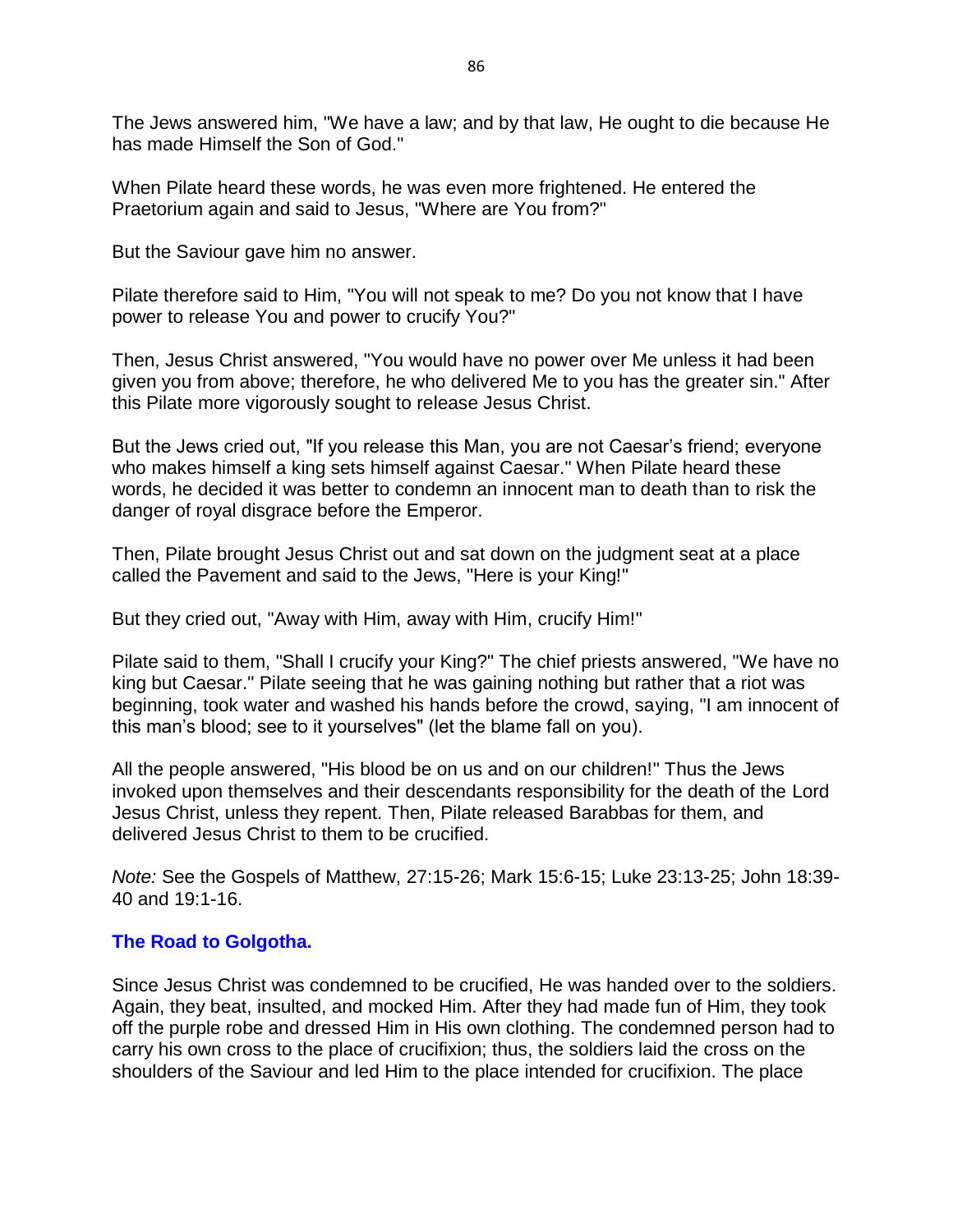The Jews answered him, "We have a law; and by that law, He ought to die because He has made Himself the Son of God."

When Pilate heard these words, he was even more frightened. He entered the Praetorium again and said to Jesus, "Where are You from?"

But the Saviour gave him no answer.

Pilate therefore said to Him, "You will not speak to me? Do you not know that I have power to release You and power to crucify You?"

Then, Jesus Christ answered, "You would have no power over Me unless it had been given you from above; therefore, he who delivered Me to you has the greater sin." After this Pilate more vigorously sought to release Jesus Christ.

But the Jews cried out, "If you release this Man, you are not Caesar's friend; everyone who makes himself a king sets himself against Caesar." When Pilate heard these words, he decided it was better to condemn an innocent man to death than to risk the danger of royal disgrace before the Emperor.

Then, Pilate brought Jesus Christ out and sat down on the judgment seat at a place called the Pavement and said to the Jews, "Here is your King!"

But they cried out, "Away with Him, away with Him, crucify Him!"

Pilate said to them, "Shall I crucify your King?" The chief priests answered, "We have no king but Caesar." Pilate seeing that he was gaining nothing but rather that a riot was beginning, took water and washed his hands before the crowd, saying, "I am innocent of this man's blood; see to it yourselves" (let the blame fall on you).

All the people answered, "His blood be on us and on our children!" Thus the Jews invoked upon themselves and their descendants responsibility for the death of the Lord Jesus Christ, unless they repent. Then, Pilate released Barabbas for them, and delivered Jesus Christ to them to be crucified.

*Note:* See the Gospels of Matthew, 27:15-26; Mark 15:6-15; Luke 23:13-25; John 18:39-40 and 19:1-16.

### The Road to Golgotha.

Since Jesus Christ was condemned to be crucified, He was handed over to the soldiers. Again, they beat, insulted, and mocked Him. After they had made fun of Him, they took off the purple robe and dressed Him in His own clothing. The condemned person had to carry his own cross to the place of crucifixion; thus, the soldiers laid the cross on the shoulders of the Saviour and led Him to the place intended for crucifixion. The place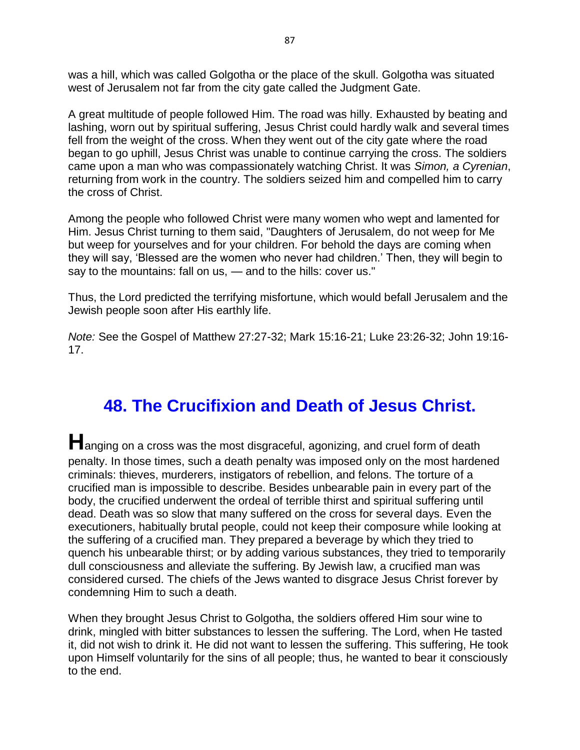was a hill, which was called Golgotha or the place of the skull. Golgotha was situated west of Jerusalem not far from the city gate called the Judgment Gate.

A great multitude of people followed Him. The road was hilly. Exhausted by beating and lashing, worn out by spiritual suffering, Jesus Christ could hardly walk and several times fell from the weight of the cross. When they went out of the city gate where the road began to go uphill, Jesus Christ was unable to continue carrying the cross. The soldiers came upon a man who was compassionately watching Christ. It was *Simon, a Cyrenian*, returning from work in the country. The soldiers seized him and compelled him to carry the cross of Christ.

Among the people who followed Christ were many women who wept and lamented for Him. Jesus Christ turning to them said, "Daughters of Jerusalem, do not weep for Me but weep for yourselves and for your children. For behold the days are coming when they will say, 'Blessed are the women who never had children.' Then, they will begin to say to the mountains: fall on us, — and to the hills: cover us."

Thus, the Lord predicted the terrifying misfortune, which would befall Jerusalem and the Jewish people soon after His earthly life.

*Note:* See the Gospel of Matthew 27:27-32; Mark 15:16-21; Luke 23:26-32; John 19:16-17.

## 48. The Crucifixion and Death of Jesus Christ.

**H**anging on a cross was the most disgraceful, agonizing, and cruel form of death penalty. In those times, such a death penalty was imposed only on the most hardened criminals: thieves, murderers, instigators of rebellion, and felons. The torture of a crucified man is impossible to describe. Besides unbearable pain in every part of the body, the crucified underwent the ordeal of terrible thirst and spiritual suffering until dead. Death was so slow that many suffered on the cross for several days. Even the executioners, habitually brutal people, could not keep their composure while looking at the suffering of a crucified man. They prepared a beverage by which they tried to quench his unbearable thirst; or by adding various substances, they tried to temporarily dull consciousness and alleviate the suffering. By Jewish law, a crucified man was considered cursed. The chiefs of the Jews wanted to disgrace Jesus Christ forever by condemning Him to such a death.

When they brought Jesus Christ to Golgotha, the soldiers offered Him sour wine to drink, mingled with bitter substances to lessen the suffering. The Lord, when He tasted it, did not wish to drink it. He did not want to lessen the suffering. This suffering, He took upon Himself voluntarily for the sins of all people; thus, he wanted to bear it consciously to the end.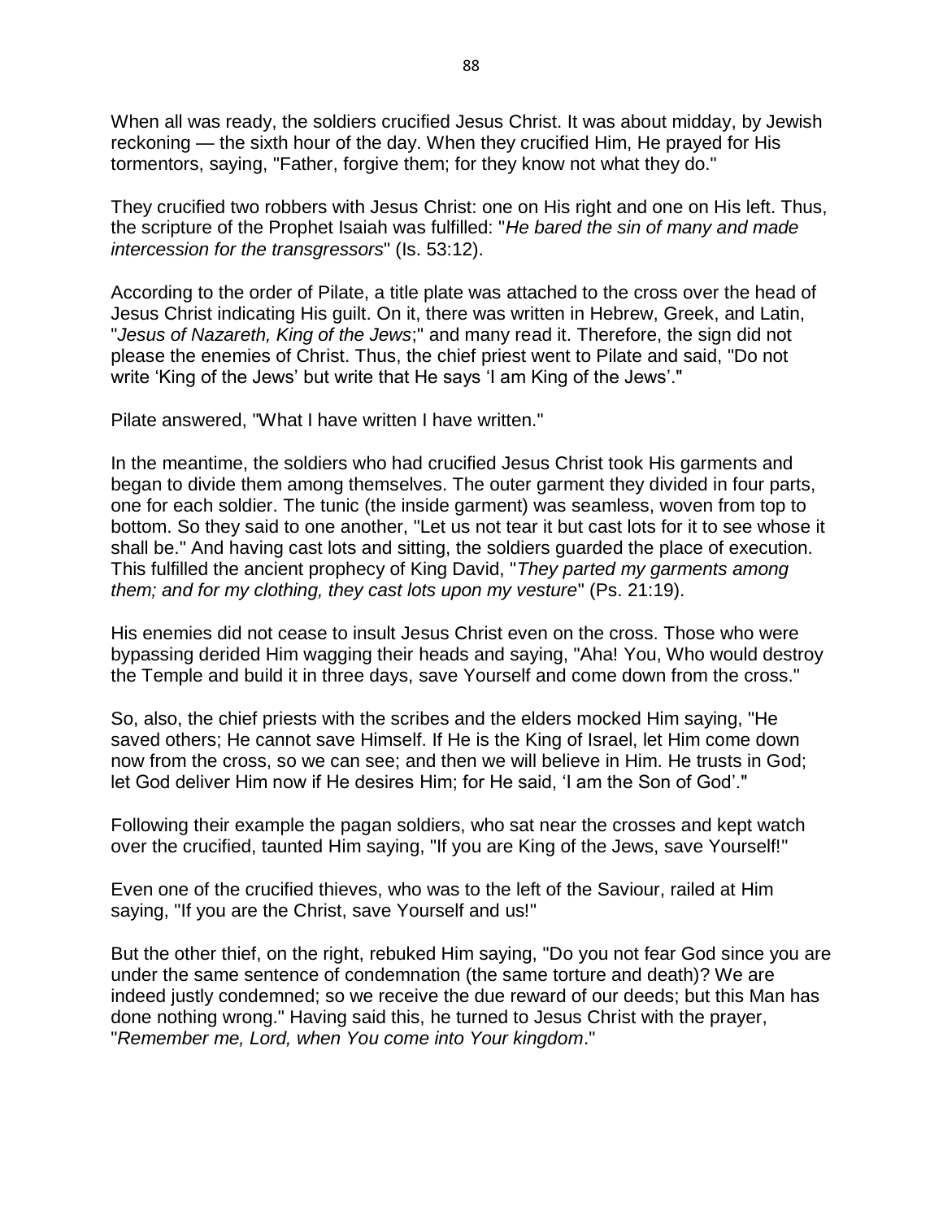When all was ready, the soldiers crucified Jesus Christ. It was about midday, by Jewish reckoning — the sixth hour of the day. When they crucified Him, He prayed for His tormentors, saying, "Father, forgive them; for they know not what they do."

They crucified two robbers with Jesus Christ: one on His right and one on His left. Thus, the scripture of the Prophet Isaiah was fulfilled: "*He bared the sin of many and made intercession for the transgressors*" (Is. 53:12).

According to the order of Pilate, a title plate was attached to the cross over the head of Jesus Christ indicating His guilt. On it, there was written in Hebrew, Greek, and Latin, "*Jesus of Nazareth, King of the Jews*;" and many read it. Therefore, the sign did not please the enemies of Christ. Thus, the chief priest went to Pilate and said, "Do not write 'King of the Jews' but write that He says 'I am King of the Jews'."

Pilate answered, "What I have written I have written."

In the meantime, the soldiers who had crucified Jesus Christ took His garments and began to divide them among themselves. The outer garment they divided in four parts, one for each soldier. The tunic (the inside garment) was seamless, woven from top to bottom. So they said to one another, "Let us not tear it but cast lots for it to see whose it shall be." And having cast lots and sitting, the soldiers guarded the place of execution. This fulfilled the ancient prophecy of King David, "*They parted my garments among them; and for my clothing, they cast lots upon my vesture*" (Ps. 21:19).

His enemies did not cease to insult Jesus Christ even on the cross. Those who were bypassing derided Him wagging their heads and saying, "Aha! You, Who would destroy the Temple and build it in three days, save Yourself and come down from the cross."

So, also, the chief priests with the scribes and the elders mocked Him saying, "He saved others; He cannot save Himself. If He is the King of Israel, let Him come down now from the cross, so we can see; and then we will believe in Him. He trusts in God; let God deliver Him now if He desires Him; for He said, 'I am the Son of God'."

Following their example the pagan soldiers, who sat near the crosses and kept watch over the crucified, taunted Him saying, "If you are King of the Jews, save Yourself!"

Even one of the crucified thieves, who was to the left of the Saviour, railed at Him saying, "If you are the Christ, save Yourself and us!"

But the other thief, on the right, rebuked Him saying, "Do you not fear God since you are under the same sentence of condemnation (the same torture and death)? We are indeed justly condemned; so we receive the due reward of our deeds; but this Man has done nothing wrong." Having said this, he turned to Jesus Christ with the prayer, "*Remember me, Lord, when You come into Your kingdom*."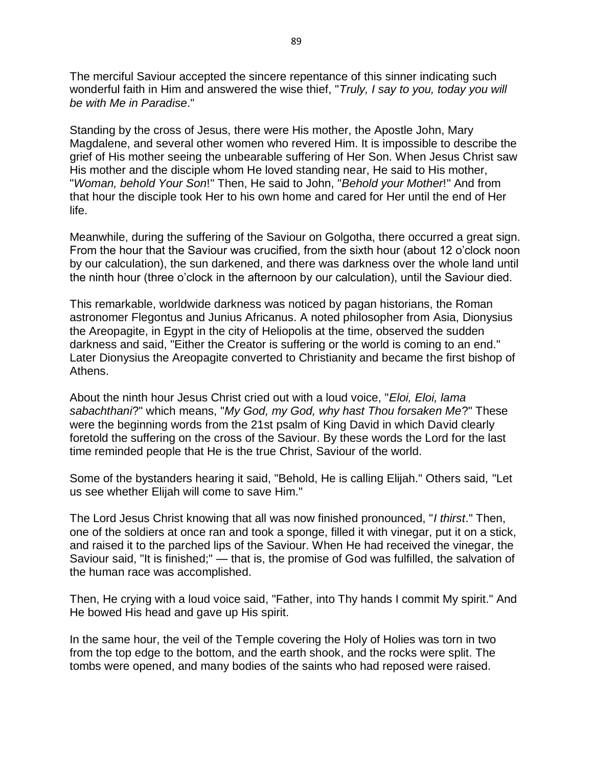The merciful Saviour accepted the sincere repentance of this sinner indicating such wonderful faith in Him and answered the wise thief, "*Truly, I say to you, today you will be with Me in Paradise*."

Standing by the cross of Jesus, there were His mother, the Apostle John, Mary Magdalene, and several other women who revered Him. It is impossible to describe the grief of His mother seeing the unbearable suffering of Her Son. When Jesus Christ saw His mother and the disciple whom He loved standing near, He said to His mother, "*Woman, behold Your Son*!" Then, He said to John, "*Behold your Mother*!" And from that hour the disciple took Her to his own home and cared for Her until the end of Her life.

Meanwhile, during the suffering of the Saviour on Golgotha, there occurred a great sign. From the hour that the Saviour was crucified, from the sixth hour (about 12 o'clock noon by our calculation), the sun darkened, and there was darkness over the whole land until the ninth hour (three o'clock in the afternoon by our calculation), until the Saviour died.

This remarkable, worldwide darkness was noticed by pagan historians, the Roman astronomer Flegontus and Junius Africanus. A noted philosopher from Asia, Dionysius the Areopagite, in Egypt in the city of Heliopolis at the time, observed the sudden darkness and said, "Either the Creator is suffering or the world is coming to an end." Later Dionysius the Areopagite converted to Christianity and became the first bishop of Athens.

About the ninth hour Jesus Christ cried out with a loud voice, "*Eloi, Eloi, lama sabachthani*?" which means, "*My God, my God, why hast Thou forsaken Me*?" These were the beginning words from the 21st psalm of King David in which David clearly foretold the suffering on the cross of the Saviour. By these words the Lord for the last time reminded people that He is the true Christ, Saviour of the world.

Some of the bystanders hearing it said, "Behold, He is calling Elijah." Others said, "Let us see whether Elijah will come to save Him."

The Lord Jesus Christ knowing that all was now finished pronounced, "*I thirst*." Then, one of the soldiers at once ran and took a sponge, filled it with vinegar, put it on a stick, and raised it to the parched lips of the Saviour. When He had received the vinegar, the Saviour said, "It is finished;" — that is, the promise of God was fulfilled, the salvation of the human race was accomplished.

Then, He crying with a loud voice said, "Father, into Thy hands I commit My spirit." And He bowed His head and gave up His spirit.

In the same hour, the veil of the Temple covering the Holy of Holies was torn in two from the top edge to the bottom, and the earth shook, and the rocks were split. The tombs were opened, and many bodies of the saints who had reposed were raised.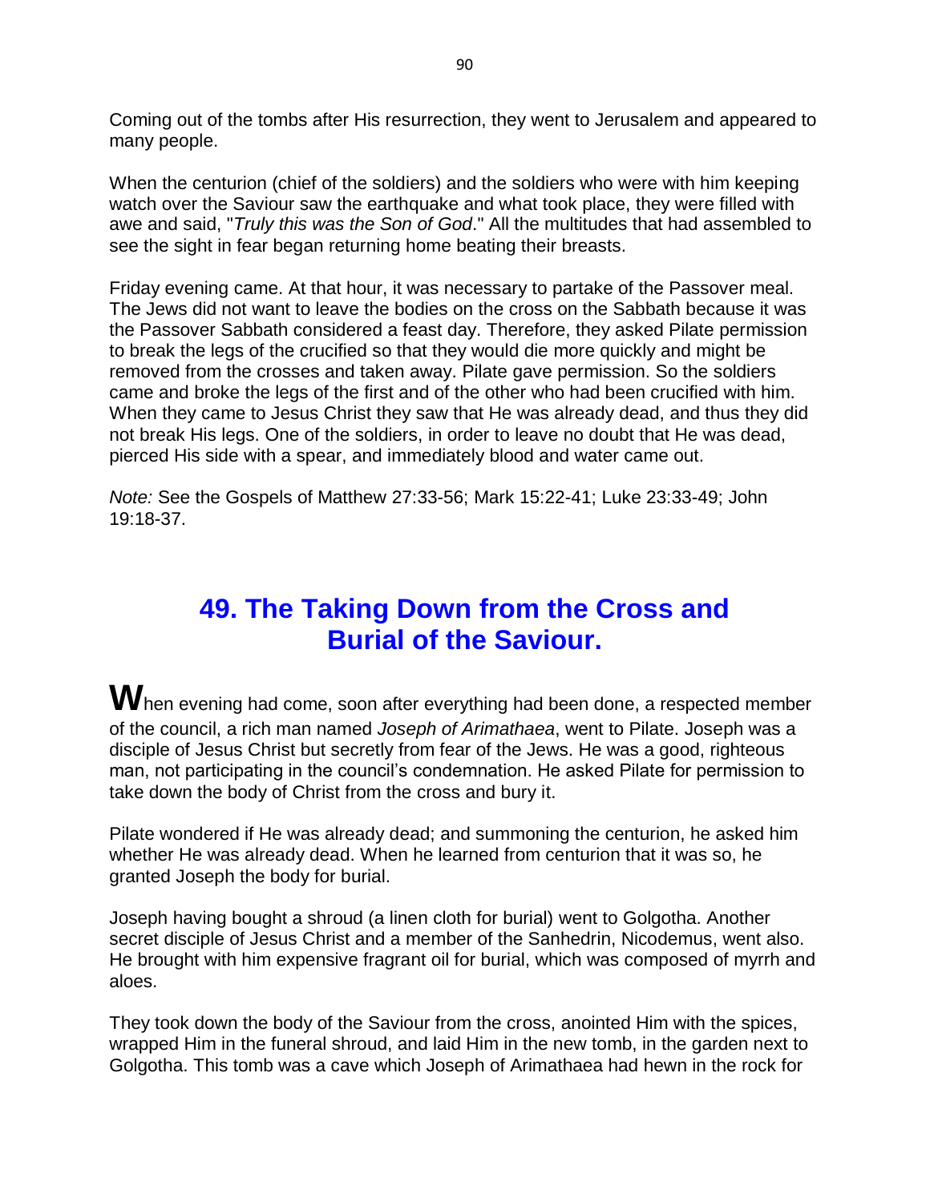Coming out of the tombs after His resurrection, they went to Jerusalem and appeared to many people.

When the centurion (chief of the soldiers) and the soldiers who were with him keeping watch over the Saviour saw the earthquake and what took place, they were filled with awe and said, "*Truly this was the Son of God*." All the multitudes that had assembled to see the sight in fear began returning home beating their breasts.

Friday evening came. At that hour, it was necessary to partake of the Passover meal. The Jews did not want to leave the bodies on the cross on the Sabbath because it was the Passover Sabbath considered a feast day. Therefore, they asked Pilate permission to break the legs of the crucified so that they would die more quickly and might be removed from the crosses and taken away. Pilate gave permission. So the soldiers came and broke the legs of the first and of the other who had been crucified with him. When they came to Jesus Christ they saw that He was already dead, and thus they did not break His legs. One of the soldiers, in order to leave no doubt that He was dead, pierced His side with a spear, and immediately blood and water came out.

*Note:* See the Gospels of Matthew 27:33-56; Mark 15:22-41; Luke 23:33-49; John 19:18-37.

## 49. The Taking Down from the Cross and Burial of the Saviour.

**W**hen evening had come, soon after everything had been done, a respected member of the council, a rich man named *Joseph of Arimathaea*, went to Pilate. Joseph was a disciple of Jesus Christ but secretly from fear of the Jews. He was a good, righteous man, not participating in the council's condemnation. He asked Pilate for permission to take down the body of Christ from the cross and bury it.

Pilate wondered if He was already dead; and summoning the centurion, he asked him whether He was already dead. When he learned from centurion that it was so, he granted Joseph the body for burial.

Joseph having bought a shroud (a linen cloth for burial) went to Golgotha. Another secret disciple of Jesus Christ and a member of the Sanhedrin, Nicodemus, went also. He brought with him expensive fragrant oil for burial, which was composed of myrrh and aloes.

They took down the body of the Saviour from the cross, anointed Him with the spices, wrapped Him in the funeral shroud, and laid Him in the new tomb, in the garden next to Golgotha. This tomb was a cave which Joseph of Arimathaea had hewn in the rock for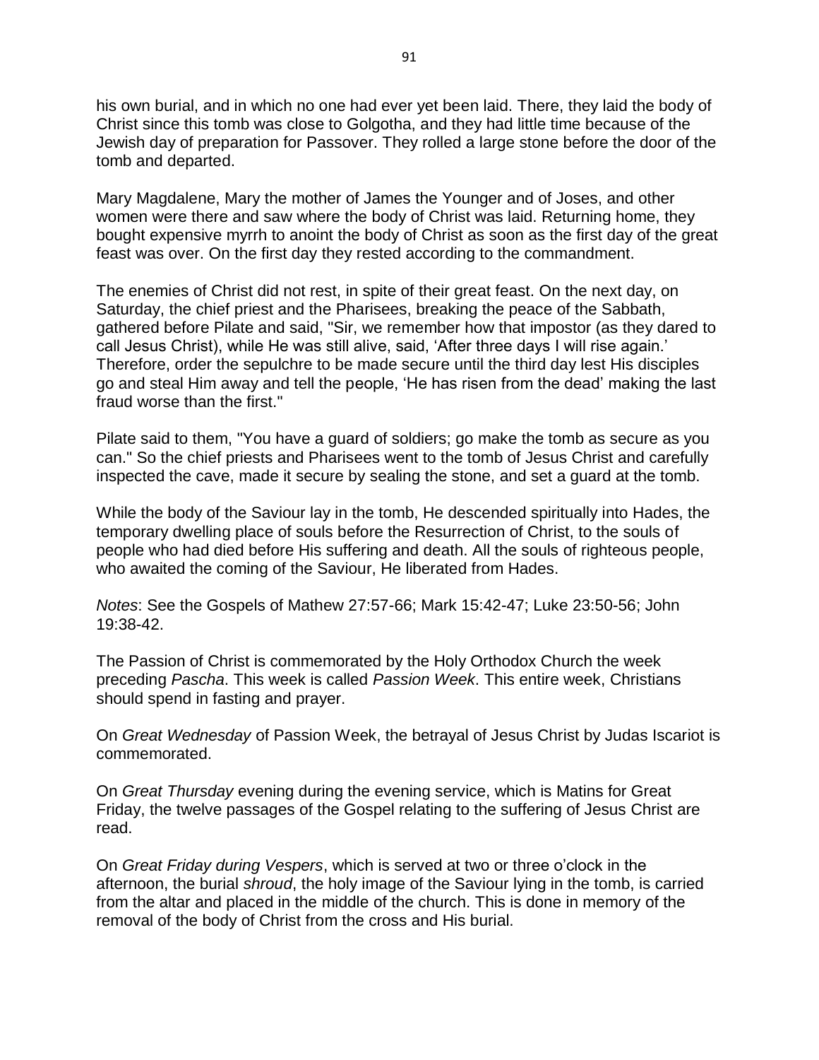his own burial, and in which no one had ever yet been laid. There, they laid the body of Christ since this tomb was close to Golgotha, and they had little time because of the Jewish day of preparation for Passover. They rolled a large stone before the door of the tomb and departed.

Mary Magdalene, Mary the mother of James the Younger and of Joses, and other women were there and saw where the body of Christ was laid. Returning home, they bought expensive myrrh to anoint the body of Christ as soon as the first day of the great feast was over. On the first day they rested according to the commandment.

The enemies of Christ did not rest, in spite of their great feast. On the next day, on Saturday, the chief priest and the Pharisees, breaking the peace of the Sabbath, gathered before Pilate and said, "Sir, we remember how that impostor (as they dared to call Jesus Christ), while He was still alive, said, 'After three days I will rise again.' Therefore, order the sepulchre to be made secure until the third day lest His disciples go and steal Him away and tell the people, 'He has risen from the dead' making the last fraud worse than the first."

Pilate said to them, "You have a guard of soldiers; go make the tomb as secure as you can." So the chief priests and Pharisees went to the tomb of Jesus Christ and carefully inspected the cave, made it secure by sealing the stone, and set a guard at the tomb.

While the body of the Saviour lay in the tomb, He descended spiritually into Hades, the temporary dwelling place of souls before the Resurrection of Christ, to the souls of people who had died before His suffering and death. All the souls of righteous people, who awaited the coming of the Saviour, He liberated from Hades.

*Notes*: See the Gospels of Mathew 27:57-66; Mark 15:42-47; Luke 23:50-56; John 19:38-42.

The Passion of Christ is commemorated by the Holy Orthodox Church the week preceding *Pascha*. This week is called *Passion Week*. This entire week, Christians should spend in fasting and prayer.

On *Great Wednesday* of Passion Week, the betrayal of Jesus Christ by Judas Iscariot is commemorated.

On *Great Thursday* evening during the evening service, which is Matins for Great Friday, the twelve passages of the Gospel relating to the suffering of Jesus Christ are read.

On *Great Friday during Vespers*, which is served at two or three o'clock in the afternoon, the burial *shroud*, the holy image of the Saviour lying in the tomb, is carried from the altar and placed in the middle of the church. This is done in memory of the removal of the body of Christ from the cross and His burial.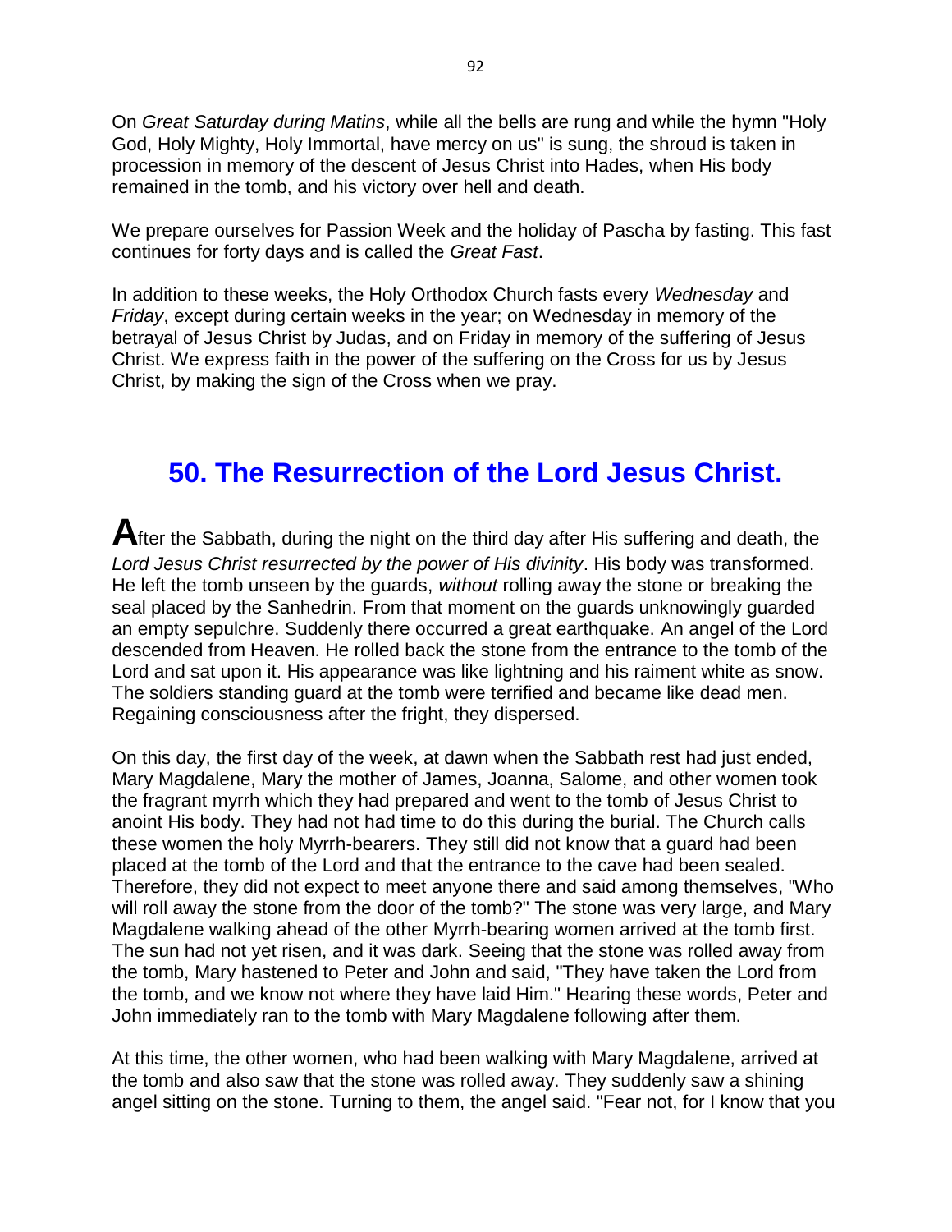On *Great Saturday during Matins*, while all the bells are rung and while the hymn "Holy God, Holy Mighty, Holy Immortal, have mercy on us" is sung, the shroud is taken in procession in memory of the descent of Jesus Christ into Hades, when His body remained in the tomb, and his victory over hell and death.

We prepare ourselves for Passion Week and the holiday of Pascha by fasting. This fast continues for forty days and is called the *Great Fast*.

In addition to these weeks, the Holy Orthodox Church fasts every *Wednesday* and *Friday*, except during certain weeks in the year; on Wednesday in memory of the betrayal of Jesus Christ by Judas, and on Friday in memory of the suffering of Jesus Christ. We express faith in the power of the suffering on the Cross for us by Jesus Christ, by making the sign of the Cross when we pray.

## 50. The Resurrection of the Lord Jesus Christ.

**A**fter the Sabbath, during the night on the third day after His suffering and death, the *Lord Jesus Christ resurrected by the power of His divinity*. His body was transformed. He left the tomb unseen by the guards, *without* rolling away the stone or breaking the seal placed by the Sanhedrin. From that moment on the guards unknowingly guarded an empty sepulchre. Suddenly there occurred a great earthquake. An angel of the Lord descended from Heaven. He rolled back the stone from the entrance to the tomb of the Lord and sat upon it. His appearance was like lightning and his raiment white as snow. The soldiers standing guard at the tomb were terrified and became like dead men. Regaining consciousness after the fright, they dispersed.

On this day, the first day of the week, at dawn when the Sabbath rest had just ended, Mary Magdalene, Mary the mother of James, Joanna, Salome, and other women took the fragrant myrrh which they had prepared and went to the tomb of Jesus Christ to anoint His body. They had not had time to do this during the burial. The Church calls these women the holy Myrrh-bearers. They still did not know that a guard had been placed at the tomb of the Lord and that the entrance to the cave had been sealed. Therefore, they did not expect to meet anyone there and said among themselves, "Who will roll away the stone from the door of the tomb?" The stone was very large, and Mary Magdalene walking ahead of the other Myrrh-bearing women arrived at the tomb first. The sun had not yet risen, and it was dark. Seeing that the stone was rolled away from the tomb, Mary hastened to Peter and John and said, "They have taken the Lord from the tomb, and we know not where they have laid Him." Hearing these words, Peter and John immediately ran to the tomb with Mary Magdalene following after them.

At this time, the other women, who had been walking with Mary Magdalene, arrived at the tomb and also saw that the stone was rolled away. They suddenly saw a shining angel sitting on the stone. Turning to them, the angel said. "Fear not, for I know that you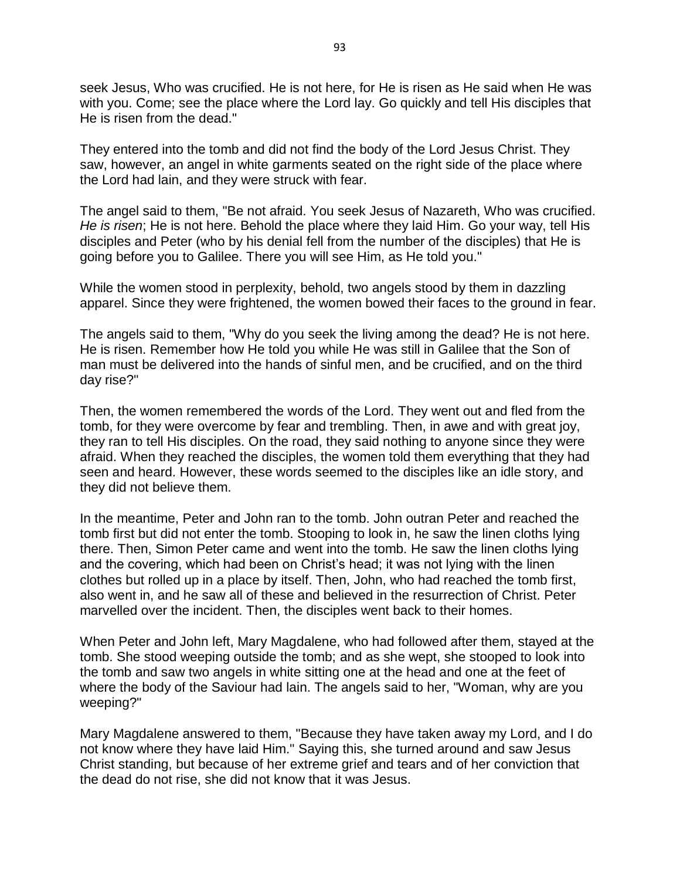seek Jesus, Who was crucified. He is not here, for He is risen as He said when He was with you. Come; see the place where the Lord lay. Go quickly and tell His disciples that He is risen from the dead."

They entered into the tomb and did not find the body of the Lord Jesus Christ. They saw, however, an angel in white garments seated on the right side of the place where the Lord had lain, and they were struck with fear.

The angel said to them, "Be not afraid. You seek Jesus of Nazareth, Who was crucified. *He is risen*; He is not here. Behold the place where they laid Him. Go your way, tell His disciples and Peter (who by his denial fell from the number of the disciples) that He is going before you to Galilee. There you will see Him, as He told you."

While the women stood in perplexity, behold, two angels stood by them in dazzling apparel. Since they were frightened, the women bowed their faces to the ground in fear.

The angels said to them, "Why do you seek the living among the dead? He is not here. He is risen. Remember how He told you while He was still in Galilee that the Son of man must be delivered into the hands of sinful men, and be crucified, and on the third day rise?"

Then, the women remembered the words of the Lord. They went out and fled from the tomb, for they were overcome by fear and trembling. Then, in awe and with great joy, they ran to tell His disciples. On the road, they said nothing to anyone since they were afraid. When they reached the disciples, the women told them everything that they had seen and heard. However, these words seemed to the disciples like an idle story, and they did not believe them.

In the meantime, Peter and John ran to the tomb. John outran Peter and reached the tomb first but did not enter the tomb. Stooping to look in, he saw the linen cloths lying there. Then, Simon Peter came and went into the tomb. He saw the linen cloths lying and the covering, which had been on Christ's head; it was not lying with the linen clothes but rolled up in a place by itself. Then, John, who had reached the tomb first, also went in, and he saw all of these and believed in the resurrection of Christ. Peter marvelled over the incident. Then, the disciples went back to their homes.

When Peter and John left, Mary Magdalene, who had followed after them, stayed at the tomb. She stood weeping outside the tomb; and as she wept, she stooped to look into the tomb and saw two angels in white sitting one at the head and one at the feet of where the body of the Saviour had lain. The angels said to her, "Woman, why are you weeping?"

Mary Magdalene answered to them, "Because they have taken away my Lord, and I do not know where they have laid Him." Saying this, she turned around and saw Jesus Christ standing, but because of her extreme grief and tears and of her conviction that the dead do not rise, she did not know that it was Jesus.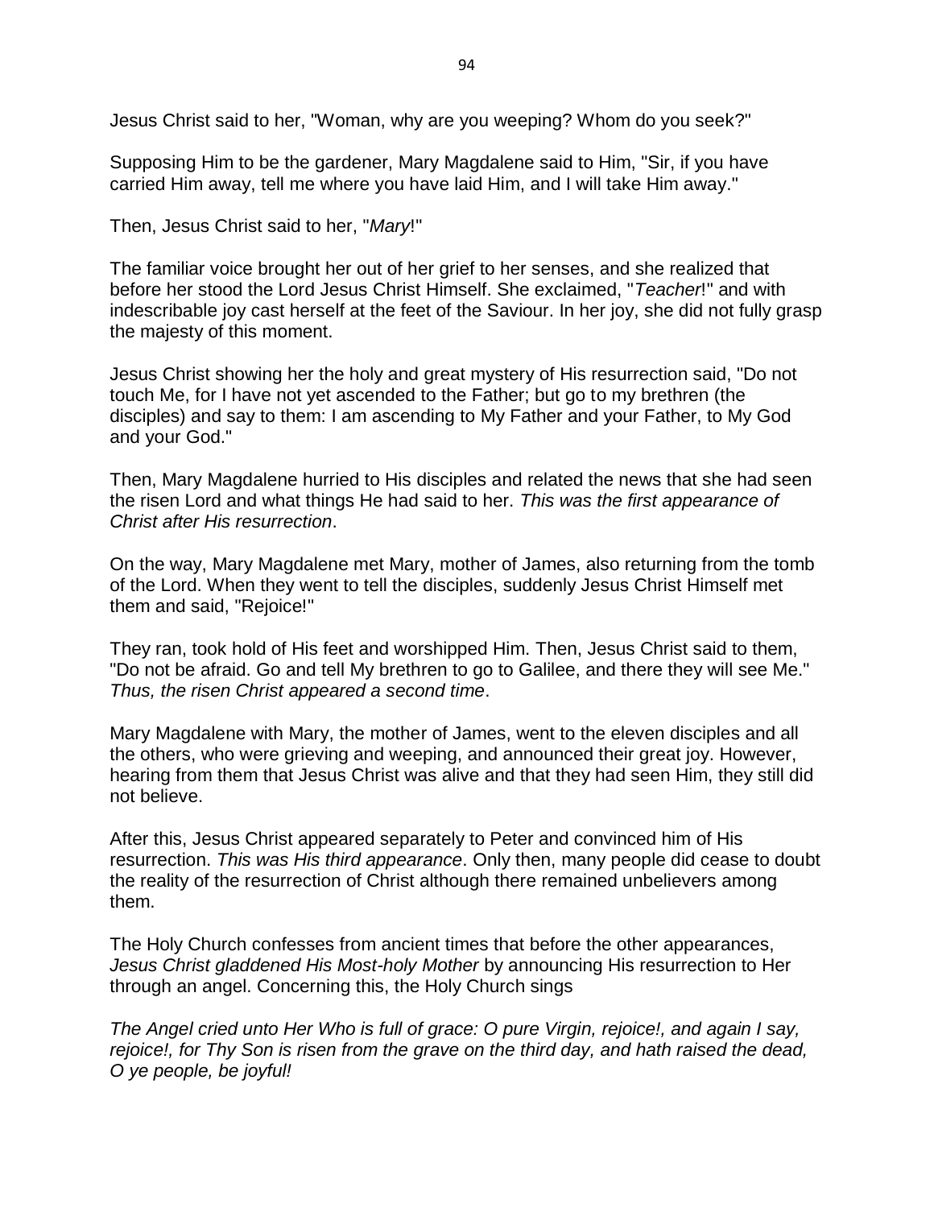Jesus Christ said to her, "Woman, why are you weeping? Whom do you seek?"

Supposing Him to be the gardener, Mary Magdalene said to Him, "Sir, if you have carried Him away, tell me where you have laid Him, and I will take Him away."

Then, Jesus Christ said to her, "*Mary*!"

The familiar voice brought her out of her grief to her senses, and she realized that before her stood the Lord Jesus Christ Himself. She exclaimed, "*Teacher*!" and with indescribable joy cast herself at the feet of the Saviour. In her joy, she did not fully grasp the majesty of this moment.

Jesus Christ showing her the holy and great mystery of His resurrection said, "Do not touch Me, for I have not yet ascended to the Father; but go to my brethren (the disciples) and say to them: I am ascending to My Father and your Father, to My God and your God."

Then, Mary Magdalene hurried to His disciples and related the news that she had seen the risen Lord and what things He had said to her. *This was the first appearance of Christ after His resurrection*.

On the way, Mary Magdalene met Mary, mother of James, also returning from the tomb of the Lord. When they went to tell the disciples, suddenly Jesus Christ Himself met them and said, "Rejoice!"

They ran, took hold of His feet and worshipped Him. Then, Jesus Christ said to them, "Do not be afraid. Go and tell My brethren to go to Galilee, and there they will see Me." *Thus, the risen Christ appeared a second time*.

Mary Magdalene with Mary, the mother of James, went to the eleven disciples and all the others, who were grieving and weeping, and announced their great joy. However, hearing from them that Jesus Christ was alive and that they had seen Him, they still did not believe.

After this, Jesus Christ appeared separately to Peter and convinced him of His resurrection. *This was His third appearance*. Only then, many people did cease to doubt the reality of the resurrection of Christ although there remained unbelievers among them.

The Holy Church confesses from ancient times that before the other appearances, *Jesus Christ gladdened His Most-holy Mother* by announcing His resurrection to Her through an angel. Concerning this, the Holy Church sings

*The Angel cried unto Her Who is full of grace: O pure Virgin, rejoice!, and again I say, rejoice!, for Thy Son is risen from the grave on the third day, and hath raised the dead, O ye people, be joyful!*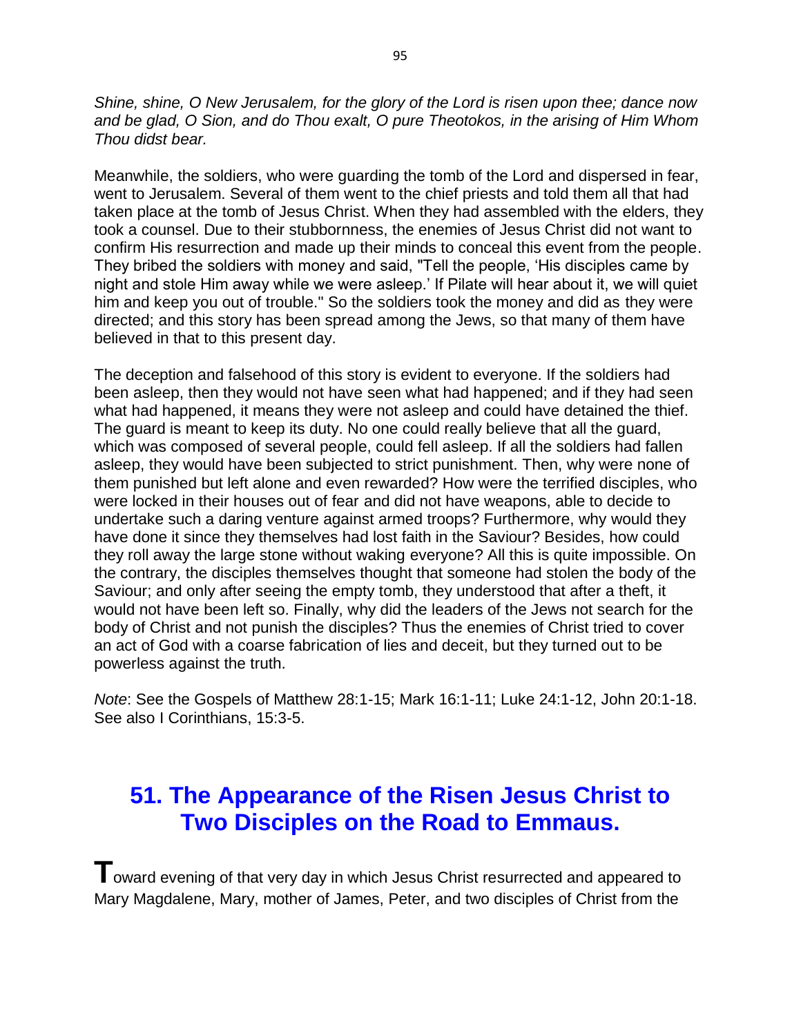*Shine, shine, O New Jerusalem, for the glory of the Lord is risen upon thee; dance now and be glad, O Sion, and do Thou exalt, O pure Theotokos, in the arising of Him Whom Thou didst bear.*

Meanwhile, the soldiers, who were guarding the tomb of the Lord and dispersed in fear, went to Jerusalem. Several of them went to the chief priests and told them all that had taken place at the tomb of Jesus Christ. When they had assembled with the elders, they took a counsel. Due to their stubbornness, the enemies of Jesus Christ did not want to confirm His resurrection and made up their minds to conceal this event from the people. They bribed the soldiers with money and said, "Tell the people, 'His disciples came by night and stole Him away while we were asleep.' If Pilate will hear about it, we will quiet him and keep you out of trouble." So the soldiers took the money and did as they were directed; and this story has been spread among the Jews, so that many of them have believed in that to this present day.

The deception and falsehood of this story is evident to everyone. If the soldiers had been asleep, then they would not have seen what had happened; and if they had seen what had happened, it means they were not asleep and could have detained the thief. The guard is meant to keep its duty. No one could really believe that all the guard, which was composed of several people, could fell asleep. If all the soldiers had fallen asleep, they would have been subjected to strict punishment. Then, why were none of them punished but left alone and even rewarded? How were the terrified disciples, who were locked in their houses out of fear and did not have weapons, able to decide to undertake such a daring venture against armed troops? Furthermore, why would they have done it since they themselves had lost faith in the Saviour? Besides, how could they roll away the large stone without waking everyone? All this is quite impossible. On the contrary, the disciples themselves thought that someone had stolen the body of the Saviour; and only after seeing the empty tomb, they understood that after a theft, it would not have been left so. Finally, why did the leaders of the Jews not search for the body of Christ and not punish the disciples? Thus the enemies of Christ tried to cover an act of God with a coarse fabrication of lies and deceit, but they turned out to be powerless against the truth.

*Note*: See the Gospels of Matthew 28:1-15; Mark 16:1-11; Luke 24:1-12, John 20:1-18. See also I Corinthians, 15:3-5.

## 51. The Appearance of the Risen Jesus Christ to Two Disciples on the Road to Emmaus.

**T**oward evening of that very day in which Jesus Christ resurrected and appeared to Mary Magdalene, Mary, mother of James, Peter, and two disciples of Christ from the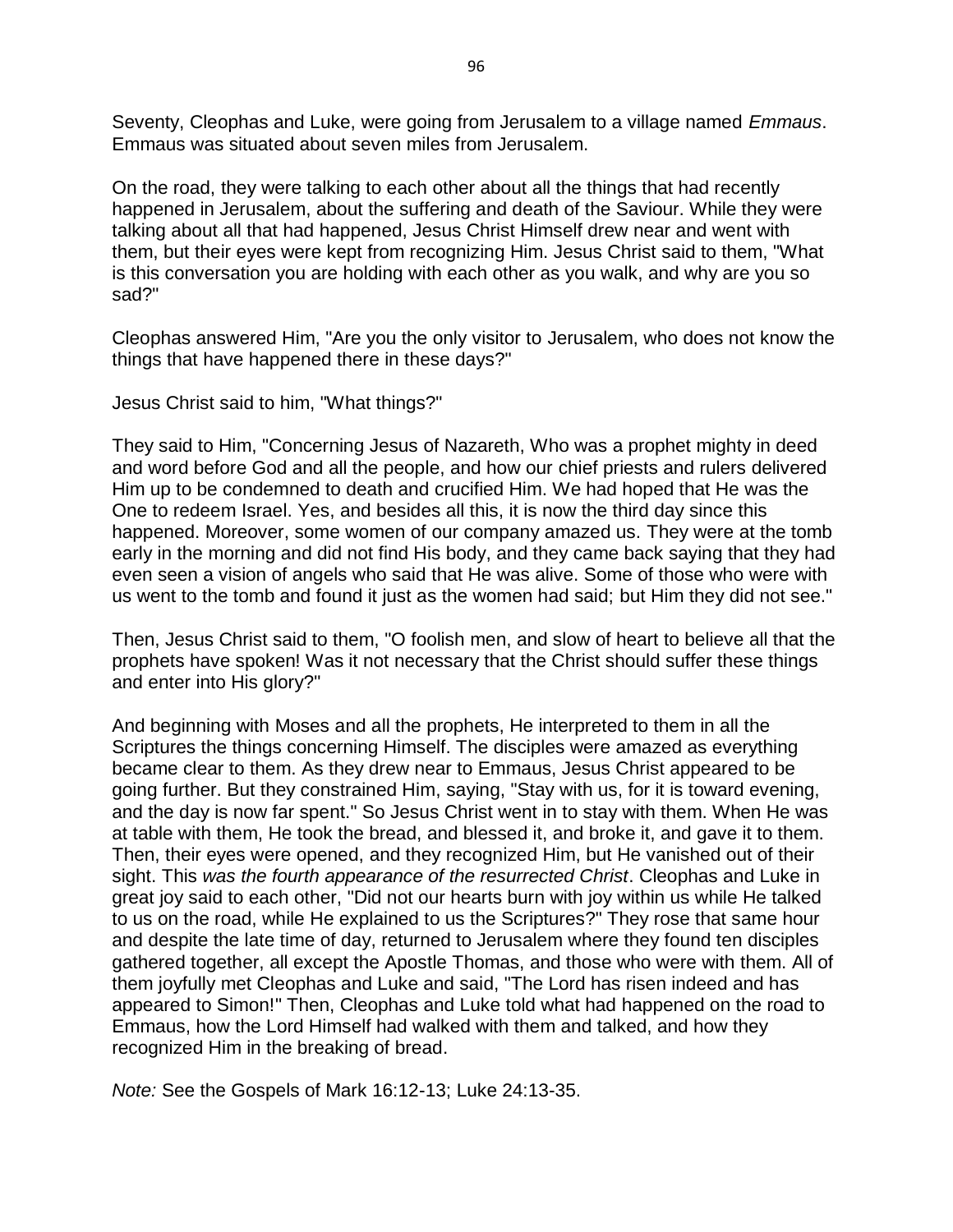Seventy, Cleophas and Luke, were going from Jerusalem to a village named *Emmaus*. Emmaus was situated about seven miles from Jerusalem.

On the road, they were talking to each other about all the things that had recently happened in Jerusalem, about the suffering and death of the Saviour. While they were talking about all that had happened, Jesus Christ Himself drew near and went with them, but their eyes were kept from recognizing Him. Jesus Christ said to them, "What is this conversation you are holding with each other as you walk, and why are you so sad?"

Cleophas answered Him, "Are you the only visitor to Jerusalem, who does not know the things that have happened there in these days?"

Jesus Christ said to him, "What things?"

They said to Him, "Concerning Jesus of Nazareth, Who was a prophet mighty in deed and word before God and all the people, and how our chief priests and rulers delivered Him up to be condemned to death and crucified Him. We had hoped that He was the One to redeem Israel. Yes, and besides all this, it is now the third day since this happened. Moreover, some women of our company amazed us. They were at the tomb early in the morning and did not find His body, and they came back saying that they had even seen a vision of angels who said that He was alive. Some of those who were with us went to the tomb and found it just as the women had said; but Him they did not see."

Then, Jesus Christ said to them, "O foolish men, and slow of heart to believe all that the prophets have spoken! Was it not necessary that the Christ should suffer these things and enter into His glory?"

And beginning with Moses and all the prophets, He interpreted to them in all the Scriptures the things concerning Himself. The disciples were amazed as everything became clear to them. As they drew near to Emmaus, Jesus Christ appeared to be going further. But they constrained Him, saying, "Stay with us, for it is toward evening, and the day is now far spent." So Jesus Christ went in to stay with them. When He was at table with them, He took the bread, and blessed it, and broke it, and gave it to them. Then, their eyes were opened, and they recognized Him, but He vanished out of their sight. This *was the fourth appearance of the resurrected Christ*. Cleophas and Luke in great joy said to each other, "Did not our hearts burn with joy within us while He talked to us on the road, while He explained to us the Scriptures?" They rose that same hour and despite the late time of day, returned to Jerusalem where they found ten disciples gathered together, all except the Apostle Thomas, and those who were with them. All of them joyfully met Cleophas and Luke and said, "The Lord has risen indeed and has appeared to Simon!" Then, Cleophas and Luke told what had happened on the road to Emmaus, how the Lord Himself had walked with them and talked, and how they recognized Him in the breaking of bread.

*Note:* See the Gospels of Mark 16:12-13; Luke 24:13-35.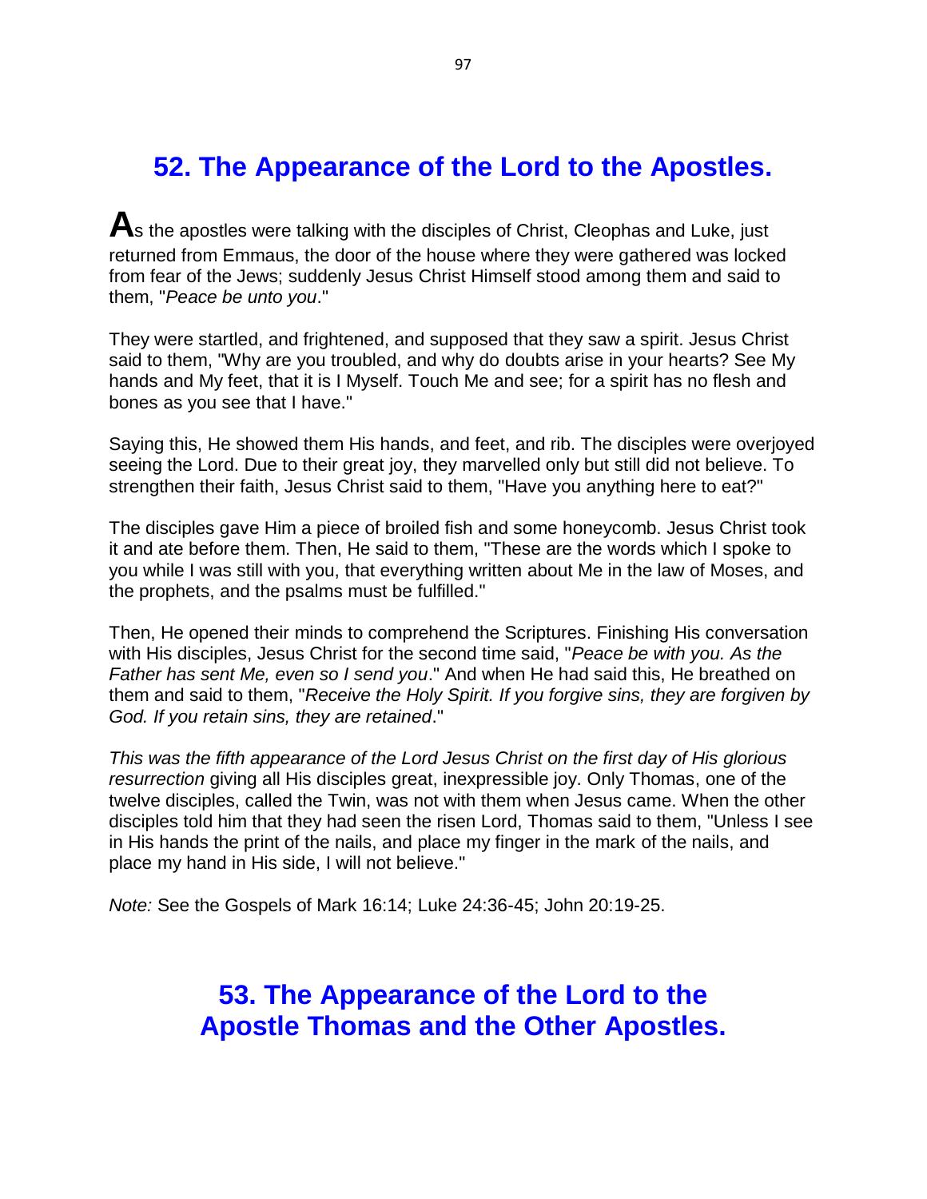## 52. The Appearance of the Lord to the Apostles.

**A**s the apostles were talking with the disciples of Christ, Cleophas and Luke, just returned from Emmaus, the door of the house where they were gathered was locked from fear of the Jews; suddenly Jesus Christ Himself stood among them and said to them, "*Peace be unto you*."

They were startled, and frightened, and supposed that they saw a spirit. Jesus Christ said to them, "Why are you troubled, and why do doubts arise in your hearts? See My hands and My feet, that it is I Myself. Touch Me and see; for a spirit has no flesh and bones as you see that I have."

Saying this, He showed them His hands, and feet, and rib. The disciples were overjoyed seeing the Lord. Due to their great joy, they marvelled only but still did not believe. To strengthen their faith, Jesus Christ said to them, "Have you anything here to eat?"

The disciples gave Him a piece of broiled fish and some honeycomb. Jesus Christ took it and ate before them. Then, He said to them, "These are the words which I spoke to you while I was still with you, that everything written about Me in the law of Moses, and the prophets, and the psalms must be fulfilled."

Then, He opened their minds to comprehend the Scriptures. Finishing His conversation with His disciples, Jesus Christ for the second time said, "*Peace be with you. As the Father has sent Me, even so I send you*." And when He had said this, He breathed on them and said to them, "*Receive the Holy Spirit. If you forgive sins, they are forgiven by God. If you retain sins, they are retained*."

*This was the fifth appearance of the Lord Jesus Christ on the first day of His glorious resurrection* giving all His disciples great, inexpressible joy. Only Thomas, one of the twelve disciples, called the Twin, was not with them when Jesus came. When the other disciples told him that they had seen the risen Lord, Thomas said to them, "Unless I see in His hands the print of the nails, and place my finger in the mark of the nails, and place my hand in His side, I will not believe."

*Note:* See the Gospels of Mark 16:14; Luke 24:36-45; John 20:19-25.

## 53. The Appearance of the Lord to the Apostle Thomas and the Other Apostles.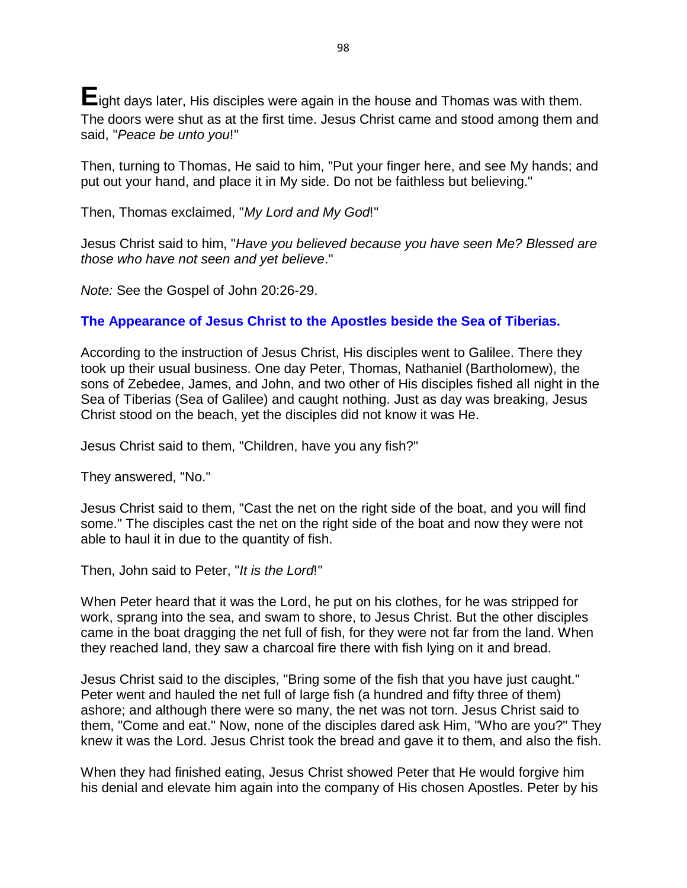**E**ight days later, His disciples were again in the house and Thomas was with them. The doors were shut as at the first time. Jesus Christ came and stood among them and said, "*Peace be unto you*!"

Then, turning to Thomas, He said to him, "Put your finger here, and see My hands; and put out your hand, and place it in My side. Do not be faithless but believing."

Then, Thomas exclaimed, "*My Lord and My God*!"

Jesus Christ said to him, "*Have you believed because you have seen Me? Blessed are those who have not seen and yet believe*."

*Note:* See the Gospel of John 20:26-29.

### The Appearance of Jesus Christ to the Apostles beside the Sea of Tiberias.

According to the instruction of Jesus Christ, His disciples went to Galilee. There they took up their usual business. One day Peter, Thomas, Nathaniel (Bartholomew), the sons of Zebedee, James, and John, and two other of His disciples fished all night in the Sea of Tiberias (Sea of Galilee) and caught nothing. Just as day was breaking, Jesus Christ stood on the beach, yet the disciples did not know it was He.

Jesus Christ said to them, "Children, have you any fish?"

They answered, "No."

Jesus Christ said to them, "Cast the net on the right side of the boat, and you will find some." The disciples cast the net on the right side of the boat and now they were not able to haul it in due to the quantity of fish.

Then, John said to Peter, "*It is the Lord*!"

When Peter heard that it was the Lord, he put on his clothes, for he was stripped for work, sprang into the sea, and swam to shore, to Jesus Christ. But the other disciples came in the boat dragging the net full of fish, for they were not far from the land. When they reached land, they saw a charcoal fire there with fish lying on it and bread.

Jesus Christ said to the disciples, "Bring some of the fish that you have just caught." Peter went and hauled the net full of large fish (a hundred and fifty three of them) ashore; and although there were so many, the net was not torn. Jesus Christ said to them, "Come and eat." Now, none of the disciples dared ask Him, "Who are you?" They knew it was the Lord. Jesus Christ took the bread and gave it to them, and also the fish.

When they had finished eating, Jesus Christ showed Peter that He would forgive him his denial and elevate him again into the company of His chosen Apostles. Peter by his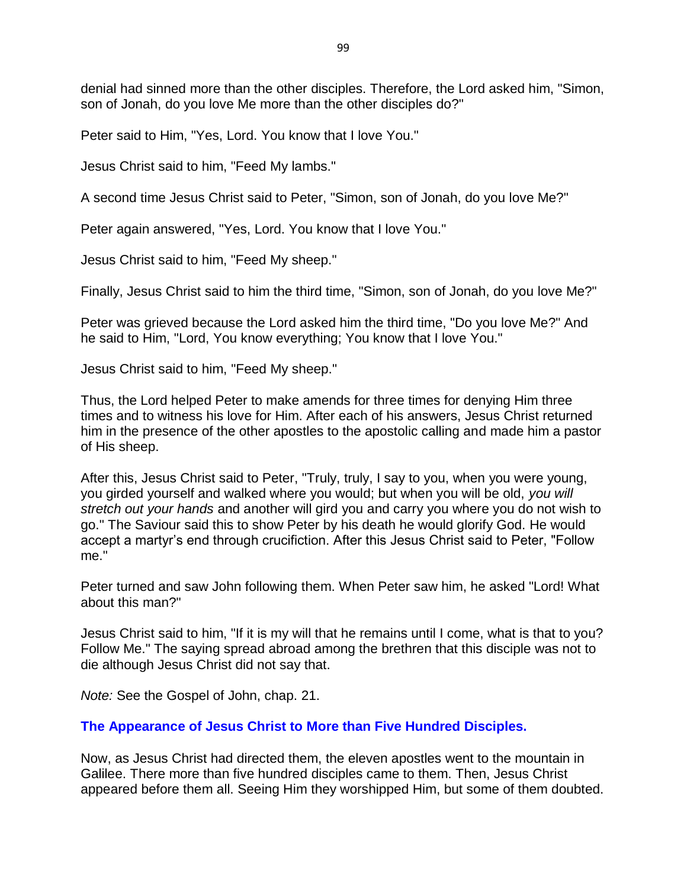denial had sinned more than the other disciples. Therefore, the Lord asked him, "Simon, son of Jonah, do you love Me more than the other disciples do?"

Peter said to Him, "Yes, Lord. You know that I love You."

Jesus Christ said to him, "Feed My lambs."

A second time Jesus Christ said to Peter, "Simon, son of Jonah, do you love Me?"

Peter again answered, "Yes, Lord. You know that I love You."

Jesus Christ said to him, "Feed My sheep."

Finally, Jesus Christ said to him the third time, "Simon, son of Jonah, do you love Me?"

Peter was grieved because the Lord asked him the third time, "Do you love Me?" And he said to Him, "Lord, You know everything; You know that I love You."

Jesus Christ said to him, "Feed My sheep."

Thus, the Lord helped Peter to make amends for three times for denying Him three times and to witness his love for Him. After each of his answers, Jesus Christ returned him in the presence of the other apostles to the apostolic calling and made him a pastor of His sheep.

After this, Jesus Christ said to Peter, "Truly, truly, I say to you, when you were young, you girded yourself and walked where you would; but when you will be old, *you will stretch out your hands* and another will gird you and carry you where you do not wish to go." The Saviour said this to show Peter by his death he would glorify God. He would accept a martyr's end through crucifiction. After this Jesus Christ said to Peter, "Follow me."

Peter turned and saw John following them. When Peter saw him, he asked "Lord! What about this man?"

Jesus Christ said to him, "If it is my will that he remains until I come, what is that to you? Follow Me." The saying spread abroad among the brethren that this disciple was not to die although Jesus Christ did not say that.

*Note:* See the Gospel of John, chap. 21.

### The Appearance of Jesus Christ to More than Five Hundred Disciples.

Now, as Jesus Christ had directed them, the eleven apostles went to the mountain in Galilee. There more than five hundred disciples came to them. Then, Jesus Christ appeared before them all. Seeing Him they worshipped Him, but some of them doubted.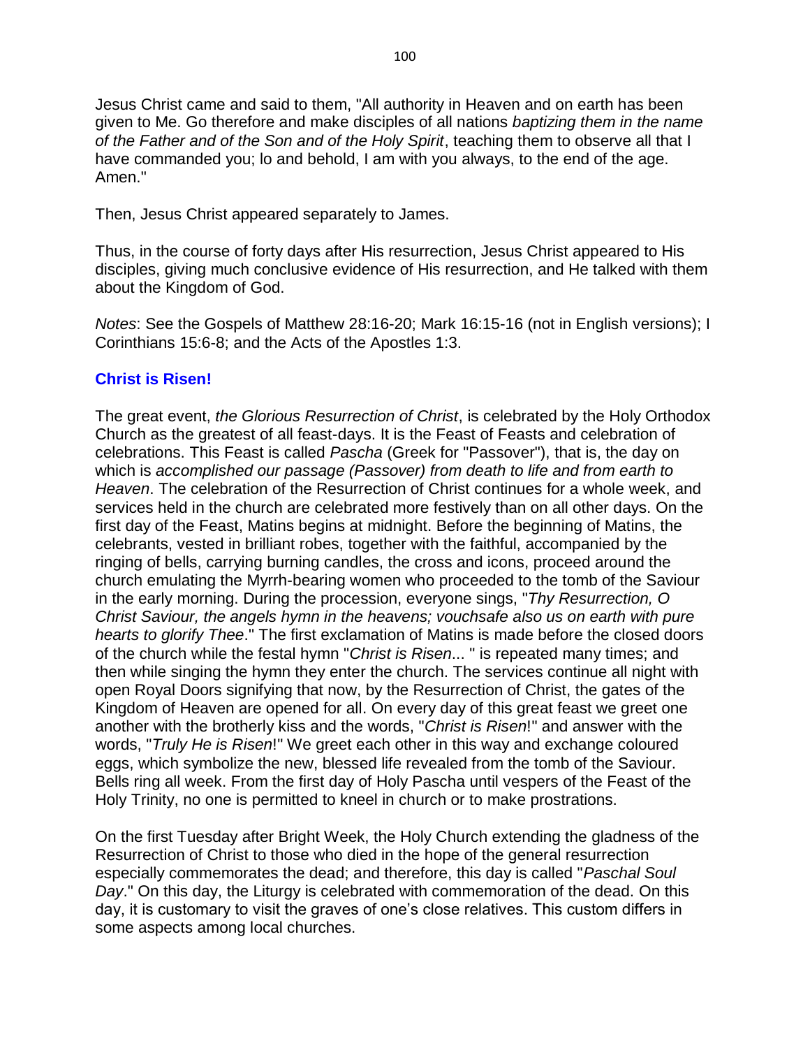Jesus Christ came and said to them, "All authority in Heaven and on earth has been given to Me. Go therefore and make disciples of all nations *baptizing them in the name of the Father and of the Son and of the Holy Spirit*, teaching them to observe all that I have commanded you; lo and behold, I am with you always, to the end of the age. Amen."

Then, Jesus Christ appeared separately to James.

Thus, in the course of forty days after His resurrection, Jesus Christ appeared to His disciples, giving much conclusive evidence of His resurrection, and He talked with them about the Kingdom of God.

*Notes*: See the Gospels of Matthew 28:16-20; Mark 16:15-16 (not in English versions); I Corinthians 15:6-8; and the Acts of the Apostles 1:3.

## Christ is Risen!

The great event, *the Glorious Resurrection of Christ*, is celebrated by the Holy Orthodox Church as the greatest of all feast-days. It is the Feast of Feasts and celebration of celebrations. This Feast is called *Pascha* (Greek for "Passover"), that is, the day on which is *accomplished our passage (Passover) from death to life and from earth to Heaven*. The celebration of the Resurrection of Christ continues for a whole week, and services held in the church are celebrated more festively than on all other days. On the first day of the Feast, Matins begins at midnight. Before the beginning of Matins, the celebrants, vested in brilliant robes, together with the faithful, accompanied by the ringing of bells, carrying burning candles, the cross and icons, proceed around the church emulating the Myrrh-bearing women who proceeded to the tomb of the Saviour in the early morning. During the procession, everyone sings, "*Thy Resurrection, O Christ Saviour, the angels hymn in the heavens; vouchsafe also us on earth with pure hearts to glorify Thee*." The first exclamation of Matins is made before the closed doors of the church while the festal hymn "*Christ is Risen*... " is repeated many times; and then while singing the hymn they enter the church. The services continue all night with open Royal Doors signifying that now, by the Resurrection of Christ, the gates of the Kingdom of Heaven are opened for all. On every day of this great feast we greet one another with the brotherly kiss and the words, "*Christ is Risen*!" and answer with the words, "*Truly He is Risen*!" We greet each other in this way and exchange coloured eggs, which symbolize the new, blessed life revealed from the tomb of the Saviour. Bells ring all week. From the first day of Holy Pascha until vespers of the Feast of the Holy Trinity, no one is permitted to kneel in church or to make prostrations.

On the first Tuesday after Bright Week, the Holy Church extending the gladness of the Resurrection of Christ to those who died in the hope of the general resurrection especially commemorates the dead; and therefore, this day is called "*Paschal Soul Day*." On this day, the Liturgy is celebrated with commemoration of the dead. On this day, it is customary to visit the graves of one's close relatives. This custom differs in some aspects among local churches.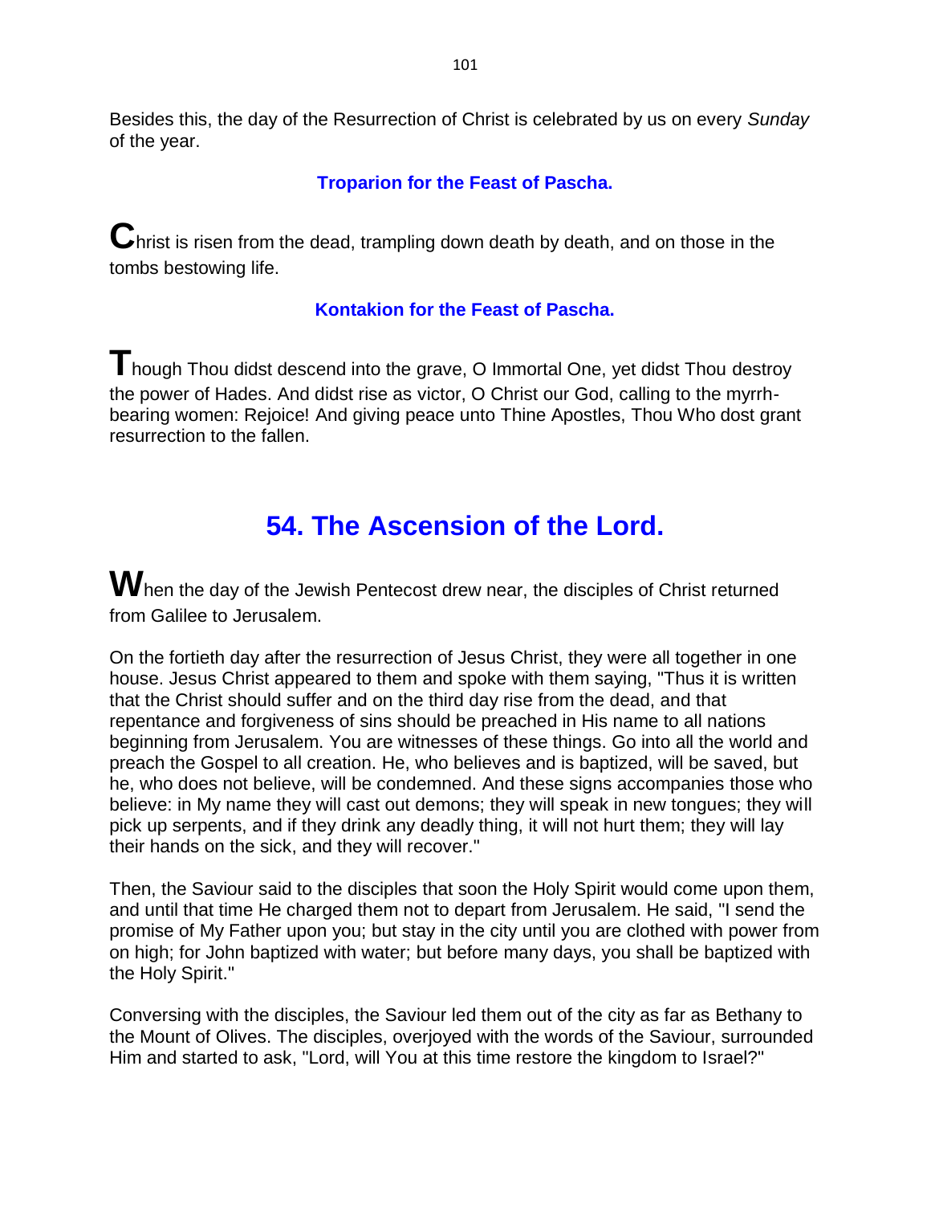Besides this, the day of the Resurrection of Christ is celebrated by us on every *Sunday* of the year.

**Troparion for the Feast of Pascha.**

Christ is risen from the dead, trampling down death by death, and on those in the tombs bestowing life.

**Kontakion for the Feast of Pascha.**

Though Thou didst descend into the grave, O Immortal One, yet didst Thou destroy the power of Hades. And didst rise as victor, O Christ our God, calling to the myrrh-bearing women: Rejoice! And giving peace unto Thine Apostles, Thou Who dost grant resurrection to the fallen.

# 54. The Ascension of the Lord.

When the day of the Jewish Pentecost drew near, the disciples of Christ returned from Galilee to Jerusalem.

On the fortieth day after the resurrection of Jesus Christ, they were all together in one house. Jesus Christ appeared to them and spoke with them saying, "Thus it is written that the Christ should suffer and on the third day rise from the dead, and that repentance and forgiveness of sins should be preached in His name to all nations beginning from Jerusalem. You are witnesses of these things. Go into all the world and preach the Gospel to all creation. He, who believes and is baptized, will be saved, but he, who does not believe, will be condemned. And these signs accompanies those who believe: in My name they will cast out demons; they will speak in new tongues; they will pick up serpents, and if they drink any deadly thing, it will not hurt them; they will lay their hands on the sick, and they will recover."

Then, the Saviour said to the disciples that soon the Holy Spirit would come upon them, and until that time He charged them not to depart from Jerusalem. He said, "I send the promise of My Father upon you; but stay in the city until you are clothed with power from on high; for John baptized with water; but before many days, you shall be baptized with the Holy Spirit."

Conversing with the disciples, the Saviour led them out of the city as far as Bethany to the Mount of Olives. The disciples, overjoyed with the words of the Saviour, surrounded Him and started to ask, "Lord, will You at this time restore the kingdom to Israel?"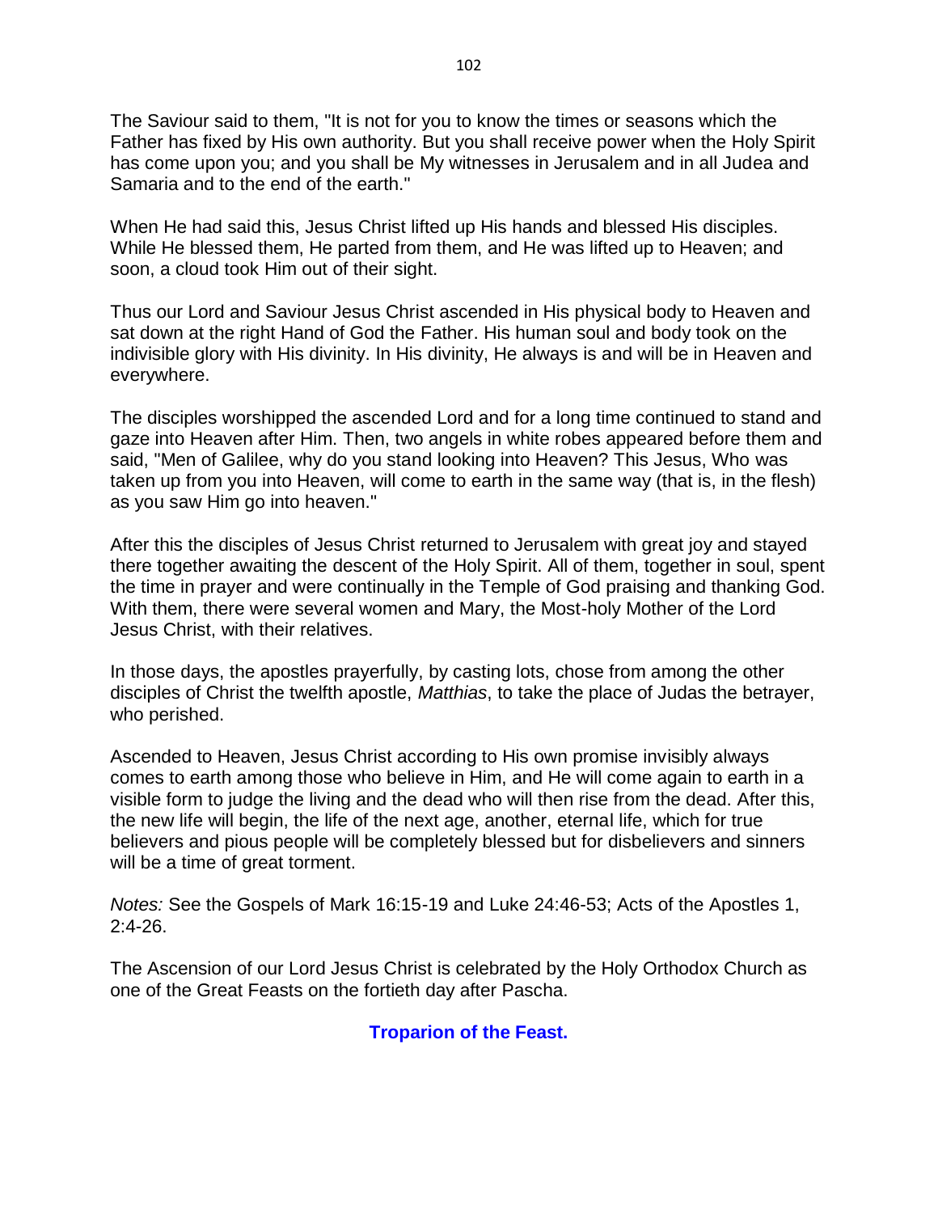The Saviour said to them, "It is not for you to know the times or seasons which the Father has fixed by His own authority. But you shall receive power when the Holy Spirit has come upon you; and you shall be My witnesses in Jerusalem and in all Judea and Samaria and to the end of the earth."

When He had said this, Jesus Christ lifted up His hands and blessed His disciples. While He blessed them, He parted from them, and He was lifted up to Heaven; and soon, a cloud took Him out of their sight.

Thus our Lord and Saviour Jesus Christ ascended in His physical body to Heaven and sat down at the right Hand of God the Father. His human soul and body took on the indivisible glory with His divinity. In His divinity, He always is and will be in Heaven and everywhere.

The disciples worshipped the ascended Lord and for a long time continued to stand and gaze into Heaven after Him. Then, two angels in white robes appeared before them and said, "Men of Galilee, why do you stand looking into Heaven? This Jesus, Who was taken up from you into Heaven, will come to earth in the same way (that is, in the flesh) as you saw Him go into heaven."

After this the disciples of Jesus Christ returned to Jerusalem with great joy and stayed there together awaiting the descent of the Holy Spirit. All of them, together in soul, spent the time in prayer and were continually in the Temple of God praising and thanking God. With them, there were several women and Mary, the Most-holy Mother of the Lord Jesus Christ, with their relatives.

In those days, the apostles prayerfully, by casting lots, chose from among the other disciples of Christ the twelfth apostle, *Matthias*, to take the place of Judas the betrayer, who perished.

Ascended to Heaven, Jesus Christ according to His own promise invisibly always comes to earth among those who believe in Him, and He will come again to earth in a visible form to judge the living and the dead who will then rise from the dead. After this, the new life will begin, the life of the next age, another, eternal life, which for true believers and pious people will be completely blessed but for disbelievers and sinners will be a time of great torment.

*Notes:* See the Gospels of Mark 16:15-19 and Luke 24:46-53; Acts of the Apostles 1, 2:4-26.

The Ascension of our Lord Jesus Christ is celebrated by the Holy Orthodox Church as one of the Great Feasts on the fortieth day after Pascha.

### Troparion of the Feast.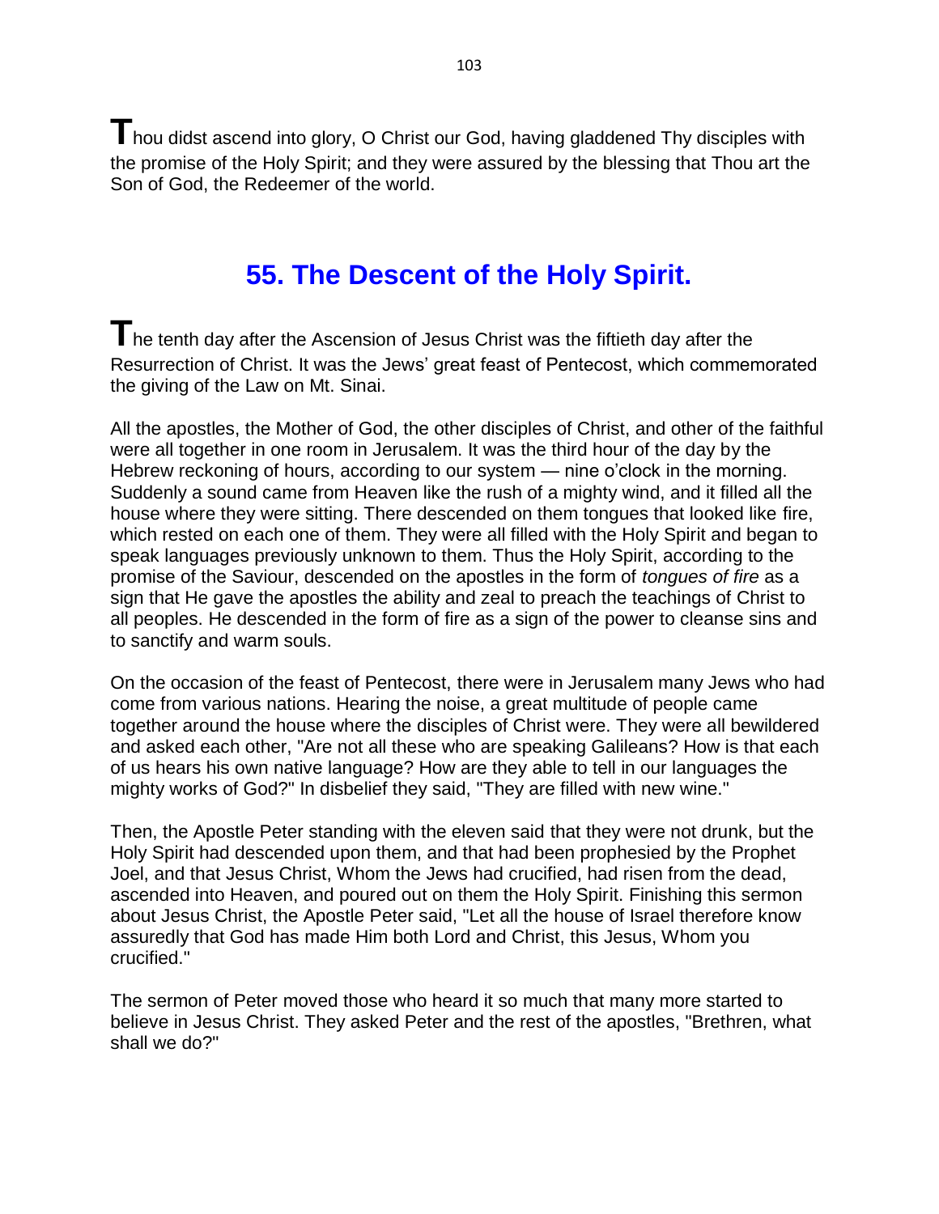Thou didst ascend into glory, O Christ our God, having gladdened Thy disciples with the promise of the Holy Spirit; and they were assured by the blessing that Thou art the Son of God, the Redeemer of the world.

## 55. The Descent of the Holy Spirit.

The tenth day after the Ascension of Jesus Christ was the fiftieth day after the Resurrection of Christ. It was the Jews' great feast of Pentecost, which commemorated the giving of the Law on Mt. Sinai.

All the apostles, the Mother of God, the other disciples of Christ, and other of the faithful were all together in one room in Jerusalem. It was the third hour of the day by the Hebrew reckoning of hours, according to our system — nine o'clock in the morning. Suddenly a sound came from Heaven like the rush of a mighty wind, and it filled all the house where they were sitting. There descended on them tongues that looked like fire, which rested on each one of them. They were all filled with the Holy Spirit and began to speak languages previously unknown to them. Thus the Holy Spirit, according to the promise of the Saviour, descended on the apostles in the form of *tongues of fire* as a sign that He gave the apostles the ability and zeal to preach the teachings of Christ to all peoples. He descended in the form of fire as a sign of the power to cleanse sins and to sanctify and warm souls.

On the occasion of the feast of Pentecost, there were in Jerusalem many Jews who had come from various nations. Hearing the noise, a great multitude of people came together around the house where the disciples of Christ were. They were all bewildered and asked each other, "Are not all these who are speaking Galileans? How is that each of us hears his own native language? How are they able to tell in our languages the mighty works of God?" In disbelief they said, "They are filled with new wine."

Then, the Apostle Peter standing with the eleven said that they were not drunk, but the Holy Spirit had descended upon them, and that had been prophesied by the Prophet Joel, and that Jesus Christ, Whom the Jews had crucified, had risen from the dead, ascended into Heaven, and poured out on them the Holy Spirit. Finishing this sermon about Jesus Christ, the Apostle Peter said, "Let all the house of Israel therefore know assuredly that God has made Him both Lord and Christ, this Jesus, Whom you crucified."

The sermon of Peter moved those who heard it so much that many more started to believe in Jesus Christ. They asked Peter and the rest of the apostles, "Brethren, what shall we do?"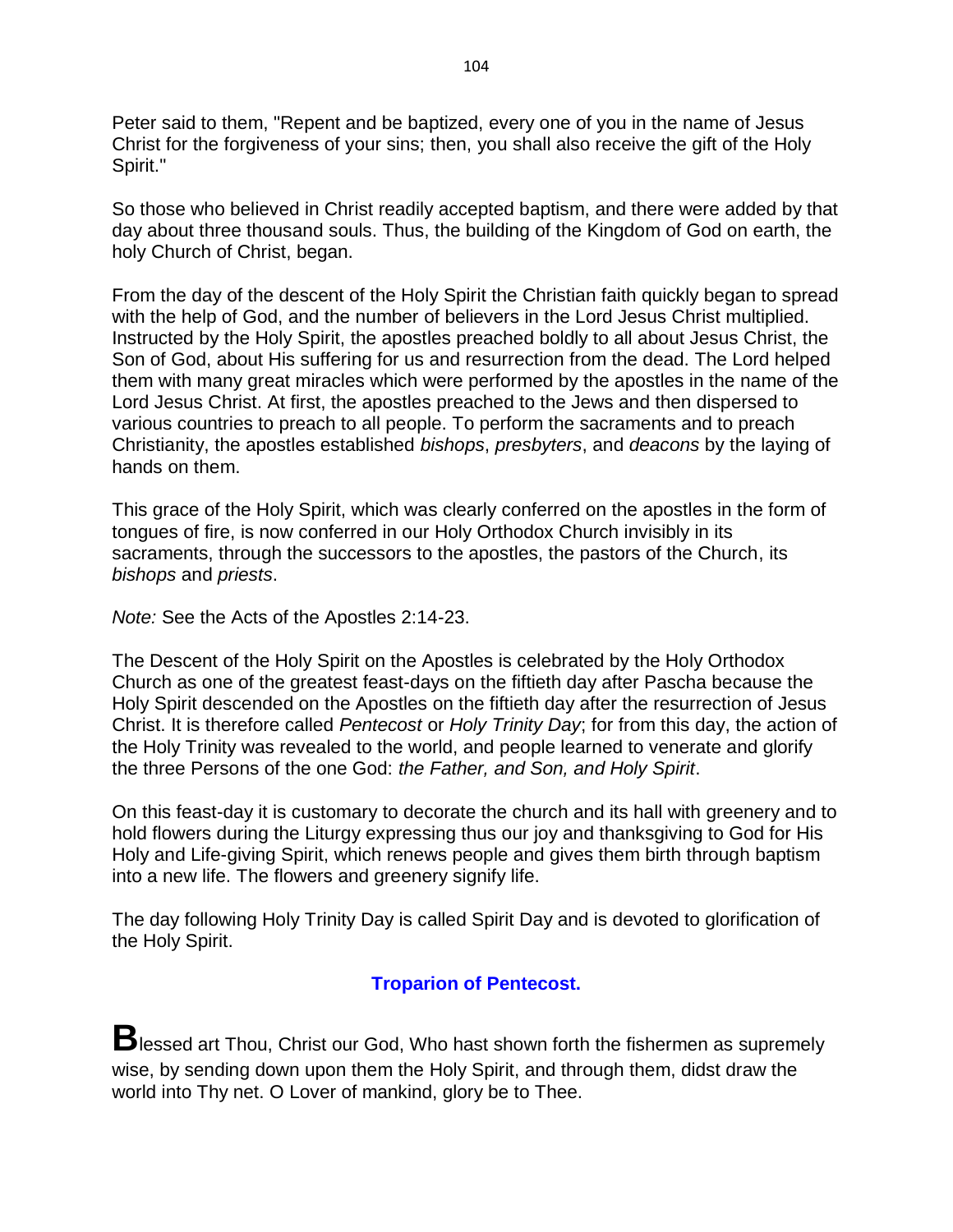Peter said to them, "Repent and be baptized, every one of you in the name of Jesus Christ for the forgiveness of your sins; then, you shall also receive the gift of the Holy Spirit."

So those who believed in Christ readily accepted baptism, and there were added by that day about three thousand souls. Thus, the building of the Kingdom of God on earth, the holy Church of Christ, began.

From the day of the descent of the Holy Spirit the Christian faith quickly began to spread with the help of God, and the number of believers in the Lord Jesus Christ multiplied. Instructed by the Holy Spirit, the apostles preached boldly to all about Jesus Christ, the Son of God, about His suffering for us and resurrection from the dead. The Lord helped them with many great miracles which were performed by the apostles in the name of the Lord Jesus Christ. At first, the apostles preached to the Jews and then dispersed to various countries to preach to all people. To perform the sacraments and to preach Christianity, the apostles established *bishops*, *presbyters*, and *deacons* by the laying of hands on them.

This grace of the Holy Spirit, which was clearly conferred on the apostles in the form of tongues of fire, is now conferred in our Holy Orthodox Church invisibly in its sacraments, through the successors to the apostles, the pastors of the Church, its *bishops* and *priests*.

*Note:* See the Acts of the Apostles 2:14-23.

The Descent of the Holy Spirit on the Apostles is celebrated by the Holy Orthodox Church as one of the greatest feast-days on the fiftieth day after Pascha because the Holy Spirit descended on the Apostles on the fiftieth day after the resurrection of Jesus Christ. It is therefore called *Pentecost* or *Holy Trinity Day*; for from this day, the action of the Holy Trinity was revealed to the world, and people learned to venerate and glorify the three Persons of the one God: *the Father, and Son, and Holy Spirit*.

On this feast-day it is customary to decorate the church and its hall with greenery and to hold flowers during the Liturgy expressing thus our joy and thanksgiving to God for His Holy and Life-giving Spirit, which renews people and gives them birth through baptism into a new life. The flowers and greenery signify life.

The day following Holy Trinity Day is called Spirit Day and is devoted to glorification of the Holy Spirit.

### Troparion of Pentecost.

**B**lessed art Thou, Christ our God, Who hast shown forth the fishermen as supremely wise, by sending down upon them the Holy Spirit, and through them, didst draw the world into Thy net. O Lover of mankind, glory be to Thee.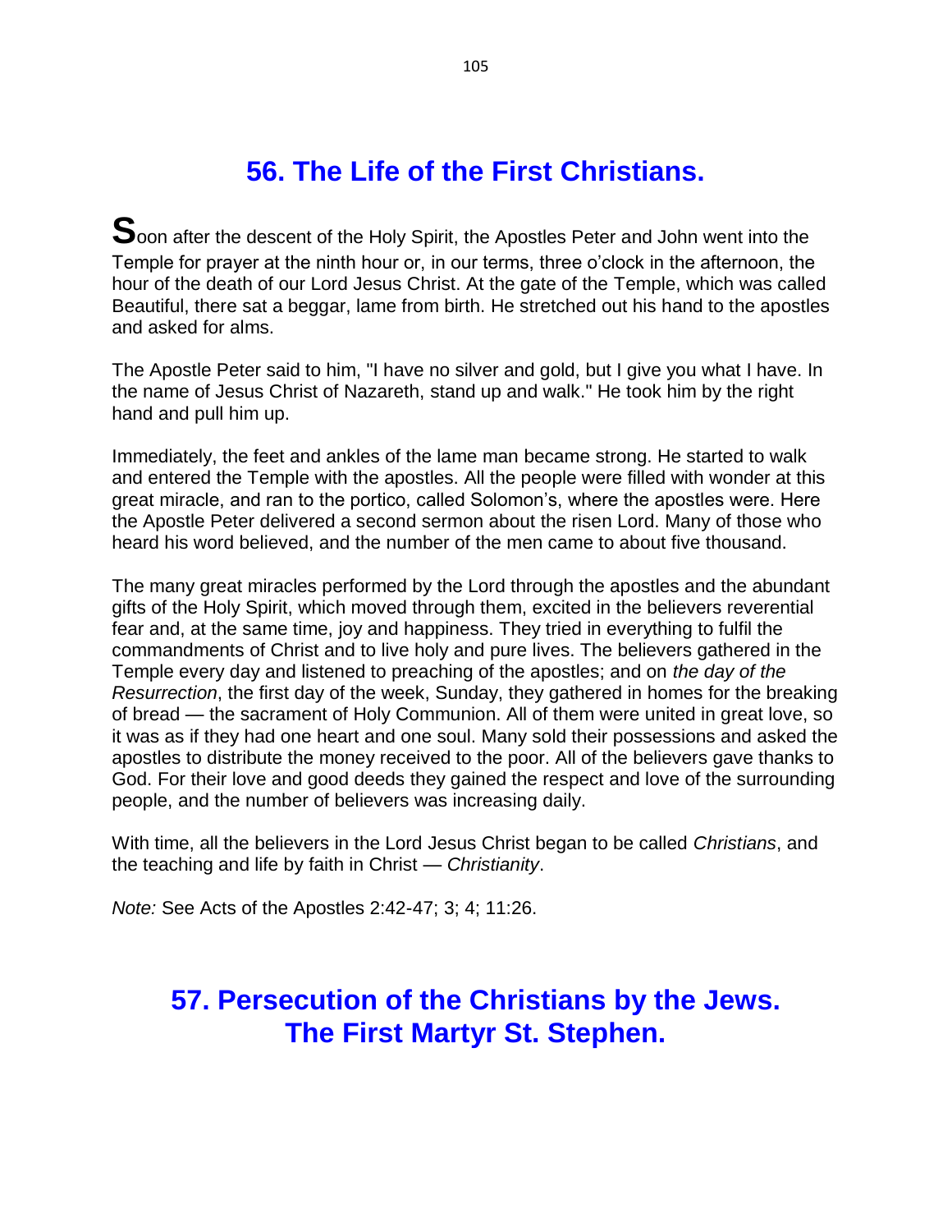## 56. The Life of the First Christians.

Soon after the descent of the Holy Spirit, the Apostles Peter and John went into the Temple for prayer at the ninth hour or, in our terms, three o'clock in the afternoon, the hour of the death of our Lord Jesus Christ. At the gate of the Temple, which was called Beautiful, there sat a beggar, lame from birth. He stretched out his hand to the apostles and asked for alms.

The Apostle Peter said to him, "I have no silver and gold, but I give you what I have. In the name of Jesus Christ of Nazareth, stand up and walk." He took him by the right hand and pull him up.

Immediately, the feet and ankles of the lame man became strong. He started to walk and entered the Temple with the apostles. All the people were filled with wonder at this great miracle, and ran to the portico, called Solomon's, where the apostles were. Here the Apostle Peter delivered a second sermon about the risen Lord. Many of those who heard his word believed, and the number of the men came to about five thousand.

The many great miracles performed by the Lord through the apostles and the abundant gifts of the Holy Spirit, which moved through them, excited in the believers reverential fear and, at the same time, joy and happiness. They tried in everything to fulfil the commandments of Christ and to live holy and pure lives. The believers gathered in the Temple every day and listened to preaching of the apostles; and on *the day of the Resurrection*, the first day of the week, Sunday, they gathered in homes for the breaking of bread — the sacrament of Holy Communion. All of them were united in great love, so it was as if they had one heart and one soul. Many sold their possessions and asked the apostles to distribute the money received to the poor. All of the believers gave thanks to God. For their love and good deeds they gained the respect and love of the surrounding people, and the number of believers was increasing daily.

With time, all the believers in the Lord Jesus Christ began to be called *Christians*, and the teaching and life by faith in Christ — *Christianity*.

*Note:* See Acts of the Apostles 2:42-47; 3; 4; 11:26.

## 57. Persecution of the Christians by the Jews. The First Martyr St. Stephen.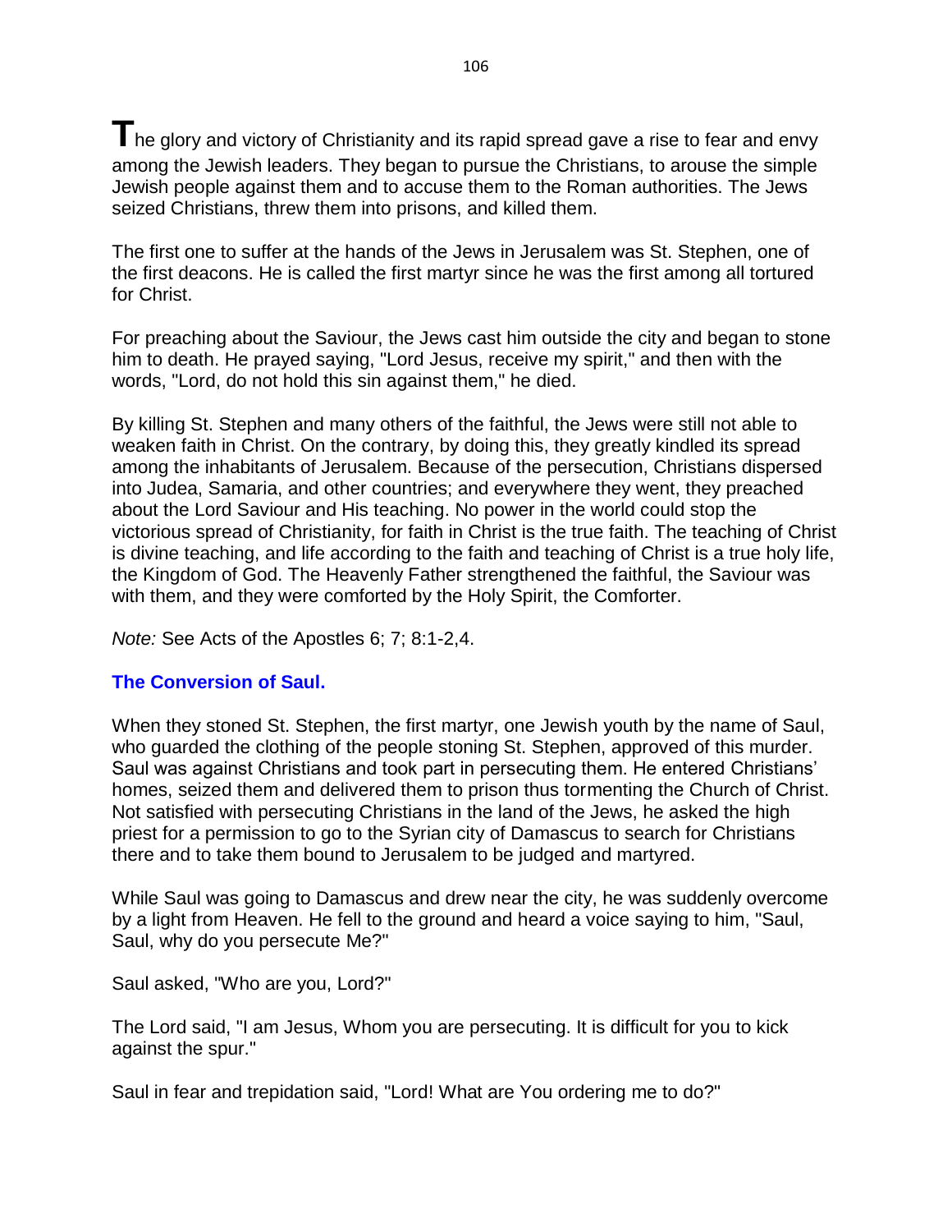**T**he glory and victory of Christianity and its rapid spread gave a rise to fear and envy among the Jewish leaders. They began to pursue the Christians, to arouse the simple Jewish people against them and to accuse them to the Roman authorities. The Jews seized Christians, threw them into prisons, and killed them.

The first one to suffer at the hands of the Jews in Jerusalem was St. Stephen, one of the first deacons. He is called the first martyr since he was the first among all tortured for Christ.

For preaching about the Saviour, the Jews cast him outside the city and began to stone him to death. He prayed saying, "Lord Jesus, receive my spirit," and then with the words, "Lord, do not hold this sin against them," he died.

By killing St. Stephen and many others of the faithful, the Jews were still not able to weaken faith in Christ. On the contrary, by doing this, they greatly kindled its spread among the inhabitants of Jerusalem. Because of the persecution, Christians dispersed into Judea, Samaria, and other countries; and everywhere they went, they preached about the Lord Saviour and His teaching. No power in the world could stop the victorious spread of Christianity, for faith in Christ is the true faith. The teaching of Christ is divine teaching, and life according to the faith and teaching of Christ is a true holy life, the Kingdom of God. The Heavenly Father strengthened the faithful, the Saviour was with them, and they were comforted by the Holy Spirit, the Comforter.

*Note:* See Acts of the Apostles 6; 7; 8:1-2,4.

### The Conversion of Saul.

When they stoned St. Stephen, the first martyr, one Jewish youth by the name of Saul, who guarded the clothing of the people stoning St. Stephen, approved of this murder. Saul was against Christians and took part in persecuting them. He entered Christians' homes, seized them and delivered them to prison thus tormenting the Church of Christ. Not satisfied with persecuting Christians in the land of the Jews, he asked the high priest for a permission to go to the Syrian city of Damascus to search for Christians there and to take them bound to Jerusalem to be judged and martyred.

While Saul was going to Damascus and drew near the city, he was suddenly overcome by a light from Heaven. He fell to the ground and heard a voice saying to him, "Saul, Saul, why do you persecute Me?"

Saul asked, "Who are you, Lord?"

The Lord said, "I am Jesus, Whom you are persecuting. It is difficult for you to kick against the spur."

Saul in fear and trepidation said, "Lord! What are You ordering me to do?"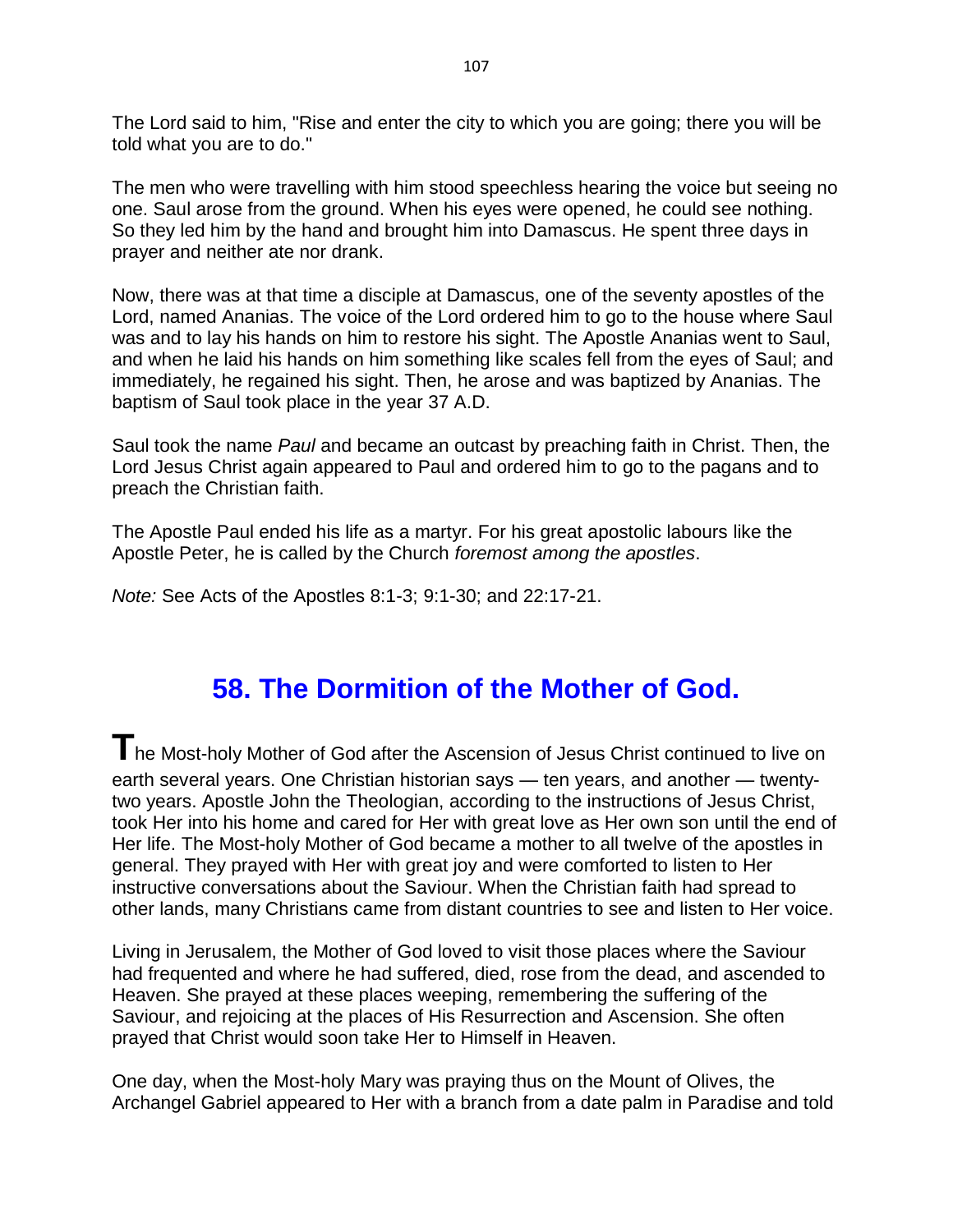The Lord said to him, "Rise and enter the city to which you are going; there you will be told what you are to do."

The men who were travelling with him stood speechless hearing the voice but seeing no one. Saul arose from the ground. When his eyes were opened, he could see nothing. So they led him by the hand and brought him into Damascus. He spent three days in prayer and neither ate nor drank.

Now, there was at that time a disciple at Damascus, one of the seventy apostles of the Lord, named Ananias. The voice of the Lord ordered him to go to the house where Saul was and to lay his hands on him to restore his sight. The Apostle Ananias went to Saul, and when he laid his hands on him something like scales fell from the eyes of Saul; and immediately, he regained his sight. Then, he arose and was baptized by Ananias. The baptism of Saul took place in the year 37 A.D.

Saul took the name *Paul* and became an outcast by preaching faith in Christ. Then, the Lord Jesus Christ again appeared to Paul and ordered him to go to the pagans and to preach the Christian faith.

The Apostle Paul ended his life as a martyr. For his great apostolic labours like the Apostle Peter, he is called by the Church *foremost among the apostles*.

*Note:* See Acts of the Apostles 8:1-3; 9:1-30; and 22:17-21.

## 58. The Dormition of the Mother of God.

**T**he Most-holy Mother of God after the Ascension of Jesus Christ continued to live on earth several years. One Christian historian says — ten years, and another — twenty-two years. Apostle John the Theologian, according to the instructions of Jesus Christ, took Her into his home and cared for Her with great love as Her own son until the end of Her life. The Most-holy Mother of God became a mother to all twelve of the apostles in general. They prayed with Her with great joy and were comforted to listen to Her instructive conversations about the Saviour. When the Christian faith had spread to other lands, many Christians came from distant countries to see and listen to Her voice.

Living in Jerusalem, the Mother of God loved to visit those places where the Saviour had frequented and where he had suffered, died, rose from the dead, and ascended to Heaven. She prayed at these places weeping, remembering the suffering of the Saviour, and rejoicing at the places of His Resurrection and Ascension. She often prayed that Christ would soon take Her to Himself in Heaven.

One day, when the Most-holy Mary was praying thus on the Mount of Olives, the Archangel Gabriel appeared to Her with a branch from a date palm in Paradise and told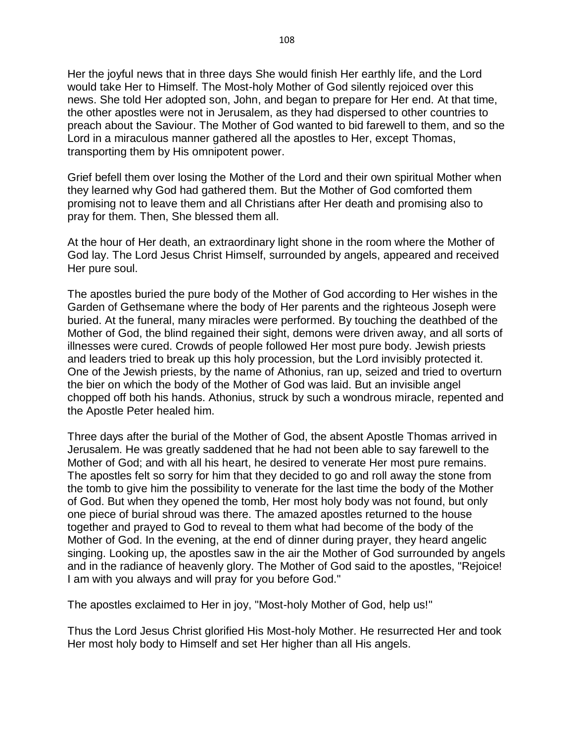Her the joyful news that in three days She would finish Her earthly life, and the Lord would take Her to Himself. The Most-holy Mother of God silently rejoiced over this news. She told Her adopted son, John, and began to prepare for Her end. At that time, the other apostles were not in Jerusalem, as they had dispersed to other countries to preach about the Saviour. The Mother of God wanted to bid farewell to them, and so the Lord in a miraculous manner gathered all the apostles to Her, except Thomas, transporting them by His omnipotent power.

Grief befell them over losing the Mother of the Lord and their own spiritual Mother when they learned why God had gathered them. But the Mother of God comforted them promising not to leave them and all Christians after Her death and promising also to pray for them. Then, She blessed them all.

At the hour of Her death, an extraordinary light shone in the room where the Mother of God lay. The Lord Jesus Christ Himself, surrounded by angels, appeared and received Her pure soul.

The apostles buried the pure body of the Mother of God according to Her wishes in the Garden of Gethsemane where the body of Her parents and the righteous Joseph were buried. At the funeral, many miracles were performed. By touching the deathbed of the Mother of God, the blind regained their sight, demons were driven away, and all sorts of illnesses were cured. Crowds of people followed Her most pure body. Jewish priests and leaders tried to break up this holy procession, but the Lord invisibly protected it. One of the Jewish priests, by the name of Athonius, ran up, seized and tried to overturn the bier on which the body of the Mother of God was laid. But an invisible angel chopped off both his hands. Athonius, struck by such a wondrous miracle, repented and the Apostle Peter healed him.

Three days after the burial of the Mother of God, the absent Apostle Thomas arrived in Jerusalem. He was greatly saddened that he had not been able to say farewell to the Mother of God; and with all his heart, he desired to venerate Her most pure remains. The apostles felt so sorry for him that they decided to go and roll away the stone from the tomb to give him the possibility to venerate for the last time the body of the Mother of God. But when they opened the tomb, Her most holy body was not found, but only one piece of burial shroud was there. The amazed apostles returned to the house together and prayed to God to reveal to them what had become of the body of the Mother of God. In the evening, at the end of dinner during prayer, they heard angelic singing. Looking up, the apostles saw in the air the Mother of God surrounded by angels and in the radiance of heavenly glory. The Mother of God said to the apostles, "Rejoice! I am with you always and will pray for you before God."

The apostles exclaimed to Her in joy, "Most-holy Mother of God, help us!"

Thus the Lord Jesus Christ glorified His Most-holy Mother. He resurrected Her and took Her most holy body to Himself and set Her higher than all His angels.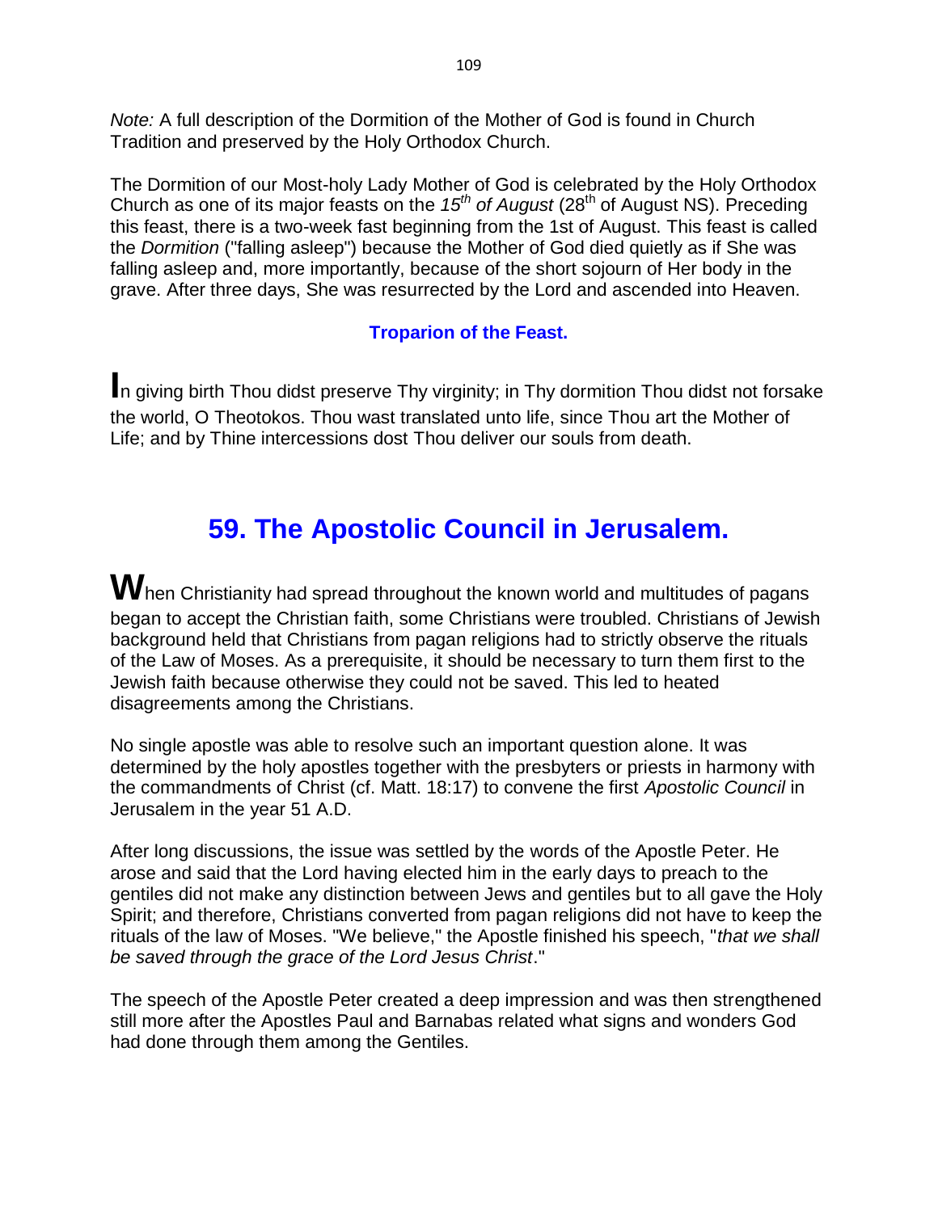*Note:* A full description of the Dormition of the Mother of God is found in Church Tradition and preserved by the Holy Orthodox Church.

The Dormition of our Most-holy Lady Mother of God is celebrated by the Holy Orthodox Church as one of its major feasts on the *15th of August* (28th of August NS). Preceding this feast, there is a two-week fast beginning from the 1st of August. This feast is called the *Dormition* ("falling asleep") because the Mother of God died quietly as if She was falling asleep and, more importantly, because of the short sojourn of Her body in the grave. After three days, She was resurrected by the Lord and ascended into Heaven.

### Troparion of the Feast.

**I**n giving birth Thou didst preserve Thy virginity; in Thy dormition Thou didst not forsake the world, O Theotokos. Thou wast translated unto life, since Thou art the Mother of Life; and by Thine intercessions dost Thou deliver our souls from death.

## 59. The Apostolic Council in Jerusalem.

**W**hen Christianity had spread throughout the known world and multitudes of pagans began to accept the Christian faith, some Christians were troubled. Christians of Jewish background held that Christians from pagan religions had to strictly observe the rituals of the Law of Moses. As a prerequisite, it should be necessary to turn them first to the Jewish faith because otherwise they could not be saved. This led to heated disagreements among the Christians.

No single apostle was able to resolve such an important question alone. It was determined by the holy apostles together with the presbyters or priests in harmony with the commandments of Christ (cf. Matt. 18:17) to convene the first *Apostolic Council* in Jerusalem in the year 51 A.D.

After long discussions, the issue was settled by the words of the Apostle Peter. He arose and said that the Lord having elected him in the early days to preach to the gentiles did not make any distinction between Jews and gentiles but to all gave the Holy Spirit; and therefore, Christians converted from pagan religions did not have to keep the rituals of the law of Moses. "We believe," the Apostle finished his speech, "*that we shall be saved through the grace of the Lord Jesus Christ*."

The speech of the Apostle Peter created a deep impression and was then strengthened still more after the Apostles Paul and Barnabas related what signs and wonders God had done through them among the Gentiles.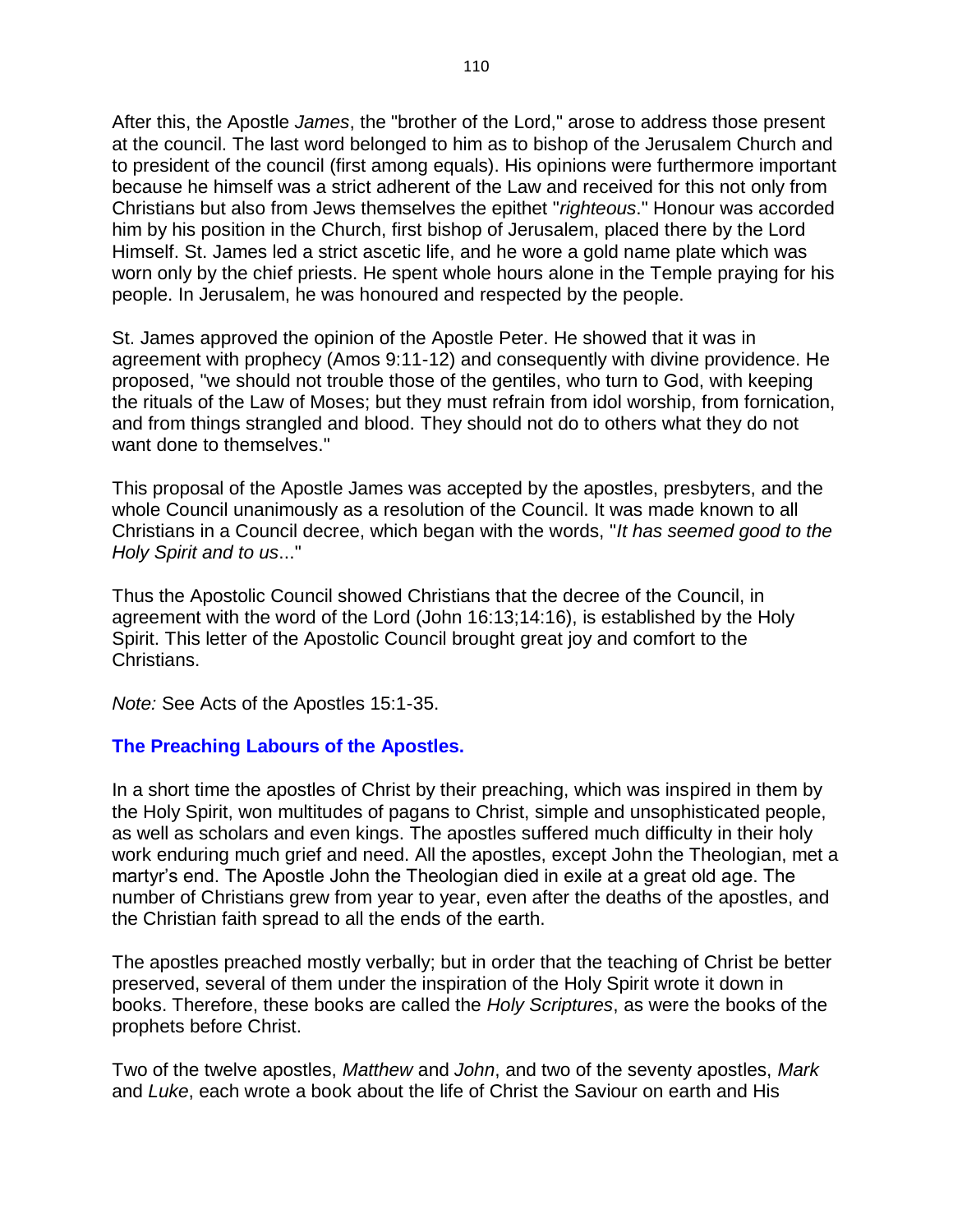After this, the Apostle *James*, the "brother of the Lord," arose to address those present at the council. The last word belonged to him as to bishop of the Jerusalem Church and to president of the council (first among equals). His opinions were furthermore important because he himself was a strict adherent of the Law and received for this not only from Christians but also from Jews themselves the epithet "*righteous*." Honour was accorded him by his position in the Church, first bishop of Jerusalem, placed there by the Lord Himself. St. James led a strict ascetic life, and he wore a gold name plate which was worn only by the chief priests. He spent whole hours alone in the Temple praying for his people. In Jerusalem, he was honoured and respected by the people.

St. James approved the opinion of the Apostle Peter. He showed that it was in agreement with prophecy (Amos 9:11-12) and consequently with divine providence. He proposed, "we should not trouble those of the gentiles, who turn to God, with keeping the rituals of the Law of Moses; but they must refrain from idol worship, from fornication, and from things strangled and blood. They should not do to others what they do not want done to themselves."

This proposal of the Apostle James was accepted by the apostles, presbyters, and the whole Council unanimously as a resolution of the Council. It was made known to all Christians in a Council decree, which began with the words, "*It has seemed good to the Holy Spirit and to us*..."

Thus the Apostolic Council showed Christians that the decree of the Council, in agreement with the word of the Lord (John 16:13;14:16), is established by the Holy Spirit. This letter of the Apostolic Council brought great joy and comfort to the Christians.

*Note:* See Acts of the Apostles 15:1-35.

## The Preaching Labours of the Apostles.

In a short time the apostles of Christ by their preaching, which was inspired in them by the Holy Spirit, won multitudes of pagans to Christ, simple and unsophisticated people, as well as scholars and even kings. The apostles suffered much difficulty in their holy work enduring much grief and need. All the apostles, except John the Theologian, met a martyr's end. The Apostle John the Theologian died in exile at a great old age. The number of Christians grew from year to year, even after the deaths of the apostles, and the Christian faith spread to all the ends of the earth.

The apostles preached mostly verbally; but in order that the teaching of Christ be better preserved, several of them under the inspiration of the Holy Spirit wrote it down in books. Therefore, these books are called the *Holy Scriptures*, as were the books of the prophets before Christ.

Two of the twelve apostles, *Matthew* and *John*, and two of the seventy apostles, *Mark* and *Luke*, each wrote a book about the life of Christ the Saviour on earth and His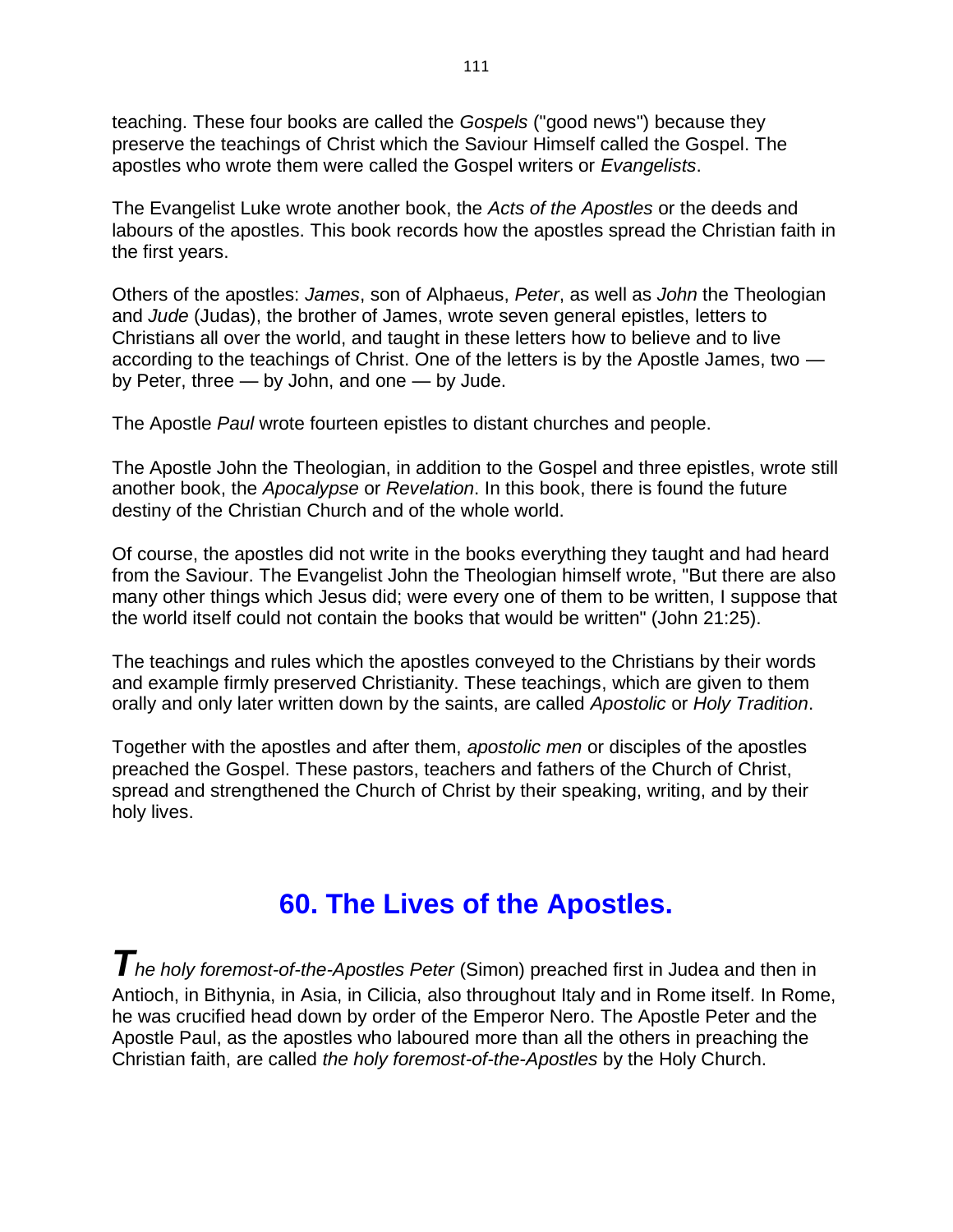teaching. These four books are called the *Gospels* ("good news") because they preserve the teachings of Christ which the Saviour Himself called the Gospel. The apostles who wrote them were called the Gospel writers or *Evangelists*.

The Evangelist Luke wrote another book, the *Acts of the Apostles* or the deeds and labours of the apostles. This book records how the apostles spread the Christian faith in the first years.

Others of the apostles: *James*, son of Alphaeus, *Peter*, as well as *John* the Theologian and *Jude* (Judas), the brother of James, wrote seven general epistles, letters to Christians all over the world, and taught in these letters how to believe and to live according to the teachings of Christ. One of the letters is by the Apostle James, two — by Peter, three — by John, and one — by Jude.

The Apostle *Paul* wrote fourteen epistles to distant churches and people.

The Apostle John the Theologian, in addition to the Gospel and three epistles, wrote still another book, the *Apocalypse* or *Revelation*. In this book, there is found the future destiny of the Christian Church and of the whole world.

Of course, the apostles did not write in the books everything they taught and had heard from the Saviour. The Evangelist John the Theologian himself wrote, "But there are also many other things which Jesus did; were every one of them to be written, I suppose that the world itself could not contain the books that would be written" (John 21:25).

The teachings and rules which the apostles conveyed to the Christians by their words and example firmly preserved Christianity. These teachings, which are given to them orally and only later written down by the saints, are called *Apostolic* or *Holy Tradition*.

Together with the apostles and after them, *apostolic men* or disciples of the apostles preached the Gospel. These pastors, teachers and fathers of the Church of Christ, spread and strengthened the Church of Christ by their speaking, writing, and by their holy lives.

## 60. The Lives of the Apostles.

***T****he holy foremost-of-the-Apostles Peter* (Simon) preached first in Judea and then in Antioch, in Bithynia, in Asia, in Cilicia, also throughout Italy and in Rome itself. In Rome, he was crucified head down by order of the Emperor Nero. The Apostle Peter and the Apostle Paul, as the apostles who laboured more than all the others in preaching the Christian faith, are called *the holy foremost-of-the-Apostles* by the Holy Church.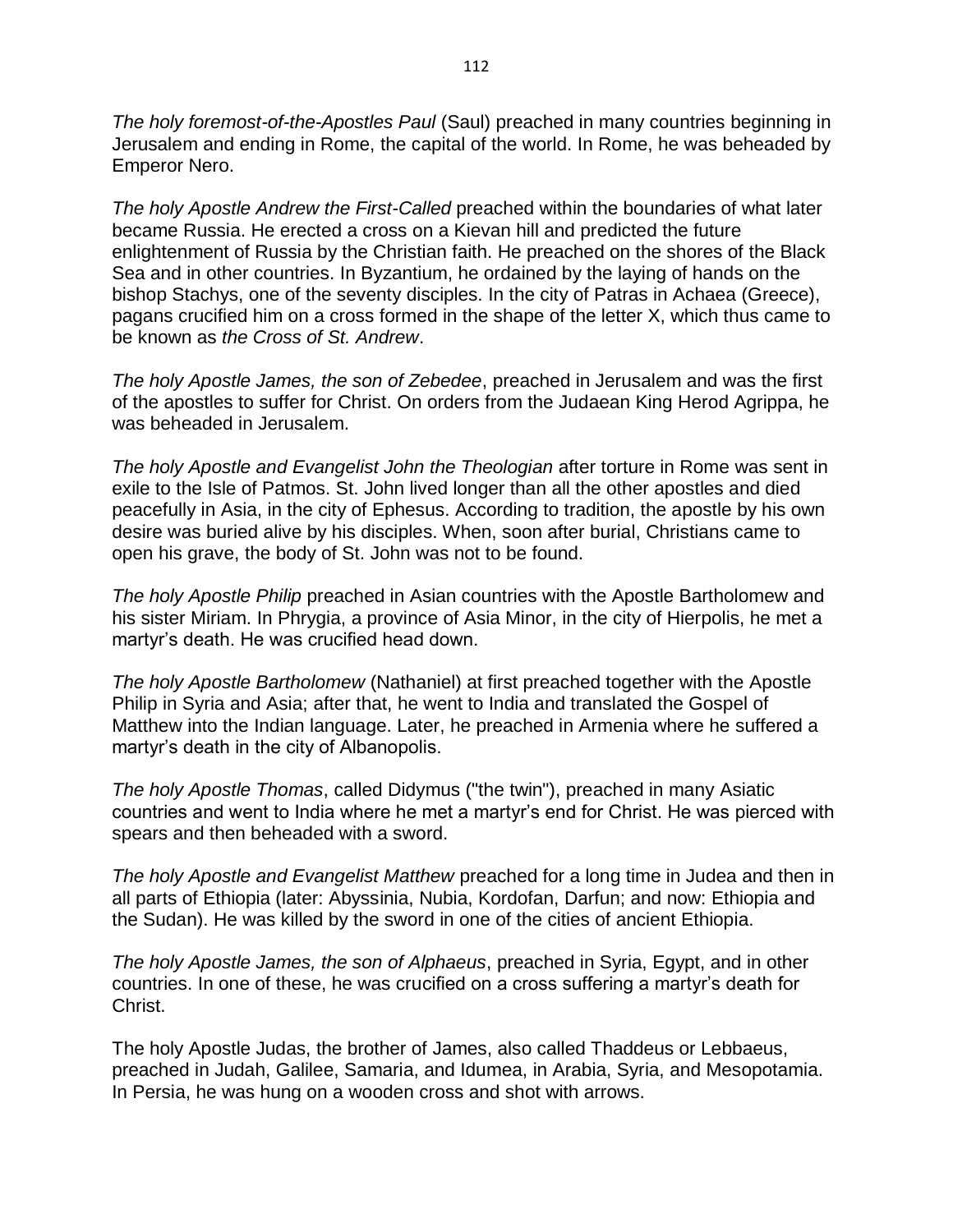*The holy foremost-of-the-Apostles Paul* (Saul) preached in many countries beginning in Jerusalem and ending in Rome, the capital of the world. In Rome, he was beheaded by Emperor Nero.

*The holy Apostle Andrew the First-Called* preached within the boundaries of what later became Russia. He erected a cross on a Kievan hill and predicted the future enlightenment of Russia by the Christian faith. He preached on the shores of the Black Sea and in other countries. In Byzantium, he ordained by the laying of hands on the bishop Stachys, one of the seventy disciples. In the city of Patras in Achaea (Greece), pagans crucified him on a cross formed in the shape of the letter X, which thus came to be known as *the Cross of St. Andrew*.

*The holy Apostle James, the son of Zebedee*, preached in Jerusalem and was the first of the apostles to suffer for Christ. On orders from the Judaean King Herod Agrippa, he was beheaded in Jerusalem.

*The holy Apostle and Evangelist John the Theologian* after torture in Rome was sent in exile to the Isle of Patmos. St. John lived longer than all the other apostles and died peacefully in Asia, in the city of Ephesus. According to tradition, the apostle by his own desire was buried alive by his disciples. When, soon after burial, Christians came to open his grave, the body of St. John was not to be found.

*The holy Apostle Philip* preached in Asian countries with the Apostle Bartholomew and his sister Miriam. In Phrygia, a province of Asia Minor, in the city of Hierpolis, he met a martyr's death. He was crucified head down.

*The holy Apostle Bartholomew* (Nathaniel) at first preached together with the Apostle Philip in Syria and Asia; after that, he went to India and translated the Gospel of Matthew into the Indian language. Later, he preached in Armenia where he suffered a martyr's death in the city of Albanopolis.

*The holy Apostle Thomas*, called Didymus ("the twin"), preached in many Asiatic countries and went to India where he met a martyr's end for Christ. He was pierced with spears and then beheaded with a sword.

*The holy Apostle and Evangelist Matthew* preached for a long time in Judea and then in all parts of Ethiopia (later: Abyssinia, Nubia, Kordofan, Darfun; and now: Ethiopia and the Sudan). He was killed by the sword in one of the cities of ancient Ethiopia.

*The holy Apostle James, the son of Alphaeus*, preached in Syria, Egypt, and in other countries. In one of these, he was crucified on a cross suffering a martyr's death for Christ.

The holy Apostle Judas, the brother of James, also called Thaddeus or Lebbaeus, preached in Judah, Galilee, Samaria, and Idumea, in Arabia, Syria, and Mesopotamia. In Persia, he was hung on a wooden cross and shot with arrows.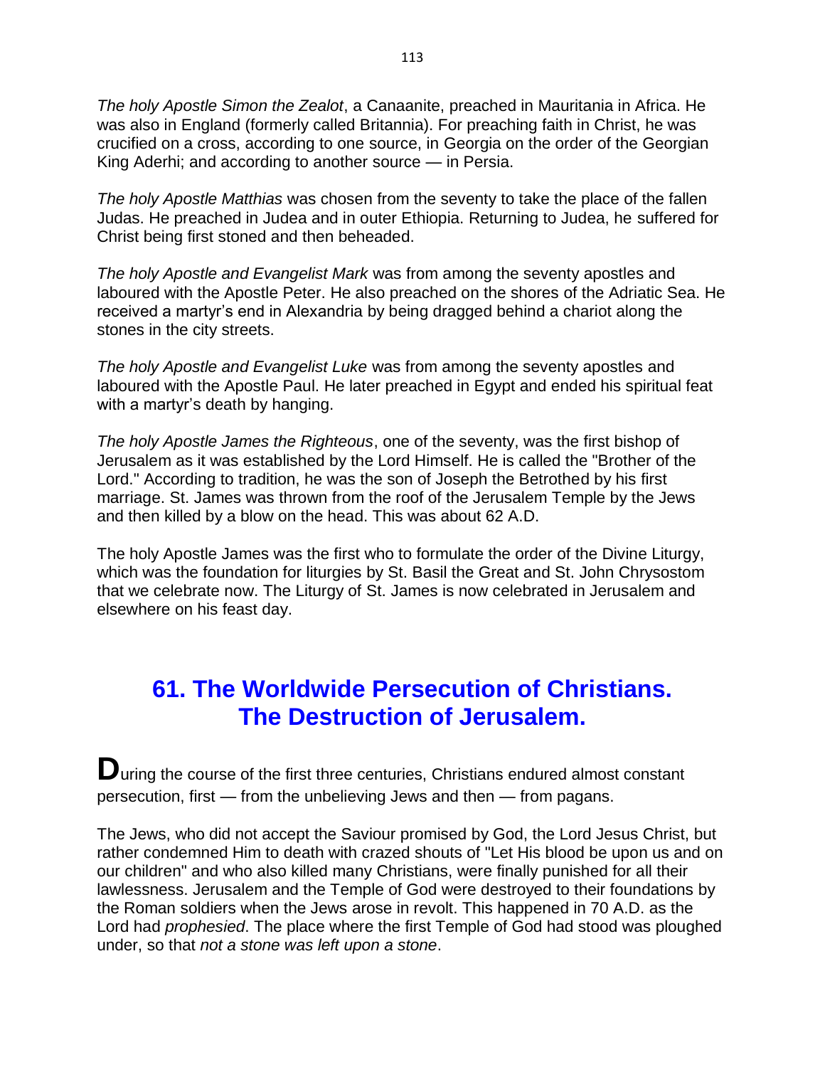*The holy Apostle Simon the Zealot*, a Canaanite, preached in Mauritania in Africa. He was also in England (formerly called Britannia). For preaching faith in Christ, he was crucified on a cross, according to one source, in Georgia on the order of the Georgian King Aderhi; and according to another source — in Persia.

*The holy Apostle Matthias* was chosen from the seventy to take the place of the fallen Judas. He preached in Judea and in outer Ethiopia. Returning to Judea, he suffered for Christ being first stoned and then beheaded.

*The holy Apostle and Evangelist Mark* was from among the seventy apostles and laboured with the Apostle Peter. He also preached on the shores of the Adriatic Sea. He received a martyr's end in Alexandria by being dragged behind a chariot along the stones in the city streets.

*The holy Apostle and Evangelist Luke* was from among the seventy apostles and laboured with the Apostle Paul. He later preached in Egypt and ended his spiritual feat with a martyr's death by hanging.

*The holy Apostle James the Righteous*, one of the seventy, was the first bishop of Jerusalem as it was established by the Lord Himself. He is called the "Brother of the Lord." According to tradition, he was the son of Joseph the Betrothed by his first marriage. St. James was thrown from the roof of the Jerusalem Temple by the Jews and then killed by a blow on the head. This was about 62 A.D.

The holy Apostle James was the first who to formulate the order of the Divine Liturgy, which was the foundation for liturgies by St. Basil the Great and St. John Chrysostom that we celebrate now. The Liturgy of St. James is now celebrated in Jerusalem and elsewhere on his feast day.

## 61. The Worldwide Persecution of Christians. The Destruction of Jerusalem.

**D**uring the course of the first three centuries, Christians endured almost constant persecution, first — from the unbelieving Jews and then — from pagans.

The Jews, who did not accept the Saviour promised by God, the Lord Jesus Christ, but rather condemned Him to death with crazed shouts of "Let His blood be upon us and on our children" and who also killed many Christians, were finally punished for all their lawlessness. Jerusalem and the Temple of God were destroyed to their foundations by the Roman soldiers when the Jews arose in revolt. This happened in 70 A.D. as the Lord had *prophesied*. The place where the first Temple of God had stood was ploughed under, so that *not a stone was left upon a stone*.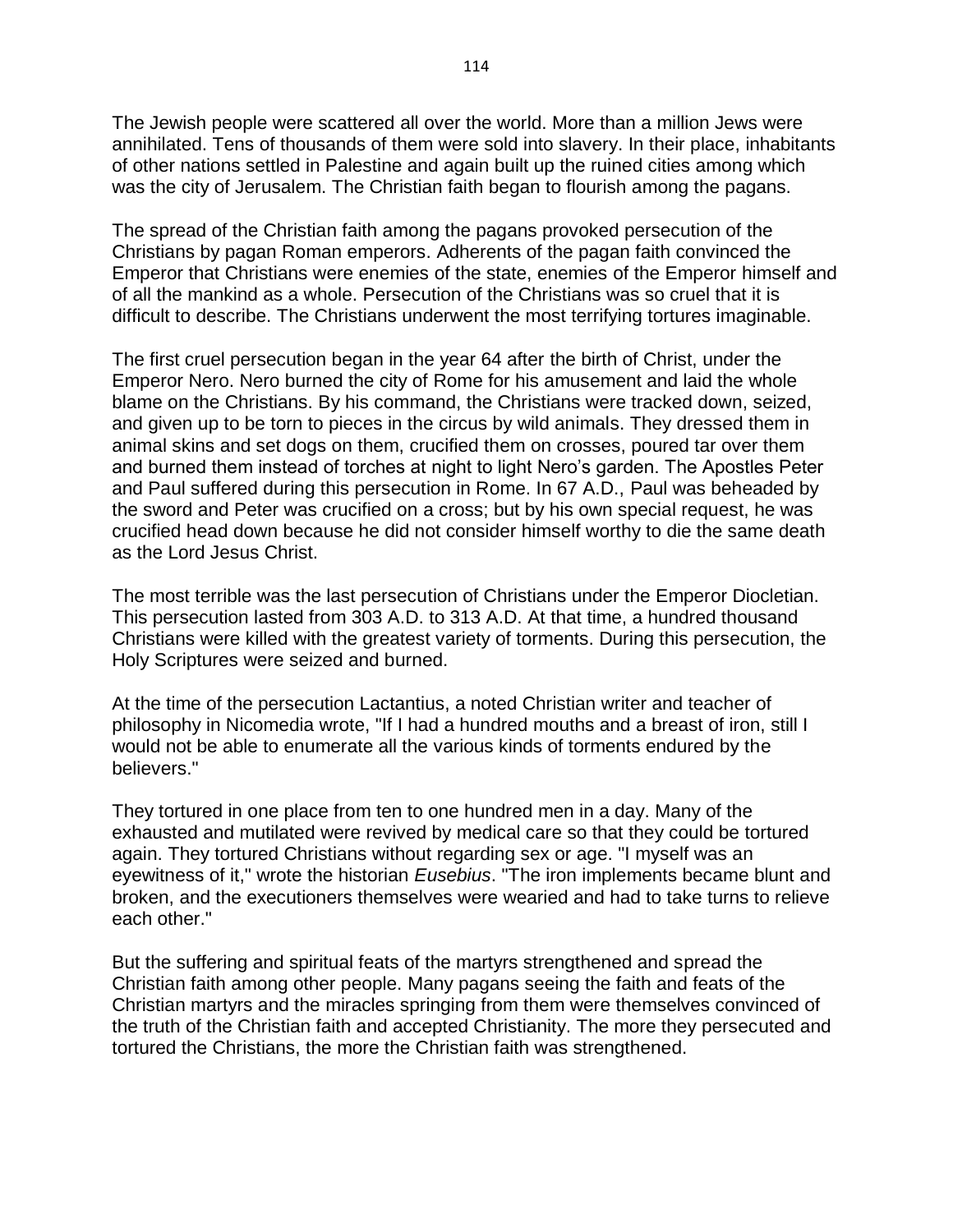The Jewish people were scattered all over the world. More than a million Jews were annihilated. Tens of thousands of them were sold into slavery. In their place, inhabitants of other nations settled in Palestine and again built up the ruined cities among which was the city of Jerusalem. The Christian faith began to flourish among the pagans.

The spread of the Christian faith among the pagans provoked persecution of the Christians by pagan Roman emperors. Adherents of the pagan faith convinced the Emperor that Christians were enemies of the state, enemies of the Emperor himself and of all the mankind as a whole. Persecution of the Christians was so cruel that it is difficult to describe. The Christians underwent the most terrifying tortures imaginable.

The first cruel persecution began in the year 64 after the birth of Christ, under the Emperor Nero. Nero burned the city of Rome for his amusement and laid the whole blame on the Christians. By his command, the Christians were tracked down, seized, and given up to be torn to pieces in the circus by wild animals. They dressed them in animal skins and set dogs on them, crucified them on crosses, poured tar over them and burned them instead of torches at night to light Nero's garden. The Apostles Peter and Paul suffered during this persecution in Rome. In 67 A.D., Paul was beheaded by the sword and Peter was crucified on a cross; but by his own special request, he was crucified head down because he did not consider himself worthy to die the same death as the Lord Jesus Christ.

The most terrible was the last persecution of Christians under the Emperor Diocletian. This persecution lasted from 303 A.D. to 313 A.D. At that time, a hundred thousand Christians were killed with the greatest variety of torments. During this persecution, the Holy Scriptures were seized and burned.

At the time of the persecution Lactantius, a noted Christian writer and teacher of philosophy in Nicomedia wrote, "If I had a hundred mouths and a breast of iron, still I would not be able to enumerate all the various kinds of torments endured by the believers."

They tortured in one place from ten to one hundred men in a day. Many of the exhausted and mutilated were revived by medical care so that they could be tortured again. They tortured Christians without regarding sex or age. "I myself was an eyewitness of it," wrote the historian *Eusebius*. "The iron implements became blunt and broken, and the executioners themselves were wearied and had to take turns to relieve each other."

But the suffering and spiritual feats of the martyrs strengthened and spread the Christian faith among other people. Many pagans seeing the faith and feats of the Christian martyrs and the miracles springing from them were themselves convinced of the truth of the Christian faith and accepted Christianity. The more they persecuted and tortured the Christians, the more the Christian faith was strengthened.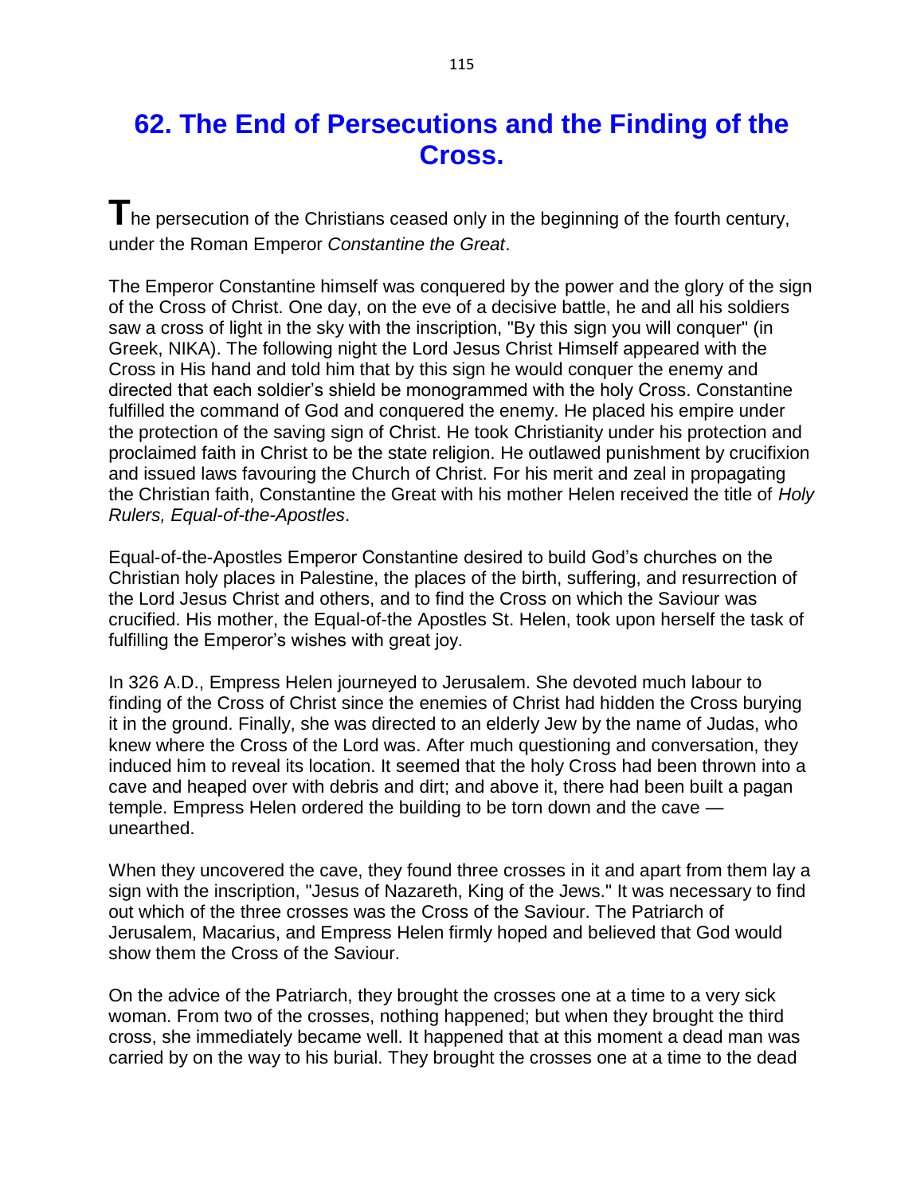# 62. The End of Persecutions and the Finding of the Cross.

The persecution of the Christians ceased only in the beginning of the fourth century, under the Roman Emperor *Constantine the Great*.

The Emperor Constantine himself was conquered by the power and the glory of the sign of the Cross of Christ. One day, on the eve of a decisive battle, he and all his soldiers saw a cross of light in the sky with the inscription, "By this sign you will conquer" (in Greek, NIKA). The following night the Lord Jesus Christ Himself appeared with the Cross in His hand and told him that by this sign he would conquer the enemy and directed that each soldier's shield be monogrammed with the holy Cross. Constantine fulfilled the command of God and conquered the enemy. He placed his empire under the protection of the saving sign of Christ. He took Christianity under his protection and proclaimed faith in Christ to be the state religion. He outlawed punishment by crucifixion and issued laws favouring the Church of Christ. For his merit and zeal in propagating the Christian faith, Constantine the Great with his mother Helen received the title of *Holy Rulers, Equal-of-the-Apostles*.

Equal-of-the-Apostles Emperor Constantine desired to build God's churches on the Christian holy places in Palestine, the places of the birth, suffering, and resurrection of the Lord Jesus Christ and others, and to find the Cross on which the Saviour was crucified. His mother, the Equal-of-the Apostles St. Helen, took upon herself the task of fulfilling the Emperor's wishes with great joy.

In 326 A.D., Empress Helen journeyed to Jerusalem. She devoted much labour to finding of the Cross of Christ since the enemies of Christ had hidden the Cross burying it in the ground. Finally, she was directed to an elderly Jew by the name of Judas, who knew where the Cross of the Lord was. After much questioning and conversation, they induced him to reveal its location. It seemed that the holy Cross had been thrown into a cave and heaped over with debris and dirt; and above it, there had been built a pagan temple. Empress Helen ordered the building to be torn down and the cave — unearthed.

When they uncovered the cave, they found three crosses in it and apart from them lay a sign with the inscription, "Jesus of Nazareth, King of the Jews." It was necessary to find out which of the three crosses was the Cross of the Saviour. The Patriarch of Jerusalem, Macarius, and Empress Helen firmly hoped and believed that God would show them the Cross of the Saviour.

On the advice of the Patriarch, they brought the crosses one at a time to a very sick woman. From two of the crosses, nothing happened; but when they brought the third cross, she immediately became well. It happened that at this moment a dead man was carried by on the way to his burial. They brought the crosses one at a time to the dead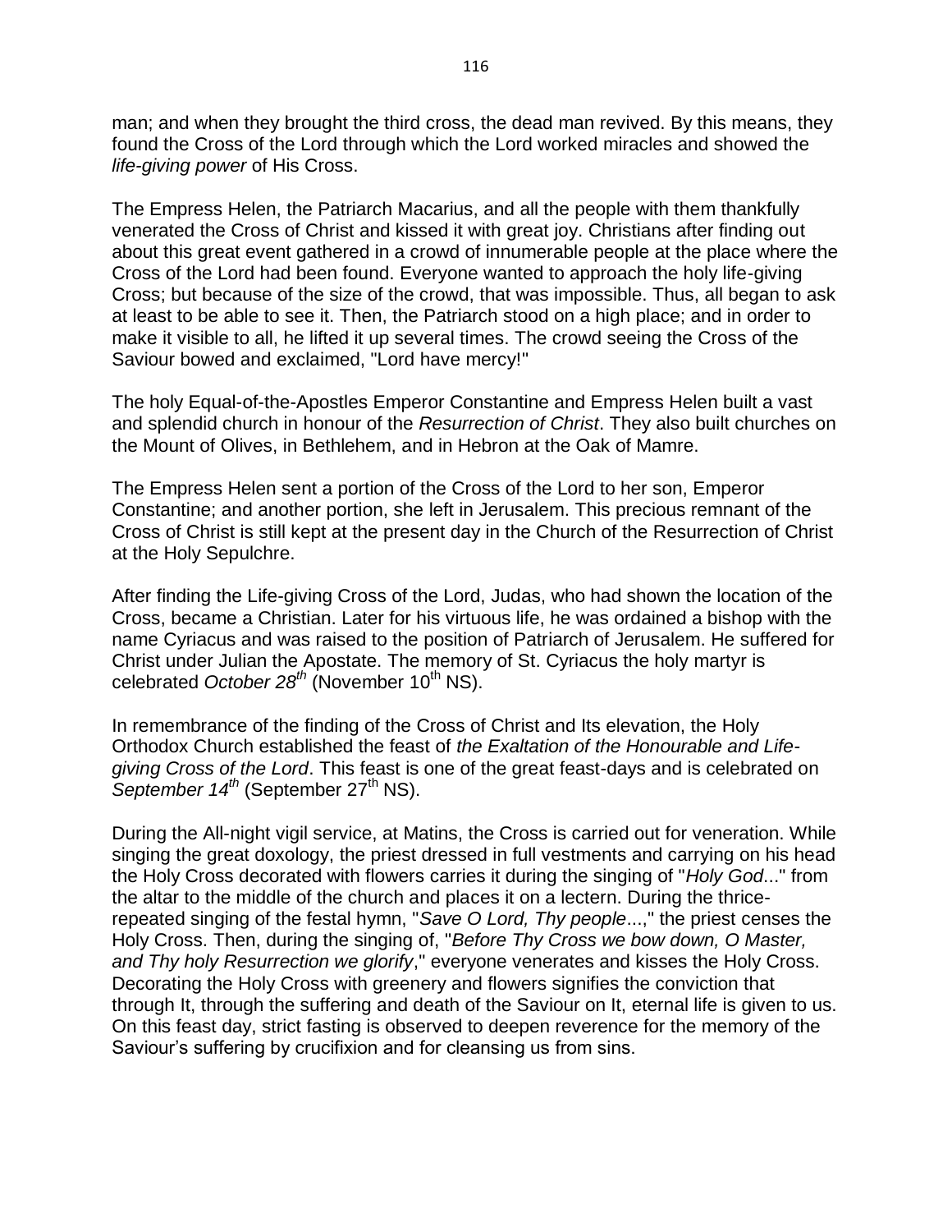man; and when they brought the third cross, the dead man revived. By this means, they found the Cross of the Lord through which the Lord worked miracles and showed the *life-giving power* of His Cross.

The Empress Helen, the Patriarch Macarius, and all the people with them thankfully venerated the Cross of Christ and kissed it with great joy. Christians after finding out about this great event gathered in a crowd of innumerable people at the place where the Cross of the Lord had been found. Everyone wanted to approach the holy life-giving Cross; but because of the size of the crowd, that was impossible. Thus, all began to ask at least to be able to see it. Then, the Patriarch stood on a high place; and in order to make it visible to all, he lifted it up several times. The crowd seeing the Cross of the Saviour bowed and exclaimed, "Lord have mercy!"

The holy Equal-of-the-Apostles Emperor Constantine and Empress Helen built a vast and splendid church in honour of the *Resurrection of Christ*. They also built churches on the Mount of Olives, in Bethlehem, and in Hebron at the Oak of Mamre.

The Empress Helen sent a portion of the Cross of the Lord to her son, Emperor Constantine; and another portion, she left in Jerusalem. This precious remnant of the Cross of Christ is still kept at the present day in the Church of the Resurrection of Christ at the Holy Sepulchre.

After finding the Life-giving Cross of the Lord, Judas, who had shown the location of the Cross, became a Christian. Later for his virtuous life, he was ordained a bishop with the name Cyriacus and was raised to the position of Patriarch of Jerusalem. He suffered for Christ under Julian the Apostate. The memory of St. Cyriacus the holy martyr is celebrated *October 28th* (November 10th NS).

In remembrance of the finding of the Cross of Christ and Its elevation, the Holy Orthodox Church established the feast of *the Exaltation of the Honourable and Life-giving Cross of the Lord*. This feast is one of the great feast-days and is celebrated on *September 14th* (September 27th NS).

During the All-night vigil service, at Matins, the Cross is carried out for veneration. While singing the great doxology, the priest dressed in full vestments and carrying on his head the Holy Cross decorated with flowers carries it during the singing of "*Holy God*..." from the altar to the middle of the church and places it on a lectern. During the thrice-repeated singing of the festal hymn, "*Save O Lord, Thy people*...," the priest censes the Holy Cross. Then, during the singing of, "*Before Thy Cross we bow down, O Master, and Thy holy Resurrection we glorify*," everyone venerates and kisses the Holy Cross. Decorating the Holy Cross with greenery and flowers signifies the conviction that through It, through the suffering and death of the Saviour on It, eternal life is given to us. On this feast day, strict fasting is observed to deepen reverence for the memory of the Saviour's suffering by crucifixion and for cleansing us from sins.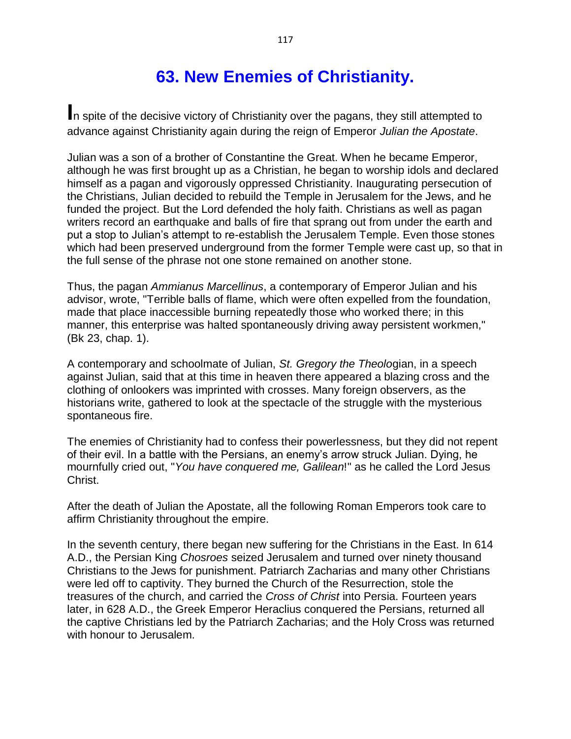# 63. New Enemies of Christianity.

In spite of the decisive victory of Christianity over the pagans, they still attempted to advance against Christianity again during the reign of Emperor *Julian the Apostate*.

Julian was a son of a brother of Constantine the Great. When he became Emperor, although he was first brought up as a Christian, he began to worship idols and declared himself as a pagan and vigorously oppressed Christianity. Inaugurating persecution of the Christians, Julian decided to rebuild the Temple in Jerusalem for the Jews, and he funded the project. But the Lord defended the holy faith. Christians as well as pagan writers record an earthquake and balls of fire that sprang out from under the earth and put a stop to Julian's attempt to re-establish the Jerusalem Temple. Even those stones which had been preserved underground from the former Temple were cast up, so that in the full sense of the phrase not one stone remained on another stone.

Thus, the pagan *Ammianus Marcellinus*, a contemporary of Emperor Julian and his advisor, wrote, "Terrible balls of flame, which were often expelled from the foundation, made that place inaccessible burning repeatedly those who worked there; in this manner, this enterprise was halted spontaneously driving away persistent workmen," (Bk 23, chap. 1).

A contemporary and schoolmate of Julian, *St. Gregory the Theolo*gian, in a speech against Julian, said that at this time in heaven there appeared a blazing cross and the clothing of onlookers was imprinted with crosses. Many foreign observers, as the historians write, gathered to look at the spectacle of the struggle with the mysterious spontaneous fire.

The enemies of Christianity had to confess their powerlessness, but they did not repent of their evil. In a battle with the Persians, an enemy's arrow struck Julian. Dying, he mournfully cried out, "*You have conquered me, Galilean*!" as he called the Lord Jesus Christ.

After the death of Julian the Apostate, all the following Roman Emperors took care to affirm Christianity throughout the empire.

In the seventh century, there began new suffering for the Christians in the East. In 614 A.D., the Persian King *Chosroes* seized Jerusalem and turned over ninety thousand Christians to the Jews for punishment. Patriarch Zacharias and many other Christians were led off to captivity. They burned the Church of the Resurrection, stole the treasures of the church, and carried the *Cross of Christ* into Persia. Fourteen years later, in 628 A.D., the Greek Emperor Heraclius conquered the Persians, returned all the captive Christians led by the Patriarch Zacharias; and the Holy Cross was returned with honour to Jerusalem.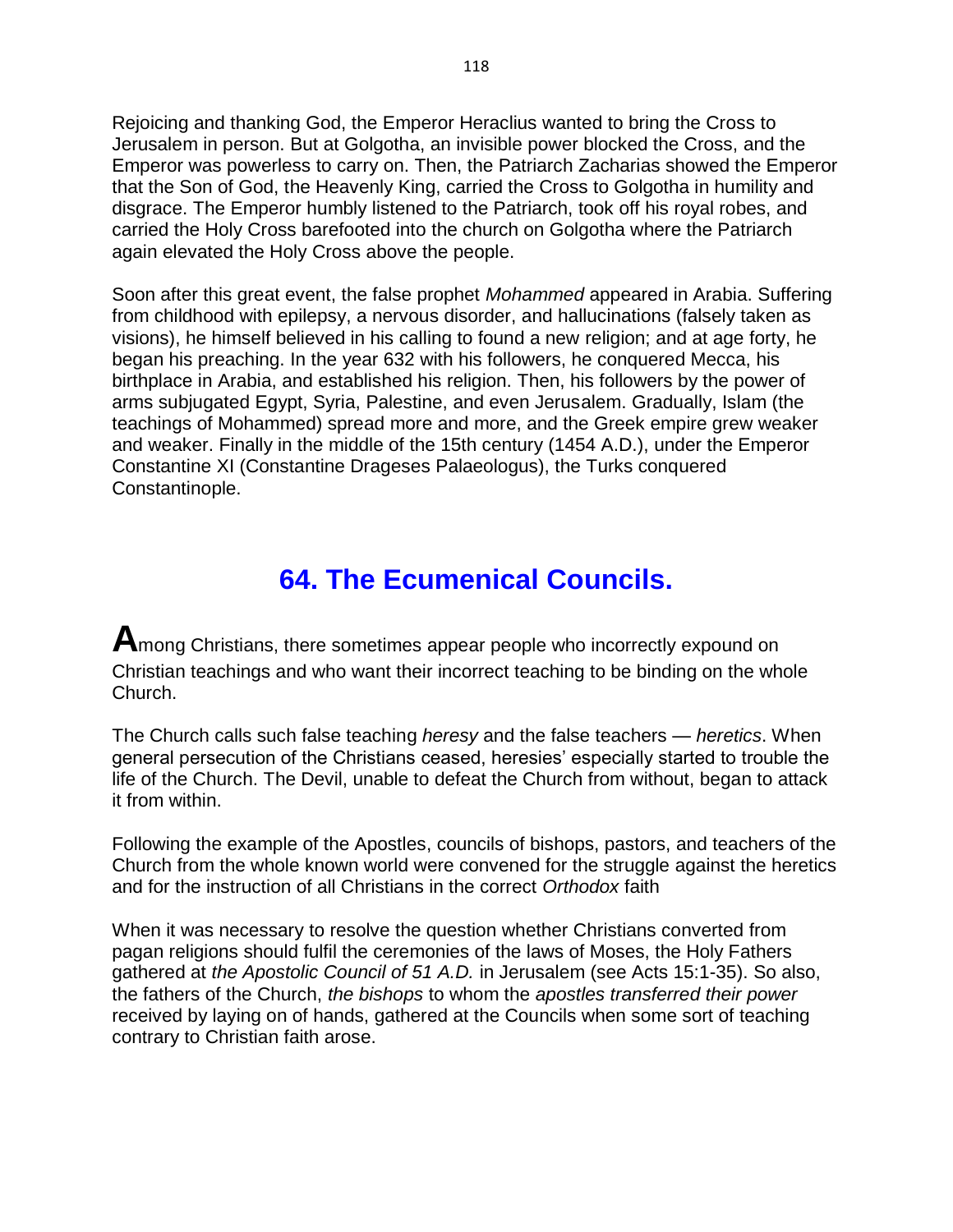Rejoicing and thanking God, the Emperor Heraclius wanted to bring the Cross to Jerusalem in person. But at Golgotha, an invisible power blocked the Cross, and the Emperor was powerless to carry on. Then, the Patriarch Zacharias showed the Emperor that the Son of God, the Heavenly King, carried the Cross to Golgotha in humility and disgrace. The Emperor humbly listened to the Patriarch, took off his royal robes, and carried the Holy Cross barefooted into the church on Golgotha where the Patriarch again elevated the Holy Cross above the people.

Soon after this great event, the false prophet *Mohammed* appeared in Arabia. Suffering from childhood with epilepsy, a nervous disorder, and hallucinations (falsely taken as visions), he himself believed in his calling to found a new religion; and at age forty, he began his preaching. In the year 632 with his followers, he conquered Mecca, his birthplace in Arabia, and established his religion. Then, his followers by the power of arms subjugated Egypt, Syria, Palestine, and even Jerusalem. Gradually, Islam (the teachings of Mohammed) spread more and more, and the Greek empire grew weaker and weaker. Finally in the middle of the 15th century (1454 A.D.), under the Emperor Constantine XI (Constantine Drageses Palaeologus), the Turks conquered Constantinople.

## 64. The Ecumenical Councils.

**A**mong Christians, there sometimes appear people who incorrectly expound on Christian teachings and who want their incorrect teaching to be binding on the whole Church.

The Church calls such false teaching *heresy* and the false teachers — *heretics*. When general persecution of the Christians ceased, heresies' especially started to trouble the life of the Church. The Devil, unable to defeat the Church from without, began to attack it from within.

Following the example of the Apostles, councils of bishops, pastors, and teachers of the Church from the whole known world were convened for the struggle against the heretics and for the instruction of all Christians in the correct *Orthodox* faith

When it was necessary to resolve the question whether Christians converted from pagan religions should fulfil the ceremonies of the laws of Moses, the Holy Fathers gathered at *the Apostolic Council of 51 A.D.* in Jerusalem (see Acts 15:1-35). So also, the fathers of the Church, *the bishops* to whom the *apostles transferred their power* received by laying on of hands, gathered at the Councils when some sort of teaching contrary to Christian faith arose.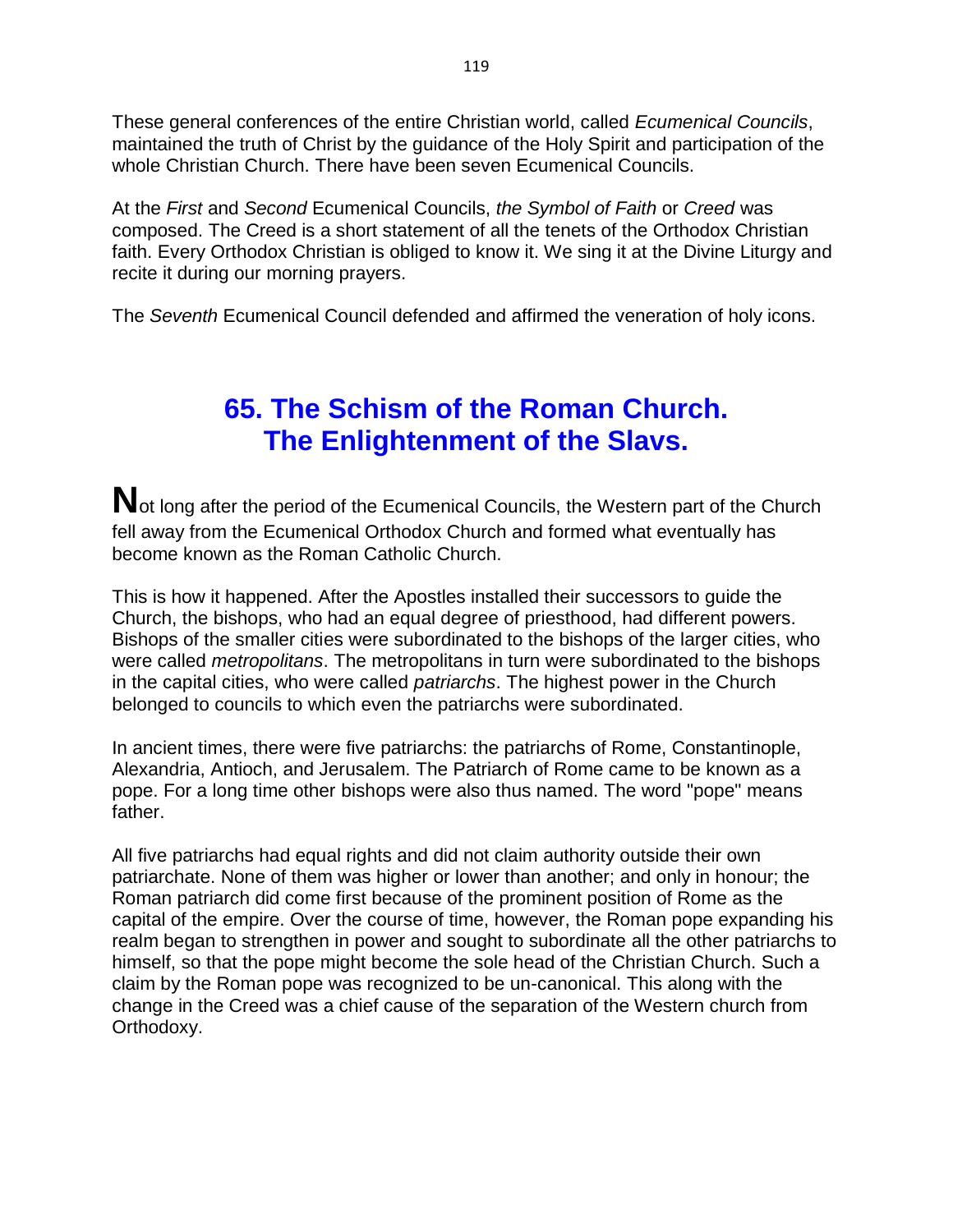These general conferences of the entire Christian world, called *Ecumenical Councils*, maintained the truth of Christ by the guidance of the Holy Spirit and participation of the whole Christian Church. There have been seven Ecumenical Councils.

At the *First* and *Second* Ecumenical Councils, *the Symbol of Faith* or *Creed* was composed. The Creed is a short statement of all the tenets of the Orthodox Christian faith. Every Orthodox Christian is obliged to know it. We sing it at the Divine Liturgy and recite it during our morning prayers.

The *Seventh* Ecumenical Council defended and affirmed the veneration of holy icons.

## 65. The Schism of the Roman Church. The Enlightenment of the Slavs.

**N**ot long after the period of the Ecumenical Councils, the Western part of the Church fell away from the Ecumenical Orthodox Church and formed what eventually has become known as the Roman Catholic Church.

This is how it happened. After the Apostles installed their successors to guide the Church, the bishops, who had an equal degree of priesthood, had different powers. Bishops of the smaller cities were subordinated to the bishops of the larger cities, who were called *metropolitans*. The metropolitans in turn were subordinated to the bishops in the capital cities, who were called *patriarchs*. The highest power in the Church belonged to councils to which even the patriarchs were subordinated.

In ancient times, there were five patriarchs: the patriarchs of Rome, Constantinople, Alexandria, Antioch, and Jerusalem. The Patriarch of Rome came to be known as a pope. For a long time other bishops were also thus named. The word "pope" means father.

All five patriarchs had equal rights and did not claim authority outside their own patriarchate. None of them was higher or lower than another; and only in honour; the Roman patriarch did come first because of the prominent position of Rome as the capital of the empire. Over the course of time, however, the Roman pope expanding his realm began to strengthen in power and sought to subordinate all the other patriarchs to himself, so that the pope might become the sole head of the Christian Church. Such a claim by the Roman pope was recognized to be un-canonical. This along with the change in the Creed was a chief cause of the separation of the Western church from Orthodoxy.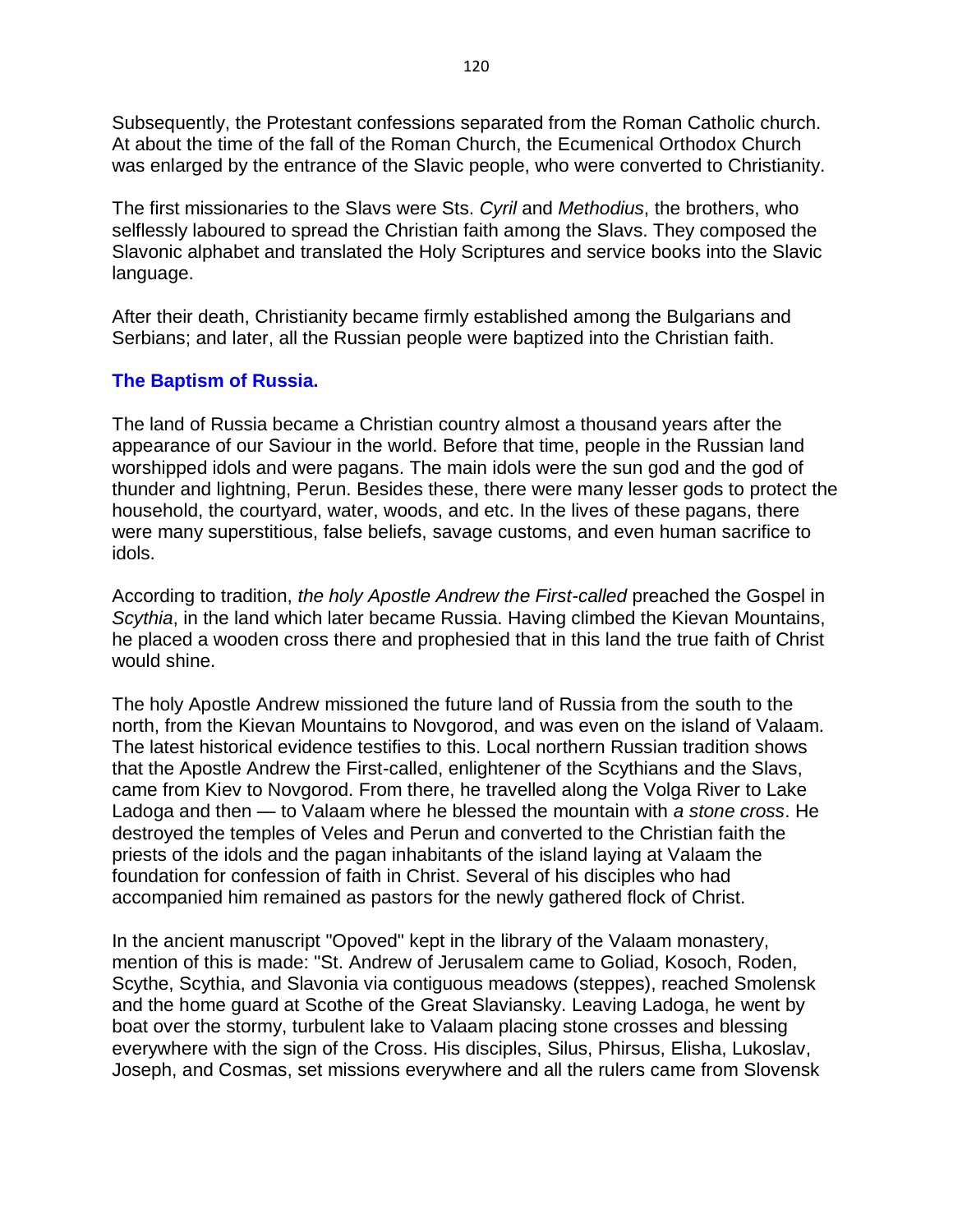Subsequently, the Protestant confessions separated from the Roman Catholic church. At about the time of the fall of the Roman Church, the Ecumenical Orthodox Church was enlarged by the entrance of the Slavic people, who were converted to Christianity.

The first missionaries to the Slavs were Sts. *Cyril* and *Methodius*, the brothers, who selflessly laboured to spread the Christian faith among the Slavs. They composed the Slavonic alphabet and translated the Holy Scriptures and service books into the Slavic language.

After their death, Christianity became firmly established among the Bulgarians and Serbians; and later, all the Russian people were baptized into the Christian faith.

### The Baptism of Russia.

The land of Russia became a Christian country almost a thousand years after the appearance of our Saviour in the world. Before that time, people in the Russian land worshipped idols and were pagans. The main idols were the sun god and the god of thunder and lightning, Perun. Besides these, there were many lesser gods to protect the household, the courtyard, water, woods, and etc. In the lives of these pagans, there were many superstitious, false beliefs, savage customs, and even human sacrifice to idols.

According to tradition, *the holy Apostle Andrew the First-called* preached the Gospel in *Scythia*, in the land which later became Russia. Having climbed the Kievan Mountains, he placed a wooden cross there and prophesied that in this land the true faith of Christ would shine.

The holy Apostle Andrew missioned the future land of Russia from the south to the north, from the Kievan Mountains to Novgorod, and was even on the island of Valaam. The latest historical evidence testifies to this. Local northern Russian tradition shows that the Apostle Andrew the First-called, enlightener of the Scythians and the Slavs, came from Kiev to Novgorod. From there, he travelled along the Volga River to Lake Ladoga and then — to Valaam where he blessed the mountain with *a stone cross*. He destroyed the temples of Veles and Perun and converted to the Christian faith the priests of the idols and the pagan inhabitants of the island laying at Valaam the foundation for confession of faith in Christ. Several of his disciples who had accompanied him remained as pastors for the newly gathered flock of Christ.

In the ancient manuscript "Opoved" kept in the library of the Valaam monastery, mention of this is made: "St. Andrew of Jerusalem came to Goliad, Kosoch, Roden, Scythe, Scythia, and Slavonia via contiguous meadows (steppes), reached Smolensk and the home guard at Scothe of the Great Slaviansky. Leaving Ladoga, he went by boat over the stormy, turbulent lake to Valaam placing stone crosses and blessing everywhere with the sign of the Cross. His disciples, Silus, Phirsus, Elisha, Lukoslav, Joseph, and Cosmas, set missions everywhere and all the rulers came from Slovensk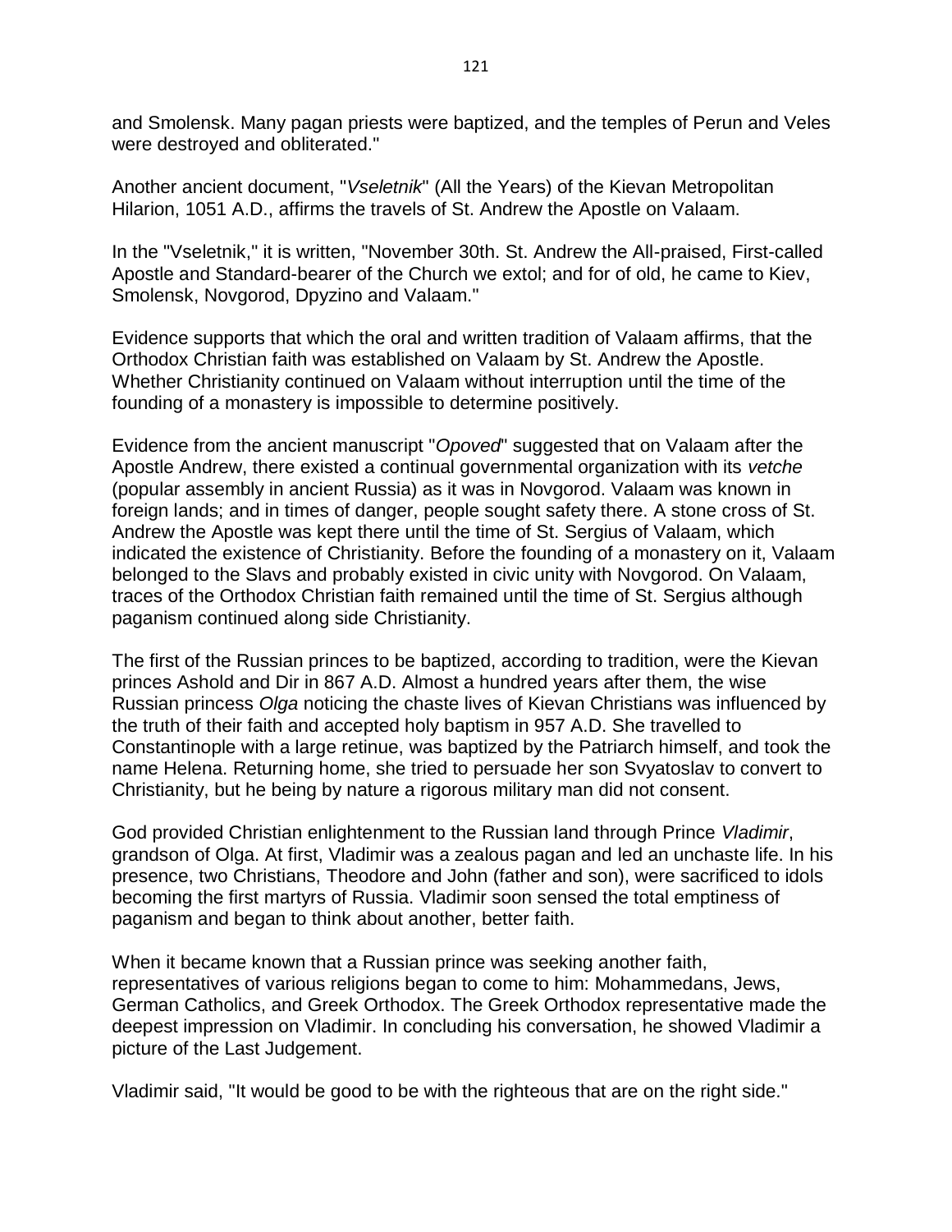and Smolensk. Many pagan priests were baptized, and the temples of Perun and Veles were destroyed and obliterated."

Another ancient document, "*Vseletnik*" (All the Years) of the Kievan Metropolitan Hilarion, 1051 A.D., affirms the travels of St. Andrew the Apostle on Valaam.

In the "Vseletnik," it is written, "November 30th. St. Andrew the All-praised, First-called Apostle and Standard-bearer of the Church we extol; and for of old, he came to Kiev, Smolensk, Novgorod, Dpyzino and Valaam."

Evidence supports that which the oral and written tradition of Valaam affirms, that the Orthodox Christian faith was established on Valaam by St. Andrew the Apostle. Whether Christianity continued on Valaam without interruption until the time of the founding of a monastery is impossible to determine positively.

Evidence from the ancient manuscript "*Opoved*" suggested that on Valaam after the Apostle Andrew, there existed a continual governmental organization with its *vetche* (popular assembly in ancient Russia) as it was in Novgorod. Valaam was known in foreign lands; and in times of danger, people sought safety there. A stone cross of St. Andrew the Apostle was kept there until the time of St. Sergius of Valaam, which indicated the existence of Christianity. Before the founding of a monastery on it, Valaam belonged to the Slavs and probably existed in civic unity with Novgorod. On Valaam, traces of the Orthodox Christian faith remained until the time of St. Sergius although paganism continued along side Christianity.

The first of the Russian princes to be baptized, according to tradition, were the Kievan princes Ashold and Dir in 867 A.D. Almost a hundred years after them, the wise Russian princess *Olga* noticing the chaste lives of Kievan Christians was influenced by the truth of their faith and accepted holy baptism in 957 A.D. She travelled to Constantinople with a large retinue, was baptized by the Patriarch himself, and took the name Helena. Returning home, she tried to persuade her son Svyatoslav to convert to Christianity, but he being by nature a rigorous military man did not consent.

God provided Christian enlightenment to the Russian land through Prince *Vladimir*, grandson of Olga. At first, Vladimir was a zealous pagan and led an unchaste life. In his presence, two Christians, Theodore and John (father and son), were sacrificed to idols becoming the first martyrs of Russia. Vladimir soon sensed the total emptiness of paganism and began to think about another, better faith.

When it became known that a Russian prince was seeking another faith, representatives of various religions began to come to him: Mohammedans, Jews, German Catholics, and Greek Orthodox. The Greek Orthodox representative made the deepest impression on Vladimir. In concluding his conversation, he showed Vladimir a picture of the Last Judgement.

Vladimir said, "It would be good to be with the righteous that are on the right side."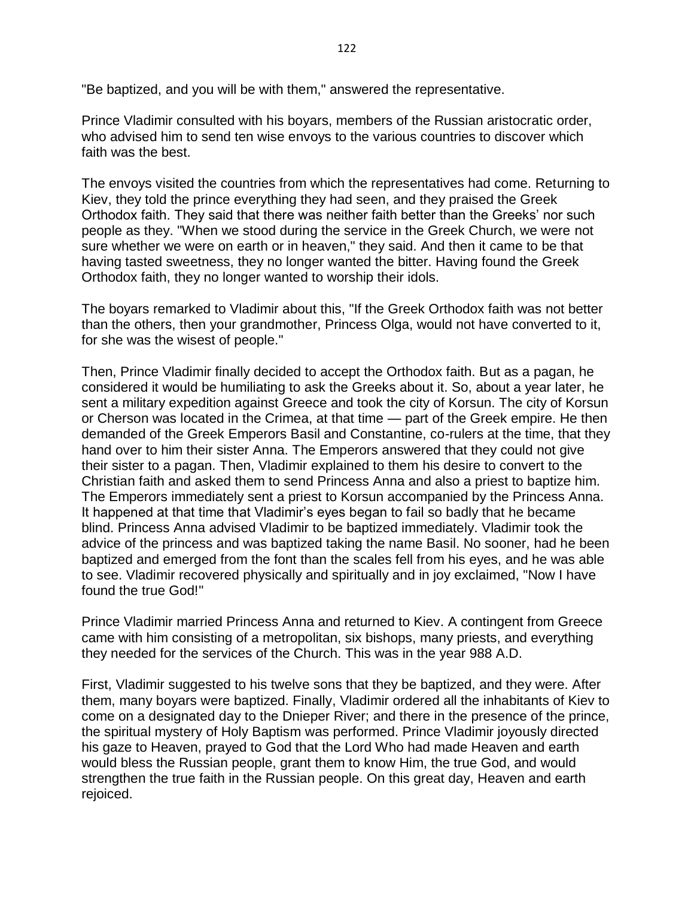"Be baptized, and you will be with them," answered the representative.

Prince Vladimir consulted with his boyars, members of the Russian aristocratic order, who advised him to send ten wise envoys to the various countries to discover which faith was the best.

The envoys visited the countries from which the representatives had come. Returning to Kiev, they told the prince everything they had seen, and they praised the Greek Orthodox faith. They said that there was neither faith better than the Greeks' nor such people as they. "When we stood during the service in the Greek Church, we were not sure whether we were on earth or in heaven," they said. And then it came to be that having tasted sweetness, they no longer wanted the bitter. Having found the Greek Orthodox faith, they no longer wanted to worship their idols.

The boyars remarked to Vladimir about this, "If the Greek Orthodox faith was not better than the others, then your grandmother, Princess Olga, would not have converted to it, for she was the wisest of people."

Then, Prince Vladimir finally decided to accept the Orthodox faith. But as a pagan, he considered it would be humiliating to ask the Greeks about it. So, about a year later, he sent a military expedition against Greece and took the city of Korsun. The city of Korsun or Cherson was located in the Crimea, at that time — part of the Greek empire. He then demanded of the Greek Emperors Basil and Constantine, co-rulers at the time, that they hand over to him their sister Anna. The Emperors answered that they could not give their sister to a pagan. Then, Vladimir explained to them his desire to convert to the Christian faith and asked them to send Princess Anna and also a priest to baptize him. The Emperors immediately sent a priest to Korsun accompanied by the Princess Anna. It happened at that time that Vladimir's eyes began to fail so badly that he became blind. Princess Anna advised Vladimir to be baptized immediately. Vladimir took the advice of the princess and was baptized taking the name Basil. No sooner, had he been baptized and emerged from the font than the scales fell from his eyes, and he was able to see. Vladimir recovered physically and spiritually and in joy exclaimed, "Now I have found the true God!"

Prince Vladimir married Princess Anna and returned to Kiev. A contingent from Greece came with him consisting of a metropolitan, six bishops, many priests, and everything they needed for the services of the Church. This was in the year 988 A.D.

First, Vladimir suggested to his twelve sons that they be baptized, and they were. After them, many boyars were baptized. Finally, Vladimir ordered all the inhabitants of Kiev to come on a designated day to the Dnieper River; and there in the presence of the prince, the spiritual mystery of Holy Baptism was performed. Prince Vladimir joyously directed his gaze to Heaven, prayed to God that the Lord Who had made Heaven and earth would bless the Russian people, grant them to know Him, the true God, and would strengthen the true faith in the Russian people. On this great day, Heaven and earth rejoiced.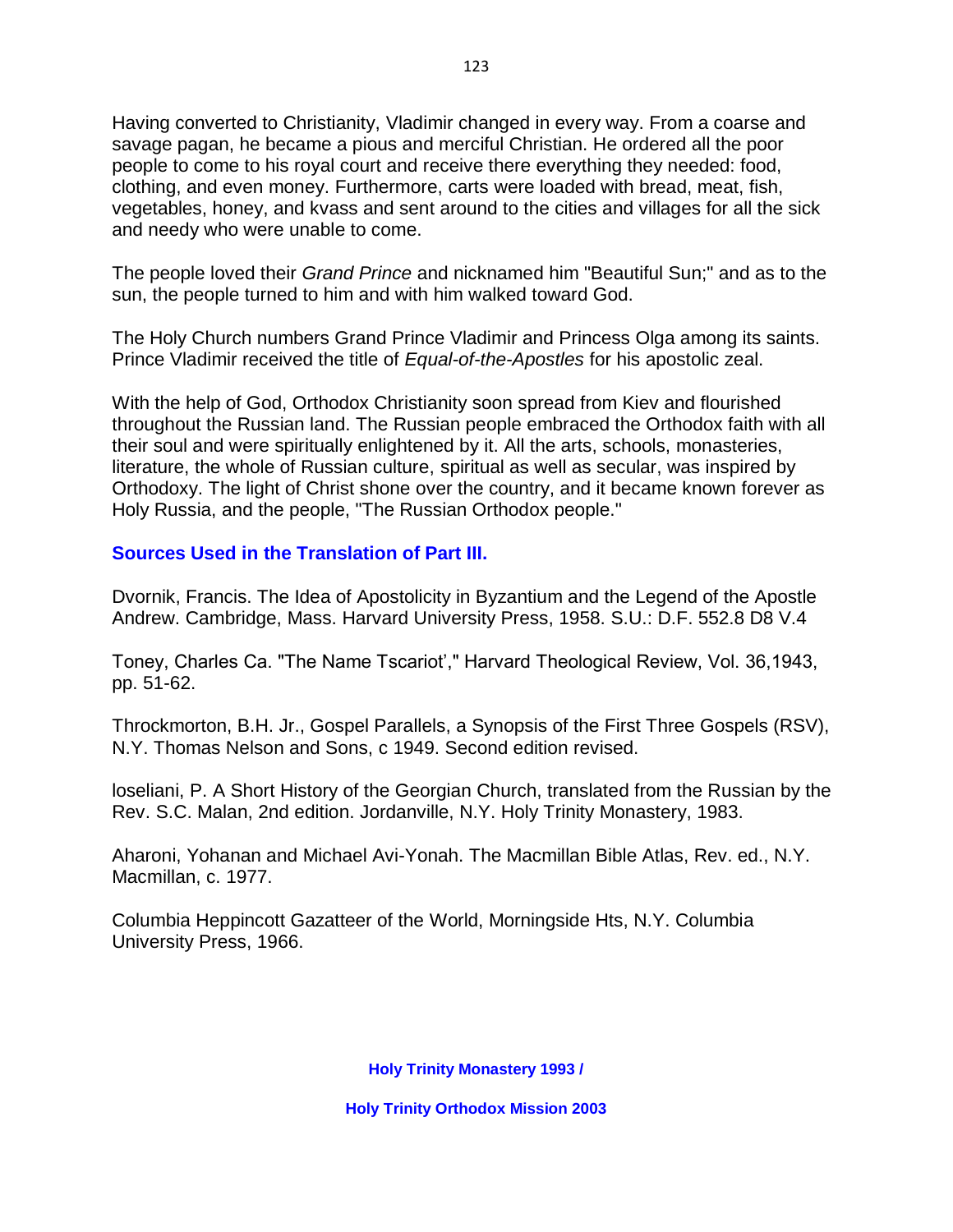Having converted to Christianity, Vladimir changed in every way. From a coarse and savage pagan, he became a pious and merciful Christian. He ordered all the poor people to come to his royal court and receive there everything they needed: food, clothing, and even money. Furthermore, carts were loaded with bread, meat, fish, vegetables, honey, and kvass and sent around to the cities and villages for all the sick and needy who were unable to come.

The people loved their *Grand Prince* and nicknamed him "Beautiful Sun;" and as to the sun, the people turned to him and with him walked toward God.

The Holy Church numbers Grand Prince Vladimir and Princess Olga among its saints. Prince Vladimir received the title of *Equal-of-the-Apostles* for his apostolic zeal.

With the help of God, Orthodox Christianity soon spread from Kiev and flourished throughout the Russian land. The Russian people embraced the Orthodox faith with all their soul and were spiritually enlightened by it. All the arts, schools, monasteries, literature, the whole of Russian culture, spiritual as well as secular, was inspired by Orthodoxy. The light of Christ shone over the country, and it became known forever as Holy Russia, and the people, "The Russian Orthodox people."

## Sources Used in the Translation of Part III.

Dvornik, Francis. The Idea of Apostolicity in Byzantium and the Legend of the Apostle Andrew. Cambridge, Mass. Harvard University Press, 1958. S.U.: D.F. 552.8 D8 V.4

Toney, Charles Ca. "The Name Tscariot'," Harvard Theological Review, Vol. 36,1943, pp. 51-62.

Throckmorton, B.H. Jr., Gospel Parallels, a Synopsis of the First Three Gospels (RSV), N.Y. Thomas Nelson and Sons, c 1949. Second edition revised.

loseliani, P. A Short History of the Georgian Church, translated from the Russian by the Rev. S.C. Malan, 2nd edition. Jordanville, N.Y. Holy Trinity Monastery, 1983.

Aharoni, Yohanan and Michael Avi-Yonah. The Macmillan Bible Atlas, Rev. ed., N.Y. Macmillan, c. 1977.

Columbia Heppincott Gazatteer of the World, Morningside Hts, N.Y. Columbia University Press, 1966.

**Holy Trinity Monastery 1993 /**

**Holy Trinity Orthodox Mission 2003**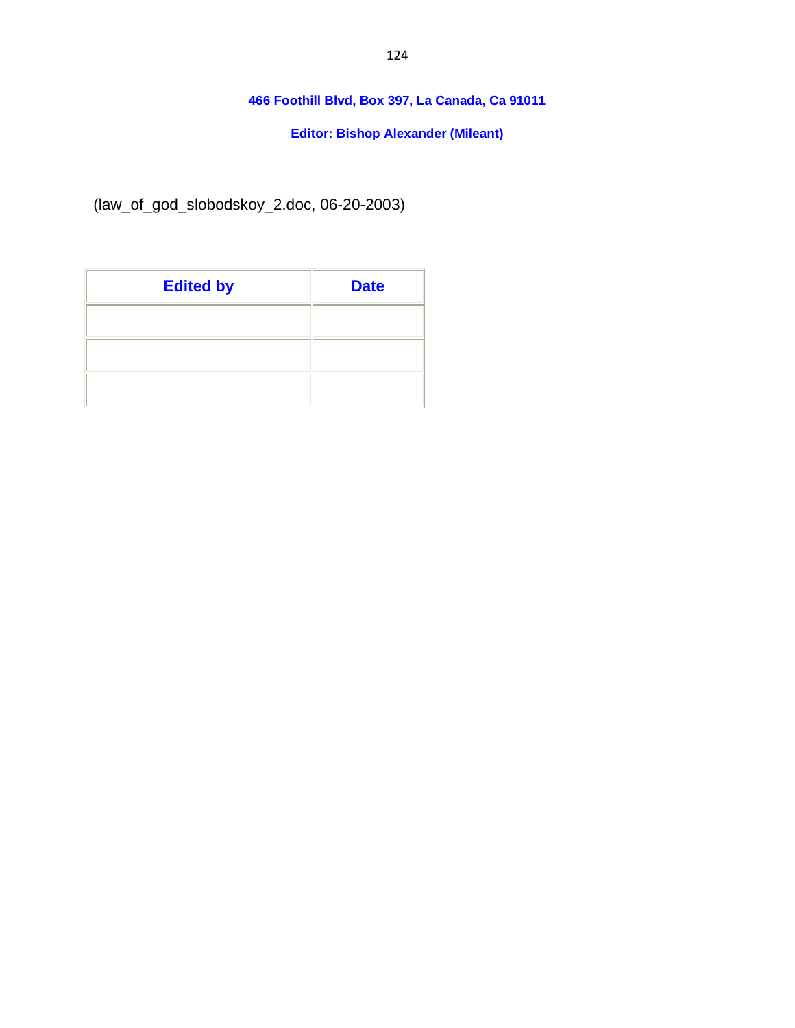**466 Foothill Blvd, Box 397, La Canada, Ca 91011**

**Editor: Bishop Alexander (Mileant)**

(law_of_god_slobodskoy_2.doc, 06-20-2003)

| Edited by | Date |
|---|---|
| | |
| | |
| | |